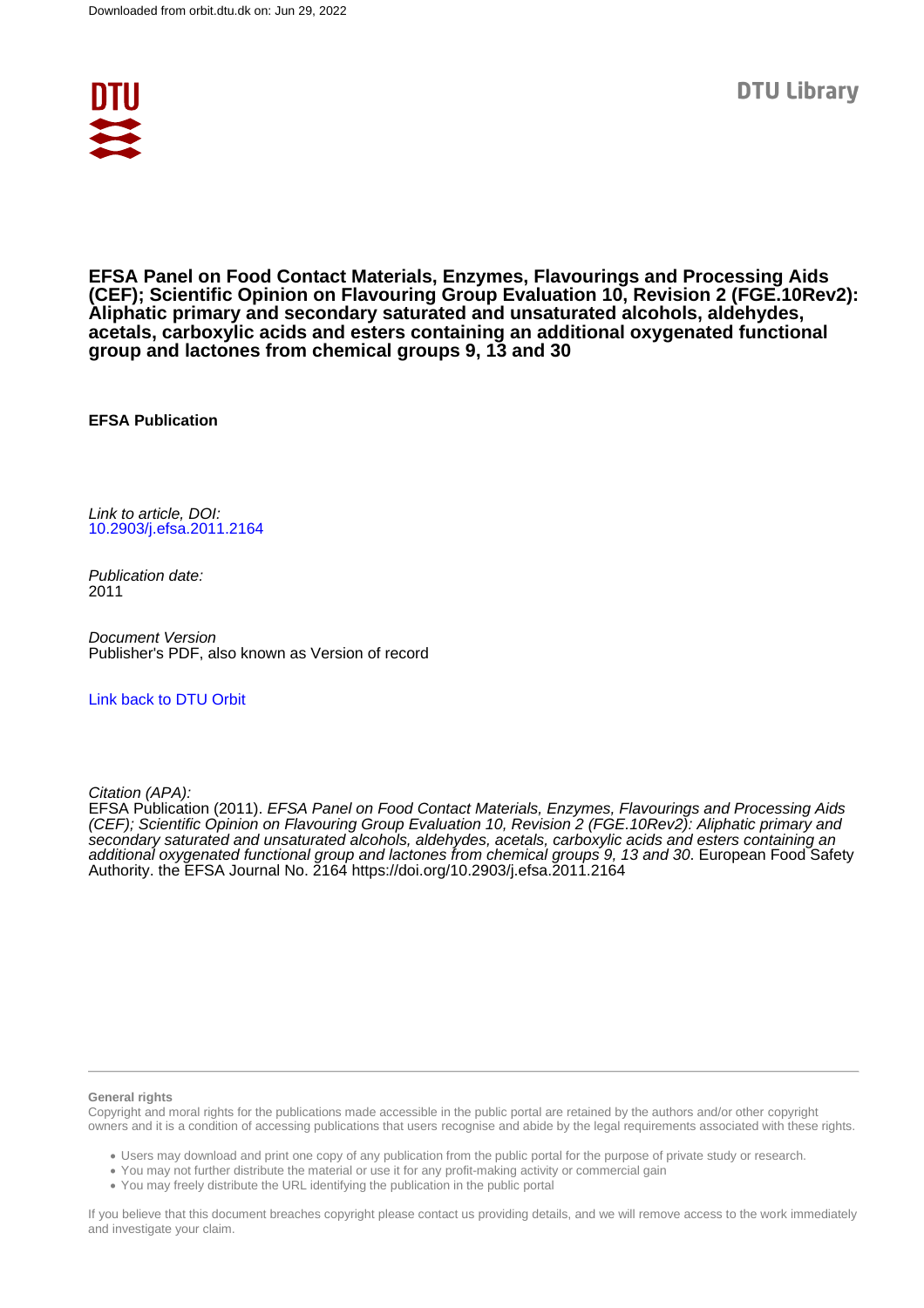Downloaded from orbit.dtu.dk on: Jun 29, 2022

DTU Library

# EFSA Panel on Food Contact Materials, Enzymes, Flavourings and Processing Aids (CEF); Scientific Opinion on Flavouring Group Evaluation 10, Revision 2 (FGE.10Rev2): Aliphatic primary and secondary saturated and unsaturated alcohols, aldehydes, acetals, carboxylic acids and esters containing an additional oxygenated functional group and lactones from chemical groups 9, 13 and 30

**EFSA Publication**

*Link to article, DOI:*
10.2903/j.efsa.2011.2164

*Publication date:*
2011

*Document Version*
Publisher's PDF, also known as Version of record

Link back to DTU Orbit

*Citation (APA):*
EFSA Publication (2011). *EFSA Panel on Food Contact Materials, Enzymes, Flavourings and Processing Aids (CEF); Scientific Opinion on Flavouring Group Evaluation 10, Revision 2 (FGE.10Rev2): Aliphatic primary and secondary saturated and unsaturated alcohols, aldehydes, acetals, carboxylic acids and esters containing an additional oxygenated functional group and lactones from chemical groups 9, 13 and 30*. European Food Safety Authority. the EFSA Journal No. 2164 https://doi.org/10.2903/j.efsa.2011.2164

**General rights**

Copyright and moral rights for the publications made accessible in the public portal are retained by the authors and/or other copyright owners and it is a condition of accessing publications that users recognise and abide by the legal requirements associated with these rights.

- Users may download and print one copy of any publication from the public portal for the purpose of private study or research.
- You may not further distribute the material or use it for any profit-making activity or commercial gain
- You may freely distribute the URL identifying the publication in the public portal

If you believe that this document breaches copyright please contact us providing details, and we will remove access to the work immediately and investigate your claim.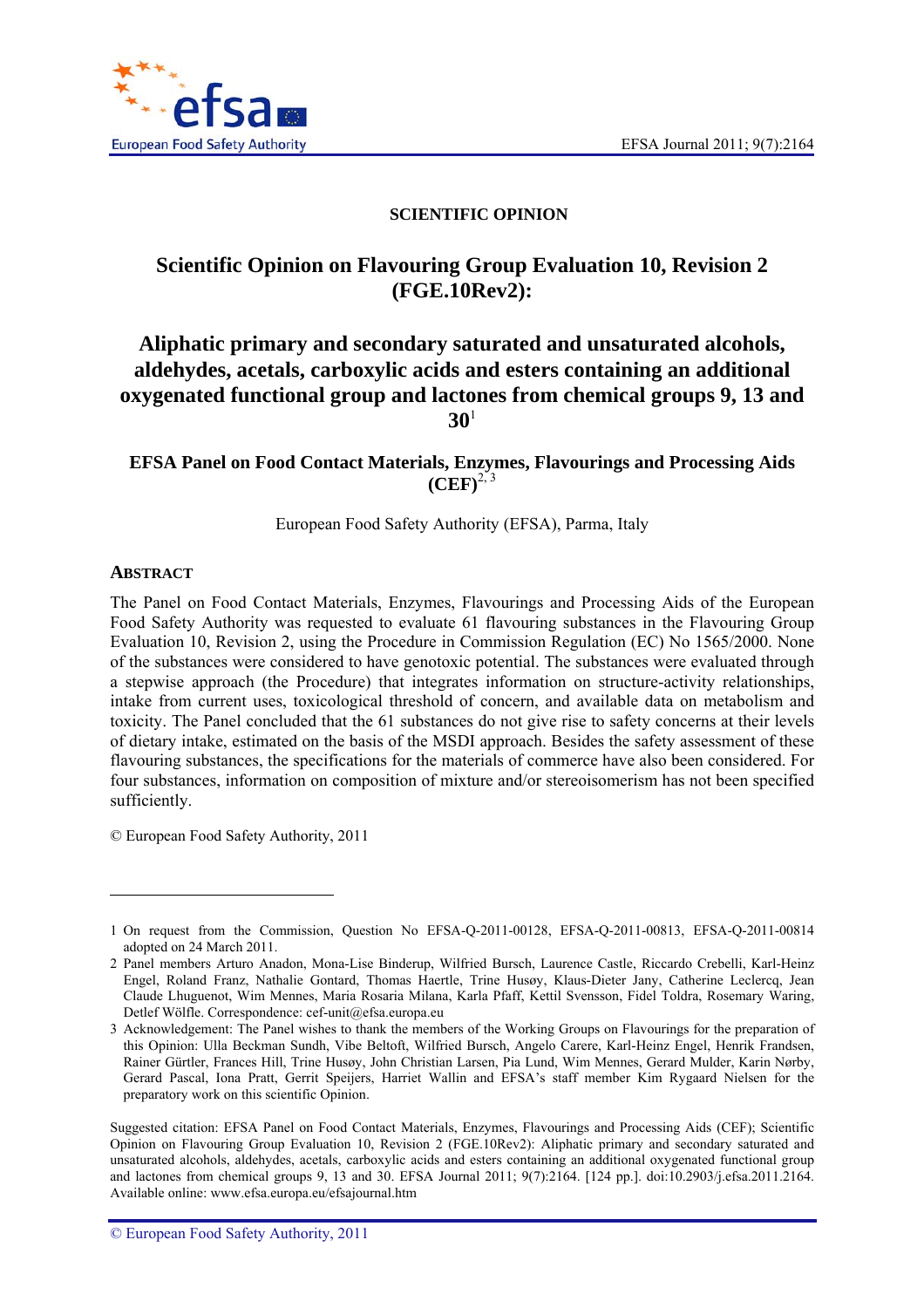SCIENTIFIC OPINION

# Scientific Opinion on Flavouring Group Evaluation 10, Revision 2 (FGE.10Rev2):

# Aliphatic primary and secondary saturated and unsaturated alcohols, aldehydes, acetals, carboxylic acids and esters containing an additional oxygenated functional group and lactones from chemical groups 9, 13 and 30[1]

## EFSA Panel on Food Contact Materials, Enzymes, Flavourings and Processing Aids (CEF)[2, 3]

European Food Safety Authority (EFSA), Parma, Italy

## ABSTRACT

The Panel on Food Contact Materials, Enzymes, Flavourings and Processing Aids of the European Food Safety Authority was requested to evaluate 61 flavouring substances in the Flavouring Group Evaluation 10, Revision 2, using the Procedure in Commission Regulation (EC) No 1565/2000. None of the substances were considered to have genotoxic potential. The substances were evaluated through a stepwise approach (the Procedure) that integrates information on structure-activity relationships, intake from current uses, toxicological threshold of concern, and available data on metabolism and toxicity. The Panel concluded that the 61 substances do not give rise to safety concerns at their levels of dietary intake, estimated on the basis of the MSDI approach. Besides the safety assessment of these flavouring substances, the specifications for the materials of commerce have also been considered. For four substances, information on composition of mixture and/or stereoisomerism has not been specified sufficiently.

© European Food Safety Authority, 2011

---

1 On request from the Commission, Question No EFSA-Q-2011-00128, EFSA-Q-2011-00813, EFSA-Q-2011-00814 adopted on 24 March 2011.

2 Panel members Arturo Anadon, Mona-Lise Binderup, Wilfried Bursch, Laurence Castle, Riccardo Crebelli, Karl-Heinz Engel, Roland Franz, Nathalie Gontard, Thomas Haertle, Trine Husøy, Klaus-Dieter Jany, Catherine Leclercq, Jean Claude Lhuguenot, Wim Mennes, Maria Rosaria Milana, Karla Pfaff, Kettil Svensson, Fidel Toldra, Rosemary Waring, Detlef Wölfle. Correspondence: cef-unit@efsa.europa.eu

3 Acknowledgement: The Panel wishes to thank the members of the Working Groups on Flavourings for the preparation of this Opinion: Ulla Beckman Sundh, Vibe Beltoft, Wilfried Bursch, Angelo Carere, Karl-Heinz Engel, Henrik Frandsen, Rainer Gürtler, Frances Hill, Trine Husøy, John Christian Larsen, Pia Lund, Wim Mennes, Gerard Mulder, Karin Nørby, Gerard Pascal, Iona Pratt, Gerrit Speijers, Harriet Wallin and EFSA's staff member Kim Rygaard Nielsen for the preparatory work on this scientific Opinion.

Suggested citation: EFSA Panel on Food Contact Materials, Enzymes, Flavourings and Processing Aids (CEF); Scientific Opinion on Flavouring Group Evaluation 10, Revision 2 (FGE.10Rev2): Aliphatic primary and secondary saturated and unsaturated alcohols, aldehydes, acetals, carboxylic acids and esters containing an additional oxygenated functional group and lactones from chemical groups 9, 13 and 30. EFSA Journal 2011; 9(7):2164. [124 pp.]. doi:10.2903/j.efsa.2011.2164. Available online: www.efsa.europa.eu/efsajournal.htm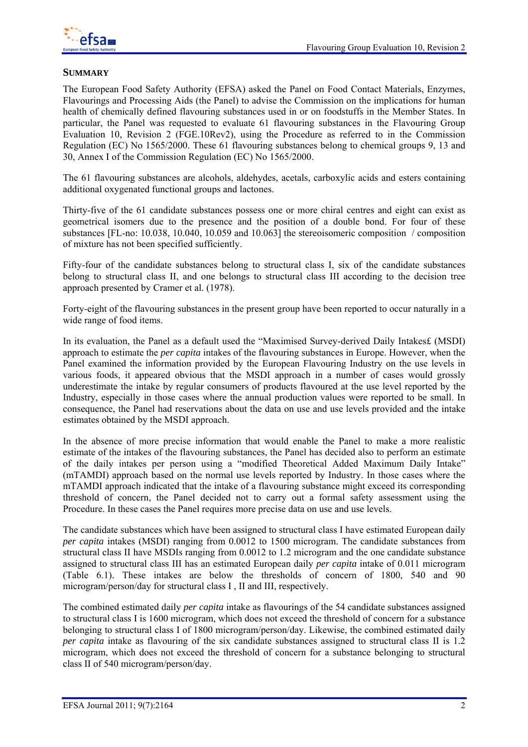## SUMMARY

The European Food Safety Authority (EFSA) asked the Panel on Food Contact Materials, Enzymes, Flavourings and Processing Aids (the Panel) to advise the Commission on the implications for human health of chemically defined flavouring substances used in or on foodstuffs in the Member States. In particular, the Panel was requested to evaluate 61 flavouring substances in the Flavouring Group Evaluation 10, Revision 2 (FGE.10Rev2), using the Procedure as referred to in the Commission Regulation (EC) No 1565/2000. These 61 flavouring substances belong to chemical groups 9, 13 and 30, Annex I of the Commission Regulation (EC) No 1565/2000.

The 61 flavouring substances are alcohols, aldehydes, acetals, carboxylic acids and esters containing additional oxygenated functional groups and lactones.

Thirty-five of the 61 candidate substances possess one or more chiral centres and eight can exist as geometrical isomers due to the presence and the position of a double bond. For four of these substances [FL-no: 10.038, 10.040, 10.059 and 10.063] the stereoisomeric composition / composition of mixture has not been specified sufficiently.

Fifty-four of the candidate substances belong to structural class I, six of the candidate substances belong to structural class II, and one belongs to structural class III according to the decision tree approach presented by Cramer et al. (1978).

Forty-eight of the flavouring substances in the present group have been reported to occur naturally in a wide range of food items.

In its evaluation, the Panel as a default used the "Maximised Survey-derived Daily Intakes£ (MSDI) approach to estimate the *per capita* intakes of the flavouring substances in Europe. However, when the Panel examined the information provided by the European Flavouring Industry on the use levels in various foods, it appeared obvious that the MSDI approach in a number of cases would grossly underestimate the intake by regular consumers of products flavoured at the use level reported by the Industry, especially in those cases where the annual production values were reported to be small. In consequence, the Panel had reservations about the data on use and use levels provided and the intake estimates obtained by the MSDI approach.

In the absence of more precise information that would enable the Panel to make a more realistic estimate of the intakes of the flavouring substances, the Panel has decided also to perform an estimate of the daily intakes per person using a "modified Theoretical Added Maximum Daily Intake" (mTAMDI) approach based on the normal use levels reported by Industry. In those cases where the mTAMDI approach indicated that the intake of a flavouring substance might exceed its corresponding threshold of concern, the Panel decided not to carry out a formal safety assessment using the Procedure. In these cases the Panel requires more precise data on use and use levels.

The candidate substances which have been assigned to structural class I have estimated European daily *per capita* intakes (MSDI) ranging from 0.0012 to 1500 microgram. The candidate substances from structural class II have MSDIs ranging from 0.0012 to 1.2 microgram and the one candidate substance assigned to structural class III has an estimated European daily *per capita* intake of 0.011 microgram (Table 6.1). These intakes are below the thresholds of concern of 1800, 540 and 90 microgram/person/day for structural class I , II and III, respectively.

The combined estimated daily *per capita* intake as flavourings of the 54 candidate substances assigned to structural class I is 1600 microgram, which does not exceed the threshold of concern for a substance belonging to structural class I of 1800 microgram/person/day. Likewise, the combined estimated daily *per capita* intake as flavouring of the six candidate substances assigned to structural class II is 1.2 microgram, which does not exceed the threshold of concern for a substance belonging to structural class II of 540 microgram/person/day.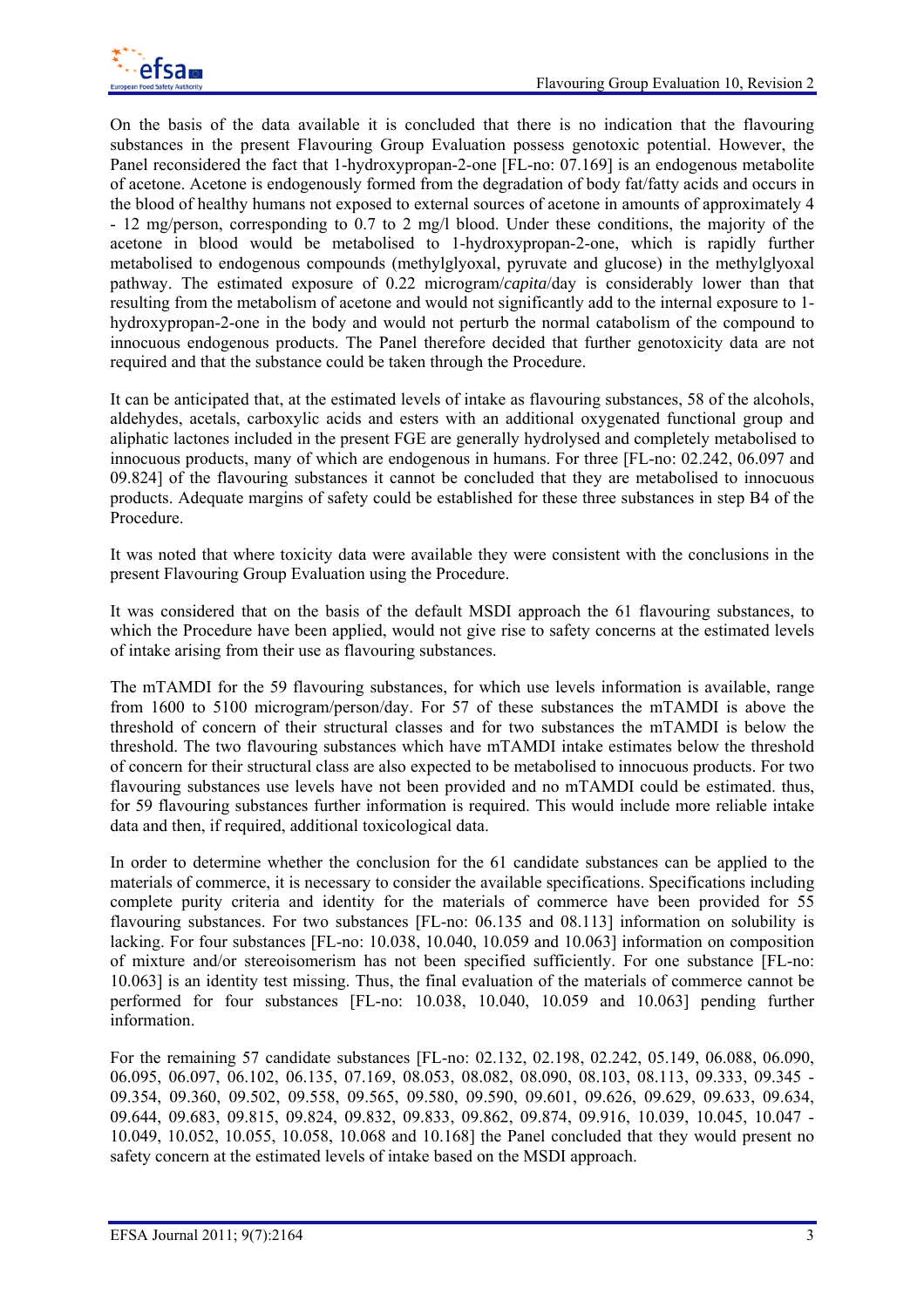On the basis of the data available it is concluded that there is no indication that the flavouring substances in the present Flavouring Group Evaluation possess genotoxic potential. However, the Panel reconsidered the fact that 1-hydroxypropan-2-one [FL-no: 07.169] is an endogenous metabolite of acetone. Acetone is endogenously formed from the degradation of body fat/fatty acids and occurs in the blood of healthy humans not exposed to external sources of acetone in amounts of approximately 4 - 12 mg/person, corresponding to 0.7 to 2 mg/l blood. Under these conditions, the majority of the acetone in blood would be metabolised to 1-hydroxypropan-2-one, which is rapidly further metabolised to endogenous compounds (methylglyoxal, pyruvate and glucose) in the methylglyoxal pathway. The estimated exposure of 0.22 microgram/*capita*/day is considerably lower than that resulting from the metabolism of acetone and would not significantly add to the internal exposure to 1-hydroxypropan-2-one in the body and would not perturb the normal catabolism of the compound to innocuous endogenous products. The Panel therefore decided that further genotoxicity data are not required and that the substance could be taken through the Procedure.

It can be anticipated that, at the estimated levels of intake as flavouring substances, 58 of the alcohols, aldehydes, acetals, carboxylic acids and esters with an additional oxygenated functional group and aliphatic lactones included in the present FGE are generally hydrolysed and completely metabolised to innocuous products, many of which are endogenous in humans. For three [FL-no: 02.242, 06.097 and 09.824] of the flavouring substances it cannot be concluded that they are metabolised to innocuous products. Adequate margins of safety could be established for these three substances in step B4 of the Procedure.

It was noted that where toxicity data were available they were consistent with the conclusions in the present Flavouring Group Evaluation using the Procedure.

It was considered that on the basis of the default MSDI approach the 61 flavouring substances, to which the Procedure have been applied, would not give rise to safety concerns at the estimated levels of intake arising from their use as flavouring substances.

The mTAMDI for the 59 flavouring substances, for which use levels information is available, range from 1600 to 5100 microgram/person/day. For 57 of these substances the mTAMDI is above the threshold of concern of their structural classes and for two substances the mTAMDI is below the threshold. The two flavouring substances which have mTAMDI intake estimates below the threshold of concern for their structural class are also expected to be metabolised to innocuous products. For two flavouring substances use levels have not been provided and no mTAMDI could be estimated. thus, for 59 flavouring substances further information is required. This would include more reliable intake data and then, if required, additional toxicological data.

In order to determine whether the conclusion for the 61 candidate substances can be applied to the materials of commerce, it is necessary to consider the available specifications. Specifications including complete purity criteria and identity for the materials of commerce have been provided for 55 flavouring substances. For two substances [FL-no: 06.135 and 08.113] information on solubility is lacking. For four substances [FL-no: 10.038, 10.040, 10.059 and 10.063] information on composition of mixture and/or stereoisomerism has not been specified sufficiently. For one substance [FL-no: 10.063] is an identity test missing. Thus, the final evaluation of the materials of commerce cannot be performed for four substances [FL-no: 10.038, 10.040, 10.059 and 10.063] pending further information.

For the remaining 57 candidate substances [FL-no: 02.132, 02.198, 02.242, 05.149, 06.088, 06.090, 06.095, 06.097, 06.102, 06.135, 07.169, 08.053, 08.082, 08.090, 08.103, 08.113, 09.333, 09.345 - 09.354, 09.360, 09.502, 09.558, 09.565, 09.580, 09.590, 09.601, 09.626, 09.629, 09.633, 09.634, 09.644, 09.683, 09.815, 09.824, 09.832, 09.833, 09.862, 09.874, 09.916, 10.039, 10.045, 10.047 - 10.049, 10.052, 10.055, 10.058, 10.068 and 10.168] the Panel concluded that they would present no safety concern at the estimated levels of intake based on the MSDI approach.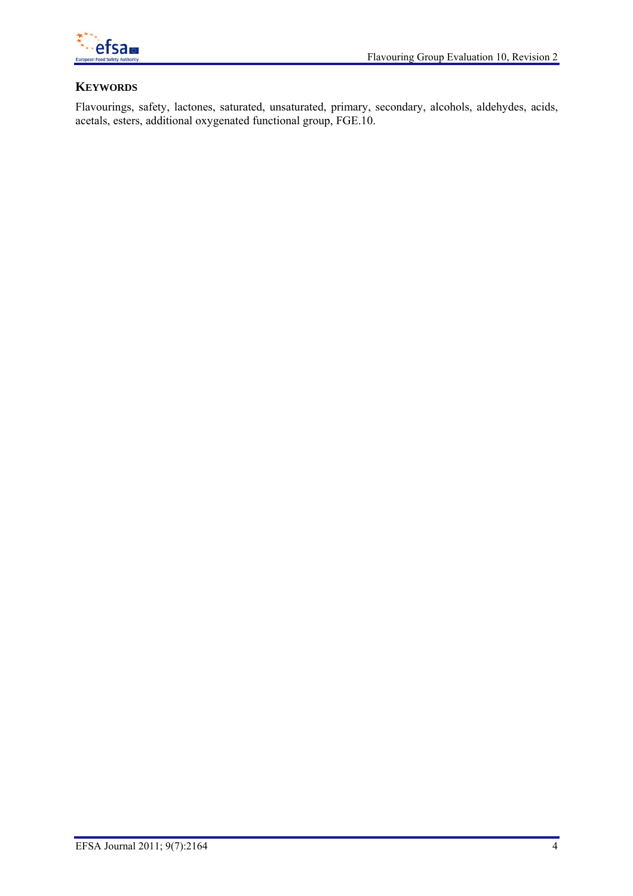## KEYWORDS

Flavourings, safety, lactones, saturated, unsaturated, primary, secondary, alcohols, aldehydes, acids, acetals, esters, additional oxygenated functional group, FGE.10.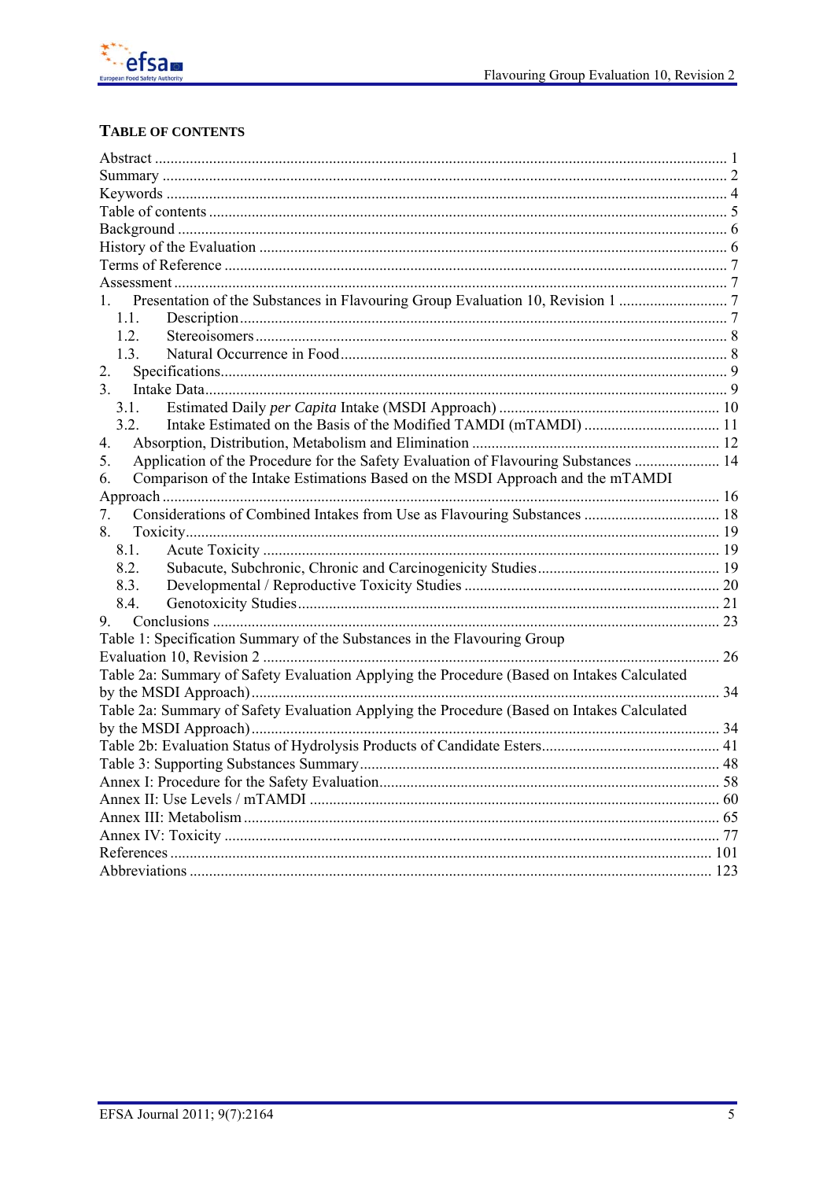## TABLE OF CONTENTS

Abstract ........................................................................................................................................ 1
Summary ...................................................................................................................................... 2
Keywords ..................................................................................................................................... 4
Table of contents .......................................................................................................................... 5
Background .................................................................................................................................. 6
History of the Evaluation ............................................................................................................. 6
Terms of Reference ...................................................................................................................... 7
Assessment ................................................................................................................................... 7
1. Presentation of the Substances in Flavouring Group Evaluation 10, Revision 1 ........................... 7
   1.1. Description ........................................................................................................................... 7
   1.2. Stereoisomers ........................................................................................................................ 8
   1.3. Natural Occurrence in Food .................................................................................................. 8
2. Specifications ................................................................................................................................ 9
3. Intake Data .................................................................................................................................... 9
   3.1. Estimated Daily *per Capita* Intake (MSDI Approach) ........................................................ 10
   3.2. Intake Estimated on the Basis of the Modified TAMDI (mTAMDI) .................................. 11
4. Absorption, Distribution, Metabolism and Elimination .............................................................. 12
5. Application of the Procedure for the Safety Evaluation of Flavouring Substances ..................... 14
6. Comparison of the Intake Estimations Based on the MSDI Approach and the mTAMDI Approach ....................................................................................................................................... 16
7. Considerations of Combined Intakes from Use as Flavouring Substances .................................. 18
8. Toxicity ....................................................................................................................................... 19
   8.1. Acute Toxicity .................................................................................................................... 19
   8.2. Subacute, Subchronic, Chronic and Carcinogenicity Studies .............................................. 19
   8.3. Developmental / Reproductive Toxicity Studies ................................................................. 20
   8.4. Genotoxicity Studies ........................................................................................................... 21
9. Conclusions ................................................................................................................................. 23
Table 1: Specification Summary of the Substances in the Flavouring Group Evaluation 10, Revision 2 .................................................................................................................... 26
Table 2a: Summary of Safety Evaluation Applying the Procedure (Based on Intakes Calculated by the MSDI Approach) ....................................................................................................... 34
Table 2a: Summary of Safety Evaluation Applying the Procedure (Based on Intakes Calculated by the MSDI Approach) ....................................................................................................... 34
Table 2b: Evaluation Status of Hydrolysis Products of Candidate Esters ............................................. 41
Table 3: Supporting Substances Summary ............................................................................................ 48
Annex I: Procedure for the Safety Evaluation ....................................................................................... 58
Annex II: Use Levels / mTAMDI ......................................................................................................... 60
Annex III: Metabolism .......................................................................................................................... 65
Annex IV: Toxicity ............................................................................................................................... 77
References .......................................................................................................................................... 101
Abbreviations ...................................................................................................................................... 123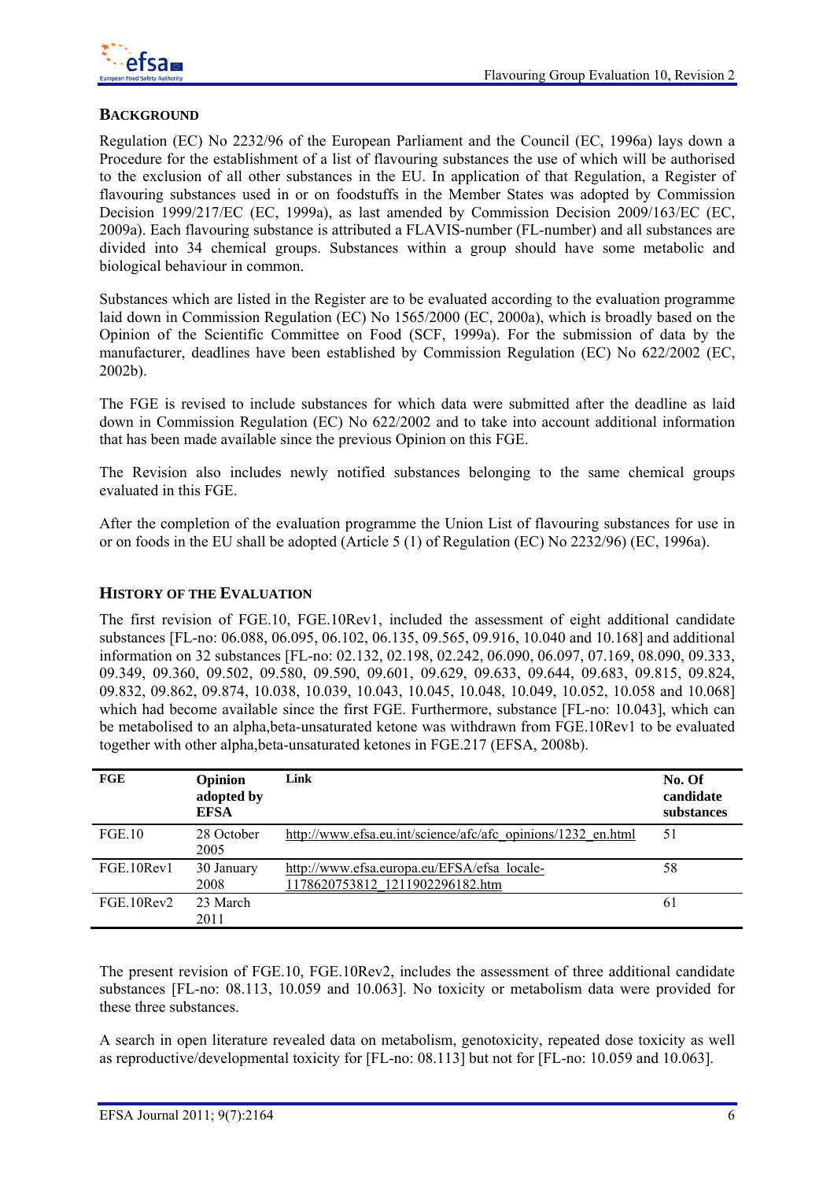## BACKGROUND

Regulation (EC) No 2232/96 of the European Parliament and the Council (EC, 1996a) lays down a Procedure for the establishment of a list of flavouring substances the use of which will be authorised to the exclusion of all other substances in the EU. In application of that Regulation, a Register of flavouring substances used in or on foodstuffs in the Member States was adopted by Commission Decision 1999/217/EC (EC, 1999a), as last amended by Commission Decision 2009/163/EC (EC, 2009a). Each flavouring substance is attributed a FLAVIS-number (FL-number) and all substances are divided into 34 chemical groups. Substances within a group should have some metabolic and biological behaviour in common.

Substances which are listed in the Register are to be evaluated according to the evaluation programme laid down in Commission Regulation (EC) No 1565/2000 (EC, 2000a), which is broadly based on the Opinion of the Scientific Committee on Food (SCF, 1999a). For the submission of data by the manufacturer, deadlines have been established by Commission Regulation (EC) No 622/2002 (EC, 2002b).

The FGE is revised to include substances for which data were submitted after the deadline as laid down in Commission Regulation (EC) No 622/2002 and to take into account additional information that has been made available since the previous Opinion on this FGE.

The Revision also includes newly notified substances belonging to the same chemical groups evaluated in this FGE.

After the completion of the evaluation programme the Union List of flavouring substances for use in or on foods in the EU shall be adopted (Article 5 (1) of Regulation (EC) No 2232/96) (EC, 1996a).

## HISTORY OF THE EVALUATION

The first revision of FGE.10, FGE.10Rev1, included the assessment of eight additional candidate substances [FL-no: 06.088, 06.095, 06.102, 06.135, 09.565, 09.916, 10.040 and 10.168] and additional information on 32 substances [FL-no: 02.132, 02.198, 02.242, 06.090, 06.097, 07.169, 08.090, 09.333, 09.349, 09.360, 09.502, 09.580, 09.590, 09.601, 09.629, 09.633, 09.644, 09.683, 09.815, 09.824, 09.832, 09.862, 09.874, 10.038, 10.039, 10.043, 10.045, 10.048, 10.049, 10.052, 10.058 and 10.068] which had become available since the first FGE. Furthermore, substance [FL-no: 10.043], which can be metabolised to an alpha,beta-unsaturated ketone was withdrawn from FGE.10Rev1 to be evaluated together with other alpha,beta-unsaturated ketones in FGE.217 (EFSA, 2008b).

| FGE | Opinion adopted by EFSA | Link | No. Of candidate substances |
|---|---|---|---|
| FGE.10 | 28 October 2005 | http://www.efsa.eu.int/science/afc/afc_opinions/1232_en.html | 51 |
| FGE.10Rev1 | 30 January 2008 | http://www.efsa.europa.eu/EFSA/efsa_locale-1178620753812_1211902296182.htm | 58 |
| FGE.10Rev2 | 23 March 2011 | | 61 |

The present revision of FGE.10, FGE.10Rev2, includes the assessment of three additional candidate substances [FL-no: 08.113, 10.059 and 10.063]. No toxicity or metabolism data were provided for these three substances.

A search in open literature revealed data on metabolism, genotoxicity, repeated dose toxicity as well as reproductive/developmental toxicity for [FL-no: 08.113] but not for [FL-no: 10.059 and 10.063].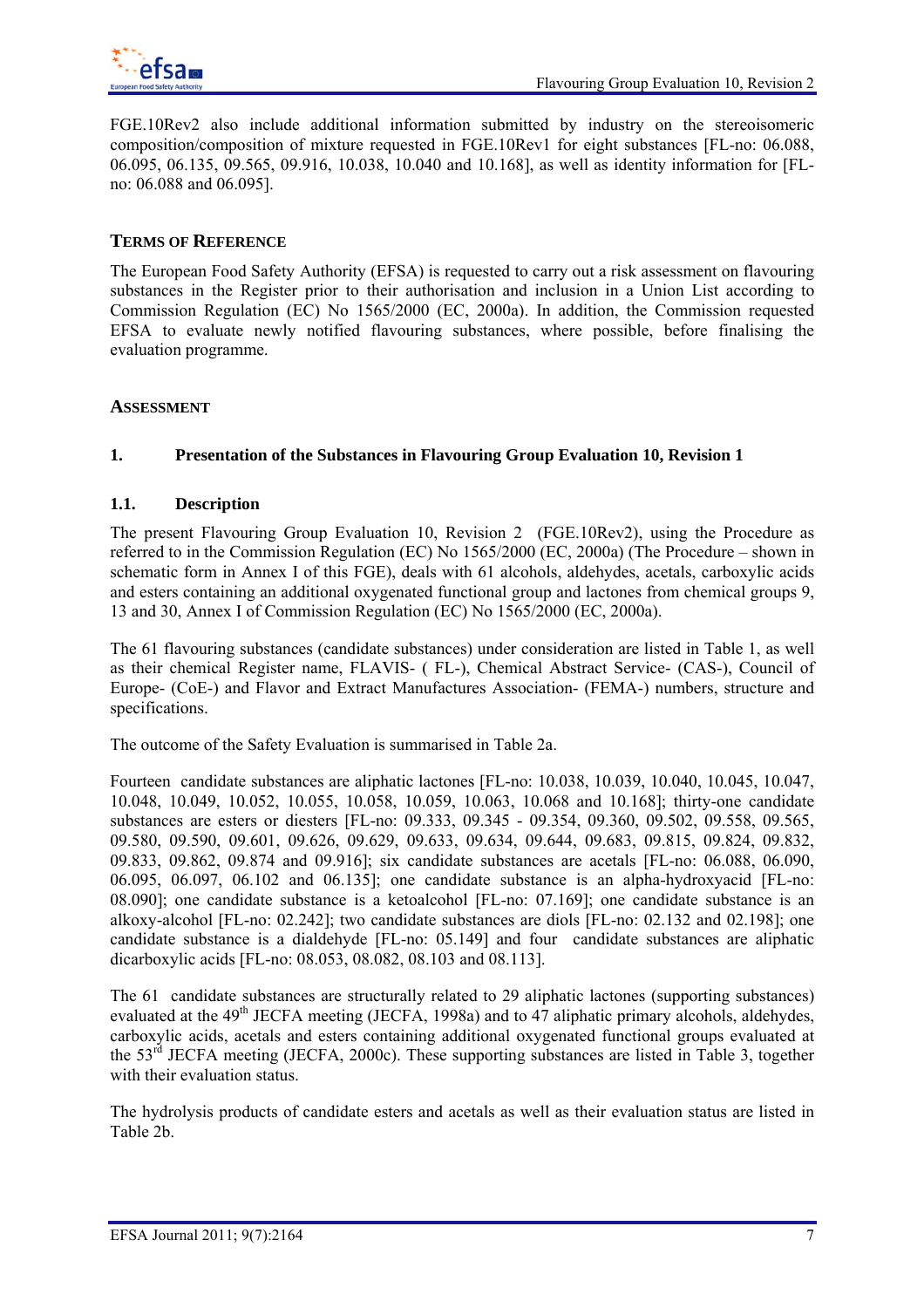FGE.10Rev2 also include additional information submitted by industry on the stereoisomeric composition/composition of mixture requested in FGE.10Rev1 for eight substances [FL-no: 06.088, 06.095, 06.135, 09.565, 09.916, 10.038, 10.040 and 10.168], as well as identity information for [FL-no: 06.088 and 06.095].

## Terms of Reference

The European Food Safety Authority (EFSA) is requested to carry out a risk assessment on flavouring substances in the Register prior to their authorisation and inclusion in a Union List according to Commission Regulation (EC) No 1565/2000 (EC, 2000a). In addition, the Commission requested EFSA to evaluate newly notified flavouring substances, where possible, before finalising the evaluation programme.

## Assessment

### 1. Presentation of the Substances in Flavouring Group Evaluation 10, Revision 1

#### 1.1. Description

The present Flavouring Group Evaluation 10, Revision 2 (FGE.10Rev2), using the Procedure as referred to in the Commission Regulation (EC) No 1565/2000 (EC, 2000a) (The Procedure – shown in schematic form in Annex I of this FGE), deals with 61 alcohols, aldehydes, acetals, carboxylic acids and esters containing an additional oxygenated functional group and lactones from chemical groups 9, 13 and 30, Annex I of Commission Regulation (EC) No 1565/2000 (EC, 2000a).

The 61 flavouring substances (candidate substances) under consideration are listed in Table 1, as well as their chemical Register name, FLAVIS- ( FL-), Chemical Abstract Service- (CAS-), Council of Europe- (CoE-) and Flavor and Extract Manufactures Association- (FEMA-) numbers, structure and specifications.

The outcome of the Safety Evaluation is summarised in Table 2a.

Fourteen candidate substances are aliphatic lactones [FL-no: 10.038, 10.039, 10.040, 10.045, 10.047, 10.048, 10.049, 10.052, 10.055, 10.058, 10.059, 10.063, 10.068 and 10.168]; thirty-one candidate substances are esters or diesters [FL-no: 09.333, 09.345 - 09.354, 09.360, 09.502, 09.558, 09.565, 09.580, 09.590, 09.601, 09.626, 09.629, 09.633, 09.634, 09.644, 09.683, 09.815, 09.824, 09.832, 09.833, 09.862, 09.874 and 09.916]; six candidate substances are acetals [FL-no: 06.088, 06.090, 06.095, 06.097, 06.102 and 06.135]; one candidate substance is an alpha-hydroxyacid [FL-no: 08.090]; one candidate substance is a ketoalcohol [FL-no: 07.169]; one candidate substance is an alkoxy-alcohol [FL-no: 02.242]; two candidate substances are diols [FL-no: 02.132 and 02.198]; one candidate substance is a dialdehyde [FL-no: 05.149] and four candidate substances are aliphatic dicarboxylic acids [FL-no: 08.053, 08.082, 08.103 and 08.113].

The 61 candidate substances are structurally related to 29 aliphatic lactones (supporting substances) evaluated at the 49th JECFA meeting (JECFA, 1998a) and to 47 aliphatic primary alcohols, aldehydes, carboxylic acids, acetals and esters containing additional oxygenated functional groups evaluated at the 53rd JECFA meeting (JECFA, 2000c). These supporting substances are listed in Table 3, together with their evaluation status.

The hydrolysis products of candidate esters and acetals as well as their evaluation status are listed in Table 2b.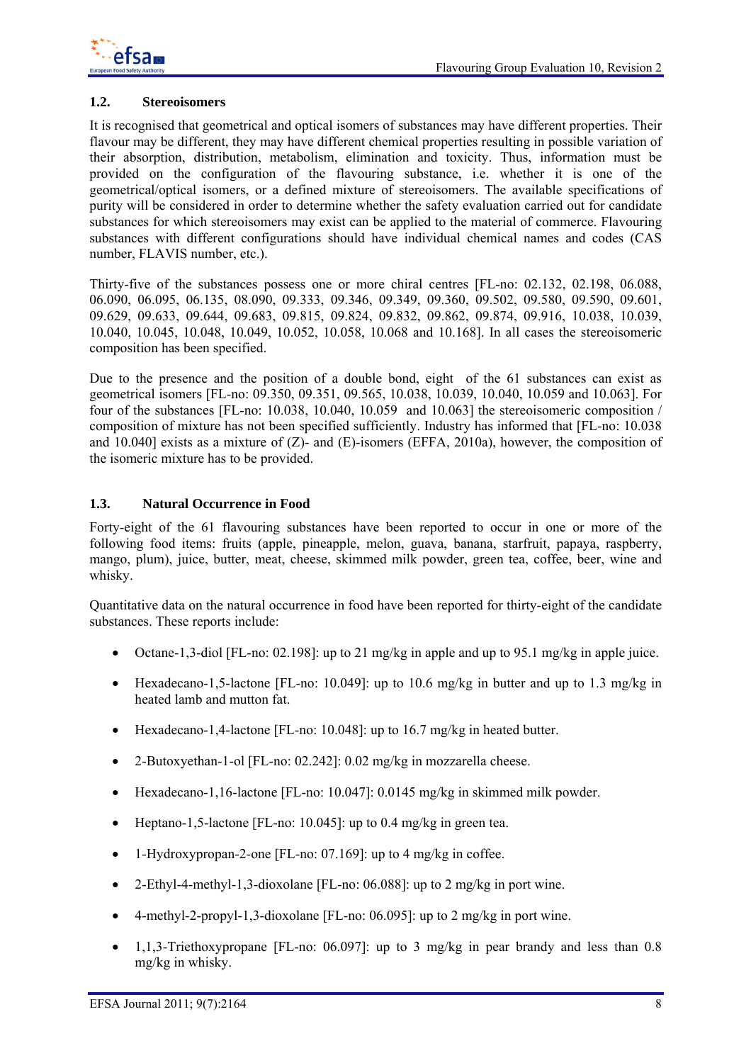### 1.2. Stereoisomers

It is recognised that geometrical and optical isomers of substances may have different properties. Their flavour may be different, they may have different chemical properties resulting in possible variation of their absorption, distribution, metabolism, elimination and toxicity. Thus, information must be provided on the configuration of the flavouring substance, i.e. whether it is one of the geometrical/optical isomers, or a defined mixture of stereoisomers. The available specifications of purity will be considered in order to determine whether the safety evaluation carried out for candidate substances for which stereoisomers may exist can be applied to the material of commerce. Flavouring substances with different configurations should have individual chemical names and codes (CAS number, FLAVIS number, etc.).

Thirty-five of the substances possess one or more chiral centres [FL-no: 02.132, 02.198, 06.088, 06.090, 06.095, 06.135, 08.090, 09.333, 09.346, 09.349, 09.360, 09.502, 09.580, 09.590, 09.601, 09.629, 09.633, 09.644, 09.683, 09.815, 09.824, 09.832, 09.862, 09.874, 09.916, 10.038, 10.039, 10.040, 10.045, 10.048, 10.049, 10.052, 10.058, 10.068 and 10.168]. In all cases the stereoisomeric composition has been specified.

Due to the presence and the position of a double bond, eight of the 61 substances can exist as geometrical isomers [FL-no: 09.350, 09.351, 09.565, 10.038, 10.039, 10.040, 10.059 and 10.063]. For four of the substances [FL-no: 10.038, 10.040, 10.059 and 10.063] the stereoisomeric composition / composition of mixture has not been specified sufficiently. Industry has informed that [FL-no: 10.038 and 10.040] exists as a mixture of (Z)- and (E)-isomers (EFFA, 2010a), however, the composition of the isomeric mixture has to be provided.

### 1.3. Natural Occurrence in Food

Forty-eight of the 61 flavouring substances have been reported to occur in one or more of the following food items: fruits (apple, pineapple, melon, guava, banana, starfruit, papaya, raspberry, mango, plum), juice, butter, meat, cheese, skimmed milk powder, green tea, coffee, beer, wine and whisky.

Quantitative data on the natural occurrence in food have been reported for thirty-eight of the candidate substances. These reports include:

- Octane-1,3-diol [FL-no: 02.198]: up to 21 mg/kg in apple and up to 95.1 mg/kg in apple juice.
- Hexadecano-1,5-lactone [FL-no: 10.049]: up to 10.6 mg/kg in butter and up to 1.3 mg/kg in heated lamb and mutton fat.
- Hexadecano-1,4-lactone [FL-no: 10.048]: up to 16.7 mg/kg in heated butter.
- 2-Butoxyethan-1-ol [FL-no: 02.242]: 0.02 mg/kg in mozzarella cheese.
- Hexadecano-1,16-lactone [FL-no: 10.047]: 0.0145 mg/kg in skimmed milk powder.
- Heptano-1,5-lactone [FL-no: 10.045]: up to 0.4 mg/kg in green tea.
- 1-Hydroxypropan-2-one [FL-no: 07.169]: up to 4 mg/kg in coffee.
- 2-Ethyl-4-methyl-1,3-dioxolane [FL-no: 06.088]: up to 2 mg/kg in port wine.
- 4-methyl-2-propyl-1,3-dioxolane [FL-no: 06.095]: up to 2 mg/kg in port wine.
- 1,1,3-Triethoxypropane [FL-no: 06.097]: up to 3 mg/kg in pear brandy and less than 0.8 mg/kg in whisky.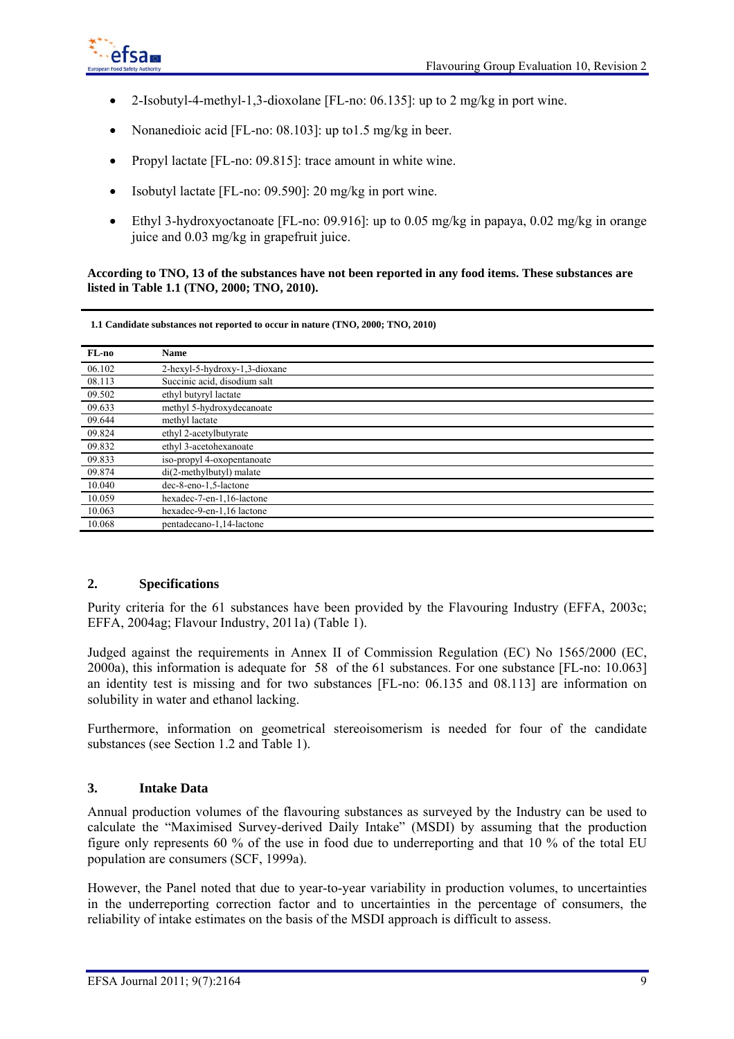- 2-Isobutyl-4-methyl-1,3-dioxolane [FL-no: 06.135]: up to 2 mg/kg in port wine.
- Nonanedioic acid [FL-no: 08.103]: up to1.5 mg/kg in beer.
- Propyl lactate [FL-no: 09.815]: trace amount in white wine.
- Isobutyl lactate [FL-no: 09.590]: 20 mg/kg in port wine.
- Ethyl 3-hydroxyoctanoate [FL-no: 09.916]: up to 0.05 mg/kg in papaya, 0.02 mg/kg in orange juice and 0.03 mg/kg in grapefruit juice.

**According to TNO, 13 of the substances have not been reported in any food items. These substances are listed in Table 1.1 (TNO, 2000; TNO, 2010).**

**1.1 Candidate substances not reported to occur in nature (TNO, 2000; TNO, 2010)**

| FL-no | Name |
|---|---|
| 06.102 | 2-hexyl-5-hydroxy-1,3-dioxane |
| 08.113 | Succinic acid, disodium salt |
| 09.502 | ethyl butyryl lactate |
| 09.633 | methyl 5-hydroxydecanoate |
| 09.644 | methyl lactate |
| 09.824 | ethyl 2-acetylbutyrate |
| 09.832 | ethyl 3-acetohexanoate |
| 09.833 | iso-propyl 4-oxopentanoate |
| 09.874 | di(2-methylbutyl) malate |
| 10.040 | dec-8-eno-1,5-lactone |
| 10.059 | hexadec-7-en-1,16-lactone |
| 10.063 | hexadec-9-en-1,16 lactone |
| 10.068 | pentadecano-1,14-lactone |

## 2. Specifications

Purity criteria for the 61 substances have been provided by the Flavouring Industry (EFFA, 2003c; EFFA, 2004ag; Flavour Industry, 2011a) (Table 1).

Judged against the requirements in Annex II of Commission Regulation (EC) No 1565/2000 (EC, 2000a), this information is adequate for 58 of the 61 substances. For one substance [FL-no: 10.063] an identity test is missing and for two substances [FL-no: 06.135 and 08.113] are information on solubility in water and ethanol lacking.

Furthermore, information on geometrical stereoisomerism is needed for four of the candidate substances (see Section 1.2 and Table 1).

## 3. Intake Data

Annual production volumes of the flavouring substances as surveyed by the Industry can be used to calculate the "Maximised Survey-derived Daily Intake" (MSDI) by assuming that the production figure only represents 60 % of the use in food due to underreporting and that 10 % of the total EU population are consumers (SCF, 1999a).

However, the Panel noted that due to year-to-year variability in production volumes, to uncertainties in the underreporting correction factor and to uncertainties in the percentage of consumers, the reliability of intake estimates on the basis of the MSDI approach is difficult to assess.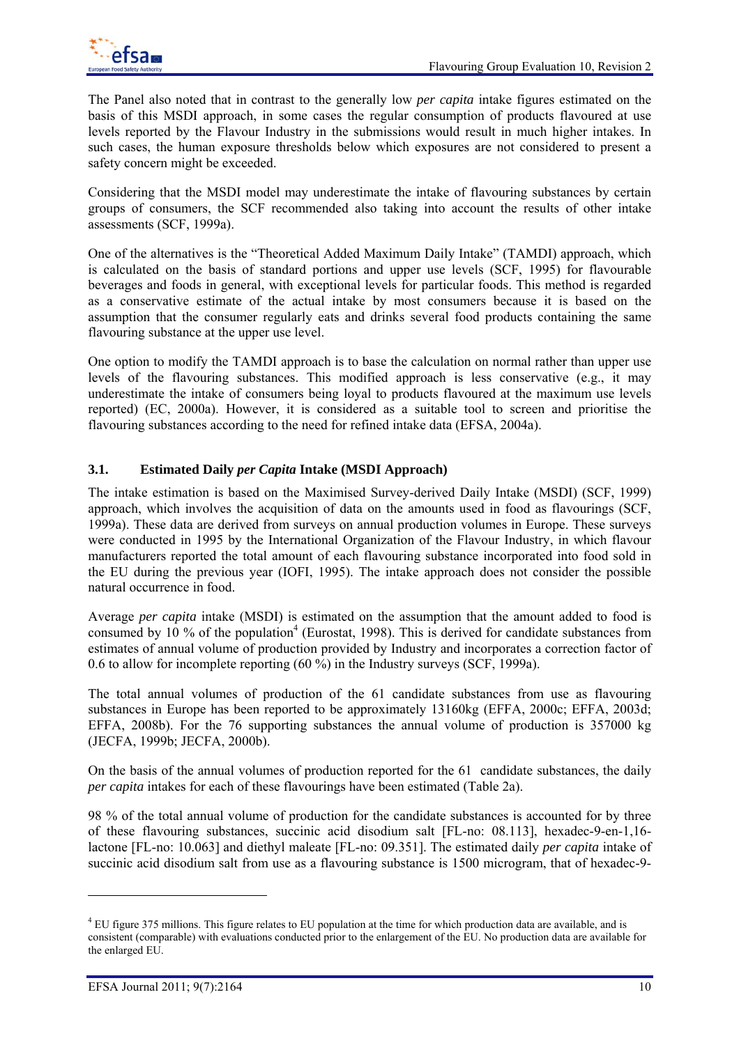The Panel also noted that in contrast to the generally low *per capita* intake figures estimated on the basis of this MSDI approach, in some cases the regular consumption of products flavoured at use levels reported by the Flavour Industry in the submissions would result in much higher intakes. In such cases, the human exposure thresholds below which exposures are not considered to present a safety concern might be exceeded.

Considering that the MSDI model may underestimate the intake of flavouring substances by certain groups of consumers, the SCF recommended also taking into account the results of other intake assessments (SCF, 1999a).

One of the alternatives is the "Theoretical Added Maximum Daily Intake" (TAMDI) approach, which is calculated on the basis of standard portions and upper use levels (SCF, 1995) for flavourable beverages and foods in general, with exceptional levels for particular foods. This method is regarded as a conservative estimate of the actual intake by most consumers because it is based on the assumption that the consumer regularly eats and drinks several food products containing the same flavouring substance at the upper use level.

One option to modify the TAMDI approach is to base the calculation on normal rather than upper use levels of the flavouring substances. This modified approach is less conservative (e.g., it may underestimate the intake of consumers being loyal to products flavoured at the maximum use levels reported) (EC, 2000a). However, it is considered as a suitable tool to screen and prioritise the flavouring substances according to the need for refined intake data (EFSA, 2004a).

### 3.1. Estimated Daily *per Capita* Intake (MSDI Approach)

The intake estimation is based on the Maximised Survey-derived Daily Intake (MSDI) (SCF, 1999) approach, which involves the acquisition of data on the amounts used in food as flavourings (SCF, 1999a). These data are derived from surveys on annual production volumes in Europe. These surveys were conducted in 1995 by the International Organization of the Flavour Industry, in which flavour manufacturers reported the total amount of each flavouring substance incorporated into food sold in the EU during the previous year (IOFI, 1995). The intake approach does not consider the possible natural occurrence in food.

Average *per capita* intake (MSDI) is estimated on the assumption that the amount added to food is consumed by 10 % of the population[4] (Eurostat, 1998). This is derived for candidate substances from estimates of annual volume of production provided by Industry and incorporates a correction factor of 0.6 to allow for incomplete reporting (60 %) in the Industry surveys (SCF, 1999a).

The total annual volumes of production of the 61 candidate substances from use as flavouring substances in Europe has been reported to be approximately 13160kg (EFFA, 2000c; EFFA, 2003d; EFFA, 2008b). For the 76 supporting substances the annual volume of production is 357000 kg (JECFA, 1999b; JECFA, 2000b).

On the basis of the annual volumes of production reported for the 61 candidate substances, the daily *per capita* intakes for each of these flavourings have been estimated (Table 2a).

98 % of the total annual volume of production for the candidate substances is accounted for by three of these flavouring substances, succinic acid disodium salt [FL-no: 08.113], hexadec-9-en-1,16-lactone [FL-no: 10.063] and diethyl maleate [FL-no: 09.351]. The estimated daily *per capita* intake of succinic acid disodium salt from use as a flavouring substance is 1500 microgram, that of hexadec-9-

[4] EU figure 375 millions. This figure relates to EU population at the time for which production data are available, and is consistent (comparable) with evaluations conducted prior to the enlargement of the EU. No production data are available for the enlarged EU.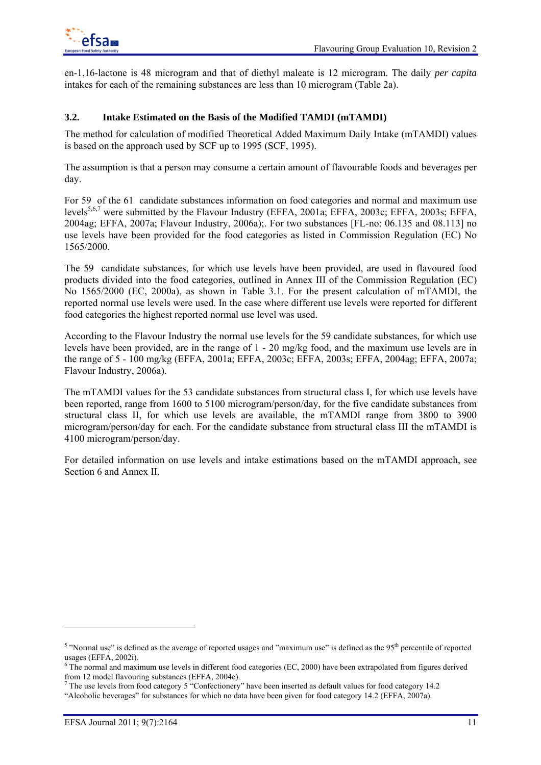en-1,16-lactone is 48 microgram and that of diethyl maleate is 12 microgram. The daily *per capita* intakes for each of the remaining substances are less than 10 microgram (Table 2a).

### 3.2. Intake Estimated on the Basis of the Modified TAMDI (mTAMDI)

The method for calculation of modified Theoretical Added Maximum Daily Intake (mTAMDI) values is based on the approach used by SCF up to 1995 (SCF, 1995).

The assumption is that a person may consume a certain amount of flavourable foods and beverages per day.

For 59 of the 61 candidate substances information on food categories and normal and maximum use levels[5,6,7] were submitted by the Flavour Industry (EFFA, 2001a; EFFA, 2003c; EFFA, 2003s; EFFA, 2004ag; EFFA, 2007a; Flavour Industry, 2006a);. For two substances [FL-no: 06.135 and 08.113] no use levels have been provided for the food categories as listed in Commission Regulation (EC) No 1565/2000.

The 59 candidate substances, for which use levels have been provided, are used in flavoured food products divided into the food categories, outlined in Annex III of the Commission Regulation (EC) No 1565/2000 (EC, 2000a), as shown in Table 3.1. For the present calculation of mTAMDI, the reported normal use levels were used. In the case where different use levels were reported for different food categories the highest reported normal use level was used.

According to the Flavour Industry the normal use levels for the 59 candidate substances, for which use levels have been provided, are in the range of 1 - 20 mg/kg food, and the maximum use levels are in the range of 5 - 100 mg/kg (EFFA, 2001a; EFFA, 2003c; EFFA, 2003s; EFFA, 2004ag; EFFA, 2007a; Flavour Industry, 2006a).

The mTAMDI values for the 53 candidate substances from structural class I, for which use levels have been reported, range from 1600 to 5100 microgram/person/day, for the five candidate substances from structural class II, for which use levels are available, the mTAMDI range from 3800 to 3900 microgram/person/day for each. For the candidate substance from structural class III the mTAMDI is 4100 microgram/person/day.

For detailed information on use levels and intake estimations based on the mTAMDI approach, see Section 6 and Annex II.

---

[5] "Normal use" is defined as the average of reported usages and "maximum use" is defined as the 95th percentile of reported usages (EFFA, 2002i).

[6] The normal and maximum use levels in different food categories (EC, 2000) have been extrapolated from figures derived from 12 model flavouring substances (EFFA, 2004e).

[7] The use levels from food category 5 "Confectionery" have been inserted as default values for food category 14.2 "Alcoholic beverages" for substances for which no data have been given for food category 14.2 (EFFA, 2007a).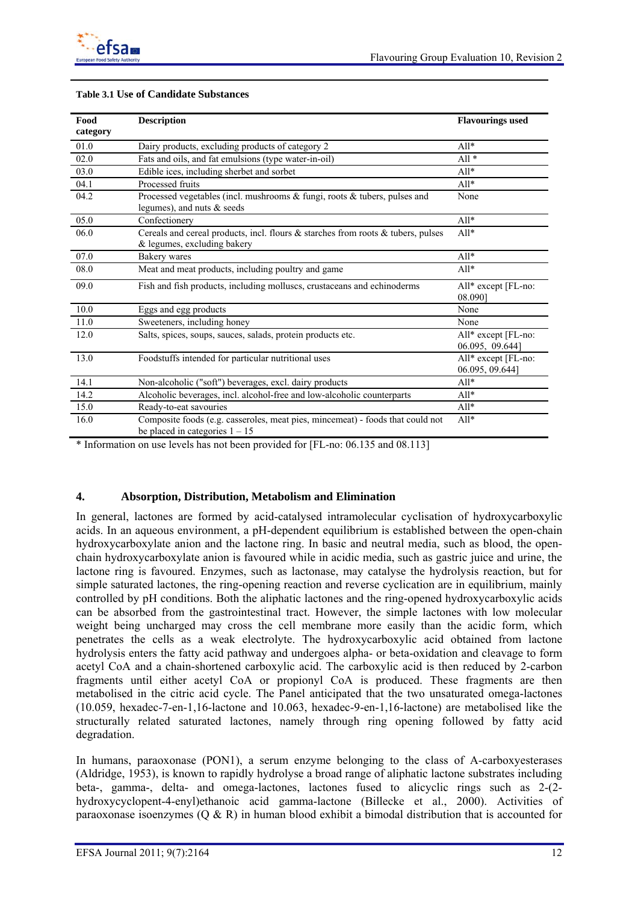**Table 3.1 Use of Candidate Substances**

| Food category | Description | Flavourings used |
|---|---|---|
| 01.0 | Dairy products, excluding products of category 2 | All* |
| 02.0 | Fats and oils, and fat emulsions (type water-in-oil) | All * |
| 03.0 | Edible ices, including sherbet and sorbet | All* |
| 04.1 | Processed fruits | All* |
| 04.2 | Processed vegetables (incl. mushrooms & fungi, roots & tubers, pulses and legumes), and nuts & seeds | None |
| 05.0 | Confectionery | All* |
| 06.0 | Cereals and cereal products, incl. flours & starches from roots & tubers, pulses & legumes, excluding bakery | All* |
| 07.0 | Bakery wares | All* |
| 08.0 | Meat and meat products, including poultry and game | All* |
| 09.0 | Fish and fish products, including molluscs, crustaceans and echinoderms | All* except [FL-no: 08.090] |
| 10.0 | Eggs and egg products | None |
| 11.0 | Sweeteners, including honey | None |
| 12.0 | Salts, spices, soups, sauces, salads, protein products etc. | All* except [FL-no: 06.095, 09.644] |
| 13.0 | Foodstuffs intended for particular nutritional uses | All* except [FL-no: 06.095, 09.644] |
| 14.1 | Non-alcoholic ("soft") beverages, excl. dairy products | All* |
| 14.2 | Alcoholic beverages, incl. alcohol-free and low-alcoholic counterparts | All* |
| 15.0 | Ready-to-eat savouries | All* |
| 16.0 | Composite foods (e.g. casseroles, meat pies, mincemeat) - foods that could not be placed in categories 1 – 15 | All* |

* Information on use levels has not been provided for [FL-no: 06.135 and 08.113]

## 4. Absorption, Distribution, Metabolism and Elimination

In general, lactones are formed by acid-catalysed intramolecular cyclisation of hydroxycarboxylic acids. In an aqueous environment, a pH-dependent equilibrium is established between the open-chain hydroxycarboxylate anion and the lactone ring. In basic and neutral media, such as blood, the open-chain hydroxycarboxylate anion is favoured while in acidic media, such as gastric juice and urine, the lactone ring is favoured. Enzymes, such as lactonase, may catalyse the hydrolysis reaction, but for simple saturated lactones, the ring-opening reaction and reverse cyclication are in equilibrium, mainly controlled by pH conditions. Both the aliphatic lactones and the ring-opened hydroxycarboxylic acids can be absorbed from the gastrointestinal tract. However, the simple lactones with low molecular weight being uncharged may cross the cell membrane more easily than the acidic form, which penetrates the cells as a weak electrolyte. The hydroxycarboxylic acid obtained from lactone hydrolysis enters the fatty acid pathway and undergoes alpha- or beta-oxidation and cleavage to form acetyl CoA and a chain-shortened carboxylic acid. The carboxylic acid is then reduced by 2-carbon fragments until either acetyl CoA or propionyl CoA is produced. These fragments are then metabolised in the citric acid cycle. The Panel anticipated that the two unsaturated omega-lactones (10.059, hexadec-7-en-1,16-lactone and 10.063, hexadec-9-en-1,16-lactone) are metabolised like the structurally related saturated lactones, namely through ring opening followed by fatty acid degradation.

In humans, paraoxonase (PON1), a serum enzyme belonging to the class of A-carboxyesterases (Aldridge, 1953), is known to rapidly hydrolyse a broad range of aliphatic lactone substrates including beta-, gamma-, delta- and omega-lactones, lactones fused to alicyclic rings such as 2-(2-hydroxycyclopent-4-enyl)ethanoic acid gamma-lactone (Billecke et al., 2000). Activities of paraoxonase isoenzymes (Q & R) in human blood exhibit a bimodal distribution that is accounted for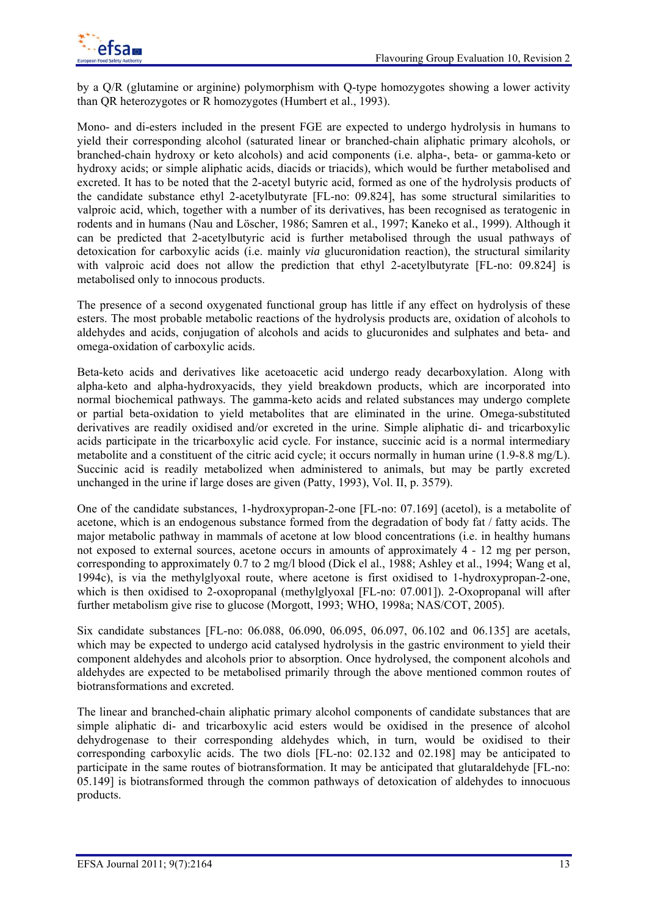by a Q/R (glutamine or arginine) polymorphism with Q-type homozygotes showing a lower activity than QR heterozygotes or R homozygotes (Humbert et al., 1993).

Mono- and di-esters included in the present FGE are expected to undergo hydrolysis in humans to yield their corresponding alcohol (saturated linear or branched-chain aliphatic primary alcohols, or branched-chain hydroxy or keto alcohols) and acid components (i.e. alpha-, beta- or gamma-keto or hydroxy acids; or simple aliphatic acids, diacids or triacids), which would be further metabolised and excreted. It has to be noted that the 2-acetyl butyric acid, formed as one of the hydrolysis products of the candidate substance ethyl 2-acetylbutyrate [FL-no: 09.824], has some structural similarities to valproic acid, which, together with a number of its derivatives, has been recognised as teratogenic in rodents and in humans (Nau and Löscher, 1986; Samren et al., 1997; Kaneko et al., 1999). Although it can be predicted that 2-acetylbutyric acid is further metabolised through the usual pathways of detoxication for carboxylic acids (i.e. mainly *via* glucuronidation reaction), the structural similarity with valproic acid does not allow the prediction that ethyl 2-acetylbutyrate [FL-no: 09.824] is metabolised only to innocous products.

The presence of a second oxygenated functional group has little if any effect on hydrolysis of these esters. The most probable metabolic reactions of the hydrolysis products are, oxidation of alcohols to aldehydes and acids, conjugation of alcohols and acids to glucuronides and sulphates and beta- and omega-oxidation of carboxylic acids.

Beta-keto acids and derivatives like acetoacetic acid undergo ready decarboxylation. Along with alpha-keto and alpha-hydroxyacids, they yield breakdown products, which are incorporated into normal biochemical pathways. The gamma-keto acids and related substances may undergo complete or partial beta-oxidation to yield metabolites that are eliminated in the urine. Omega-substituted derivatives are readily oxidised and/or excreted in the urine. Simple aliphatic di- and tricarboxylic acids participate in the tricarboxylic acid cycle. For instance, succinic acid is a normal intermediary metabolite and a constituent of the citric acid cycle; it occurs normally in human urine (1.9-8.8 mg/L). Succinic acid is readily metabolized when administered to animals, but may be partly excreted unchanged in the urine if large doses are given (Patty, 1993), Vol. II, p. 3579).

One of the candidate substances, 1-hydroxypropan-2-one [FL-no: 07.169] (acetol), is a metabolite of acetone, which is an endogenous substance formed from the degradation of body fat / fatty acids. The major metabolic pathway in mammals of acetone at low blood concentrations (i.e. in healthy humans not exposed to external sources, acetone occurs in amounts of approximately 4 - 12 mg per person, corresponding to approximately 0.7 to 2 mg/l blood (Dick el al., 1988; Ashley et al., 1994; Wang et al, 1994c), is via the methylglyoxal route, where acetone is first oxidised to 1-hydroxypropan-2-one, which is then oxidised to 2-oxopropanal (methylglyoxal [FL-no: 07.001]). 2-Oxopropanal will after further metabolism give rise to glucose (Morgott, 1993; WHO, 1998a; NAS/COT, 2005).

Six candidate substances [FL-no: 06.088, 06.090, 06.095, 06.097, 06.102 and 06.135] are acetals, which may be expected to undergo acid catalysed hydrolysis in the gastric environment to yield their component aldehydes and alcohols prior to absorption. Once hydrolysed, the component alcohols and aldehydes are expected to be metabolised primarily through the above mentioned common routes of biotransformations and excreted.

The linear and branched-chain aliphatic primary alcohol components of candidate substances that are simple aliphatic di- and tricarboxylic acid esters would be oxidised in the presence of alcohol dehydrogenase to their corresponding aldehydes which, in turn, would be oxidised to their corresponding carboxylic acids. The two diols [FL-no: 02.132 and 02.198] may be anticipated to participate in the same routes of biotransformation. It may be anticipated that glutaraldehyde [FL-no: 05.149] is biotransformed through the common pathways of detoxication of aldehydes to innocuous products.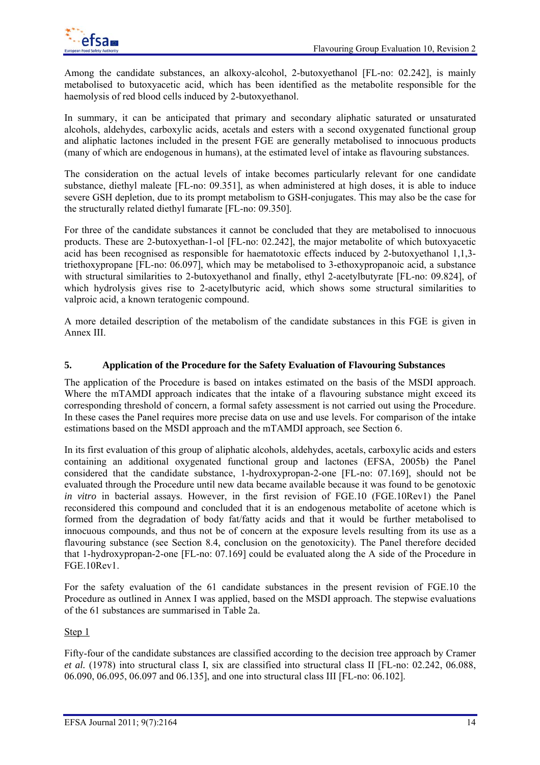Among the candidate substances, an alkoxy-alcohol, 2-butoxyethanol [FL-no: 02.242], is mainly metabolised to butoxyacetic acid, which has been identified as the metabolite responsible for the haemolysis of red blood cells induced by 2-butoxyethanol.

In summary, it can be anticipated that primary and secondary aliphatic saturated or unsaturated alcohols, aldehydes, carboxylic acids, acetals and esters with a second oxygenated functional group and aliphatic lactones included in the present FGE are generally metabolised to innocuous products (many of which are endogenous in humans), at the estimated level of intake as flavouring substances.

The consideration on the actual levels of intake becomes particularly relevant for one candidate substance, diethyl maleate [FL-no: 09.351], as when administered at high doses, it is able to induce severe GSH depletion, due to its prompt metabolism to GSH-conjugates. This may also be the case for the structurally related diethyl fumarate [FL-no: 09.350].

For three of the candidate substances it cannot be concluded that they are metabolised to innocuous products. These are 2-butoxyethan-1-ol [FL-no: 02.242], the major metabolite of which butoxyacetic acid has been recognised as responsible for haematotoxic effects induced by 2-butoxyethanol 1,1,3-triethoxypropane [FL-no: 06.097], which may be metabolised to 3-ethoxypropanoic acid, a substance with structural similarities to 2-butoxyethanol and finally, ethyl 2-acetylbutyrate [FL-no: 09.824], of which hydrolysis gives rise to 2-acetylbutyric acid, which shows some structural similarities to valproic acid, a known teratogenic compound.

A more detailed description of the metabolism of the candidate substances in this FGE is given in Annex III.

## 5. Application of the Procedure for the Safety Evaluation of Flavouring Substances

The application of the Procedure is based on intakes estimated on the basis of the MSDI approach. Where the mTAMDI approach indicates that the intake of a flavouring substance might exceed its corresponding threshold of concern, a formal safety assessment is not carried out using the Procedure. In these cases the Panel requires more precise data on use and use levels. For comparison of the intake estimations based on the MSDI approach and the mTAMDI approach, see Section 6.

In its first evaluation of this group of aliphatic alcohols, aldehydes, acetals, carboxylic acids and esters containing an additional oxygenated functional group and lactones (EFSA, 2005b) the Panel considered that the candidate substance, 1-hydroxypropan-2-one [FL-no: 07.169], should not be evaluated through the Procedure until new data became available because it was found to be genotoxic *in vitro* in bacterial assays. However, in the first revision of FGE.10 (FGE.10Rev1) the Panel reconsidered this compound and concluded that it is an endogenous metabolite of acetone which is formed from the degradation of body fat/fatty acids and that it would be further metabolised to innocuous compounds, and thus not be of concern at the exposure levels resulting from its use as a flavouring substance (see Section 8.4, conclusion on the genotoxicity). The Panel therefore decided that 1-hydroxypropan-2-one [FL-no: 07.169] could be evaluated along the A side of the Procedure in FGE.10Rev1.

For the safety evaluation of the 61 candidate substances in the present revision of FGE.10 the Procedure as outlined in Annex I was applied, based on the MSDI approach. The stepwise evaluations of the 61 substances are summarised in Table 2a.

Step 1

Fifty-four of the candidate substances are classified according to the decision tree approach by Cramer *et al.* (1978) into structural class I, six are classified into structural class II [FL-no: 02.242, 06.088, 06.090, 06.095, 06.097 and 06.135], and one into structural class III [FL-no: 06.102].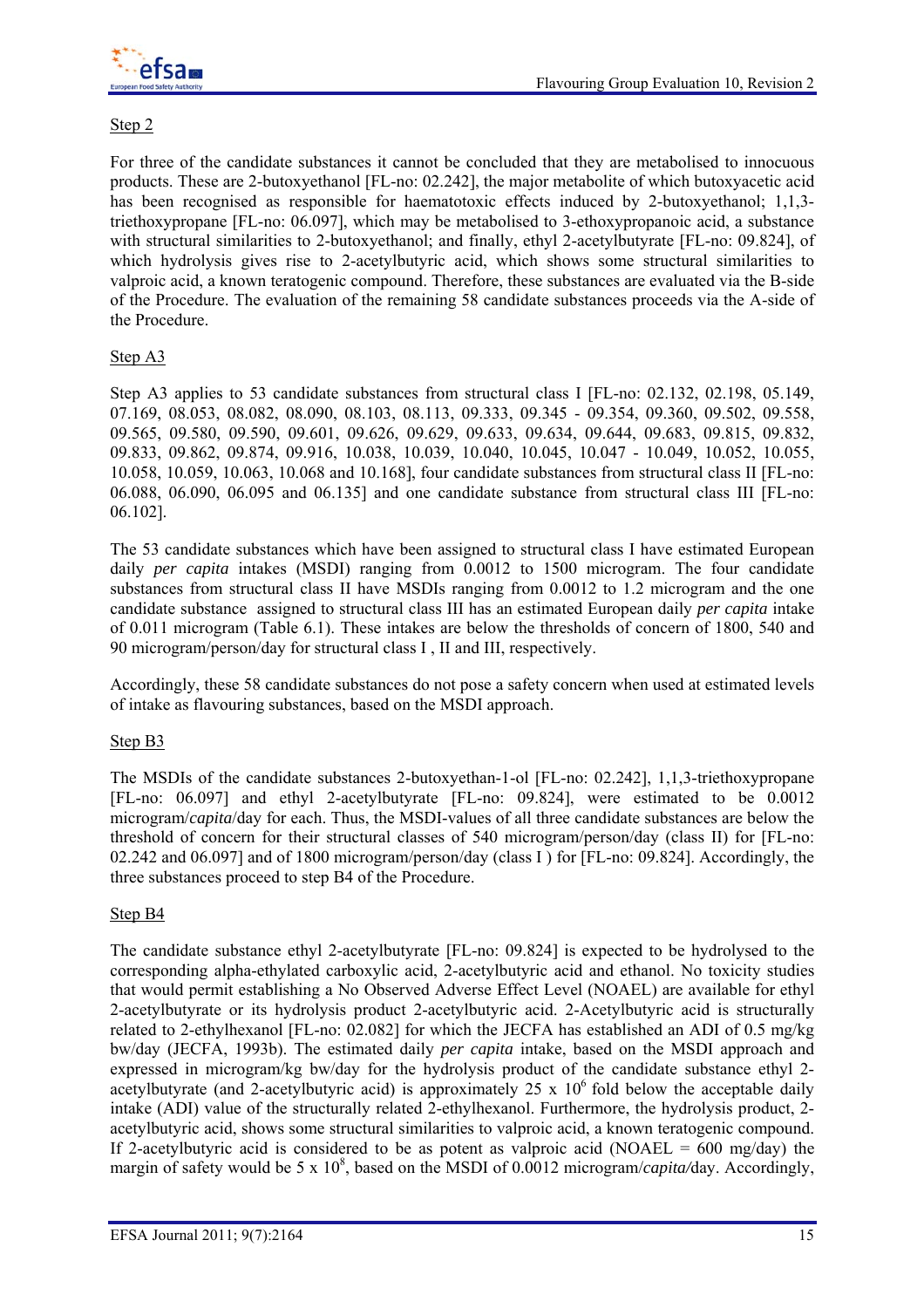Step 2

For three of the candidate substances it cannot be concluded that they are metabolised to innocuous products. These are 2-butoxyethanol [FL-no: 02.242], the major metabolite of which butoxyacetic acid has been recognised as responsible for haematotoxic effects induced by 2-butoxyethanol; 1,1,3-triethoxypropane [FL-no: 06.097], which may be metabolised to 3-ethoxypropanoic acid, a substance with structural similarities to 2-butoxyethanol; and finally, ethyl 2-acetylbutyrate [FL-no: 09.824], of which hydrolysis gives rise to 2-acetylbutyric acid, which shows some structural similarities to valproic acid, a known teratogenic compound. Therefore, these substances are evaluated via the B-side of the Procedure. The evaluation of the remaining 58 candidate substances proceeds via the A-side of the Procedure.

Step A3

Step A3 applies to 53 candidate substances from structural class I [FL-no: 02.132, 02.198, 05.149, 07.169, 08.053, 08.082, 08.090, 08.103, 08.113, 09.333, 09.345 - 09.354, 09.360, 09.502, 09.558, 09.565, 09.580, 09.590, 09.601, 09.626, 09.629, 09.633, 09.634, 09.644, 09.683, 09.815, 09.832, 09.833, 09.862, 09.874, 09.916, 10.038, 10.039, 10.040, 10.045, 10.047 - 10.049, 10.052, 10.055, 10.058, 10.059, 10.063, 10.068 and 10.168], four candidate substances from structural class II [FL-no: 06.088, 06.090, 06.095 and 06.135] and one candidate substance from structural class III [FL-no: 06.102].

The 53 candidate substances which have been assigned to structural class I have estimated European daily *per capita* intakes (MSDI) ranging from 0.0012 to 1500 microgram. The four candidate substances from structural class II have MSDIs ranging from 0.0012 to 1.2 microgram and the one candidate substance assigned to structural class III has an estimated European daily *per capita* intake of 0.011 microgram (Table 6.1). These intakes are below the thresholds of concern of 1800, 540 and 90 microgram/person/day for structural class I , II and III, respectively.

Accordingly, these 58 candidate substances do not pose a safety concern when used at estimated levels of intake as flavouring substances, based on the MSDI approach.

Step B3

The MSDIs of the candidate substances 2-butoxyethan-1-ol [FL-no: 02.242], 1,1,3-triethoxypropane [FL-no: 06.097] and ethyl 2-acetylbutyrate [FL-no: 09.824], were estimated to be 0.0012 microgram/*capita*/day for each. Thus, the MSDI-values of all three candidate substances are below the threshold of concern for their structural classes of 540 microgram/person/day (class II) for [FL-no: 02.242 and 06.097] and of 1800 microgram/person/day (class I ) for [FL-no: 09.824]. Accordingly, the three substances proceed to step B4 of the Procedure.

Step B4

The candidate substance ethyl 2-acetylbutyrate [FL-no: 09.824] is expected to be hydrolysed to the corresponding alpha-ethylated carboxylic acid, 2-acetylbutyric acid and ethanol. No toxicity studies that would permit establishing a No Observed Adverse Effect Level (NOAEL) are available for ethyl 2-acetylbutyrate or its hydrolysis product 2-acetylbutyric acid. 2-Acetylbutyric acid is structurally related to 2-ethylhexanol [FL-no: 02.082] for which the JECFA has established an ADI of 0.5 mg/kg bw/day (JECFA, 1993b). The estimated daily *per capita* intake, based on the MSDI approach and expressed in microgram/kg bw/day for the hydrolysis product of the candidate substance ethyl 2-acetylbutyrate (and 2-acetylbutyric acid) is approximately 25 x $10^6$ fold below the acceptable daily intake (ADI) value of the structurally related 2-ethylhexanol. Furthermore, the hydrolysis product, 2-acetylbutyric acid, shows some structural similarities to valproic acid, a known teratogenic compound. If 2-acetylbutyric acid is considered to be as potent as valproic acid (NOAEL = 600 mg/day) the margin of safety would be 5 x $10^8$, based on the MSDI of 0.0012 microgram/*capita*/day. Accordingly,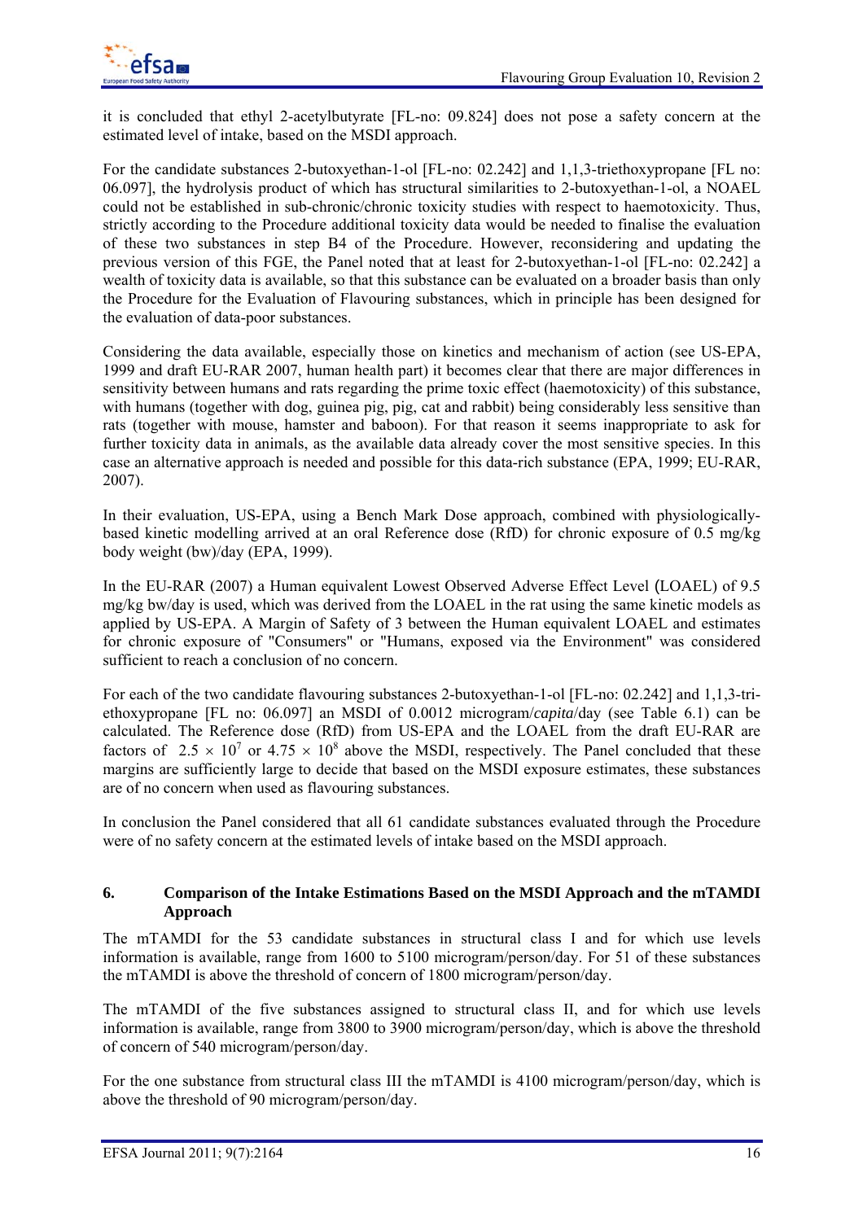it is concluded that ethyl 2-acetylbutyrate [FL-no: 09.824] does not pose a safety concern at the estimated level of intake, based on the MSDI approach.

For the candidate substances 2-butoxyethan-1-ol [FL-no: 02.242] and 1,1,3-triethoxypropane [FL no: 06.097], the hydrolysis product of which has structural similarities to 2-butoxyethan-1-ol, a NOAEL could not be established in sub-chronic/chronic toxicity studies with respect to haemotoxicity. Thus, strictly according to the Procedure additional toxicity data would be needed to finalise the evaluation of these two substances in step B4 of the Procedure. However, reconsidering and updating the previous version of this FGE, the Panel noted that at least for 2-butoxyethan-1-ol [FL-no: 02.242] a wealth of toxicity data is available, so that this substance can be evaluated on a broader basis than only the Procedure for the Evaluation of Flavouring substances, which in principle has been designed for the evaluation of data-poor substances.

Considering the data available, especially those on kinetics and mechanism of action (see US-EPA, 1999 and draft EU-RAR 2007, human health part) it becomes clear that there are major differences in sensitivity between humans and rats regarding the prime toxic effect (haemotoxicity) of this substance, with humans (together with dog, guinea pig, pig, cat and rabbit) being considerably less sensitive than rats (together with mouse, hamster and baboon). For that reason it seems inappropriate to ask for further toxicity data in animals, as the available data already cover the most sensitive species. In this case an alternative approach is needed and possible for this data-rich substance (EPA, 1999; EU-RAR, 2007).

In their evaluation, US-EPA, using a Bench Mark Dose approach, combined with physiologically-based kinetic modelling arrived at an oral Reference dose (RfD) for chronic exposure of 0.5 mg/kg body weight (bw)/day (EPA, 1999).

In the EU-RAR (2007) a Human equivalent Lowest Observed Adverse Effect Level (LOAEL) of 9.5 mg/kg bw/day is used, which was derived from the LOAEL in the rat using the same kinetic models as applied by US-EPA. A Margin of Safety of 3 between the Human equivalent LOAEL and estimates for chronic exposure of "Consumers" or "Humans, exposed via the Environment" was considered sufficient to reach a conclusion of no concern.

For each of the two candidate flavouring substances 2-butoxyethan-1-ol [FL-no: 02.242] and 1,1,3-triethoxypropane [FL no: 06.097] an MSDI of 0.0012 microgram/*capita*/day (see Table 6.1) can be calculated. The Reference dose (RfD) from US-EPA and the LOAEL from the draft EU-RAR are factors of $2.5 \times 10^{7}$ or $4.75 \times 10^{8}$ above the MSDI, respectively. The Panel concluded that these margins are sufficiently large to decide that based on the MSDI exposure estimates, these substances are of no concern when used as flavouring substances.

In conclusion the Panel considered that all 61 candidate substances evaluated through the Procedure were of no safety concern at the estimated levels of intake based on the MSDI approach.

## 6. Comparison of the Intake Estimations Based on the MSDI Approach and the mTAMDI Approach

The mTAMDI for the 53 candidate substances in structural class I and for which use levels information is available, range from 1600 to 5100 microgram/person/day. For 51 of these substances the mTAMDI is above the threshold of concern of 1800 microgram/person/day.

The mTAMDI of the five substances assigned to structural class II, and for which use levels information is available, range from 3800 to 3900 microgram/person/day, which is above the threshold of concern of 540 microgram/person/day.

For the one substance from structural class III the mTAMDI is 4100 microgram/person/day, which is above the threshold of 90 microgram/person/day.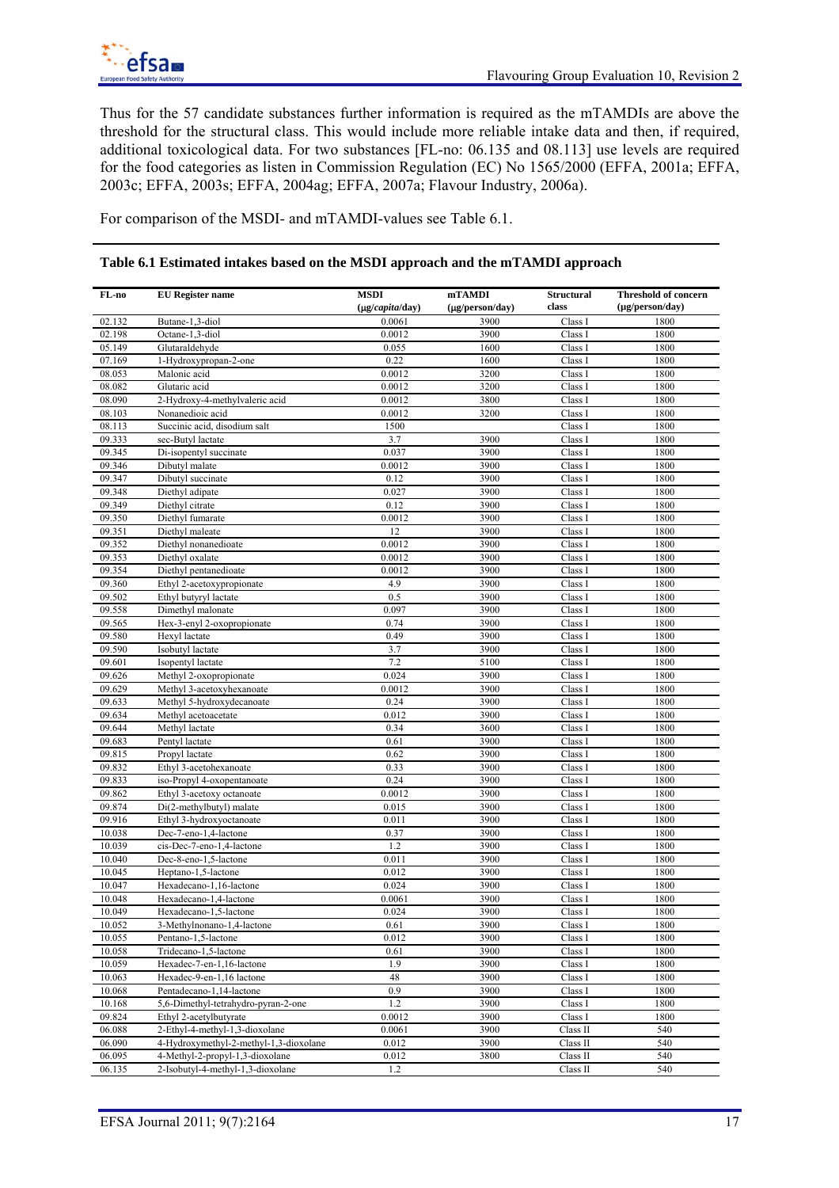Thus for the 57 candidate substances further information is required as the mTAMDIs are above the threshold for the structural class. This would include more reliable intake data and then, if required, additional toxicological data. For two substances [FL-no: 06.135 and 08.113] use levels are required for the food categories as listen in Commission Regulation (EC) No 1565/2000 (EFFA, 2001a; EFFA, 2003c; EFFA, 2003s; EFFA, 2004ag; EFFA, 2007a; Flavour Industry, 2006a).

For comparison of the MSDI- and mTAMDI-values see Table 6.1.

**Table 6.1 Estimated intakes based on the MSDI approach and the mTAMDI approach**

| FL-no | EU Register name | MSDI (µg/*capita*/day) | mTAMDI (µg/person/day) | Structural class | Threshold of concern (µg/person/day) |
|---|---|---|---|---|---|
| 02.132 | Butane-1,3-diol | 0.0061 | 3900 | Class I | 1800 |
| 02.198 | Octane-1,3-diol | 0.0012 | 3900 | Class I | 1800 |
| 05.149 | Glutaraldehyde | 0.055 | 1600 | Class I | 1800 |
| 07.169 | 1-Hydroxypropan-2-one | 0.22 | 1600 | Class I | 1800 |
| 08.053 | Malonic acid | 0.0012 | 3200 | Class I | 1800 |
| 08.082 | Glutaric acid | 0.0012 | 3200 | Class I | 1800 |
| 08.090 | 2-Hydroxy-4-methylvaleric acid | 0.0012 | 3800 | Class I | 1800 |
| 08.103 | Nonanedioic acid | 0.0012 | 3200 | Class I | 1800 |
| 08.113 | Succinic acid, disodium salt | 1500 | | Class I | 1800 |
| 09.333 | sec-Butyl lactate | 3.7 | 3900 | Class I | 1800 |
| 09.345 | Di-isopentyl succinate | 0.037 | 3900 | Class I | 1800 |
| 09.346 | Dibutyl malate | 0.0012 | 3900 | Class I | 1800 |
| 09.347 | Dibutyl succinate | 0.12 | 3900 | Class I | 1800 |
| 09.348 | Diethyl adipate | 0.027 | 3900 | Class I | 1800 |
| 09.349 | Diethyl citrate | 0.12 | 3900 | Class I | 1800 |
| 09.350 | Diethyl fumarate | 0.0012 | 3900 | Class I | 1800 |
| 09.351 | Diethyl maleate | 12 | 3900 | Class I | 1800 |
| 09.352 | Diethyl nonanedioate | 0.0012 | 3900 | Class I | 1800 |
| 09.353 | Diethyl oxalate | 0.0012 | 3900 | Class I | 1800 |
| 09.354 | Diethyl pentanedioate | 0.0012 | 3900 | Class I | 1800 |
| 09.360 | Ethyl 2-acetoxypropionate | 4.9 | 3900 | Class I | 1800 |
| 09.502 | Ethyl butyryl lactate | 0.5 | 3900 | Class I | 1800 |
| 09.558 | Dimethyl malonate | 0.097 | 3900 | Class I | 1800 |
| 09.565 | Hex-3-enyl 2-oxopropionate | 0.74 | 3900 | Class I | 1800 |
| 09.580 | Hexyl lactate | 0.49 | 3900 | Class I | 1800 |
| 09.590 | Isobutyl lactate | 3.7 | 3900 | Class I | 1800 |
| 09.601 | Isopentyl lactate | 7.2 | 5100 | Class I | 1800 |
| 09.626 | Methyl 2-oxopropionate | 0.024 | 3900 | Class I | 1800 |
| 09.629 | Methyl 3-acetoxyhexanoate | 0.0012 | 3900 | Class I | 1800 |
| 09.633 | Methyl 5-hydroxydecanoate | 0.24 | 3900 | Class I | 1800 |
| 09.634 | Methyl acetoacetate | 0.012 | 3900 | Class I | 1800 |
| 09.644 | Methyl lactate | 0.34 | 3600 | Class I | 1800 |
| 09.683 | Pentyl lactate | 0.61 | 3900 | Class I | 1800 |
| 09.815 | Propyl lactate | 0.62 | 3900 | Class I | 1800 |
| 09.832 | Ethyl 3-acetohexanoate | 0.33 | 3900 | Class I | 1800 |
| 09.833 | iso-Propyl 4-oxopentanoate | 0.24 | 3900 | Class I | 1800 |
| 09.862 | Ethyl 3-acetoxy octanoate | 0.0012 | 3900 | Class I | 1800 |
| 09.874 | Di(2-methylbutyl) malate | 0.015 | 3900 | Class I | 1800 |
| 09.916 | Ethyl 3-hydroxyoctanoate | 0.011 | 3900 | Class I | 1800 |
| 10.038 | Dec-7-eno-1,4-lactone | 0.37 | 3900 | Class I | 1800 |
| 10.039 | cis-Dec-7-eno-1,4-lactone | 1.2 | 3900 | Class I | 1800 |
| 10.040 | Dec-8-eno-1,5-lactone | 0.011 | 3900 | Class I | 1800 |
| 10.045 | Heptano-1,5-lactone | 0.012 | 3900 | Class I | 1800 |
| 10.047 | Hexadecano-1,16-lactone | 0.024 | 3900 | Class I | 1800 |
| 10.048 | Hexadecano-1,4-lactone | 0.0061 | 3900 | Class I | 1800 |
| 10.049 | Hexadecano-1,5-lactone | 0.024 | 3900 | Class I | 1800 |
| 10.052 | 3-Methylnonano-1,4-lactone | 0.61 | 3900 | Class I | 1800 |
| 10.055 | Pentano-1,5-lactone | 0.012 | 3900 | Class I | 1800 |
| 10.058 | Tridecano-1,5-lactone | 0.61 | 3900 | Class I | 1800 |
| 10.059 | Hexadec-7-en-1,16-lactone | 1.9 | 3900 | Class I | 1800 |
| 10.063 | Hexadec-9-en-1,16 lactone | 48 | 3900 | Class I | 1800 |
| 10.068 | Pentadecano-1,14-lactone | 0.9 | 3900 | Class I | 1800 |
| 10.168 | 5,6-Dimethyl-tetrahydro-pyran-2-one | 1.2 | 3900 | Class I | 1800 |
| 09.824 | Ethyl 2-acetylbutyrate | 0.0012 | 3900 | Class I | 1800 |
| 06.088 | 2-Ethyl-4-methyl-1,3-dioxolane | 0.0061 | 3900 | Class II | 540 |
| 06.090 | 4-Hydroxymethyl-2-methyl-1,3-dioxolane | 0.012 | 3900 | Class II | 540 |
| 06.095 | 4-Methyl-2-propyl-1,3-dioxolane | 0.012 | 3800 | Class II | 540 |
| 06.135 | 2-Isobutyl-4-methyl-1,3-dioxolane | 1.2 | | Class II | 540 |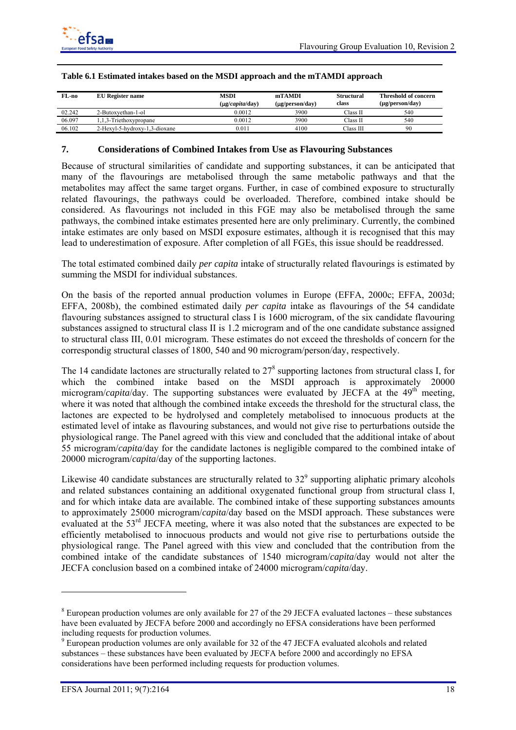**Table 6.1 Estimated intakes based on the MSDI approach and the mTAMDI approach**

| FL-no | EU Register name | MSDI (µg/*capita*/day) | mTAMDI (µg/person/day) | Structural class | Threshold of concern (µg/person/day) |
|---|---|---|---|---|---|
| 02.242 | 2-Butoxyethan-1-ol | 0.0012 | 3900 | Class II | 540 |
| 06.097 | 1,1,3-Triethoxypropane | 0.0012 | 3900 | Class II | 540 |
| 06.102 | 2-Hexyl-5-hydroxy-1,3-dioxane | 0.011 | 4100 | Class III | 90 |

## 7. Considerations of Combined Intakes from Use as Flavouring Substances

Because of structural similarities of candidate and supporting substances, it can be anticipated that many of the flavourings are metabolised through the same metabolic pathways and that the metabolites may affect the same target organs. Further, in case of combined exposure to structurally related flavourings, the pathways could be overloaded. Therefore, combined intake should be considered. As flavourings not included in this FGE may also be metabolised through the same pathways, the combined intake estimates presented here are only preliminary. Currently, the combined intake estimates are only based on MSDI exposure estimates, although it is recognised that this may lead to underestimation of exposure. After completion of all FGEs, this issue should be readdressed.

The total estimated combined daily *per capita* intake of structurally related flavourings is estimated by summing the MSDI for individual substances.

On the basis of the reported annual production volumes in Europe (EFFA, 2000c; EFFA, 2003d; EFFA, 2008b), the combined estimated daily *per capita* intake as flavourings of the 54 candidate flavouring substances assigned to structural class I is 1600 microgram, of the six candidate flavouring substances assigned to structural class II is 1.2 microgram and of the one candidate substance assigned to structural class III, 0.01 microgram. These estimates do not exceed the thresholds of concern for the correspondig structural classes of 1800, 540 and 90 microgram/person/day, respectively.

The 14 candidate lactones are structurally related to 27[8] supporting lactones from structural class I, for which the combined intake based on the MSDI approach is approximately 20000 microgram/*capita*/day. The supporting substances were evaluated by JECFA at the 49[th] meeting, where it was noted that although the combined intake exceeds the threshold for the structural class, the lactones are expected to be hydrolysed and completely metabolised to innocuous products at the estimated level of intake as flavouring substances, and would not give rise to perturbations outside the physiological range. The Panel agreed with this view and concluded that the additional intake of about 55 microgram/*capita*/day for the candidate lactones is negligible compared to the combined intake of 20000 microgram/*capita*/day of the supporting lactones.

Likewise 40 candidate substances are structurally related to 32[9] supporting aliphatic primary alcohols and related substances containing an additional oxygenated functional group from structural class I, and for which intake data are available. The combined intake of these supporting substances amounts to approximately 25000 microgram/*capita*/day based on the MSDI approach. These substances were evaluated at the 53[rd] JECFA meeting, where it was also noted that the substances are expected to be efficiently metabolised to innocuous products and would not give rise to perturbations outside the physiological range. The Panel agreed with this view and concluded that the contribution from the combined intake of the candidate substances of 1540 microgram/*capita*/day would not alter the JECFA conclusion based on a combined intake of 24000 microgram/*capita*/day.

---

[8] European production volumes are only available for 27 of the 29 JECFA evaluated lactones – these substances have been evaluated by JECFA before 2000 and accordingly no EFSA considerations have been performed including requests for production volumes.

[9] European production volumes are only available for 32 of the 47 JECFA evaluated alcohols and related substances – these substances have been evaluated by JECFA before 2000 and accordingly no EFSA considerations have been performed including requests for production volumes.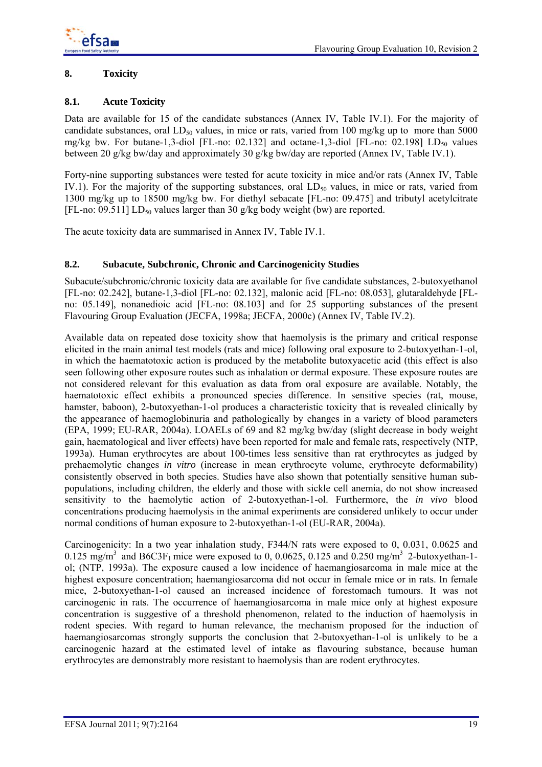## 8. Toxicity

### 8.1. Acute Toxicity

Data are available for 15 of the candidate substances (Annex IV, Table IV.1). For the majority of candidate substances, oral $LD_{50}$ values, in mice or rats, varied from 100 mg/kg up to more than 5000 mg/kg bw. For butane-1,3-diol [FL-no: 02.132] and octane-1,3-diol [FL-no: 02.198] $LD_{50}$ values between 20 g/kg bw/day and approximately 30 g/kg bw/day are reported (Annex IV, Table IV.1).

Forty-nine supporting substances were tested for acute toxicity in mice and/or rats (Annex IV, Table IV.1). For the majority of the supporting substances, oral $LD_{50}$ values, in mice or rats, varied from 1300 mg/kg up to 18500 mg/kg bw. For diethyl sebacate [FL-no: 09.475] and tributyl acetylcitrate [FL-no: 09.511] $LD_{50}$ values larger than 30 g/kg body weight (bw) are reported.

The acute toxicity data are summarised in Annex IV, Table IV.1.

### 8.2. Subacute, Subchronic, Chronic and Carcinogenicity Studies

Subacute/subchronic/chronic toxicity data are available for five candidate substances, 2-butoxyethanol [FL-no: 02.242], butane-1,3-diol [FL-no: 02.132], malonic acid [FL-no: 08.053], glutaraldehyde [FL-no: 05.149], nonanedioic acid [FL-no: 08.103] and for 25 supporting substances of the present Flavouring Group Evaluation (JECFA, 1998a; JECFA, 2000c) (Annex IV, Table IV.2).

Available data on repeated dose toxicity show that haemolysis is the primary and critical response elicited in the main animal test models (rats and mice) following oral exposure to 2-butoxyethan-1-ol, in which the haematotoxic action is produced by the metabolite butoxyacetic acid (this effect is also seen following other exposure routes such as inhalation or dermal exposure. These exposure routes are not considered relevant for this evaluation as data from oral exposure are available. Notably, the haematotoxic effect exhibits a pronounced species difference. In sensitive species (rat, mouse, hamster, baboon), 2-butoxyethan-1-ol produces a characteristic toxicity that is revealed clinically by the appearance of haemoglobinuria and pathologically by changes in a variety of blood parameters (EPA, 1999; EU-RAR, 2004a). LOAELs of 69 and 82 mg/kg bw/day (slight decrease in body weight gain, haematological and liver effects) have been reported for male and female rats, respectively (NTP, 1993a). Human erythrocytes are about 100-times less sensitive than rat erythrocytes as judged by prehaemolytic changes *in vitro* (increase in mean erythrocyte volume, erythrocyte deformability) consistently observed in both species. Studies have also shown that potentially sensitive human sub-populations, including children, the elderly and those with sickle cell anemia, do not show increased sensitivity to the haemolytic action of 2-butoxyethan-1-ol. Furthermore, the *in vivo* blood concentrations producing haemolysis in the animal experiments are considered unlikely to occur under normal conditions of human exposure to 2-butoxyethan-1-ol (EU-RAR, 2004a).

Carcinogenicity: In a two year inhalation study, F344/N rats were exposed to 0, 0.031, 0.0625 and 0.125 $mg/m^3$ and $B6C3F_1$ mice were exposed to 0, 0.0625, 0.125 and 0.250 $mg/m^3$ 2-butoxyethan-1-ol; (NTP, 1993a). The exposure caused a low incidence of haemangiosarcoma in male mice at the highest exposure concentration; haemangiosarcoma did not occur in female mice or in rats. In female mice, 2-butoxyethan-1-ol caused an increased incidence of forestomach tumours. It was not carcinogenic in rats. The occurrence of haemangiosarcoma in male mice only at highest exposure concentration is suggestive of a threshold phenomenon, related to the induction of haemolysis in rodent species. With regard to human relevance, the mechanism proposed for the induction of haemangiosarcomas strongly supports the conclusion that 2-butoxyethan-1-ol is unlikely to be a carcinogenic hazard at the estimated level of intake as flavouring substance, because human erythrocytes are demonstrably more resistant to haemolysis than are rodent erythrocytes.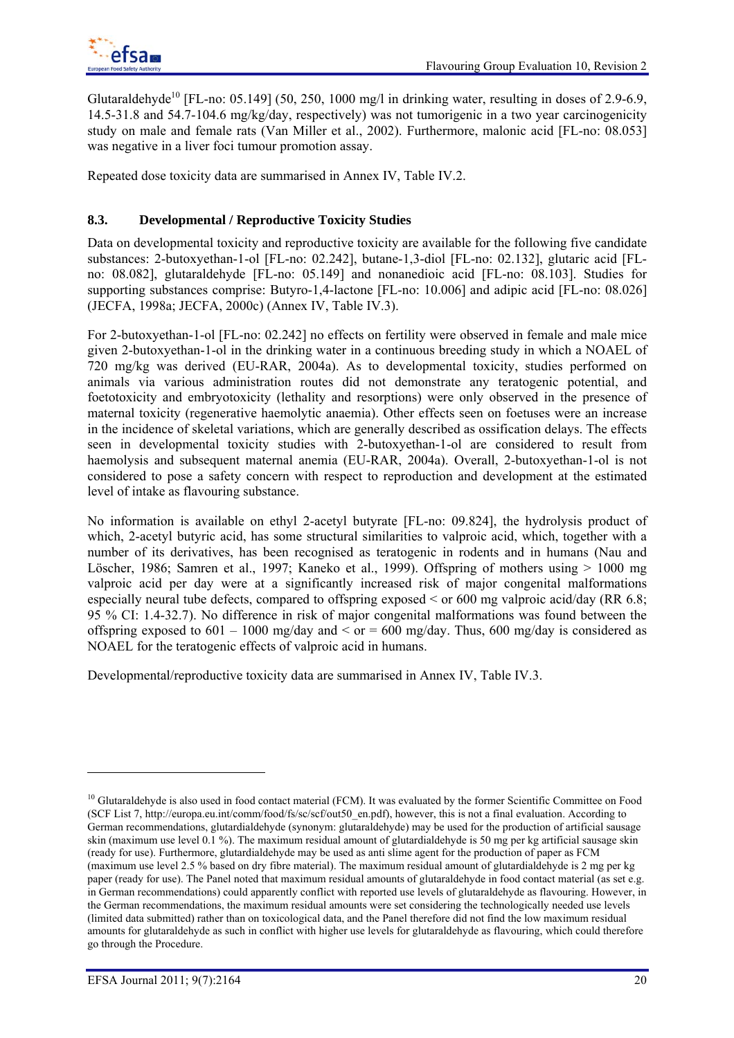Glutaraldehyde[10] [FL-no: 05.149] (50, 250, 1000 mg/l in drinking water, resulting in doses of 2.9-6.9, 14.5-31.8 and 54.7-104.6 mg/kg/day, respectively) was not tumorigenic in a two year carcinogenicity study on male and female rats (Van Miller et al., 2002). Furthermore, malonic acid [FL-no: 08.053] was negative in a liver foci tumour promotion assay.

Repeated dose toxicity data are summarised in Annex IV, Table IV.2.

### 8.3. Developmental / Reproductive Toxicity Studies

Data on developmental toxicity and reproductive toxicity are available for the following five candidate substances: 2-butoxyethan-1-ol [FL-no: 02.242], butane-1,3-diol [FL-no: 02.132], glutaric acid [FL-no: 08.082], glutaraldehyde [FL-no: 05.149] and nonanedioic acid [FL-no: 08.103]. Studies for supporting substances comprise: Butyro-1,4-lactone [FL-no: 10.006] and adipic acid [FL-no: 08.026] (JECFA, 1998a; JECFA, 2000c) (Annex IV, Table IV.3).

For 2-butoxyethan-1-ol [FL-no: 02.242] no effects on fertility were observed in female and male mice given 2-butoxyethan-1-ol in the drinking water in a continuous breeding study in which a NOAEL of 720 mg/kg was derived (EU-RAR, 2004a). As to developmental toxicity, studies performed on animals via various administration routes did not demonstrate any teratogenic potential, and foetotoxicity and embryotoxicity (lethality and resorptions) were only observed in the presence of maternal toxicity (regenerative haemolytic anaemia). Other effects seen on foetuses were an increase in the incidence of skeletal variations, which are generally described as ossification delays. The effects seen in developmental toxicity studies with 2-butoxyethan-1-ol are considered to result from haemolysis and subsequent maternal anemia (EU-RAR, 2004a). Overall, 2-butoxyethan-1-ol is not considered to pose a safety concern with respect to reproduction and development at the estimated level of intake as flavouring substance.

No information is available on ethyl 2-acetyl butyrate [FL-no: 09.824], the hydrolysis product of which, 2-acetyl butyric acid, has some structural similarities to valproic acid, which, together with a number of its derivatives, has been recognised as teratogenic in rodents and in humans (Nau and Löscher, 1986; Samren et al., 1997; Kaneko et al., 1999). Offspring of mothers using > 1000 mg valproic acid per day were at a significantly increased risk of major congenital malformations especially neural tube defects, compared to offspring exposed < or 600 mg valproic acid/day (RR 6.8; 95 % CI: 1.4-32.7). No difference in risk of major congenital malformations was found between the offspring exposed to 601 – 1000 mg/day and < or = 600 mg/day. Thus, 600 mg/day is considered as NOAEL for the teratogenic effects of valproic acid in humans.

Developmental/reproductive toxicity data are summarised in Annex IV, Table IV.3.

---

[10] Glutaraldehyde is also used in food contact material (FCM). It was evaluated by the former Scientific Committee on Food (SCF List 7, http://europa.eu.int/comm/food/fs/sc/scf/out50_en.pdf), however, this is not a final evaluation. According to German recommendations, glutardialdehyde (synonym: glutaraldehyde) may be used for the production of artificial sausage skin (maximum use level 0.1 %). The maximum residual amount of glutardialdehyde is 50 mg per kg artificial sausage skin (ready for use). Furthermore, glutardialdehyde may be used as anti slime agent for the production of paper as FCM (maximum use level 2.5 % based on dry fibre material). The maximum residual amount of glutardialdehyde is 2 mg per kg paper (ready for use). The Panel noted that maximum residual amounts of glutaraldehyde in food contact material (as set e.g. in German recommendations) could apparently conflict with reported use levels of glutaraldehyde as flavouring. However, in the German recommendations, the maximum residual amounts were set considering the technologically needed use levels (limited data submitted) rather than on toxicological data, and the Panel therefore did not find the low maximum residual amounts for glutaraldehyde as such in conflict with higher use levels for glutaraldehyde as flavouring, which could therefore go through the Procedure.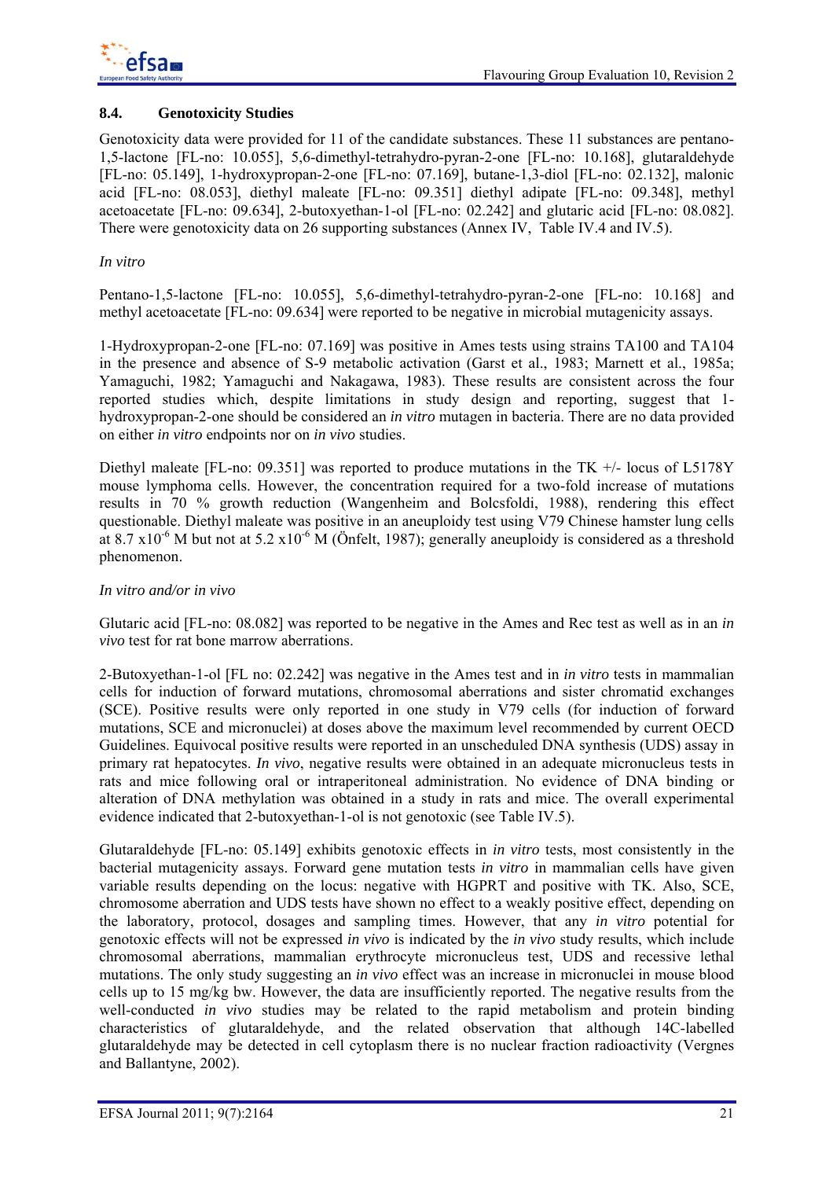## 8.4. Genotoxicity Studies

Genotoxicity data were provided for 11 of the candidate substances. These 11 substances are pentano-1,5-lactone [FL-no: 10.055], 5,6-dimethyl-tetrahydro-pyran-2-one [FL-no: 10.168], glutaraldehyde [FL-no: 05.149], 1-hydroxypropan-2-one [FL-no: 07.169], butane-1,3-diol [FL-no: 02.132], malonic acid [FL-no: 08.053], diethyl maleate [FL-no: 09.351] diethyl adipate [FL-no: 09.348], methyl acetoacetate [FL-no: 09.634], 2-butoxyethan-1-ol [FL-no: 02.242] and glutaric acid [FL-no: 08.082]. There were genotoxicity data on 26 supporting substances (Annex IV, Table IV.4 and IV.5).

*In vitro*

Pentano-1,5-lactone [FL-no: 10.055], 5,6-dimethyl-tetrahydro-pyran-2-one [FL-no: 10.168] and methyl acetoacetate [FL-no: 09.634] were reported to be negative in microbial mutagenicity assays.

1-Hydroxypropan-2-one [FL-no: 07.169] was positive in Ames tests using strains TA100 and TA104 in the presence and absence of S-9 metabolic activation (Garst et al., 1983; Marnett et al., 1985a; Yamaguchi, 1982; Yamaguchi and Nakagawa, 1983). These results are consistent across the four reported studies which, despite limitations in study design and reporting, suggest that 1-hydroxypropan-2-one should be considered an *in vitro* mutagen in bacteria. There are no data provided on either *in vitro* endpoints nor on *in vivo* studies.

Diethyl maleate [FL-no: 09.351] was reported to produce mutations in the TK +/- locus of L5178Y mouse lymphoma cells. However, the concentration required for a two-fold increase of mutations results in 70 % growth reduction (Wangenheim and Bolcsfoldi, 1988), rendering this effect questionable. Diethyl maleate was positive in an aneuploidy test using V79 Chinese hamster lung cells at 8.7 $x10^{-6}$ M but not at 5.2 $x10^{-6}$ M (Önfelt, 1987); generally aneuploidy is considered as a threshold phenomenon.

*In vitro and/or in vivo*

Glutaric acid [FL-no: 08.082] was reported to be negative in the Ames and Rec test as well as in an *in vivo* test for rat bone marrow aberrations.

2-Butoxyethan-1-ol [FL no: 02.242] was negative in the Ames test and in *in vitro* tests in mammalian cells for induction of forward mutations, chromosomal aberrations and sister chromatid exchanges (SCE). Positive results were only reported in one study in V79 cells (for induction of forward mutations, SCE and micronuclei) at doses above the maximum level recommended by current OECD Guidelines. Equivocal positive results were reported in an unscheduled DNA synthesis (UDS) assay in primary rat hepatocytes. *In vivo*, negative results were obtained in an adequate micronucleus tests in rats and mice following oral or intraperitoneal administration. No evidence of DNA binding or alteration of DNA methylation was obtained in a study in rats and mice. The overall experimental evidence indicated that 2-butoxyethan-1-ol is not genotoxic (see Table IV.5).

Glutaraldehyde [FL-no: 05.149] exhibits genotoxic effects in *in vitro* tests, most consistently in the bacterial mutagenicity assays. Forward gene mutation tests *in vitro* in mammalian cells have given variable results depending on the locus: negative with HGPRT and positive with TK. Also, SCE, chromosome aberration and UDS tests have shown no effect to a weakly positive effect, depending on the laboratory, protocol, dosages and sampling times. However, that any *in vitro* potential for genotoxic effects will not be expressed *in vivo* is indicated by the *in vivo* study results, which include chromosomal aberrations, mammalian erythrocyte micronucleus test, UDS and recessive lethal mutations. The only study suggesting an *in vivo* effect was an increase in micronuclei in mouse blood cells up to 15 mg/kg bw. However, the data are insufficiently reported. The negative results from the well-conducted *in vivo* studies may be related to the rapid metabolism and protein binding characteristics of glutaraldehyde, and the related observation that although 14C-labelled glutaraldehyde may be detected in cell cytoplasm there is no nuclear fraction radioactivity (Vergnes and Ballantyne, 2002).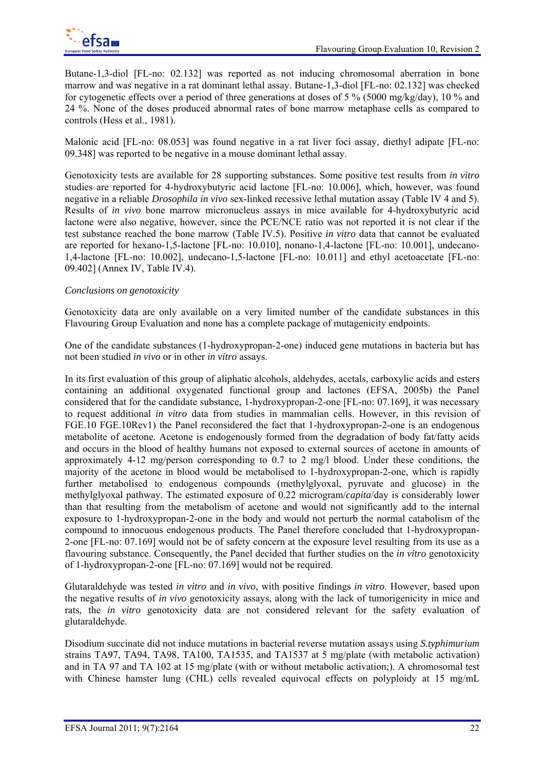Butane-1,3-diol [FL-no: 02.132] was reported as not inducing chromosomal aberration in bone marrow and was negative in a rat dominant lethal assay. Butane-1,3-diol [FL-no: 02.132] was checked for cytogenetic effects over a period of three generations at doses of 5 % (5000 mg/kg/day), 10 % and 24 %. None of the doses produced abnormal rates of bone marrow metaphase cells as compared to controls (Hess et al., 1981).

Malonic acid [FL-no: 08.053] was found negative in a rat liver foci assay, diethyl adipate [FL-no: 09.348] was reported to be negative in a mouse dominant lethal assay.

Genotoxicity tests are available for 28 supporting substances. Some positive test results from *in vitro* studies are reported for 4-hydroxybutyric acid lactone [FL-no: 10.006], which, however, was found negative in a reliable *Drosophila in vivo* sex-linked recessive lethal mutation assay (Table IV 4 and 5). Results of *in vivo* bone marrow micronucleus assays in mice available for 4-hydroxybutyric acid lactone were also negative, however, since the PCE/NCE ratio was not reported it is not clear if the test substance reached the bone marrow (Table IV.5). Positive *in vitro* data that cannot be evaluated are reported for hexano-1,5-lactone [FL-no: 10.010], nonano-1,4-lactone [FL-no: 10.001], undecano-1,4-lactone [FL-no: 10.002], undecano-1,5-lactone [FL-no: 10.011] and ethyl acetoacetate [FL-no: 09.402] (Annex IV, Table IV.4).

*Conclusions on genotoxicity*

Genotoxicity data are only available on a very limited number of the candidate substances in this Flavouring Group Evaluation and none has a complete package of mutagenicity endpoints.

One of the candidate substances (1-hydroxypropan-2-one) induced gene mutations in bacteria but has not been studied *in vivo* or in other *in vitro* assays.

In its first evaluation of this group of aliphatic alcohols, aldehydes, acetals, carboxylic acids and esters containing an additional oxygenated functional group and lactones (EFSA, 2005b) the Panel considered that for the candidate substance, 1-hydroxypropan-2-one [FL-no: 07.169], it was necessary to request additional *in vitro* data from studies in mammalian cells. However, in this revision of FGE.10 FGE.10Rev1) the Panel reconsidered the fact that 1-hydroxypropan-2-one is an endogenous metabolite of acetone. Acetone is endogenously formed from the degradation of body fat/fatty acids and occurs in the blood of healthy humans not exposed to external sources of acetone in amounts of approximately 4-12 mg/person corresponding to 0.7 to 2 mg/l blood. Under these conditions, the majority of the acetone in blood would be metabolised to 1-hydroxypropan-2-one, which is rapidly further metabolised to endogenous compounds (methylglyoxal, pyruvate and glucose) in the methylglyoxal pathway. The estimated exposure of 0.22 microgram/*capita*/day is considerably lower than that resulting from the metabolism of acetone and would not significantly add to the internal exposure to 1-hydroxypropan-2-one in the body and would not perturb the normal catabolism of the compound to innocuous endogenous products. The Panel therefore concluded that 1-hydroxypropan-2-one [FL-no: 07.169] would not be of safety concern at the exposure level resulting from its use as a flavouring substance. Consequently, the Panel decided that further studies on the *in vitro* genotoxicity of 1-hydroxypropan-2-one [FL-no: 07.169] would not be required.

Glutaraldehyde was tested *in vitro* and *in vivo*, with positive findings *in vitro*. However, based upon the negative results of *in vivo* genotoxicity assays, along with the lack of tumorigenicity in mice and rats, the *in vitro* genotoxicity data are not considered relevant for the safety evaluation of glutaraldehyde.

Disodium succinate did not induce mutations in bacterial reverse mutation assays using *S.typhimurium* strains TA97, TA94, TA98, TA100, TA1535, and TA1537 at 5 mg/plate (with metabolic activation) and in TA 97 and TA 102 at 15 mg/plate (with or without metabolic activation;). A chromosomal test with Chinese hamster lung (CHL) cells revealed equivocal effects on polyploidy at 15 mg/mL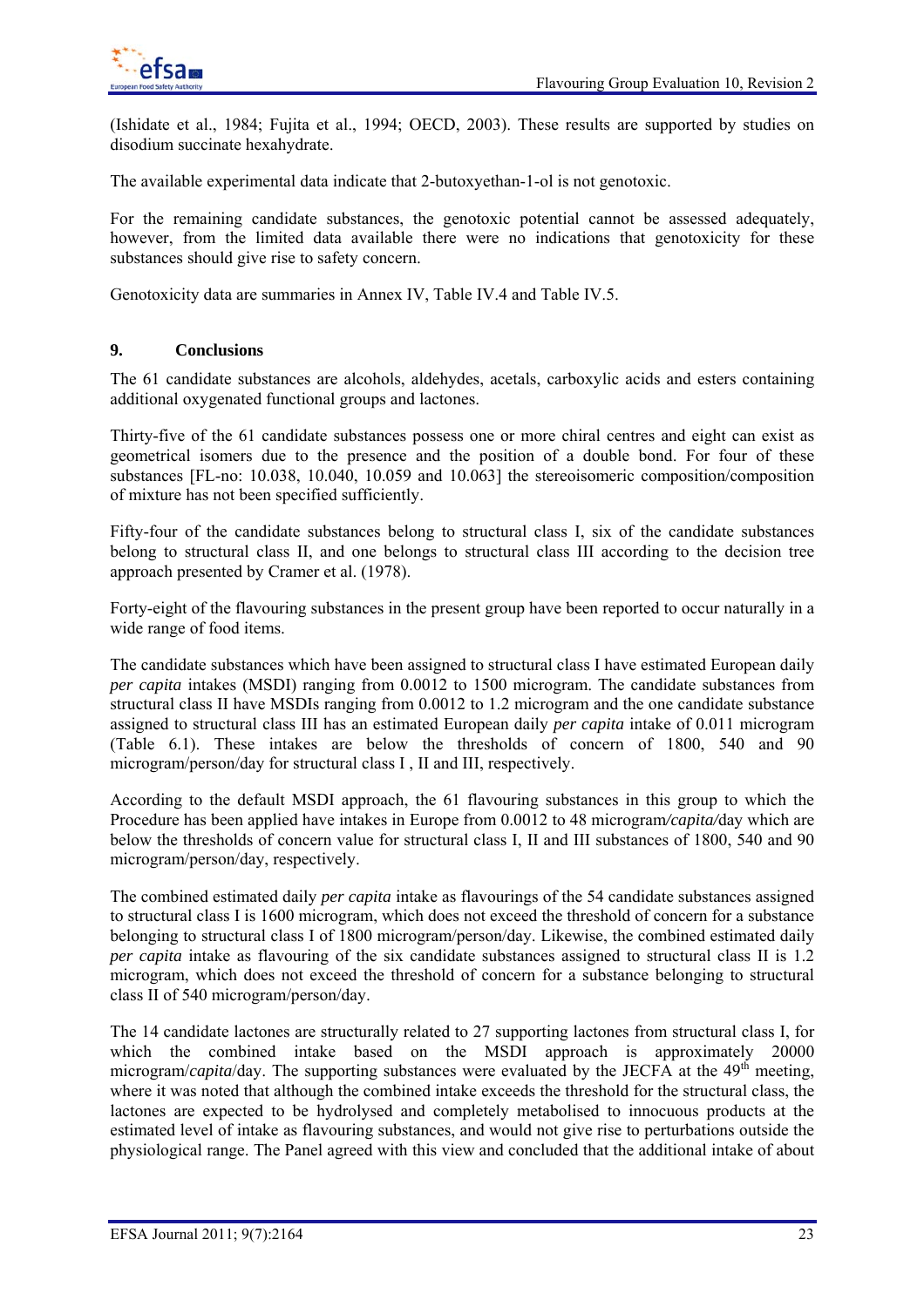(Ishidate et al., 1984; Fujita et al., 1994; OECD, 2003). These results are supported by studies on disodium succinate hexahydrate.

The available experimental data indicate that 2-butoxyethan-1-ol is not genotoxic.

For the remaining candidate substances, the genotoxic potential cannot be assessed adequately, however, from the limited data available there were no indications that genotoxicity for these substances should give rise to safety concern.

Genotoxicity data are summaries in Annex IV, Table IV.4 and Table IV.5.

## 9. Conclusions

The 61 candidate substances are alcohols, aldehydes, acetals, carboxylic acids and esters containing additional oxygenated functional groups and lactones.

Thirty-five of the 61 candidate substances possess one or more chiral centres and eight can exist as geometrical isomers due to the presence and the position of a double bond. For four of these substances [FL-no: 10.038, 10.040, 10.059 and 10.063] the stereoisomeric composition/composition of mixture has not been specified sufficiently.

Fifty-four of the candidate substances belong to structural class I, six of the candidate substances belong to structural class II, and one belongs to structural class III according to the decision tree approach presented by Cramer et al. (1978).

Forty-eight of the flavouring substances in the present group have been reported to occur naturally in a wide range of food items.

The candidate substances which have been assigned to structural class I have estimated European daily *per capita* intakes (MSDI) ranging from 0.0012 to 1500 microgram. The candidate substances from structural class II have MSDIs ranging from 0.0012 to 1.2 microgram and the one candidate substance assigned to structural class III has an estimated European daily *per capita* intake of 0.011 microgram (Table 6.1). These intakes are below the thresholds of concern of 1800, 540 and 90 microgram/person/day for structural class I , II and III, respectively.

According to the default MSDI approach, the 61 flavouring substances in this group to which the Procedure has been applied have intakes in Europe from 0.0012 to 48 microgram*/capita/*day which are below the thresholds of concern value for structural class I, II and III substances of 1800, 540 and 90 microgram/person/day, respectively.

The combined estimated daily *per capita* intake as flavourings of the 54 candidate substances assigned to structural class I is 1600 microgram, which does not exceed the threshold of concern for a substance belonging to structural class I of 1800 microgram/person/day. Likewise, the combined estimated daily *per capita* intake as flavouring of the six candidate substances assigned to structural class II is 1.2 microgram, which does not exceed the threshold of concern for a substance belonging to structural class II of 540 microgram/person/day.

The 14 candidate lactones are structurally related to 27 supporting lactones from structural class I, for which the combined intake based on the MSDI approach is approximately 20000 microgram/*capita*/day. The supporting substances were evaluated by the JECFA at the 49th meeting, where it was noted that although the combined intake exceeds the threshold for the structural class, the lactones are expected to be hydrolysed and completely metabolised to innocuous products at the estimated level of intake as flavouring substances, and would not give rise to perturbations outside the physiological range. The Panel agreed with this view and concluded that the additional intake of about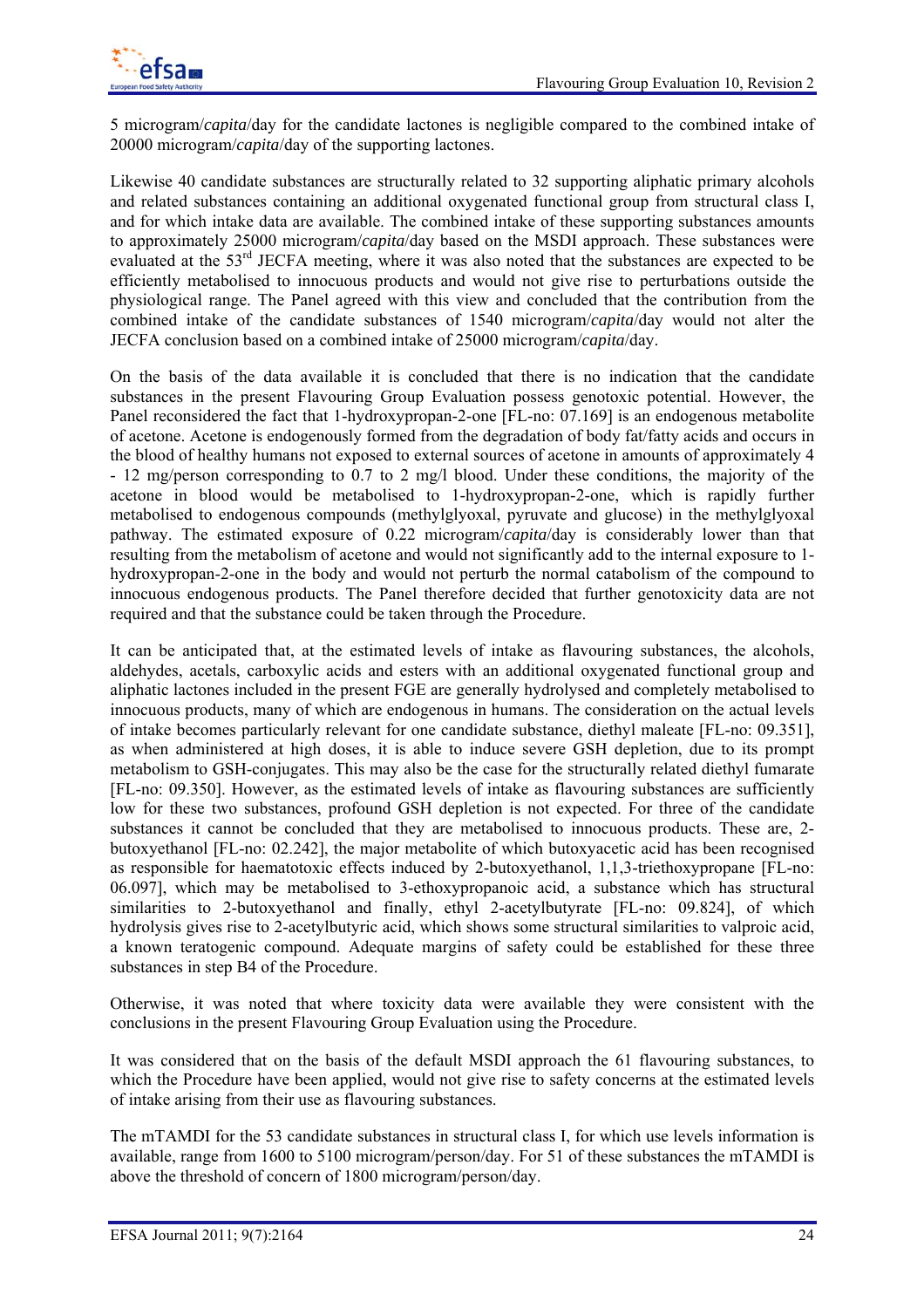5 microgram/*capita*/day for the candidate lactones is negligible compared to the combined intake of 20000 microgram/*capita*/day of the supporting lactones.

Likewise 40 candidate substances are structurally related to 32 supporting aliphatic primary alcohols and related substances containing an additional oxygenated functional group from structural class I, and for which intake data are available. The combined intake of these supporting substances amounts to approximately 25000 microgram/*capita*/day based on the MSDI approach. These substances were evaluated at the 53rd JECFA meeting, where it was also noted that the substances are expected to be efficiently metabolised to innocuous products and would not give rise to perturbations outside the physiological range. The Panel agreed with this view and concluded that the contribution from the combined intake of the candidate substances of 1540 microgram/*capita*/day would not alter the JECFA conclusion based on a combined intake of 25000 microgram/*capita*/day.

On the basis of the data available it is concluded that there is no indication that the candidate substances in the present Flavouring Group Evaluation possess genotoxic potential. However, the Panel reconsidered the fact that 1-hydroxypropan-2-one [FL-no: 07.169] is an endogenous metabolite of acetone. Acetone is endogenously formed from the degradation of body fat/fatty acids and occurs in the blood of healthy humans not exposed to external sources of acetone in amounts of approximately 4 - 12 mg/person corresponding to 0.7 to 2 mg/l blood. Under these conditions, the majority of the acetone in blood would be metabolised to 1-hydroxypropan-2-one, which is rapidly further metabolised to endogenous compounds (methylglyoxal, pyruvate and glucose) in the methylglyoxal pathway. The estimated exposure of 0.22 microgram/*capita*/day is considerably lower than that resulting from the metabolism of acetone and would not significantly add to the internal exposure to 1-hydroxypropan-2-one in the body and would not perturb the normal catabolism of the compound to innocuous endogenous products. The Panel therefore decided that further genotoxicity data are not required and that the substance could be taken through the Procedure.

It can be anticipated that, at the estimated levels of intake as flavouring substances, the alcohols, aldehydes, acetals, carboxylic acids and esters with an additional oxygenated functional group and aliphatic lactones included in the present FGE are generally hydrolysed and completely metabolised to innocuous products, many of which are endogenous in humans. The consideration on the actual levels of intake becomes particularly relevant for one candidate substance, diethyl maleate [FL-no: 09.351], as when administered at high doses, it is able to induce severe GSH depletion, due to its prompt metabolism to GSH-conjugates. This may also be the case for the structurally related diethyl fumarate [FL-no: 09.350]. However, as the estimated levels of intake as flavouring substances are sufficiently low for these two substances, profound GSH depletion is not expected. For three of the candidate substances it cannot be concluded that they are metabolised to innocuous products. These are, 2-butoxyethanol [FL-no: 02.242], the major metabolite of which butoxyacetic acid has been recognised as responsible for haematotoxic effects induced by 2-butoxyethanol, 1,1,3-triethoxypropane [FL-no: 06.097], which may be metabolised to 3-ethoxypropanoic acid, a substance which has structural similarities to 2-butoxyethanol and finally, ethyl 2-acetylbutyrate [FL-no: 09.824], of which hydrolysis gives rise to 2-acetylbutyric acid, which shows some structural similarities to valproic acid, a known teratogenic compound. Adequate margins of safety could be established for these three substances in step B4 of the Procedure.

Otherwise, it was noted that where toxicity data were available they were consistent with the conclusions in the present Flavouring Group Evaluation using the Procedure.

It was considered that on the basis of the default MSDI approach the 61 flavouring substances, to which the Procedure have been applied, would not give rise to safety concerns at the estimated levels of intake arising from their use as flavouring substances.

The mTAMDI for the 53 candidate substances in structural class I, for which use levels information is available, range from 1600 to 5100 microgram/person/day. For 51 of these substances the mTAMDI is above the threshold of concern of 1800 microgram/person/day.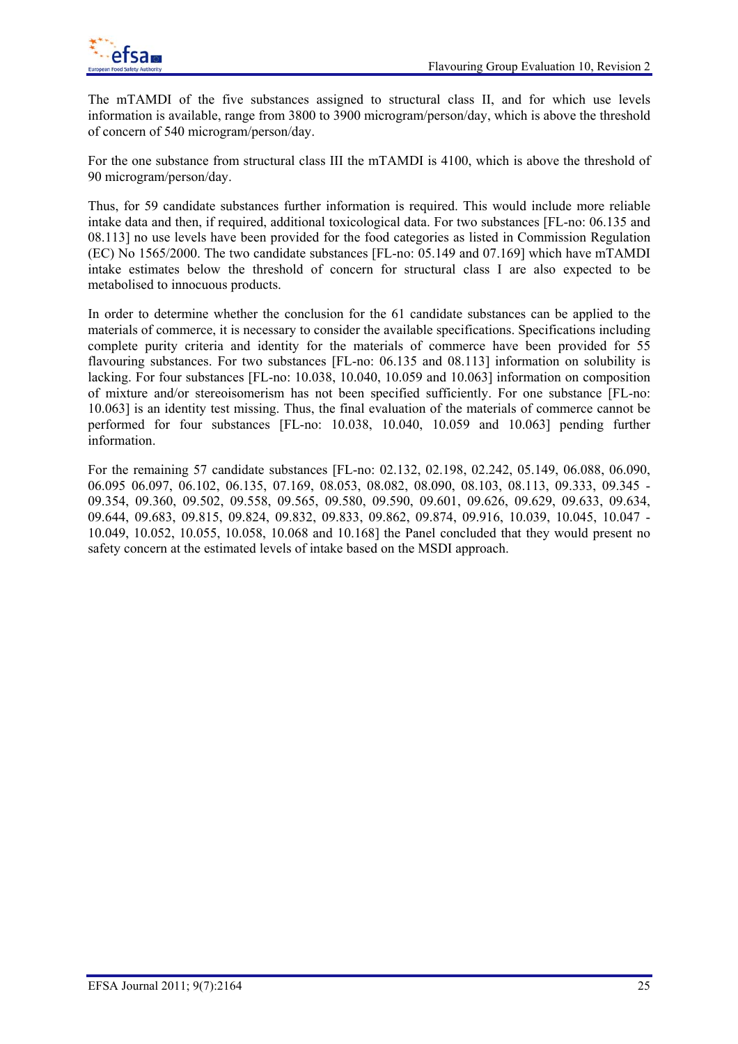The mTAMDI of the five substances assigned to structural class II, and for which use levels information is available, range from 3800 to 3900 microgram/person/day, which is above the threshold of concern of 540 microgram/person/day.

For the one substance from structural class III the mTAMDI is 4100, which is above the threshold of 90 microgram/person/day.

Thus, for 59 candidate substances further information is required. This would include more reliable intake data and then, if required, additional toxicological data. For two substances [FL-no: 06.135 and 08.113] no use levels have been provided for the food categories as listed in Commission Regulation (EC) No 1565/2000. The two candidate substances [FL-no: 05.149 and 07.169] which have mTAMDI intake estimates below the threshold of concern for structural class I are also expected to be metabolised to innocuous products.

In order to determine whether the conclusion for the 61 candidate substances can be applied to the materials of commerce, it is necessary to consider the available specifications. Specifications including complete purity criteria and identity for the materials of commerce have been provided for 55 flavouring substances. For two substances [FL-no: 06.135 and 08.113] information on solubility is lacking. For four substances [FL-no: 10.038, 10.040, 10.059 and 10.063] information on composition of mixture and/or stereoisomerism has not been specified sufficiently. For one substance [FL-no: 10.063] is an identity test missing. Thus, the final evaluation of the materials of commerce cannot be performed for four substances [FL-no: 10.038, 10.040, 10.059 and 10.063] pending further information.

For the remaining 57 candidate substances [FL-no: 02.132, 02.198, 02.242, 05.149, 06.088, 06.090, 06.095 06.097, 06.102, 06.135, 07.169, 08.053, 08.082, 08.090, 08.103, 08.113, 09.333, 09.345 - 09.354, 09.360, 09.502, 09.558, 09.565, 09.580, 09.590, 09.601, 09.626, 09.629, 09.633, 09.634, 09.644, 09.683, 09.815, 09.824, 09.832, 09.833, 09.862, 09.874, 09.916, 10.039, 10.045, 10.047 - 10.049, 10.052, 10.055, 10.058, 10.068 and 10.168] the Panel concluded that they would present no safety concern at the estimated levels of intake based on the MSDI approach.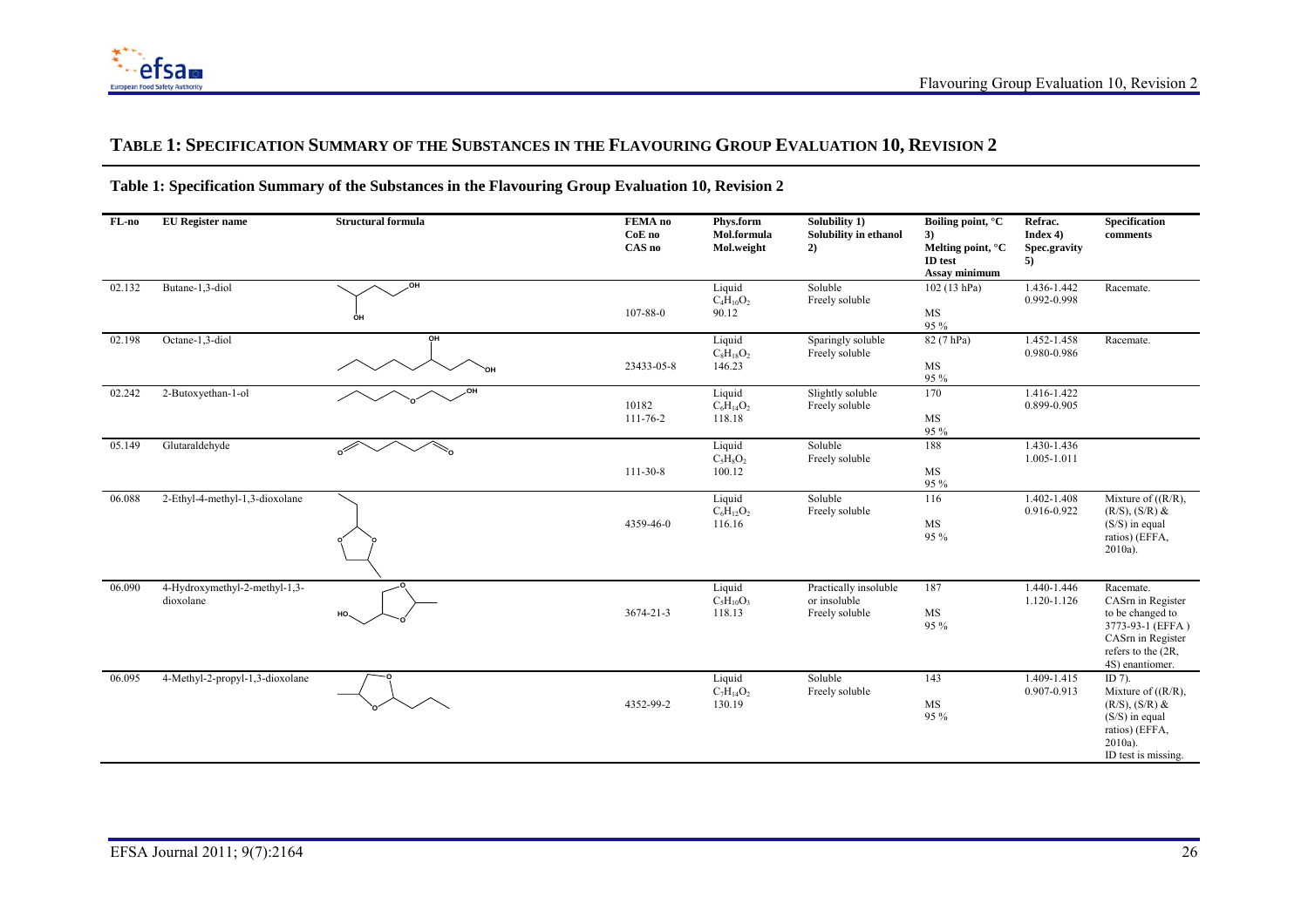## TABLE 1: SPECIFICATION SUMMARY OF THE SUBSTANCES IN THE FLAVOURING GROUP EVALUATION 10, REVISION 2

**Table 1: Specification Summary of the Substances in the Flavouring Group Evaluation 10, Revision 2**

| FL-no | EU Register name | Structural formula | FEMA no<br>CoE no<br>CAS no | Phys.form<br>Mol.formula<br>Mol.weight | Solubility 1)<br>Solubility in ethanol 2) | Boiling point, °C 3)<br>Melting point, °C<br>ID test<br>Assay minimum | Refrac. Index 4)<br>Spec.gravity 5) | Specification comments |
|---|---|---|---|---|---|---|---|---|
| 02.132 | Butane-1,3-diol | | 107-88-0 | Liquid<br>$C_4H_{10}O_2$<br>90.12 | Soluble<br>Freely soluble | 102 (13 hPa)<br>MS<br>95 % | 1.436-1.442<br>0.992-0.998 | Racemate. |
| 02.198 | Octane-1,3-diol | | 23433-05-8 | Liquid<br>$C_8H_{18}O_2$<br>146.23 | Sparingly soluble<br>Freely soluble | 82 (7 hPa)<br>MS<br>95 % | 1.452-1.458<br>0.980-0.986 | Racemate. |
| 02.242 | 2-Butoxyethan-1-ol | | 10182<br>111-76-2 | Liquid<br>$C_6H_{14}O_2$<br>118.18 | Slightly soluble<br>Freely soluble | 170<br>MS<br>95 % | 1.416-1.422<br>0.899-0.905 | |
| 05.149 | Glutaraldehyde | | 111-30-8 | Liquid<br>$C_5H_8O_2$<br>100.12 | Soluble<br>Freely soluble | 188<br>MS<br>95 % | 1.430-1.436<br>1.005-1.011 | |
| 06.088 | 2-Ethyl-4-methyl-1,3-dioxolane | | 4359-46-0 | Liquid<br>$C_6H_{12}O_2$<br>116.16 | Soluble<br>Freely soluble | 116<br>MS<br>95 % | 1.402-1.408<br>0.916-0.922 | Mixture of ((R/R), (R/S), (S/R) & (S/S) in equal ratios) (EFFA, 2010a). |
| 06.090 | 4-Hydroxymethyl-2-methyl-1,3-dioxolane | | 3674-21-3 | Liquid<br>$C_5H_{10}O_3$<br>118.13 | Practically insoluble or insoluble<br>Freely soluble | 187<br>MS<br>95 % | 1.440-1.446<br>1.120-1.126 | Racemate. CASrn in Register to be changed to 3773-93-1 (EFFA ) CASrn in Register refers to the (2R, 4S) enantiomer. |
| 06.095 | 4-Methyl-2-propyl-1,3-dioxolane | | 4352-99-2 | Liquid<br>$C_7H_{14}O_2$<br>130.19 | Soluble<br>Freely soluble | 143<br>MS<br>95 % | 1.409-1.415<br>0.907-0.913 | ID 7).<br>Mixture of ((R/R), (R/S), (S/R) & (S/S) in equal ratios) (EFFA, 2010a).<br>ID test is missing. |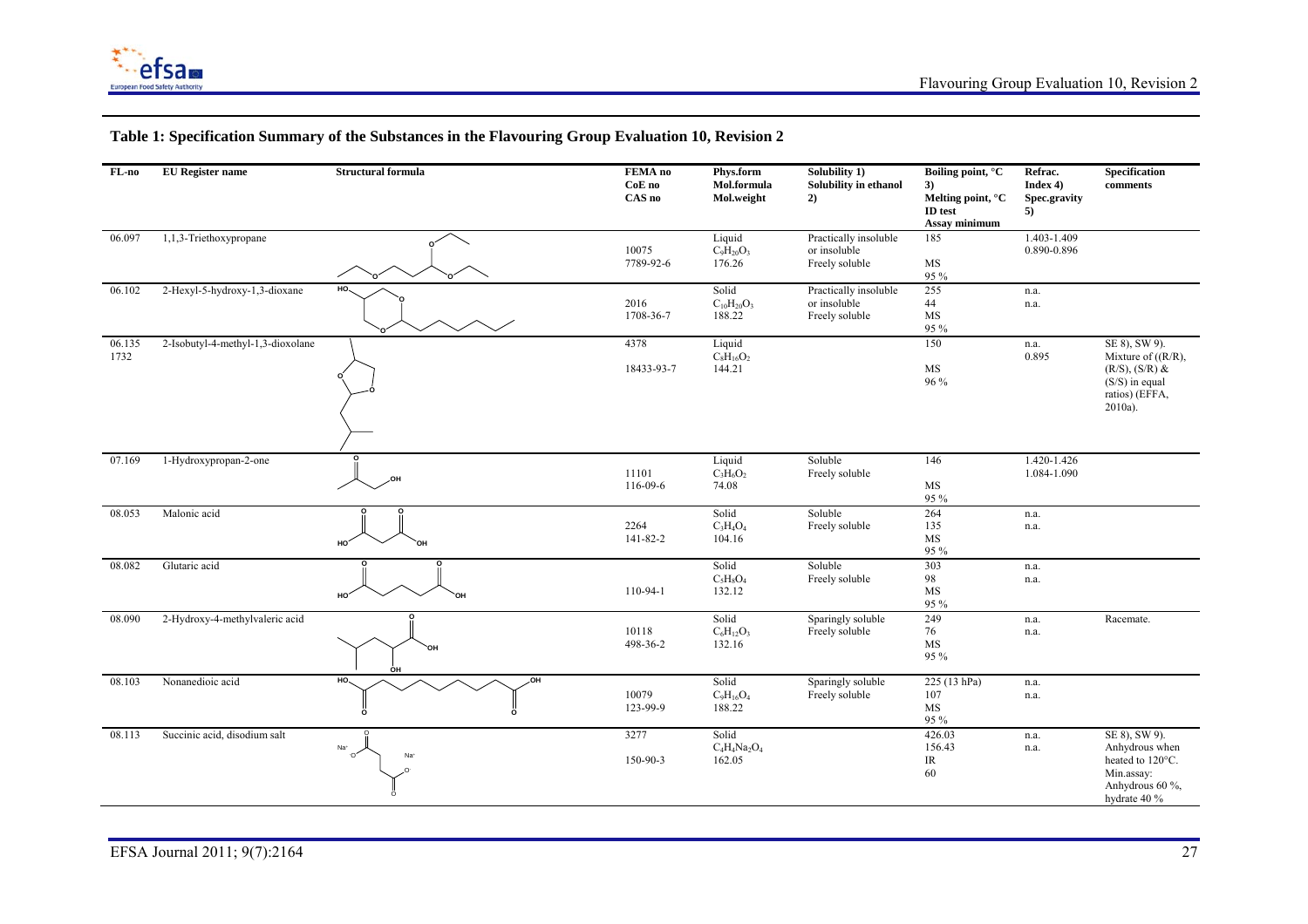## Table 1: Specification Summary of the Substances in the Flavouring Group Evaluation 10, Revision 2

| FL-no | EU Register name | Structural formula | FEMA no<br>CoE no<br>CAS no | Phys.form<br>Mol.formula<br>Mol.weight | Solubility 1)<br>Solubility in ethanol 2) | Boiling point, °C 3)<br>Melting point, °C<br>ID test<br>Assay minimum | Refrac. Index 4)<br>Spec.gravity 5) | Specification comments |
|---|---|---|---|---|---|---|---|---|
| 06.097 | 1,1,3-Triethoxypropane | | 10075<br>7789-92-6 | Liquid<br>$C_9H_{20}O_3$<br>176.26 | Practically insoluble or insoluble<br>Freely soluble | 185<br><br>MS<br>95 % | 1.403-1.409<br>0.890-0.896 | |
| 06.102 | 2-Hexyl-5-hydroxy-1,3-dioxane | | 2016<br>1708-36-7 | Solid<br>$C_{10}H_{20}O_3$<br>188.22 | Practically insoluble or insoluble<br>Freely soluble | 255<br>44<br>MS<br>95 % | n.a.<br>n.a. | |
| 06.135<br>1732 | 2-Isobutyl-4-methyl-1,3-dioxolane | | 4378<br><br>18433-93-7 | Liquid<br>$C_8H_{16}O_2$<br>144.21 | | 150<br><br>MS<br>96 % | n.a.<br>0.895 | SE 8), SW 9).<br>Mixture of ((R/R), (R/S), (S/R) & (S/S) in equal ratios) (EFFA, 2010a). |
| 07.169 | 1-Hydroxypropan-2-one | | 11101<br>116-09-6 | Liquid<br>$C_3H_6O_2$<br>74.08 | Soluble<br>Freely soluble | 146<br><br>MS<br>95 % | 1.420-1.426<br>1.084-1.090 | |
| 08.053 | Malonic acid | | 2264<br>141-82-2 | Solid<br>$C_3H_4O_4$<br>104.16 | Soluble<br>Freely soluble | 264<br>135<br>MS<br>95 % | n.a.<br>n.a. | |
| 08.082 | Glutaric acid | | <br>110-94-1 | Solid<br>$C_5H_8O_4$<br>132.12 | Soluble<br>Freely soluble | 303<br>98<br>MS<br>95 % | n.a.<br>n.a. | |
| 08.090 | 2-Hydroxy-4-methylvaleric acid | | 10118<br>498-36-2 | Solid<br>$C_6H_{12}O_3$<br>132.16 | Sparingly soluble<br>Freely soluble | 249<br>76<br>MS<br>95 % | n.a.<br>n.a. | Racemate. |
| 08.103 | Nonanedioic acid | | 10079<br>123-99-9 | Solid<br>$C_9H_{16}O_4$<br>188.22 | Sparingly soluble<br>Freely soluble | 225 (13 hPa)<br>107<br>MS<br>95 % | n.a.<br>n.a. | |
| 08.113 | Succinic acid, disodium salt | | 3277<br><br>150-90-3 | Solid<br>$C_4H_4Na_2O_4$<br>162.05 | | 426.03<br>156.43<br>IR<br>60 | n.a.<br>n.a. | SE 8), SW 9).<br>Anhydrous when heated to 120°C.<br>Min.assay: Anhydrous 60 %, hydrate 40 % |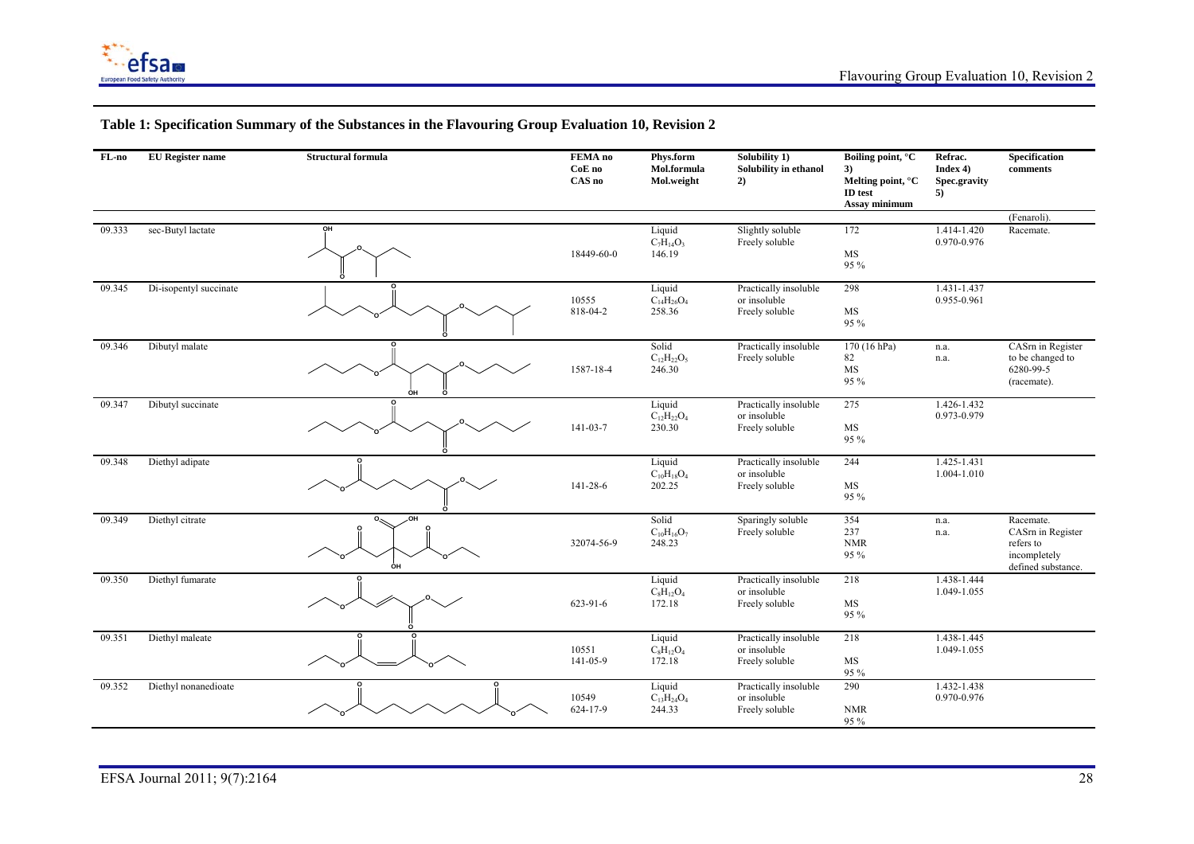## Table 1: Specification Summary of the Substances in the Flavouring Group Evaluation 10, Revision 2

| FL-no | EU Register name | Structural formula | FEMA no<br>CoE no<br>CAS no | Phys.form<br>Mol.formula<br>Mol.weight | Solubility 1)<br>Solubility in ethanol 2) | Boiling point, °C 3)<br>Melting point, °C<br>ID test<br>Assay minimum | Refrac. Index 4)<br>Spec.gravity 5) | Specification comments |
|---|---|---|---|---|---|---|---|---|
| | | | | | | | | (Fenaroli). |
| 09.333 | sec-Butyl lactate | | 18449-60-0 | Liquid<br>$C_7H_{14}O_3$<br>146.19 | Slightly soluble<br>Freely soluble | 172<br><br>MS<br>95 % | 1.414-1.420<br>0.970-0.976 | Racemate. |
| 09.345 | Di-isopentyl succinate | | 10555<br>818-04-2 | Liquid<br>$C_{14}H_{26}O_4$<br>258.36 | Practically insoluble or insoluble<br>Freely soluble | 298<br><br>MS<br>95 % | 1.431-1.437<br>0.955-0.961 | |
| 09.346 | Dibutyl malate | | 1587-18-4 | Solid<br>$C_{12}H_{22}O_5$<br>246.30 | Practically insoluble<br>Freely soluble | 170 (16 hPa)<br>82<br>MS<br>95 % | n.a.<br>n.a. | CASrn in Register to be changed to 6280-99-5 (racemate). |
| 09.347 | Dibutyl succinate | | 141-03-7 | Liquid<br>$C_{12}H_{22}O_4$<br>230.30 | Practically insoluble or insoluble<br>Freely soluble | 275<br><br>MS<br>95 % | 1.426-1.432<br>0.973-0.979 | |
| 09.348 | Diethyl adipate | | 141-28-6 | Liquid<br>$C_{10}H_{18}O_4$<br>202.25 | Practically insoluble or insoluble<br>Freely soluble | 244<br><br>MS<br>95 % | 1.425-1.431<br>1.004-1.010 | |
| 09.349 | Diethyl citrate | | 32074-56-9 | Solid<br>$C_{10}H_{16}O_7$<br>248.23 | Sparingly soluble<br>Freely soluble | 354<br>237<br>NMR<br>95 % | n.a.<br>n.a. | Racemate. CASrn in Register refers to incompletely defined substance. |
| 09.350 | Diethyl fumarate | | 623-91-6 | Liquid<br>$C_8H_{12}O_4$<br>172.18 | Practically insoluble or insoluble<br>Freely soluble | 218<br><br>MS<br>95 % | 1.438-1.444<br>1.049-1.055 | |
| 09.351 | Diethyl maleate | | 10551<br>141-05-9 | Liquid<br>$C_8H_{12}O_4$<br>172.18 | Practically insoluble or insoluble<br>Freely soluble | 218<br><br>MS<br>95 % | 1.438-1.445<br>1.049-1.055 | |
| 09.352 | Diethyl nonanedioate | | 10549<br>624-17-9 | Liquid<br>$C_{13}H_{24}O_4$<br>244.33 | Practically insoluble or insoluble<br>Freely soluble | 290<br><br>NMR<br>95 % | 1.432-1.438<br>0.970-0.976 | |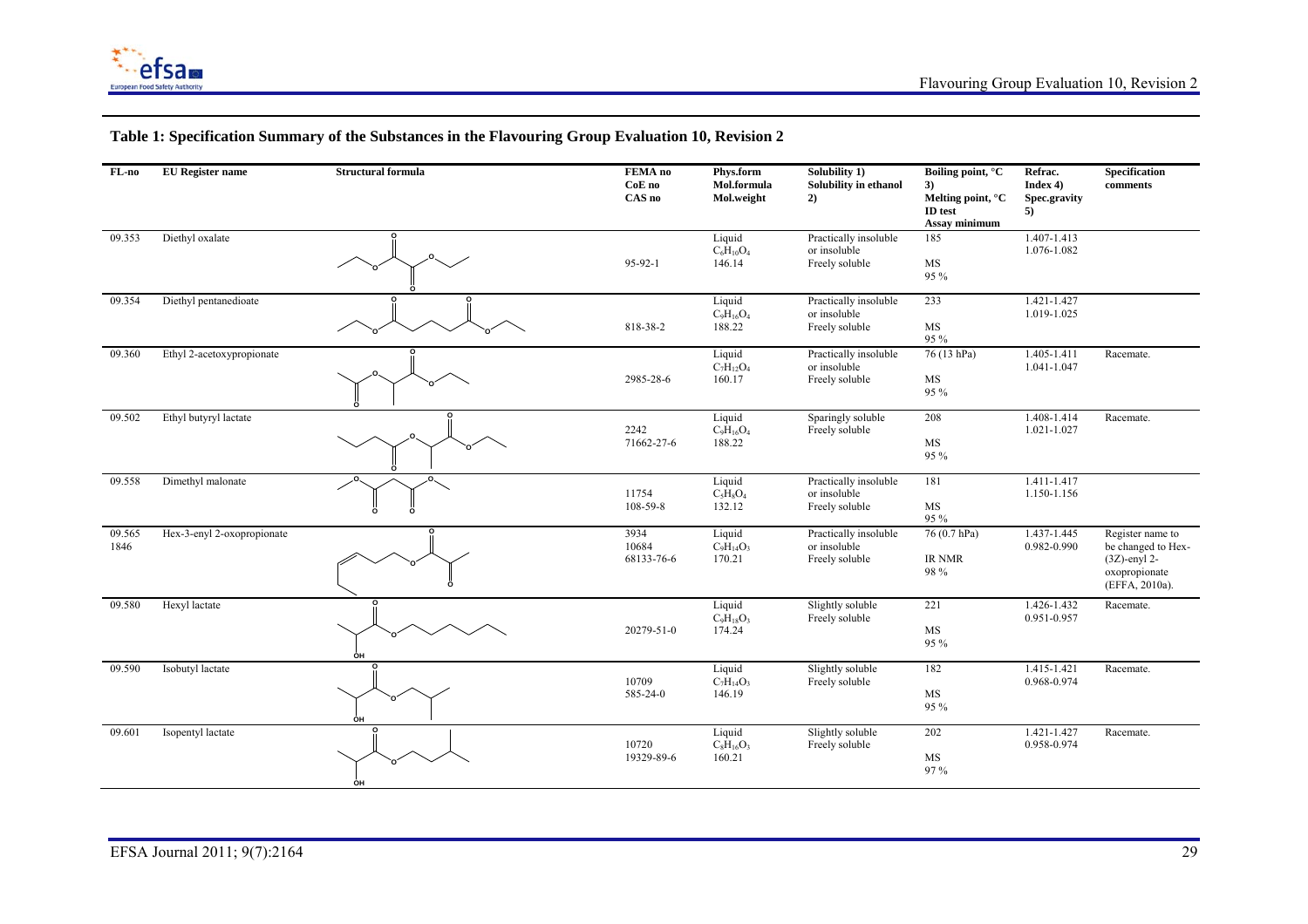## Table 1: Specification Summary of the Substances in the Flavouring Group Evaluation 10, Revision 2

| FL-no | EU Register name | Structural formula | FEMA no<br>CoE no<br>CAS no | Phys.form<br>Mol.formula<br>Mol.weight | Solubility 1)<br>Solubility in ethanol 2) | Boiling point, °C 3)<br>Melting point, °C<br>ID test<br>Assay minimum | Refrac. Index 4)<br>Spec.gravity 5) | Specification comments |
|---|---|---|---|---|---|---|---|---|
| 09.353 | Diethyl oxalate | | 95-92-1 | Liquid<br>$C_6H_{10}O_4$<br>146.14 | Practically insoluble or insoluble<br>Freely soluble | 185<br>MS<br>95 % | 1.407-1.413<br>1.076-1.082 | |
| 09.354 | Diethyl pentanedioate | | 818-38-2 | Liquid<br>$C_9H_{16}O_4$<br>188.22 | Practically insoluble or insoluble<br>Freely soluble | 233<br>MS<br>95 % | 1.421-1.427<br>1.019-1.025 | |
| 09.360 | Ethyl 2-acetoxypropionate | | 2985-28-6 | Liquid<br>$C_7H_{12}O_4$<br>160.17 | Practically insoluble or insoluble<br>Freely soluble | 76 (13 hPa)<br>MS<br>95 % | 1.405-1.411<br>1.041-1.047 | Racemate. |
| 09.502 | Ethyl butyryl lactate | | 2242<br>71662-27-6 | Liquid<br>$C_9H_{16}O_4$<br>188.22 | Sparingly soluble<br>Freely soluble | 208<br>MS<br>95 % | 1.408-1.414<br>1.021-1.027 | Racemate. |
| 09.558 | Dimethyl malonate | | 11754<br>108-59-8 | Liquid<br>$C_5H_8O_4$<br>132.12 | Practically insoluble or insoluble<br>Freely soluble | 181<br>MS<br>95 % | 1.411-1.417<br>1.150-1.156 | |
| 09.565<br>1846 | Hex-3-enyl 2-oxopropionate | | 3934<br>10684<br>68133-76-6 | Liquid<br>$C_9H_{14}O_3$<br>170.21 | Practically insoluble or insoluble<br>Freely soluble | 76 (0.7 hPa)<br>IR NMR<br>98 % | 1.437-1.445<br>0.982-0.990 | Register name to be changed to Hex-(3Z)-enyl 2-oxopropionate (EFFA, 2010a). |
| 09.580 | Hexyl lactate | | 20279-51-0 | Liquid<br>$C_9H_{18}O_3$<br>174.24 | Slightly soluble<br>Freely soluble | 221<br>MS<br>95 % | 1.426-1.432<br>0.951-0.957 | Racemate. |
| 09.590 | Isobutyl lactate | | 10709<br>585-24-0 | Liquid<br>$C_7H_{14}O_3$<br>146.19 | Slightly soluble<br>Freely soluble | 182<br>MS<br>95 % | 1.415-1.421<br>0.968-0.974 | Racemate. |
| 09.601 | Isopentyl lactate | | 10720<br>19329-89-6 | Liquid<br>$C_8H_{16}O_3$<br>160.21 | Slightly soluble<br>Freely soluble | 202<br>MS<br>97 % | 1.421-1.427<br>0.958-0.974 | Racemate. |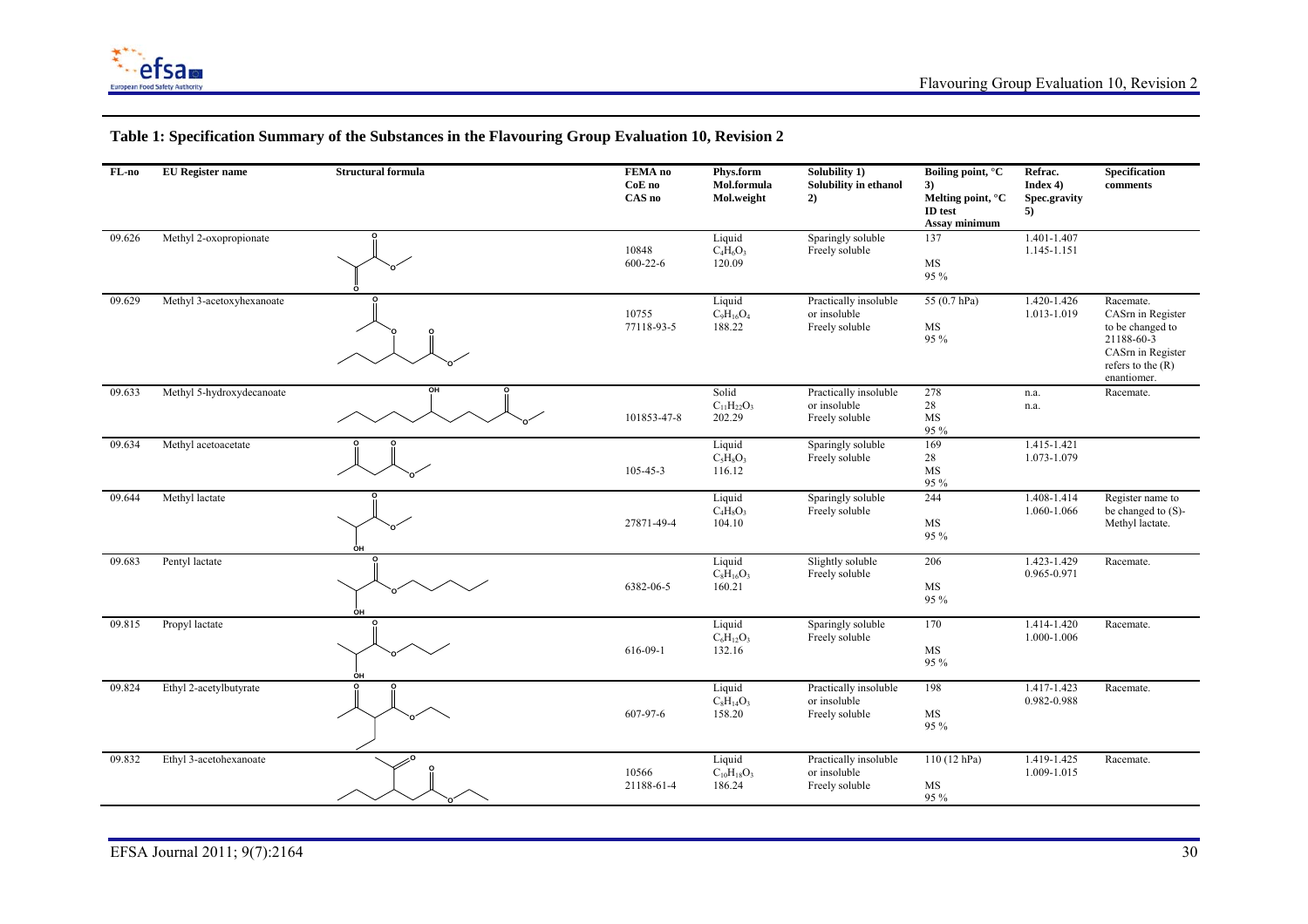## Table 1: Specification Summary of the Substances in the Flavouring Group Evaluation 10, Revision 2

| FL-no | EU Register name | Structural formula | FEMA no CoE no CAS no | Phys.form Mol.formula Mol.weight | Solubility 1) Solubility in ethanol 2) | Boiling point, °C 3) Melting point, °C ID test Assay minimum | Refrac. Index 4) Spec.gravity 5) | Specification comments |
|---|---|---|---|---|---|---|---|---|
| 09.626 | Methyl 2-oxopropionate | | 10848 600-22-6 | Liquid $C_4H_6O_3$ 120.09 | Sparingly soluble Freely soluble | 137 MS 95 % | 1.401-1.407 1.145-1.151 | |
| 09.629 | Methyl 3-acetoxyhexanoate | | 10755 77118-93-5 | Liquid $C_9H_{16}O_4$ 188.22 | Practically insoluble or insoluble Freely soluble | 55 (0.7 hPa) MS 95 % | 1.420-1.426 1.013-1.019 | Racemate. CASrn in Register to be changed to 21188-60-3 CASrn in Register refers to the (R) enantiomer. |
| 09.633 | Methyl 5-hydroxydecanoate | | 101853-47-8 | Solid $C_{11}H_{22}O_3$ 202.29 | Practically insoluble or insoluble Freely soluble | 278 28 MS 95 % | n.a. n.a. | Racemate. |
| 09.634 | Methyl acetoacetate | | 105-45-3 | Liquid $C_5H_8O_3$ 116.12 | Sparingly soluble Freely soluble | 169 28 MS 95 % | 1.415-1.421 1.073-1.079 | |
| 09.644 | Methyl lactate | | 27871-49-4 | Liquid $C_4H_8O_3$ 104.10 | Sparingly soluble Freely soluble | 244 MS 95 % | 1.408-1.414 1.060-1.066 | Register name to be changed to (S)-Methyl lactate. |
| 09.683 | Pentyl lactate | | 6382-06-5 | Liquid $C_8H_{16}O_3$ 160.21 | Slightly soluble Freely soluble | 206 MS 95 % | 1.423-1.429 0.965-0.971 | Racemate. |
| 09.815 | Propyl lactate | | 616-09-1 | Liquid $C_6H_{12}O_3$ 132.16 | Sparingly soluble Freely soluble | 170 MS 95 % | 1.414-1.420 1.000-1.006 | Racemate. |
| 09.824 | Ethyl 2-acetylbutyrate | | 607-97-6 | Liquid $C_8H_{14}O_3$ 158.20 | Practically insoluble or insoluble Freely soluble | 198 MS 95 % | 1.417-1.423 0.982-0.988 | Racemate. |
| 09.832 | Ethyl 3-acetohexanoate | | 10566 21188-61-4 | Liquid $C_{10}H_{18}O_3$ 186.24 | Practically insoluble or insoluble Freely soluble | 110 (12 hPa) MS 95 % | 1.419-1.425 1.009-1.015 | Racemate. |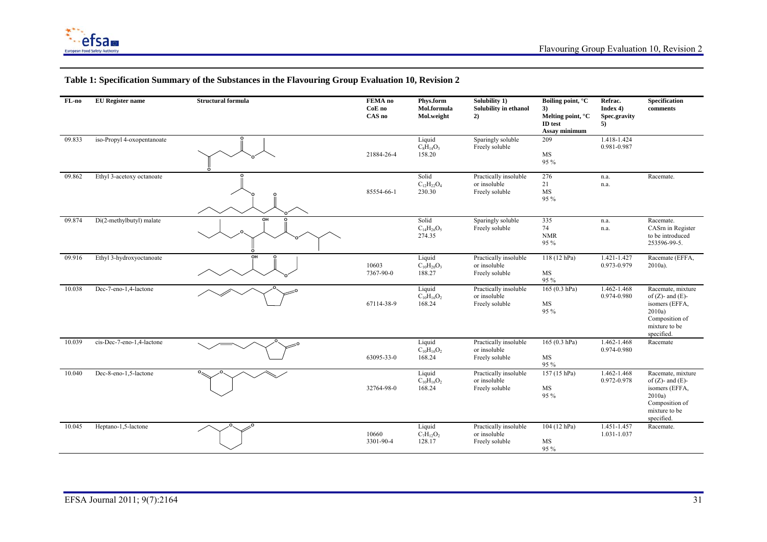## Table 1: Specification Summary of the Substances in the Flavouring Group Evaluation 10, Revision 2

| FL-no | EU Register name | Structural formula | FEMA no<br>CoE no<br>CAS no | Phys.form<br>Mol.formula<br>Mol.weight | Solubility 1)<br>Solubility in ethanol 2) | Boiling point, °C 3)<br>Melting point, °C<br>ID test<br>Assay minimum | Refrac. Index 4)<br>Spec.gravity 5) | Specification comments |
|---|---|---|---|---|---|---|---|---|
| 09.833 | iso-Propyl 4-oxopentanoate | | 21884-26-4 | Liquid<br>$C_8H_{14}O_3$<br>158.20 | Sparingly soluble<br>Freely soluble | 209<br><br>MS<br>95 % | 1.418-1.424<br>0.981-0.987 | |
| 09.862 | Ethyl 3-acetoxy octanoate | | 85554-66-1 | Solid<br>$C_{12}H_{22}O_4$<br>230.30 | Practically insoluble or insoluble<br>Freely soluble | 276<br>21<br>MS<br>95 % | n.a.<br>n.a. | Racemate. |
| 09.874 | Di(2-methylbutyl) malate | | | Solid<br>$C_{14}H_{26}O_5$<br>274.35 | Sparingly soluble<br>Freely soluble | 335<br>74<br>NMR<br>95 % | n.a.<br>n.a. | Racemate.<br>CASrn in Register to be introduced 253596-99-5. |
| 09.916 | Ethyl 3-hydroxyoctanoate | | 10603<br>7367-90-0 | Liquid<br>$C_{10}H_{20}O_3$<br>188.27 | Practically insoluble or insoluble<br>Freely soluble | 118 (12 hPa)<br><br>MS<br>95 % | 1.421-1.427<br>0.973-0.979 | Racemate (EFFA, 2010a). |
| 10.038 | Dec-7-eno-1,4-lactone | | 67114-38-9 | Liquid<br>$C_{10}H_{16}O_2$<br>168.24 | Practically insoluble or insoluble<br>Freely soluble | 165 (0.3 hPa)<br><br>MS<br>95 % | 1.462-1.468<br>0.974-0.980 | Racemate, mixture of (Z)- and (E)-isomers (EFFA, 2010a)<br>Composition of mixture to be specified. |
| 10.039 | cis-Dec-7-eno-1,4-lactone | | 63095-33-0 | Liquid<br>$C_{10}H_{16}O_2$<br>168.24 | Practically insoluble or insoluble<br>Freely soluble | 165 (0.3 hPa)<br><br>MS<br>95 % | 1.462-1.468<br>0.974-0.980 | Racemate |
| 10.040 | Dec-8-eno-1,5-lactone | | 32764-98-0 | Liquid<br>$C_{10}H_{16}O_2$<br>168.24 | Practically insoluble or insoluble<br>Freely soluble | 157 (15 hPa)<br><br>MS<br>95 % | 1.462-1.468<br>0.972-0.978 | Racemate, mixture of (Z)- and (E)-isomers (EFFA, 2010a)<br>Composition of mixture to be specified. |
| 10.045 | Heptano-1,5-lactone | | 10660<br>3301-90-4 | Liquid<br>$C_7H_{12}O_2$<br>128.17 | Practically insoluble or insoluble<br>Freely soluble | 104 (12 hPa)<br><br>MS<br>95 % | 1.451-1.457<br>1.031-1.037 | Racemate. |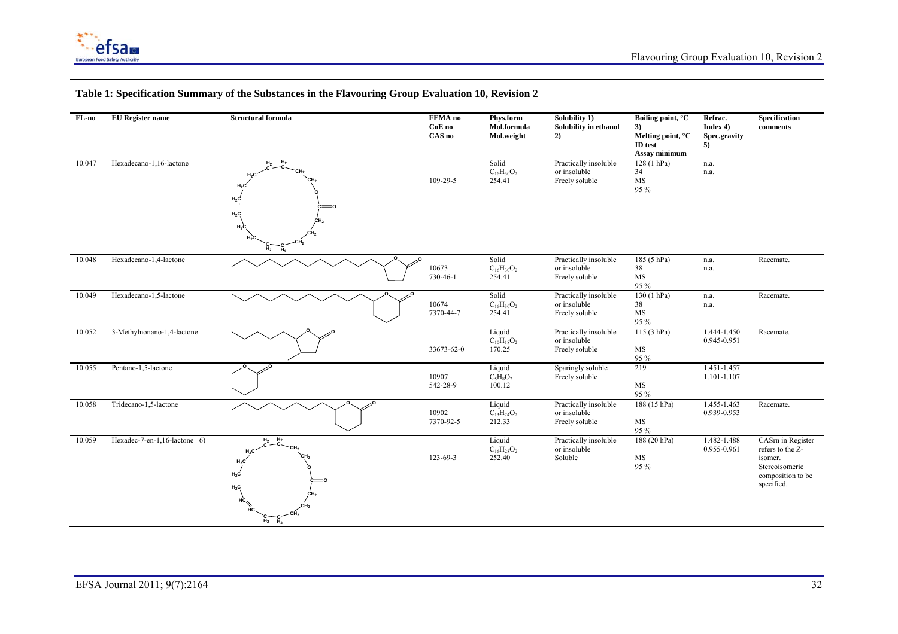**Table 1: Specification Summary of the Substances in the Flavouring Group Evaluation 10, Revision 2**

| FL-no | EU Register name | Structural formula | FEMA no<br>CoE no<br>CAS no | Phys.form<br>Mol.formula<br>Mol.weight | Solubility 1)<br>Solubility in ethanol 2) | Boiling point, °C 3)<br>Melting point, °C<br>ID test<br>Assay minimum | Refrac. Index 4)<br>Spec.gravity 5) | Specification comments |
|---|---|---|---|---|---|---|---|---|
| 10.047 | Hexadecano-1,16-lactone | | 109-29-5 | Solid<br>$C_{16}H_{30}O_2$<br>254.41 | Practically insoluble or insoluble<br>Freely soluble | 128 (1 hPa)<br>34<br>MS<br>95 % | n.a.<br>n.a. | |
| 10.048 | Hexadecano-1,4-lactone | | 10673<br>730-46-1 | Solid<br>$C_{16}H_{30}O_2$<br>254.41 | Practically insoluble or insoluble<br>Freely soluble | 185 (5 hPa)<br>38<br>MS<br>95 % | n.a.<br>n.a. | Racemate. |
| 10.049 | Hexadecano-1,5-lactone | | 10674<br>7370-44-7 | Solid<br>$C_{16}H_{30}O_2$<br>254.41 | Practically insoluble or insoluble<br>Freely soluble | 130 (1 hPa)<br>38<br>MS<br>95 % | n.a.<br>n.a. | Racemate. |
| 10.052 | 3-Methylnonano-1,4-lactone | | 33673-62-0 | Liquid<br>$C_{10}H_{18}O_2$<br>170.25 | Practically insoluble or insoluble<br>Freely soluble | 115 (3 hPa)<br><br>MS<br>95 % | 1.444-1.450<br>0.945-0.951 | Racemate. |
| 10.055 | Pentano-1,5-lactone | | 10907<br>542-28-9 | Liquid<br>$C_5H_8O_2$<br>100.12 | Sparingly soluble<br>Freely soluble | 219<br><br>MS<br>95 % | 1.451-1.457<br>1.101-1.107 | |
| 10.058 | Tridecano-1,5-lactone | | 10902<br>7370-92-5 | Liquid<br>$C_{13}H_{24}O_2$<br>212.33 | Practically insoluble or insoluble<br>Freely soluble | 188 (15 hPa)<br><br>MS<br>95 % | 1.455-1.463<br>0.939-0.953 | Racemate. |
| 10.059 | Hexadec-7-en-1,16-lactone 6) | | 123-69-3 | Liquid<br>$C_{16}H_{28}O_2$<br>252.40 | Practically insoluble or insoluble<br>Soluble | 188 (20 hPa)<br><br>MS<br>95 % | 1.482-1.488<br>0.955-0.961 | CASrn in Register refers to the Z-isomer. Stereoisomeric composition to be specified. |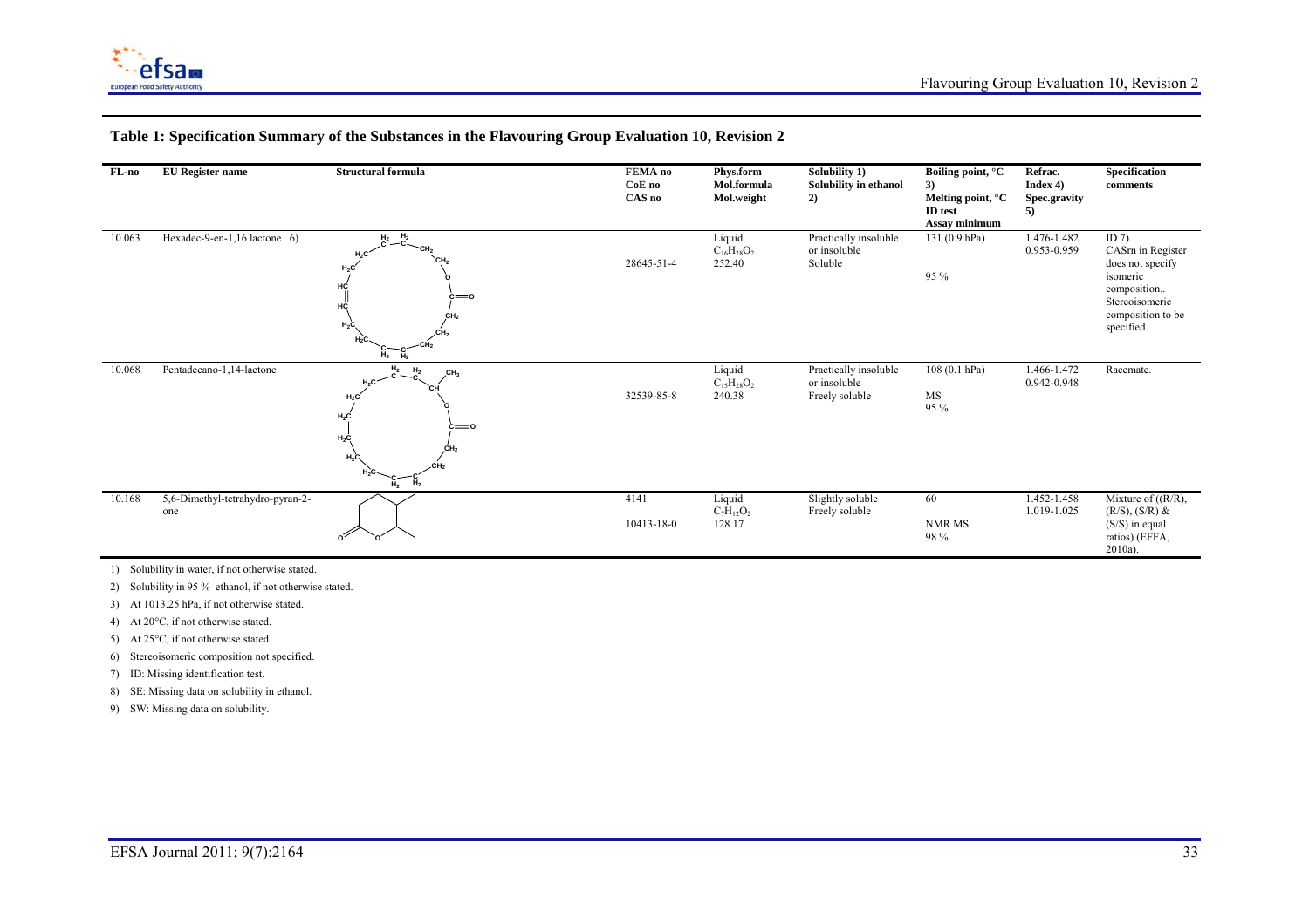## Table 1: Specification Summary of the Substances in the Flavouring Group Evaluation 10, Revision 2

| FL-no | EU Register name | Structural formula | FEMA no<br>CoE no<br>CAS no | Phys.form<br>Mol.formula<br>Mol.weight | Solubility 1)<br>Solubility in ethanol 2) | Boiling point, °C 3)<br>Melting point, °C<br>ID test<br>Assay minimum | Refrac. Index 4)<br>Spec.gravity 5) | Specification comments |
|---|---|---|---|---|---|---|---|---|
| 10.063 | Hexadec-9-en-1,16 lactone 6) | | 28645-51-4 | Liquid<br>$C_{16}H_{28}O_2$<br>252.40 | Practically insoluble or insoluble<br>Soluble | 131 (0.9 hPa)<br><br>95 % | 1.476-1.482<br>0.953-0.959 | ID 7).<br>CASrn in Register does not specify isomeric composition..<br>Stereoisomeric composition to be specified. |
| 10.068 | Pentadecano-1,14-lactone | | 32539-85-8 | Liquid<br>$C_{15}H_{28}O_2$<br>240.38 | Practically insoluble or insoluble<br>Freely soluble | 108 (0.1 hPa)<br><br>MS<br>95 % | 1.466-1.472<br>0.942-0.948 | Racemate. |
| 10.168 | 5,6-Dimethyl-tetrahydro-pyran-2-one | | 4141<br><br>10413-18-0 | Liquid<br>$C_7H_{12}O_2$<br>128.17 | Slightly soluble<br>Freely soluble | 60<br><br>NMR MS<br>98 % | 1.452-1.458<br>1.019-1.025 | Mixture of ((R/R), (R/S), (S/R) & (S/S) in equal ratios) (EFFA, 2010a). |

1) Solubility in water, if not otherwise stated.

2) Solubility in 95 % ethanol, if not otherwise stated.

3) At 1013.25 hPa, if not otherwise stated.

4) At 20°C, if not otherwise stated.

5) At 25°C, if not otherwise stated.

6) Stereoisomeric composition not specified.

7) ID: Missing identification test.

8) SE: Missing data on solubility in ethanol.

9) SW: Missing data on solubility.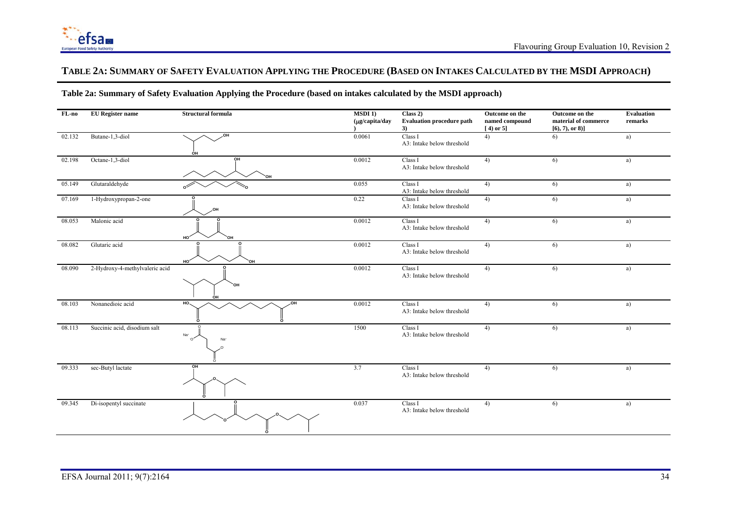# TABLE 2A: SUMMARY OF SAFETY EVALUATION APPLYING THE PROCEDURE (BASED ON INTAKES CALCULATED BY THE MSDI APPROACH)

**Table 2a: Summary of Safety Evaluation Applying the Procedure (based on intakes calculated by the MSDI approach)**

| FL-no | EU Register name | Structural formula | MSDI 1) (μg/capita/day) | Class 2) Evaluation procedure path 3) | Outcome on the named compound [ 4) or 5] | Outcome on the material of commerce [6), 7), or 8)] | Evaluation remarks |
|---|---|---|---|---|---|---|---|
| 02.132 | Butane-1,3-diol | | 0.0061 | Class I A3: Intake below threshold | 4) | 6) | a) |
| 02.198 | Octane-1,3-diol | | 0.0012 | Class I A3: Intake below threshold | 4) | 6) | a) |
| 05.149 | Glutaraldehyde | | 0.055 | Class I A3: Intake below threshold | 4) | 6) | a) |
| 07.169 | 1-Hydroxypropan-2-one | | 0.22 | Class I A3: Intake below threshold | 4) | 6) | a) |
| 08.053 | Malonic acid | | 0.0012 | Class I A3: Intake below threshold | 4) | 6) | a) |
| 08.082 | Glutaric acid | | 0.0012 | Class I A3: Intake below threshold | 4) | 6) | a) |
| 08.090 | 2-Hydroxy-4-methylvaleric acid | | 0.0012 | Class I A3: Intake below threshold | 4) | 6) | a) |
| 08.103 | Nonanedioic acid | | 0.0012 | Class I A3: Intake below threshold | 4) | 6) | a) |
| 08.113 | Succinic acid, disodium salt | | 1500 | Class I A3: Intake below threshold | 4) | 6) | a) |
| 09.333 | sec-Butyl lactate | | 3.7 | Class I A3: Intake below threshold | 4) | 6) | a) |
| 09.345 | Di-isopentyl succinate | | 0.037 | Class I A3: Intake below threshold | 4) | 6) | a) |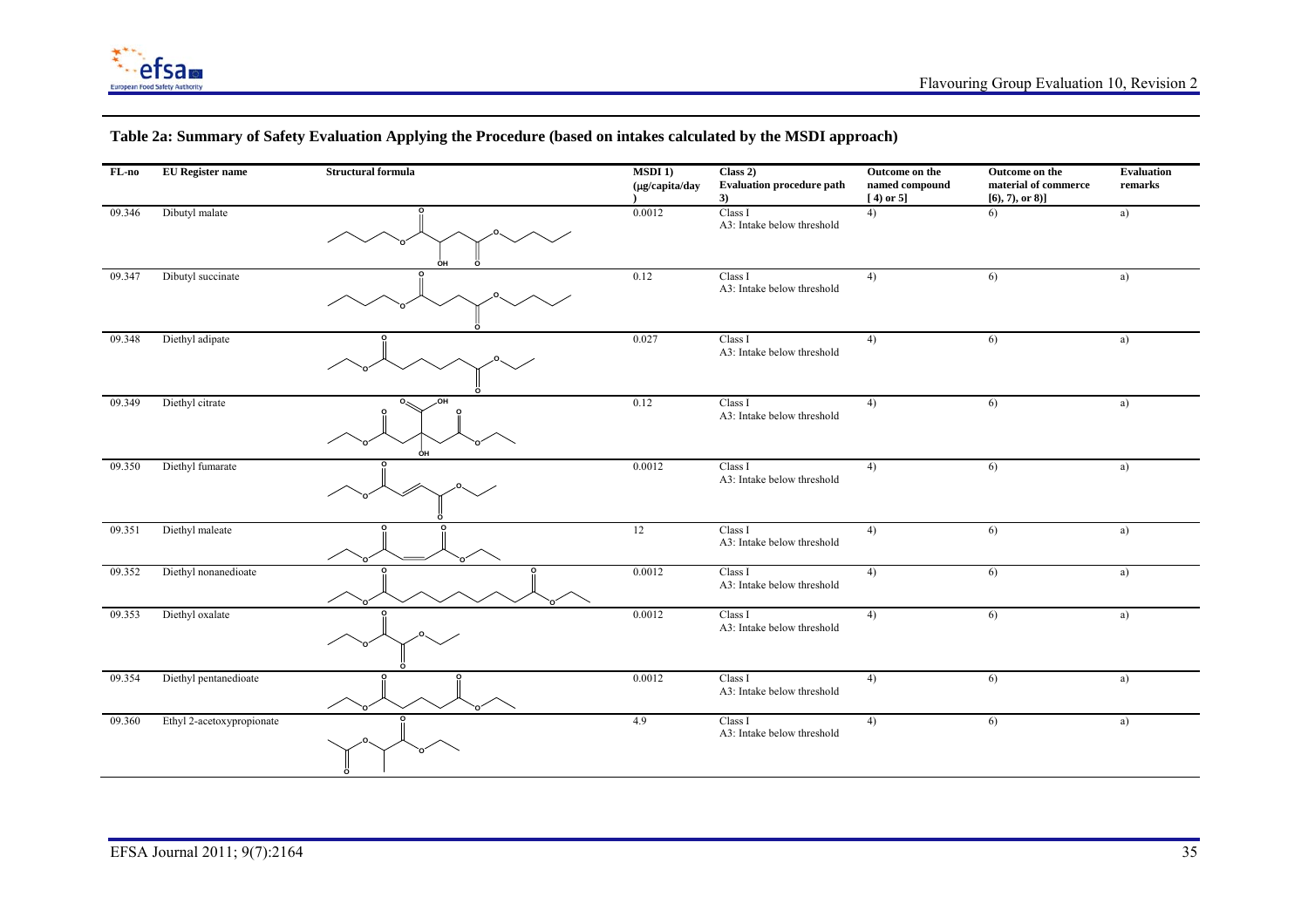## Table 2a: Summary of Safety Evaluation Applying the Procedure (based on intakes calculated by the MSDI approach)

| FL-no | EU Register name | Structural formula | MSDI 1) (µg/capita/day) | Class 2) Evaluation procedure path 3) | Outcome on the named compound [ 4) or 5]] | Outcome on the material of commerce [6), 7), or 8)] | Evaluation remarks |
|---|---|---|---|---|---|---|---|
| 09.346 | Dibutyl malate | | 0.0012 | Class I A3: Intake below threshold | 4) | 6) | a) |
| 09.347 | Dibutyl succinate | | 0.12 | Class I A3: Intake below threshold | 4) | 6) | a) |
| 09.348 | Diethyl adipate | | 0.027 | Class I A3: Intake below threshold | 4) | 6) | a) |
| 09.349 | Diethyl citrate | | 0.12 | Class I A3: Intake below threshold | 4) | 6) | a) |
| 09.350 | Diethyl fumarate | | 0.0012 | Class I A3: Intake below threshold | 4) | 6) | a) |
| 09.351 | Diethyl maleate | | 12 | Class I A3: Intake below threshold | 4) | 6) | a) |
| 09.352 | Diethyl nonanedioate | | 0.0012 | Class I A3: Intake below threshold | 4) | 6) | a) |
| 09.353 | Diethyl oxalate | | 0.0012 | Class I A3: Intake below threshold | 4) | 6) | a) |
| 09.354 | Diethyl pentanedioate | | 0.0012 | Class I A3: Intake below threshold | 4) | 6) | a) |
| 09.360 | Ethyl 2-acetoxypropionate | | 4.9 | Class I A3: Intake below threshold | 4) | 6) | a) |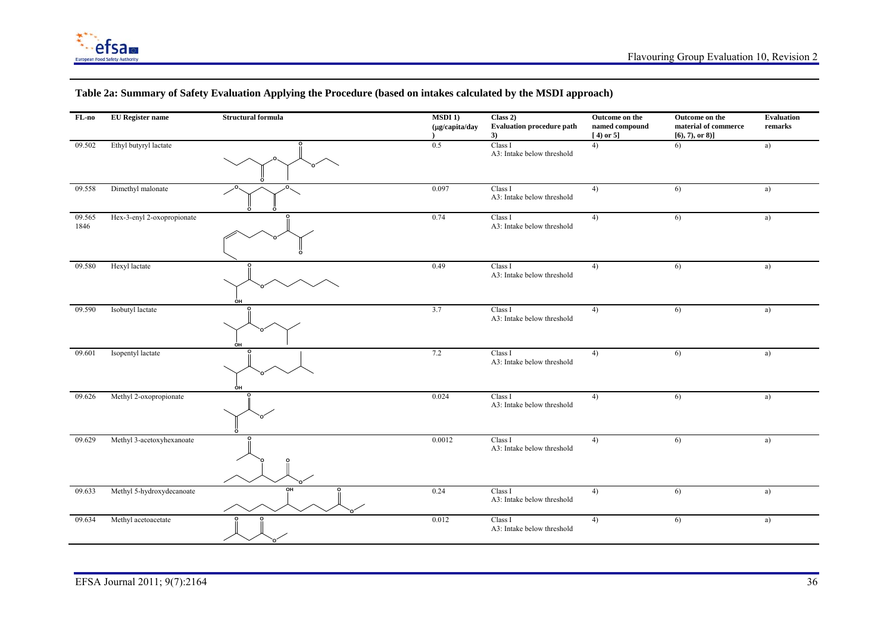## Table 2a: Summary of Safety Evaluation Applying the Procedure (based on intakes calculated by the MSDI approach)

| FL-no | EU Register name | Structural formula | MSDI 1) (µg/capita/day) | Class 2) Evaluation procedure path 3) | Outcome on the named compound [ 4) or 5] | Outcome on the material of commerce [6), 7), or 8)] | Evaluation remarks |
|---|---|---|---|---|---|---|---|
| 09.502 | Ethyl butyryl lactate | | 0.5 | Class I A3: Intake below threshold | 4) | 6) | a) |
| 09.558 | Dimethyl malonate | | 0.097 | Class I A3: Intake below threshold | 4) | 6) | a) |
| 09.565 1846 | Hex-3-enyl 2-oxopropionate | | 0.74 | Class I A3: Intake below threshold | 4) | 6) | a) |
| 09.580 | Hexyl lactate | | 0.49 | Class I A3: Intake below threshold | 4) | 6) | a) |
| 09.590 | Isobutyl lactate | | 3.7 | Class I A3: Intake below threshold | 4) | 6) | a) |
| 09.601 | Isopentyl lactate | | 7.2 | Class I A3: Intake below threshold | 4) | 6) | a) |
| 09.626 | Methyl 2-oxopropionate | | 0.024 | Class I A3: Intake below threshold | 4) | 6) | a) |
| 09.629 | Methyl 3-acetoxyhexanoate | | 0.0012 | Class I A3: Intake below threshold | 4) | 6) | a) |
| 09.633 | Methyl 5-hydroxydecanoate | | 0.24 | Class I A3: Intake below threshold | 4) | 6) | a) |
| 09.634 | Methyl acetoacetate | | 0.012 | Class I A3: Intake below threshold | 4) | 6) | a) |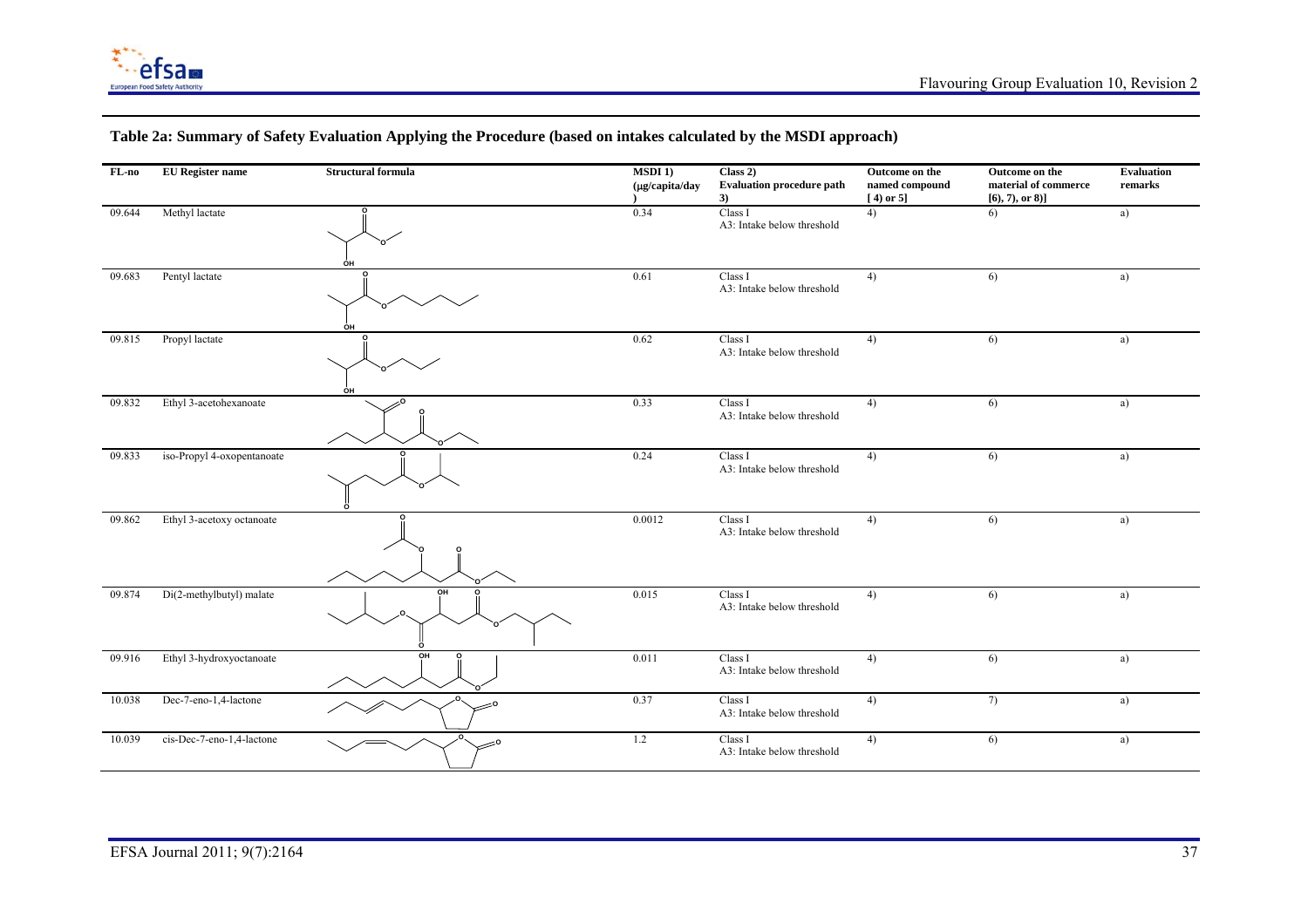## Table 2a: Summary of Safety Evaluation Applying the Procedure (based on intakes calculated by the MSDI approach)

| FL-no | EU Register name | Structural formula | MSDI 1) (μg/capita/day) | Class 2) Evaluation procedure path 3) | Outcome on the named compound [ 4) or 5] | Outcome on the material of commerce [6), 7), or 8)] | Evaluation remarks |
|---|---|---|---|---|---|---|---|
| 09.644 | Methyl lactate | | 0.34 | Class I A3: Intake below threshold | 4) | 6) | a) |
| 09.683 | Pentyl lactate | | 0.61 | Class I A3: Intake below threshold | 4) | 6) | a) |
| 09.815 | Propyl lactate | | 0.62 | Class I A3: Intake below threshold | 4) | 6) | a) |
| 09.832 | Ethyl 3-acetohexanoate | | 0.33 | Class I A3: Intake below threshold | 4) | 6) | a) |
| 09.833 | iso-Propyl 4-oxopentanoate | | 0.24 | Class I A3: Intake below threshold | 4) | 6) | a) |
| 09.862 | Ethyl 3-acetoxy octanoate | | 0.0012 | Class I A3: Intake below threshold | 4) | 6) | a) |
| 09.874 | Di(2-methylbutyl) malate | | 0.015 | Class I A3: Intake below threshold | 4) | 6) | a) |
| 09.916 | Ethyl 3-hydroxyoctanoate | | 0.011 | Class I A3: Intake below threshold | 4) | 6) | a) |
| 10.038 | Dec-7-eno-1,4-lactone | | 0.37 | Class I A3: Intake below threshold | 4) | 7) | a) |
| 10.039 | cis-Dec-7-eno-1,4-lactone | | 1.2 | Class I A3: Intake below threshold | 4) | 6) | a) |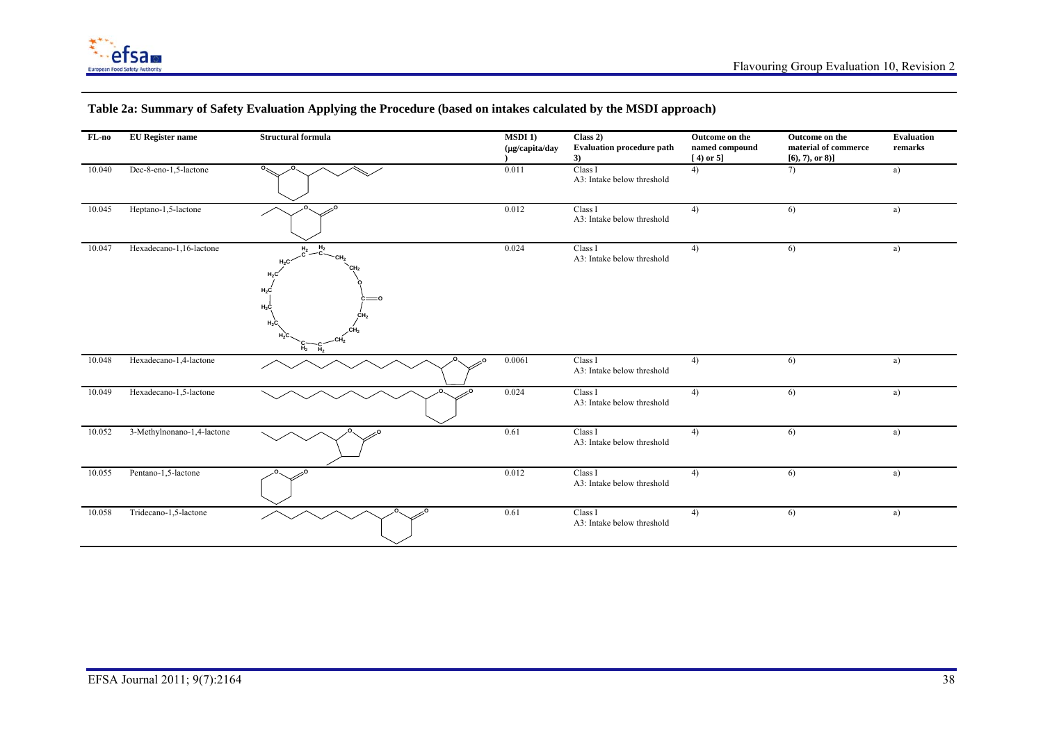## Table 2a: Summary of Safety Evaluation Applying the Procedure (based on intakes calculated by the MSDI approach)

| FL-no | EU Register name | Structural formula | MSDI 1) (μg/capita/day) | Class 2) Evaluation procedure path 3) | Outcome on the named compound [ 4) or 5] | Outcome on the material of commerce [6), 7), or 8)] | Evaluation remarks |
|---|---|---|---|---|---|---|---|
| 10.040 | Dec-8-eno-1,5-lactone | | 0.011 | Class I A3: Intake below threshold | 4) | 7) | a) |
| 10.045 | Heptano-1,5-lactone | | 0.012 | Class I A3: Intake below threshold | 4) | 6) | a) |
| 10.047 | Hexadecano-1,16-lactone | | 0.024 | Class I A3: Intake below threshold | 4) | 6) | a) |
| 10.048 | Hexadecano-1,4-lactone | | 0.0061 | Class I A3: Intake below threshold | 4) | 6) | a) |
| 10.049 | Hexadecano-1,5-lactone | | 0.024 | Class I A3: Intake below threshold | 4) | 6) | a) |
| 10.052 | 3-Methylnonano-1,4-lactone | | 0.61 | Class I A3: Intake below threshold | 4) | 6) | a) |
| 10.055 | Pentano-1,5-lactone | | 0.012 | Class I A3: Intake below threshold | 4) | 6) | a) |
| 10.058 | Tridecano-1,5-lactone | | 0.61 | Class I A3: Intake below threshold | 4) | 6) | a) |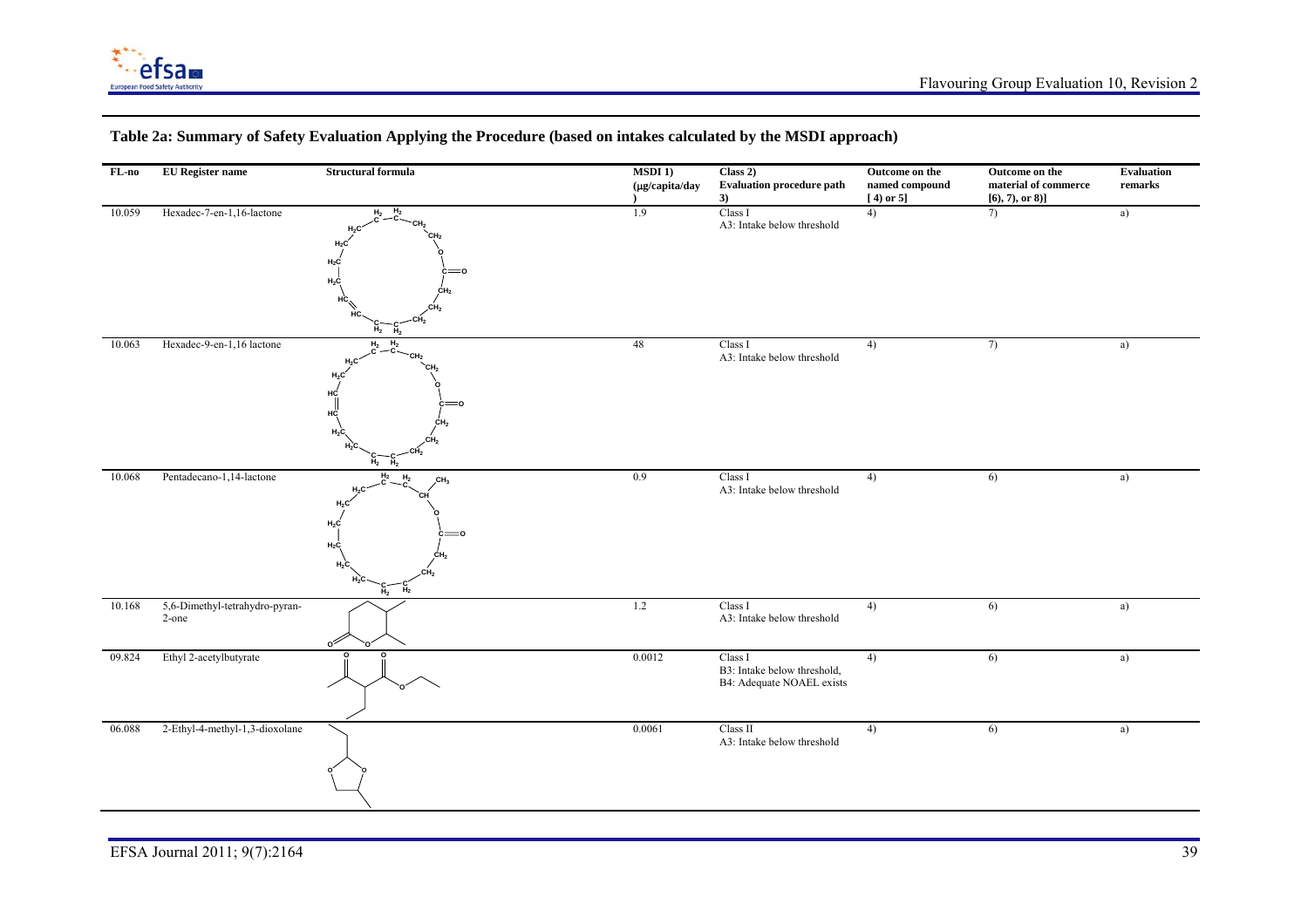## Table 2a: Summary of Safety Evaluation Applying the Procedure (based on intakes calculated by the MSDI approach)

| FL-no | EU Register name | Structural formula | MSDI 1) (µg/capita/day) | Class 2) Evaluation procedure path 3) | Outcome on the named compound [ 4) or 5] | Outcome on the material of commerce [6), 7), or 8)] | Evaluation remarks |
|---|---|---|---|---|---|---|---|
| 10.059 | Hexadec-7-en-1,16-lactone | | 1.9 | Class I<br>A3: Intake below threshold | 4) | 7) | a) |
| 10.063 | Hexadec-9-en-1,16 lactone | | 48 | Class I<br>A3: Intake below threshold | 4) | 7) | a) |
| 10.068 | Pentadecano-1,14-lactone | | 0.9 | Class I<br>A3: Intake below threshold | 4) | 6) | a) |
| 10.168 | 5,6-Dimethyl-tetrahydro-pyran-2-one | | 1.2 | Class I<br>A3: Intake below threshold | 4) | 6) | a) |
| 09.824 | Ethyl 2-acetylbutyrate | | 0.0012 | Class I<br>B3: Intake below threshold,<br>B4: Adequate NOAEL exists | 4) | 6) | a) |
| 06.088 | 2-Ethyl-4-methyl-1,3-dioxolane | | 0.0061 | Class II<br>A3: Intake below threshold | 4) | 6) | a) |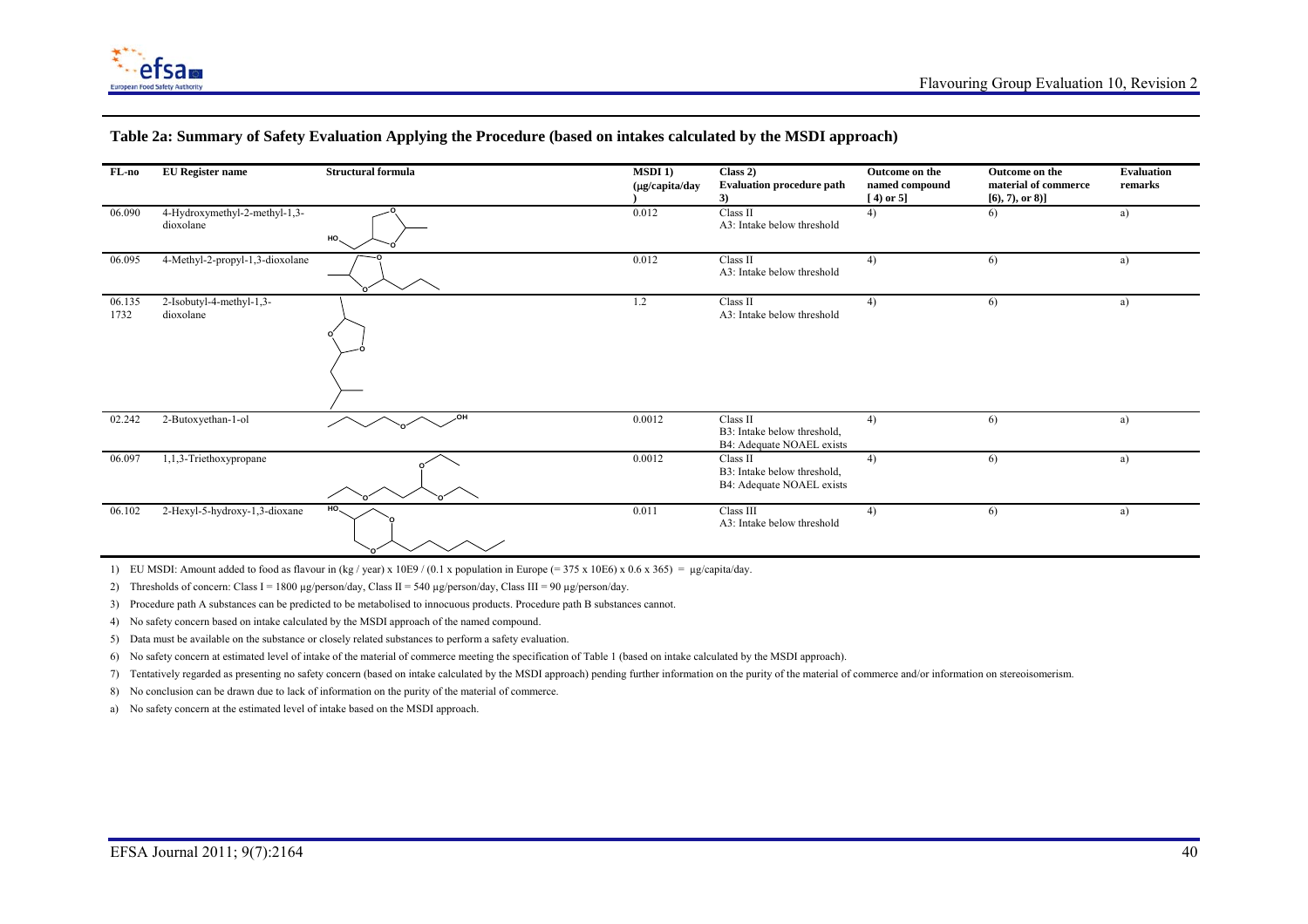### Table 2a: Summary of Safety Evaluation Applying the Procedure (based on intakes calculated by the MSDI approach)

| FL-no | EU Register name | Structural formula | MSDI 1) (µg/capita/day) | Class 2) Evaluation procedure path 3) | Outcome on the named compound [ 4) or 5] | Outcome on the material of commerce [6), 7), or 8)] | Evaluation remarks |
|---|---|---|---|---|---|---|---|
| 06.090 | 4-Hydroxymethyl-2-methyl-1,3-dioxolane | | 0.012 | Class II<br>A3: Intake below threshold | 4) | 6) | a) |
| 06.095 | 4-Methyl-2-propyl-1,3-dioxolane | | 0.012 | Class II<br>A3: Intake below threshold | 4) | 6) | a) |
| 06.135<br>1732 | 2-Isobutyl-4-methyl-1,3-dioxolane | | 1.2 | Class II<br>A3: Intake below threshold | 4) | 6) | a) |
| 02.242 | 2-Butoxyethan-1-ol | | 0.0012 | Class II<br>B3: Intake below threshold,<br>B4: Adequate NOAEL exists | 4) | 6) | a) |
| 06.097 | 1,1,3-Triethoxypropane | | 0.0012 | Class II<br>B3: Intake below threshold,<br>B4: Adequate NOAEL exists | 4) | 6) | a) |
| 06.102 | 2-Hexyl-5-hydroxy-1,3-dioxane | | 0.011 | Class III<br>A3: Intake below threshold | 4) | 6) | a) |

1) EU MSDI: Amount added to food as flavour in (kg / year) x 10E9 / (0.1 x population in Europe (= 375 x 10E6) x 0.6 x 365) = µg/capita/day.

2) Thresholds of concern: Class I = 1800 µg/person/day, Class II = 540 µg/person/day, Class III = 90 µg/person/day.

3) Procedure path A substances can be predicted to be metabolised to innocuous products. Procedure path B substances cannot.

4) No safety concern based on intake calculated by the MSDI approach of the named compound.

5) Data must be available on the substance or closely related substances to perform a safety evaluation.

6) No safety concern at estimated level of intake of the material of commerce meeting the specification of Table 1 (based on intake calculated by the MSDI approach).

7) Tentatively regarded as presenting no safety concern (based on intake calculated by the MSDI approach) pending further information on the purity of the material of commerce and/or information on stereoisomerism.

8) No conclusion can be drawn due to lack of information on the purity of the material of commerce.

a) No safety concern at the estimated level of intake based on the MSDI approach.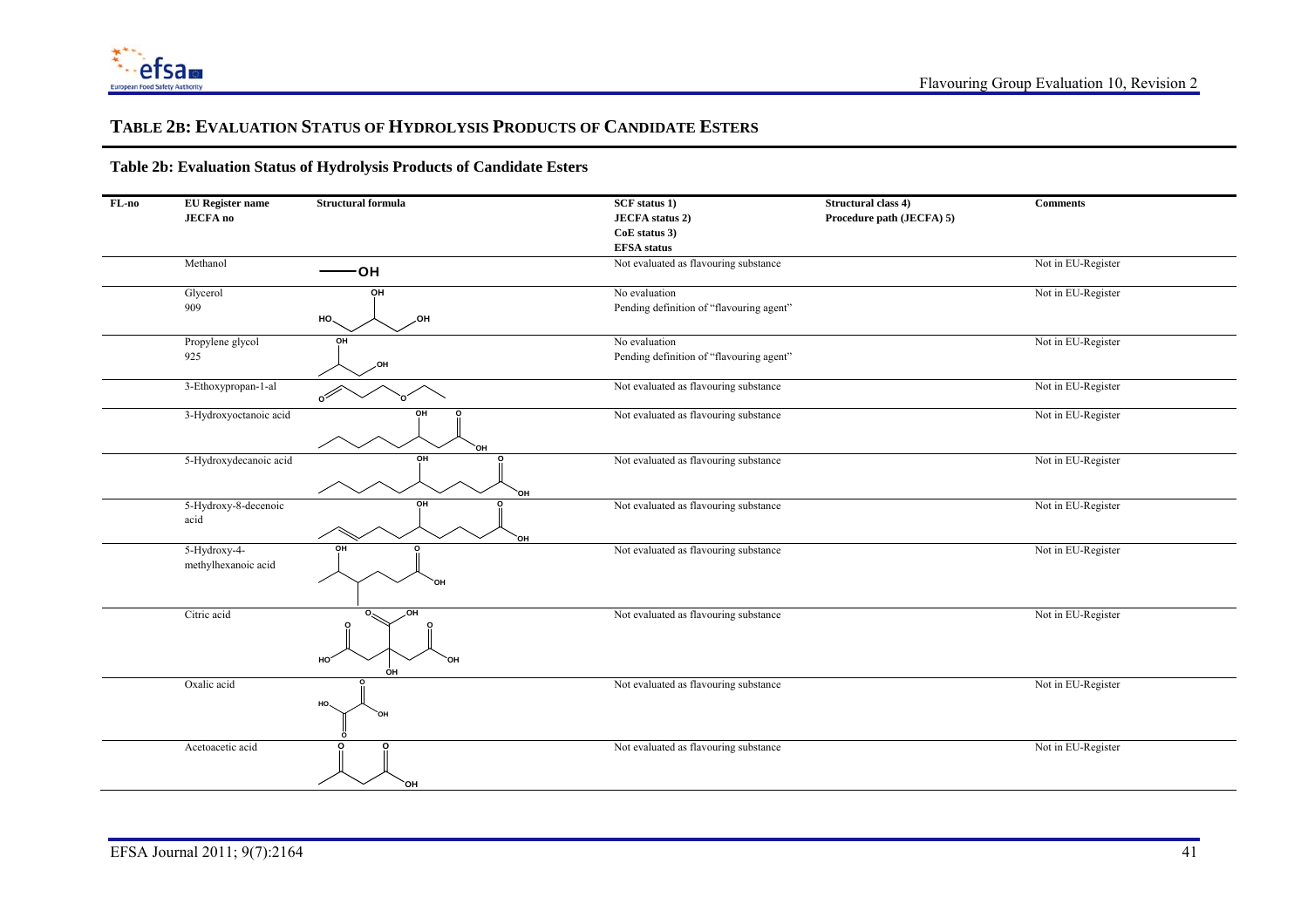# TABLE 2B: EVALUATION STATUS OF HYDROLYSIS PRODUCTS OF CANDIDATE ESTERS

**Table 2b: Evaluation Status of Hydrolysis Products of Candidate Esters**

| FL-no | EU Register name<br>JECFA no | Structural formula | SCF status 1)<br>JECFA status 2)<br>CoE status 3)<br>EFSA status | Structural class 4)<br>Procedure path (JECFA) 5) | Comments |
|---|---|---|---|---|---|
| | Methanol | | Not evaluated as flavouring substance | | Not in EU-Register |
| | Glycerol<br>909 | | No evaluation<br>Pending definition of "flavouring agent" | | Not in EU-Register |
| | Propylene glycol<br>925 | | No evaluation<br>Pending definition of "flavouring agent" | | Not in EU-Register |
| | 3-Ethoxypropan-1-al | | Not evaluated as flavouring substance | | Not in EU-Register |
| | 3-Hydroxyoctanoic acid | | Not evaluated as flavouring substance | | Not in EU-Register |
| | 5-Hydroxydecanoic acid | | Not evaluated as flavouring substance | | Not in EU-Register |
| | 5-Hydroxy-8-decenoic acid | | Not evaluated as flavouring substance | | Not in EU-Register |
| | 5-Hydroxy-4-methylhexanoic acid | | Not evaluated as flavouring substance | | Not in EU-Register |
| | Citric acid | | Not evaluated as flavouring substance | | Not in EU-Register |
| | Oxalic acid | | Not evaluated as flavouring substance | | Not in EU-Register |
| | Acetoacetic acid | | Not evaluated as flavouring substance | | Not in EU-Register |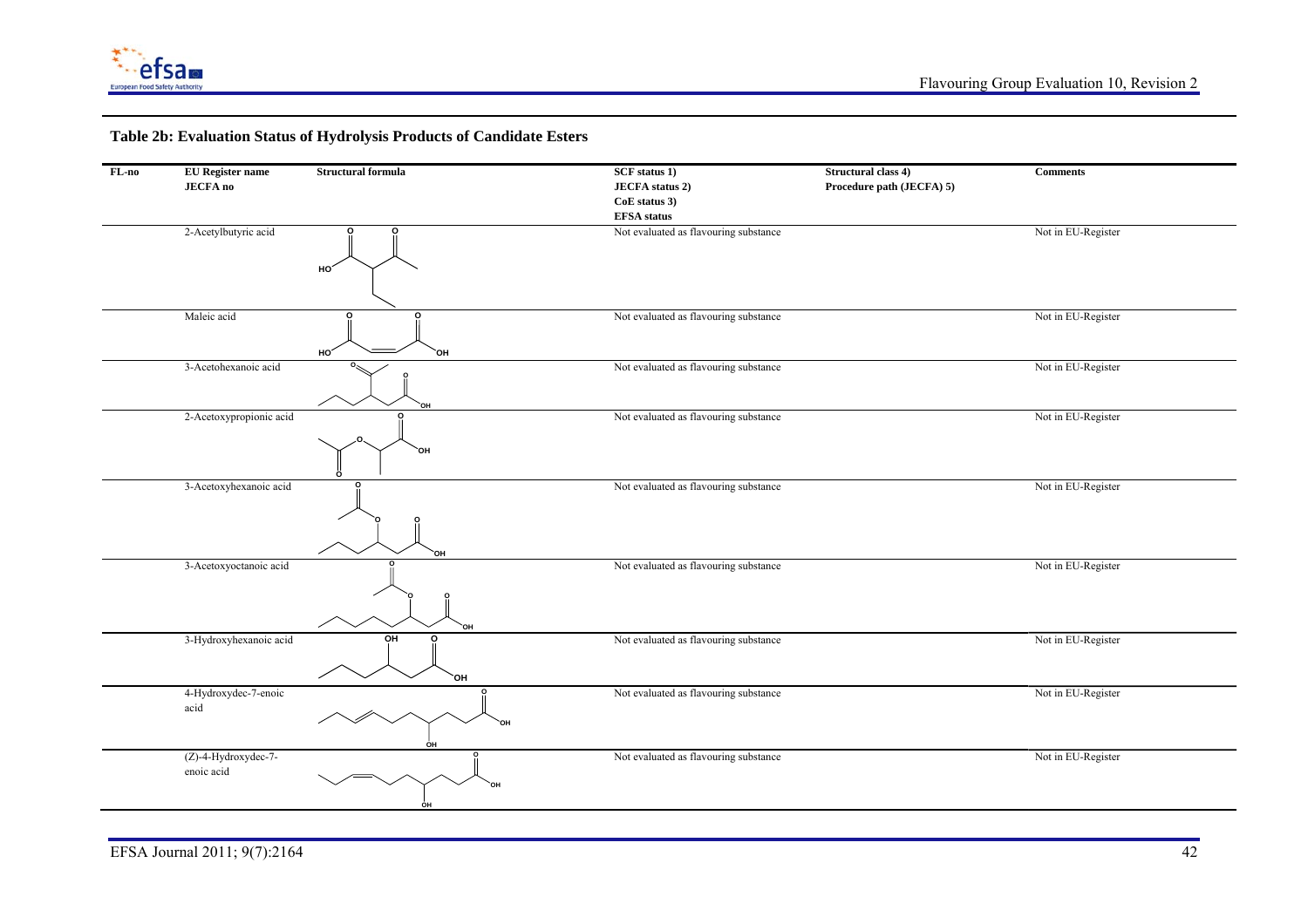**Table 2b: Evaluation Status of Hydrolysis Products of Candidate Esters**

| FL-no | EU Register name<br>JECFA no | Structural formula | SCF status 1)<br>JECFA status 2)<br>CoE status 3)<br>EFSA status | Structural class 4)<br>Procedure path (JECFA) 5) | Comments |
|---|---|---|---|---|---|
| | 2-Acetylbutyric acid | | Not evaluated as flavouring substance | | Not in EU-Register |
| | Maleic acid | | Not evaluated as flavouring substance | | Not in EU-Register |
| | 3-Acetohexanoic acid | | Not evaluated as flavouring substance | | Not in EU-Register |
| | 2-Acetoxypropionic acid | | Not evaluated as flavouring substance | | Not in EU-Register |
| | 3-Acetoxyhexanoic acid | | Not evaluated as flavouring substance | | Not in EU-Register |
| | 3-Acetoxyoctanoic acid | | Not evaluated as flavouring substance | | Not in EU-Register |
| | 3-Hydroxyhexanoic acid | | Not evaluated as flavouring substance | | Not in EU-Register |
| | 4-Hydroxydec-7-enoic acid | | Not evaluated as flavouring substance | | Not in EU-Register |
| | (Z)-4-Hydroxydec-7-enoic acid | | Not evaluated as flavouring substance | | Not in EU-Register |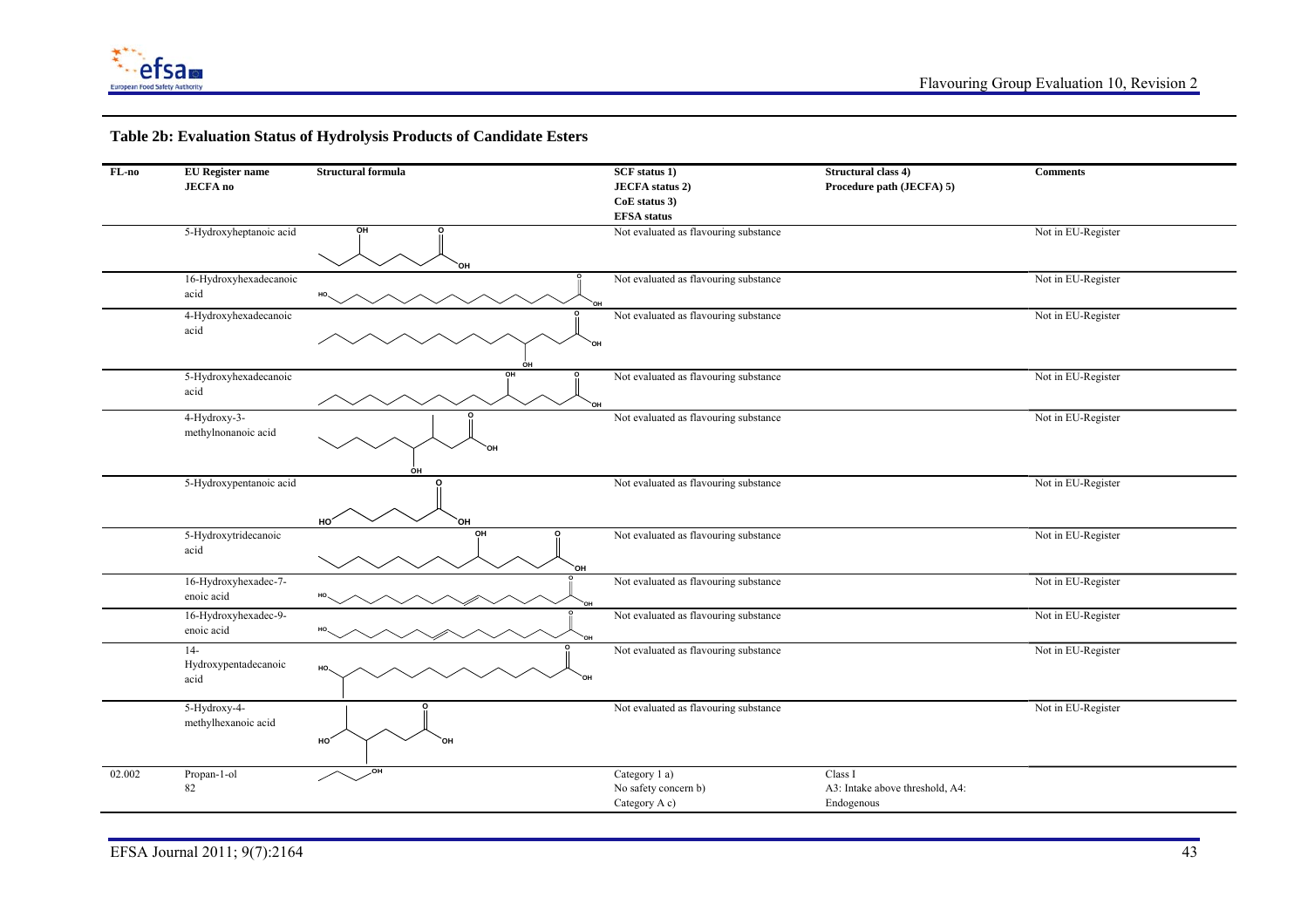### Table 2b: Evaluation Status of Hydrolysis Products of Candidate Esters

| FL-no | EU Register name<br>JECFA no | Structural formula | SCF status 1)<br>JECFA status 2)<br>CoE status 3)<br>EFSA status | Structural class 4)<br>Procedure path (JECFA) 5) | Comments |
|---|---|---|---|---|---|
| | 5-Hydroxyheptanoic acid | | Not evaluated as flavouring substance | | Not in EU-Register |
| | 16-Hydroxyhexadecanoic acid | | Not evaluated as flavouring substance | | Not in EU-Register |
| | 4-Hydroxyhexadecanoic acid | | Not evaluated as flavouring substance | | Not in EU-Register |
| | 5-Hydroxyhexadecanoic acid | | Not evaluated as flavouring substance | | Not in EU-Register |
| | 4-Hydroxy-3-methylnonanoic acid | | Not evaluated as flavouring substance | | Not in EU-Register |
| | 5-Hydroxypentanoic acid | | Not evaluated as flavouring substance | | Not in EU-Register |
| | 5-Hydroxytridecanoic acid | | Not evaluated as flavouring substance | | Not in EU-Register |
| | 16-Hydroxyhexadec-7-enoic acid | | Not evaluated as flavouring substance | | Not in EU-Register |
| | 16-Hydroxyhexadec-9-enoic acid | | Not evaluated as flavouring substance | | Not in EU-Register |
| | 14-Hydroxypentadecanoic acid | | Not evaluated as flavouring substance | | Not in EU-Register |
| | 5-Hydroxy-4-methylhexanoic acid | | Not evaluated as flavouring substance | | Not in EU-Register |
| 02.002 | Propan-1-ol<br>82 | | Category 1 a)<br>No safety concern b)<br>Category A c) | Class I<br>A3: Intake above threshold, A4: Endogenous | |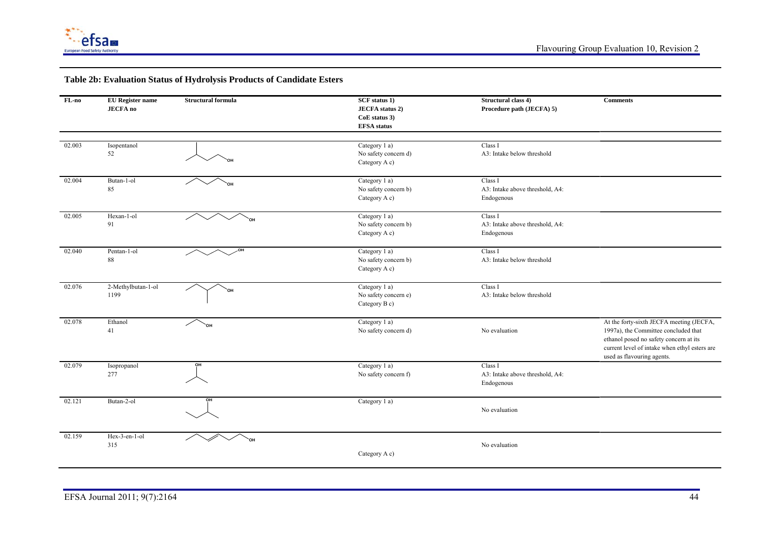### Table 2b: Evaluation Status of Hydrolysis Products of Candidate Esters

| FL-no | EU Register name<br>JECFA no | Structural formula | SCF status 1)<br>JECFA status 2)<br>CoE status 3)<br>EFSA status | Structural class 4)<br>Procedure path (JECFA) 5) | Comments |
|---|---|---|---|---|---|
| 02.003 | Isopentanol<br>52 | | Category 1 a)<br>No safety concern d)<br>Category A c) | Class I<br>A3: Intake below threshold | |
| 02.004 | Butan-1-ol<br>85 | | Category 1 a)<br>No safety concern b)<br>Category A c) | Class I<br>A3: Intake above threshold, A4: Endogenous | |
| 02.005 | Hexan-1-ol<br>91 | | Category 1 a)<br>No safety concern b)<br>Category A c) | Class I<br>A3: Intake above threshold, A4: Endogenous | |
| 02.040 | Pentan-1-ol<br>88 | | Category 1 a)<br>No safety concern b)<br>Category A c) | Class I<br>A3: Intake below threshold | |
| 02.076 | 2-Methylbutan-1-ol<br>1199 | | Category 1 a)<br>No safety concern e)<br>Category B c) | Class I<br>A3: Intake below threshold | |
| 02.078 | Ethanol<br>41 | | Category 1 a)<br>No safety concern d) | No evaluation | At the forty-sixth JECFA meeting (JECFA, 1997a), the Committee concluded that ethanol posed no safety concern at its current level of intake when ethyl esters are used as flavouring agents. |
| 02.079 | Isopropanol<br>277 | | Category 1 a)<br>No safety concern f) | Class I<br>A3: Intake above threshold, A4: Endogenous | |
| 02.121 | Butan-2-ol | | Category 1 a) | No evaluation | |
| 02.159 | Hex-3-en-1-ol<br>315 | | Category A c) | No evaluation | |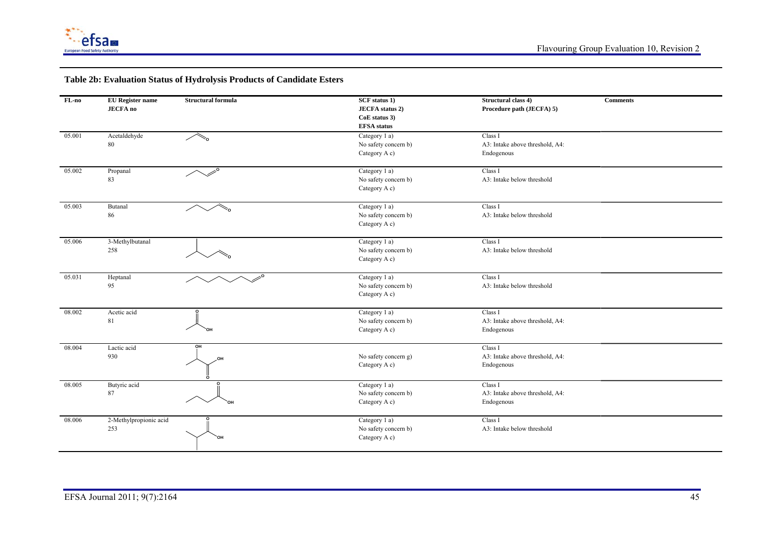## Table 2b: Evaluation Status of Hydrolysis Products of Candidate Esters

| FL-no | EU Register name<br>JECFA no | Structural formula | SCF status 1)<br>JECFA status 2)<br>CoE status 3)<br>EFSA status | Structural class 4)<br>Procedure path (JECFA) 5) | Comments |
|---|---|---|---|---|---|
| 05.001 | Acetaldehyde<br>80 | | Category 1 a)<br>No safety concern b)<br>Category A c) | Class I<br>A3: Intake above threshold, A4: Endogenous | |
| 05.002 | Propanal<br>83 | | Category 1 a)<br>No safety concern b)<br>Category A c) | Class I<br>A3: Intake below threshold | |
| 05.003 | Butanal<br>86 | | Category 1 a)<br>No safety concern b)<br>Category A c) | Class I<br>A3: Intake below threshold | |
| 05.006 | 3-Methylbutanal<br>258 | | Category 1 a)<br>No safety concern b)<br>Category A c) | Class I<br>A3: Intake below threshold | |
| 05.031 | Heptanal<br>95 | | Category 1 a)<br>No safety concern b)<br>Category A c) | Class I<br>A3: Intake below threshold | |
| 08.002 | Acetic acid<br>81 | | Category 1 a)<br>No safety concern b)<br>Category A c) | Class I<br>A3: Intake above threshold, A4: Endogenous | |
| 08.004 | Lactic acid<br>930 | | No safety concern g)<br>Category A c) | Class I<br>A3: Intake above threshold, A4: Endogenous | |
| 08.005 | Butyric acid<br>87 | | Category 1 a)<br>No safety concern b)<br>Category A c) | Class I<br>A3: Intake above threshold, A4: Endogenous | |
| 08.006 | 2-Methylpropionic acid<br>253 | | Category 1 a)<br>No safety concern b)<br>Category A c) | Class I<br>A3: Intake below threshold | |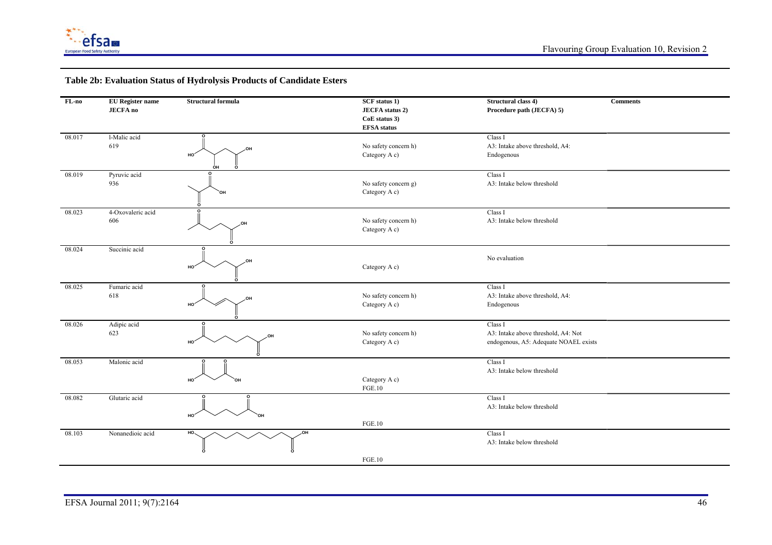## Table 2b: Evaluation Status of Hydrolysis Products of Candidate Esters

| FL-no | EU Register name JECFA no | Structural formula | SCF status 1) JECFA status 2) CoE status 3) EFSA status | Structural class 4) Procedure path (JECFA) 5) | Comments |
|---|---|---|---|---|---|
| 08.017 | l-Malic acid 619 | | No safety concern h) Category A c) | Class I A3: Intake above threshold, A4: Endogenous | |
| 08.019 | Pyruvic acid 936 | | No safety concern g) Category A c) | Class I A3: Intake below threshold | |
| 08.023 | 4-Oxovaleric acid 606 | | No safety concern h) Category A c) | Class I A3: Intake below threshold | |
| 08.024 | Succinic acid | | Category A c) | No evaluation | |
| 08.025 | Fumaric acid 618 | | No safety concern h) Category A c) | Class I A3: Intake above threshold, A4: Endogenous | |
| 08.026 | Adipic acid 623 | | No safety concern h) Category A c) | Class I A3: Intake above threshold, A4: Not endogenous, A5: Adequate NOAEL exists | |
| 08.053 | Malonic acid | | Category A c) FGE.10 | Class I A3: Intake below threshold | |
| 08.082 | Glutaric acid | | FGE.10 | Class I A3: Intake below threshold | |
| 08.103 | Nonanedioic acid | | FGE.10 | Class I A3: Intake below threshold | |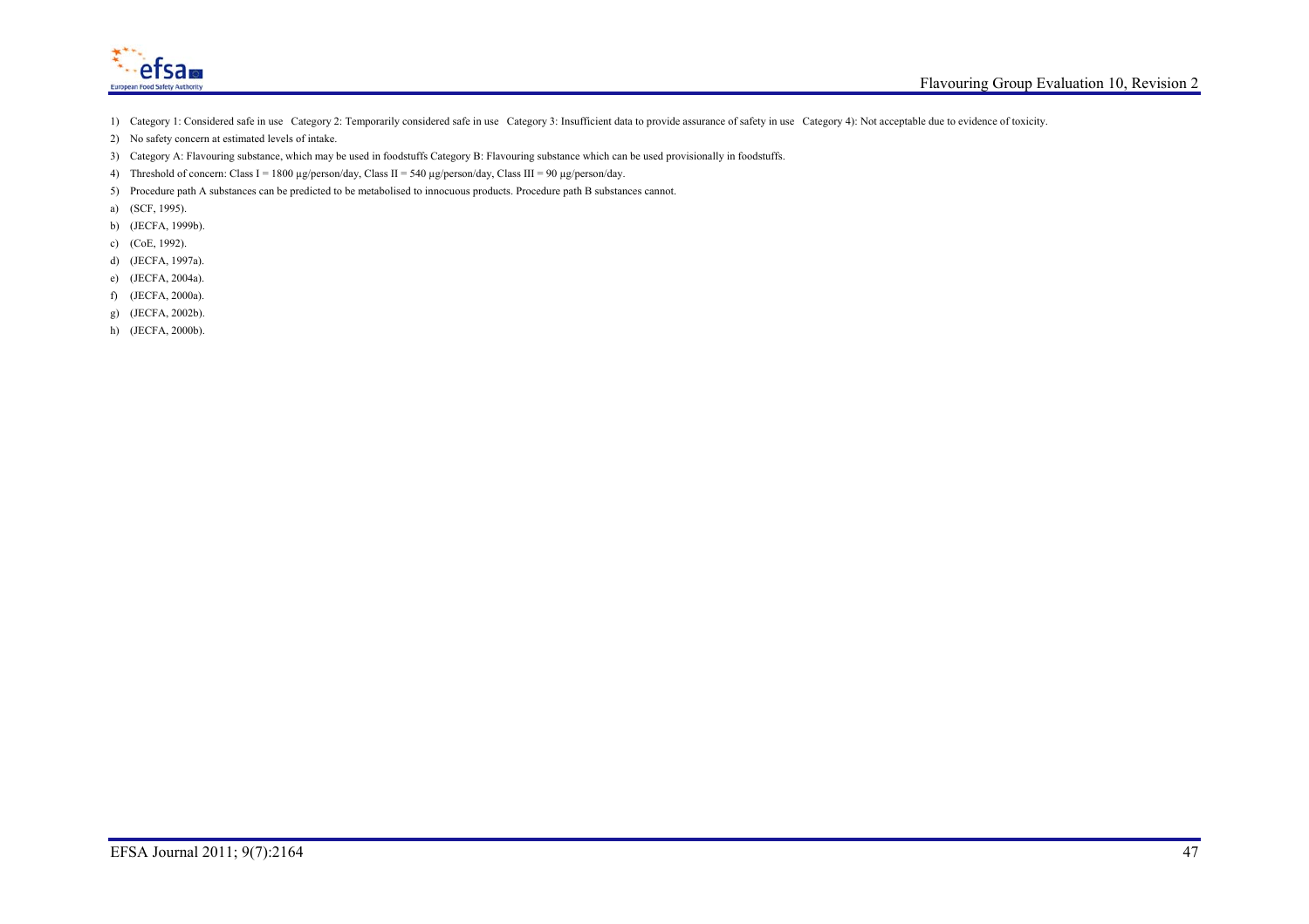1) Category 1: Considered safe in use Category 2: Temporarily considered safe in use Category 3: Insufficient data to provide assurance of safety in use Category 4): Not acceptable due to evidence of toxicity.
2) No safety concern at estimated levels of intake.
3) Category A: Flavouring substance, which may be used in foodstuffs Category B: Flavouring substance which can be used provisionally in foodstuffs.
4) Threshold of concern: Class I = 1800 µg/person/day, Class II = 540 µg/person/day, Class III = 90 µg/person/day.
5) Procedure path A substances can be predicted to be metabolised to innocuous products. Procedure path B substances cannot.

a) (SCF, 1995).
b) (JECFA, 1999b).
c) (CoE, 1992).
d) (JECFA, 1997a).
e) (JECFA, 2004a).
f) (JECFA, 2000a).
g) (JECFA, 2002b).
h) (JECFA, 2000b).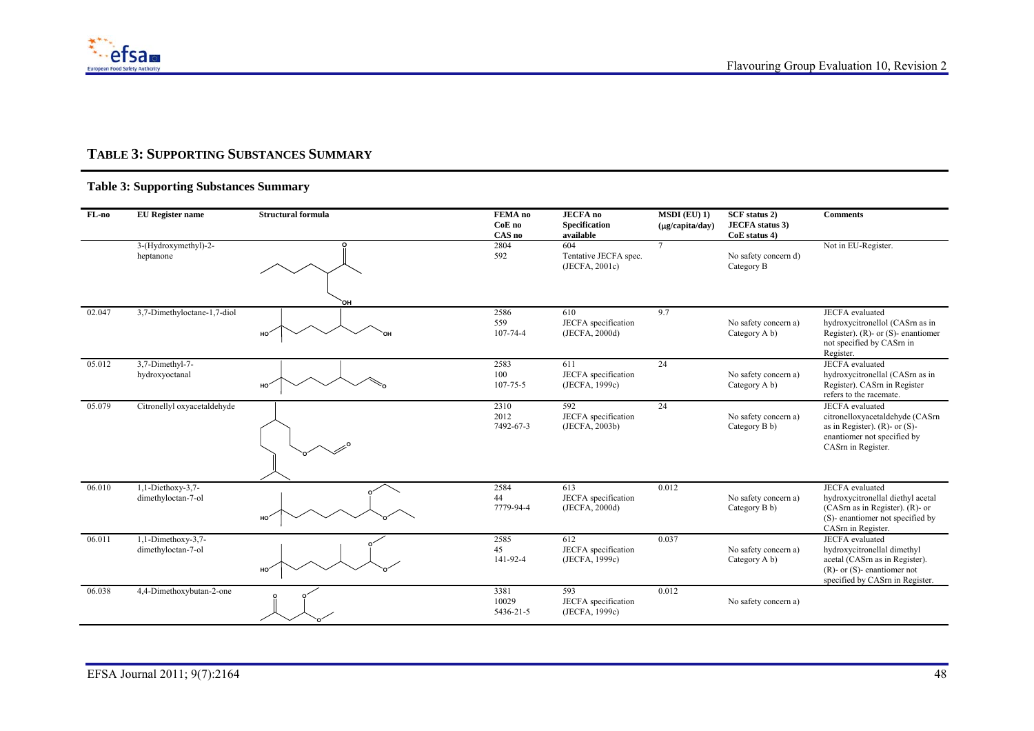## TABLE 3: SUPPORTING SUBSTANCES SUMMARY

### Table 3: Supporting Substances Summary

| FL-no | EU Register name | Structural formula | FEMA no<br>CoE no<br>CAS no | JECFA no<br>Specification available | MSDI (EU) 1)<br>(μg/capita/day) | SCF status 2)<br>JECFA status 3)<br>CoE status 4) | Comments |
|---|---|---|---|---|---|---|---|
| | 3-(Hydroxymethyl)-2-heptanone | | 2804<br>592 | 604<br>Tentative JECFA spec. (JECFA, 2001c) | 7 | No safety concern d)<br>Category B | Not in EU-Register. |
| 02.047 | 3,7-Dimethyloctane-1,7-diol | | 2586<br>559<br>107-74-4 | 610<br>JECFA specification (JECFA, 2000d) | 9.7 | No safety concern a)<br>Category A b) | JECFA evaluated hydroxycitronellol (CASrn as in Register). (R)- or (S)- enantiomer not specified by CASrn in Register. |
| 05.012 | 3,7-Dimethyl-7-hydroxyoctanal | | 2583<br>100<br>107-75-5 | 611<br>JECFA specification (JECFA, 1999c) | 24 | No safety concern a)<br>Category A b) | JECFA evaluated hydroxycitronellal (CASrn as in Register). CASrn in Register refers to the racemate. |
| 05.079 | Citronellyl oxyacetaldehyde | | 2310<br>2012<br>7492-67-3 | 592<br>JECFA specification (JECFA, 2003b) | 24 | No safety concern a)<br>Category B b) | JECFA evaluated citronelloxyacetaldehyde (CASrn as in Register). (R)- or (S)- enantiomer not specified by CASrn in Register. |
| 06.010 | 1,1-Diethoxy-3,7-dimethyloctan-7-ol | | 2584<br>44<br>7779-94-4 | 613<br>JECFA specification (JECFA, 2000d) | 0.012 | No safety concern a)<br>Category B b) | JECFA evaluated hydroxycitronellal diethyl acetal (CASrn as in Register). (R)- or (S)- enantiomer not specified by CASrn in Register. |
| 06.011 | 1,1-Dimethoxy-3,7-dimethyloctan-7-ol | | 2585<br>45<br>141-92-4 | 612<br>JECFA specification (JECFA, 1999c) | 0.037 | No safety concern a)<br>Category A b) | JECFA evaluated hydroxycitronellal dimethyl acetal (CASrn as in Register). (R)- or (S)- enantiomer not specified by CASrn in Register. |
| 06.038 | 4,4-Dimethoxybutan-2-one | | 3381<br>10029<br>5436-21-5 | 593<br>JECFA specification (JECFA, 1999c) | 0.012 | No safety concern a) | |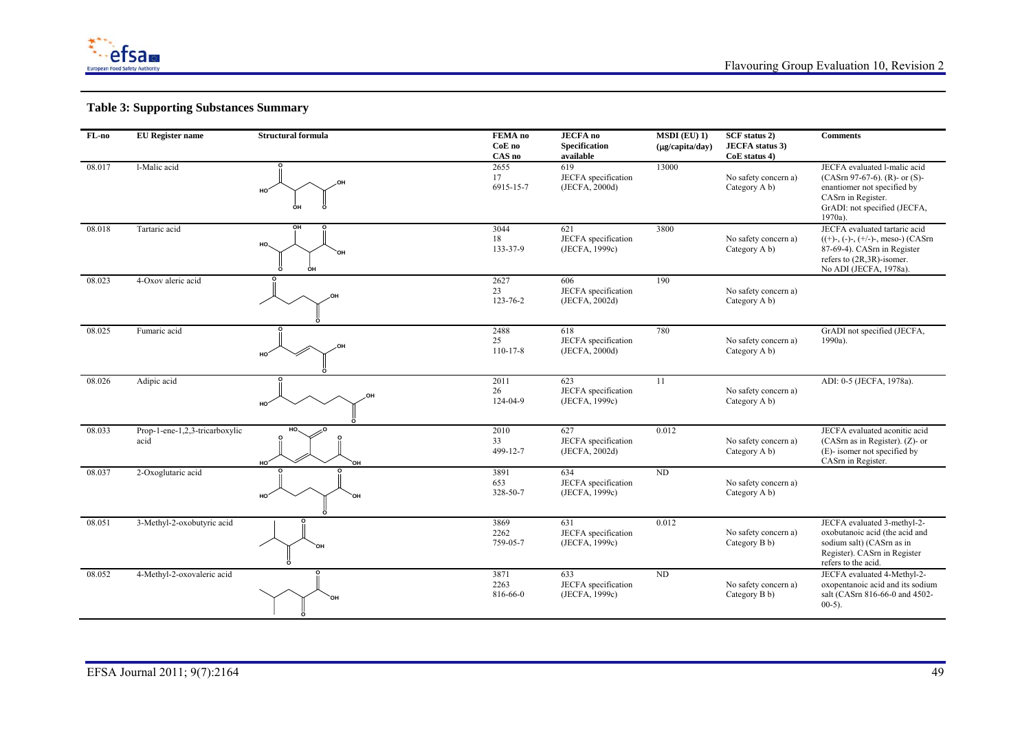## Table 3: Supporting Substances Summary

| FL-no | EU Register name | Structural formula | FEMA no<br>CoE no<br>CAS no | JECFA no<br>Specification available | MSDI (EU) 1)<br>(µg/capita/day) | SCF status 2)<br>JECFA status 3)<br>CoE status 4) | Comments |
|---|---|---|---|---|---|---|---|
| 08.017 | l-Malic acid | | 2655<br>17<br>6915-15-7 | 619<br>JECFA specification (JECFA, 2000d) | 13000 | No safety concern a)<br>Category A b) | JECFA evaluated l-malic acid (CASrn 97-67-6). (R)- or (S)-enantiomer not specified by CASrn in Register.<br>GrADI: not specified (JECFA, 1970a). |
| 08.018 | Tartaric acid | | 3044<br>18<br>133-37-9 | 621<br>JECFA specification (JECFA, 1999c) | 3800 | No safety concern a)<br>Category A b) | JECFA evaluated tartaric acid ((+)-, (-)-, (+/-)-, meso-) (CASrn 87-69-4). CASrn in Register refers to (2R,3R)-isomer.<br>No ADI (JECFA, 1978a). |
| 08.023 | 4-Oxov aleric acid | | 2627<br>23<br>123-76-2 | 606<br>JECFA specification (JECFA, 2002d) | 190 | No safety concern a)<br>Category A b) | |
| 08.025 | Fumaric acid | | 2488<br>25<br>110-17-8 | 618<br>JECFA specification (JECFA, 2000d) | 780 | No safety concern a)<br>Category A b) | GrADI not specified (JECFA, 1990a). |
| 08.026 | Adipic acid | | 2011<br>26<br>124-04-9 | 623<br>JECFA specification (JECFA, 1999c) | 11 | No safety concern a)<br>Category A b) | ADI: 0-5 (JECFA, 1978a). |
| 08.033 | Prop-1-ene-1,2,3-tricarboxylic acid | | 2010<br>33<br>499-12-7 | 627<br>JECFA specification (JECFA, 2002d) | 0.012 | No safety concern a)<br>Category A b) | JECFA evaluated aconitic acid (CASrn as in Register). (Z)- or (E)- isomer not specified by CASrn in Register. |
| 08.037 | 2-Oxoglutaric acid | | 3891<br>653<br>328-50-7 | 634<br>JECFA specification (JECFA, 1999c) | ND | No safety concern a)<br>Category A b) | |
| 08.051 | 3-Methyl-2-oxobutyric acid | | 3869<br>2262<br>759-05-7 | 631<br>JECFA specification (JECFA, 1999c) | 0.012 | No safety concern a)<br>Category B b) | JECFA evaluated 3-methyl-2-oxobutanoic acid (the acid and sodium salt) (CASrn as in Register). CASrn in Register refers to the acid. |
| 08.052 | 4-Methyl-2-oxovaleric acid | | 3871<br>2263<br>816-66-0 | 633<br>JECFA specification (JECFA, 1999c) | ND | No safety concern a)<br>Category B b) | JECFA evaluated 4-Methyl-2-oxopentanoic acid and its sodium salt (CASrn 816-66-0 and 4502-00-5). |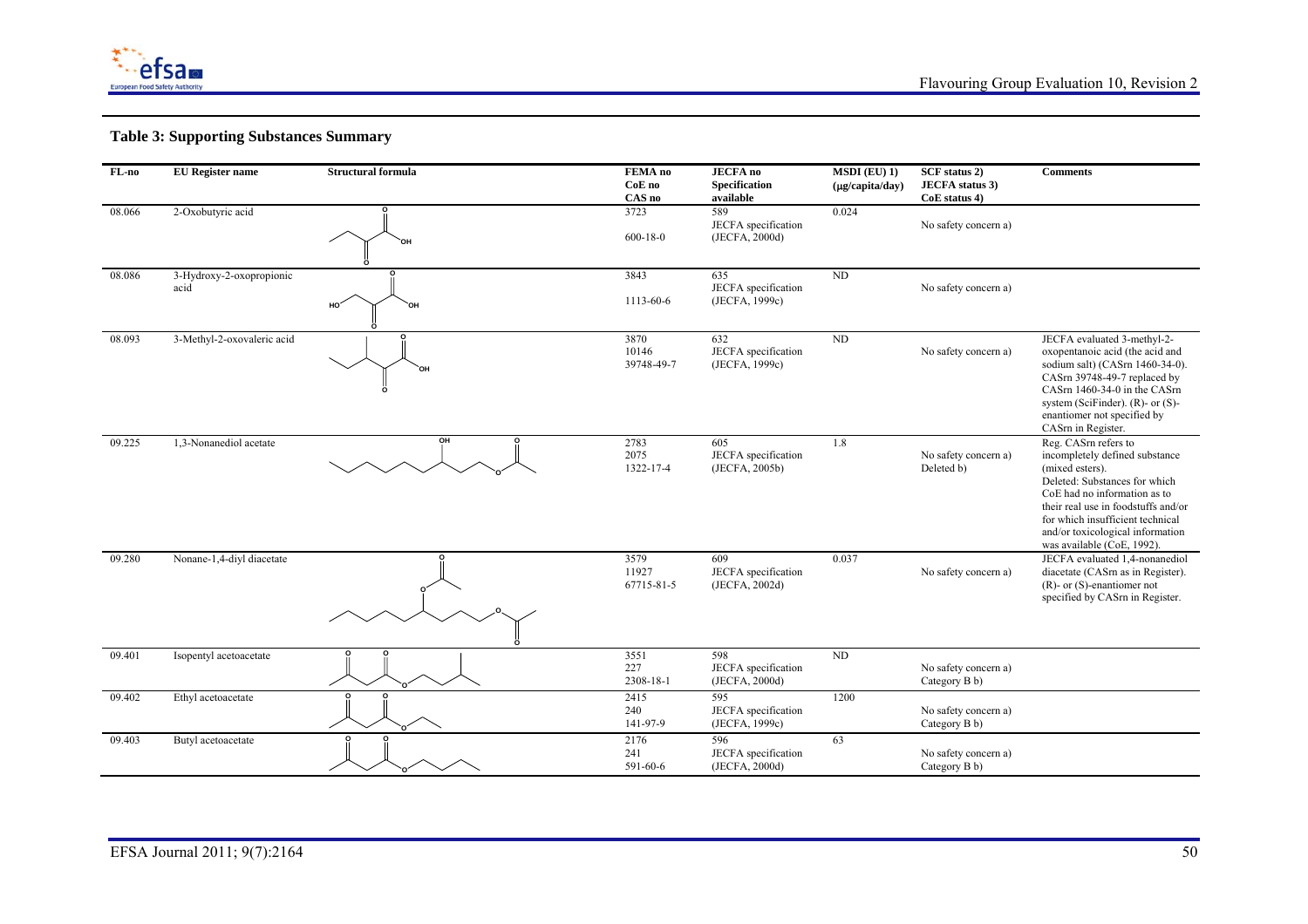## Table 3: Supporting Substances Summary

| FL-no | EU Register name | Structural formula | FEMA no CoE no CAS no | JECFA no Specification available | MSDI (EU) 1) (µg/capita/day) | SCF status 2) JECFA status 3) CoE status 4) | Comments |
|---|---|---|---|---|---|---|---|
| 08.066 | 2-Oxobutyric acid | | 3723 600-18-0 | 589 JECFA specification (JECFA, 2000d) | 0.024 | No safety concern a) | |
| 08.086 | 3-Hydroxy-2-oxopropionic acid | | 3843 1113-60-6 | 635 JECFA specification (JECFA, 1999c) | ND | No safety concern a) | |
| 08.093 | 3-Methyl-2-oxovaleric acid | | 3870 10146 39748-49-7 | 632 JECFA specification (JECFA, 1999c) | ND | No safety concern a) | JECFA evaluated 3-methyl-2-oxopentanoic acid (the acid and sodium salt) (CASrn 1460-34-0). CASrn 39748-49-7 replaced by CASrn 1460-34-0 in the CASrn system (SciFinder). (R)- or (S)-enantiomer not specified by CASrn in Register. |
| 09.225 | 1,3-Nonanediol acetate | | 2783 2075 1322-17-4 | 605 JECFA specification (JECFA, 2005b) | 1.8 | No safety concern a) Deleted b) | Reg. CASrn refers to incompletely defined substance (mixed esters). Deleted: Substances for which CoE had no information as to their real use in foodstuffs and/or for which insufficient technical and/or toxicological information was available (CoE, 1992). |
| 09.280 | Nonane-1,4-diyl diacetate | | 3579 11927 67715-81-5 | 609 JECFA specification (JECFA, 2002d) | 0.037 | No safety concern a) | JECFA evaluated 1,4-nonanediol diacetate (CASrn as in Register). (R)- or (S)-enantiomer not specified by CASrn in Register. |
| 09.401 | Isopentyl acetoacetate | | 3551 227 2308-18-1 | 598 JECFA specification (JECFA, 2000d) | ND | No safety concern a) Category B b) | |
| 09.402 | Ethyl acetoacetate | | 2415 240 141-97-9 | 595 JECFA specification (JECFA, 1999c) | 1200 | No safety concern a) Category B b) | |
| 09.403 | Butyl acetoacetate | | 2176 241 591-60-6 | 596 JECFA specification (JECFA, 2000d) | 63 | No safety concern a) Category B b) | |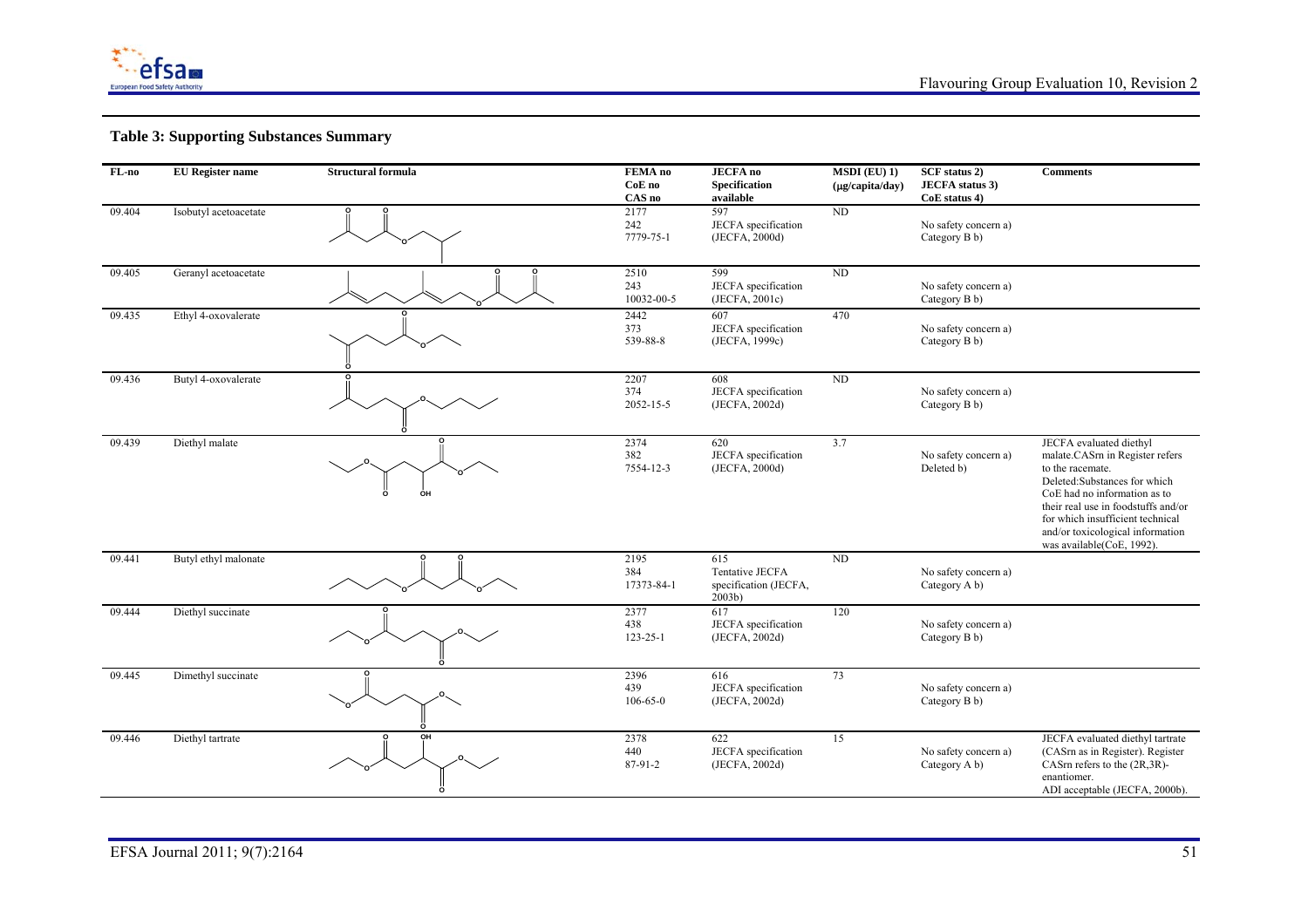### Table 3: Supporting Substances Summary

| FL-no | EU Register name | Structural formula | FEMA no CoE no CAS no | JECFA no Specification available | MSDI (EU) 1) (μg/capita/day) | SCF status 2) JECFA status 3) CoE status 4) | Comments |
|---|---|---|---|---|---|---|---|
| 09.404 | Isobutyl acetoacetate | | 2177 242 7779-75-1 | 597 JECFA specification (JECFA, 2000d) | ND | No safety concern a) Category B b) | |
| 09.405 | Geranyl acetoacetate | | 2510 243 10032-00-5 | 599 JECFA specification (JECFA, 2001c) | ND | No safety concern a) Category B b) | |
| 09.435 | Ethyl 4-oxovalerate | | 2442 373 539-88-8 | 607 JECFA specification (JECFA, 1999c) | 470 | No safety concern a) Category B b) | |
| 09.436 | Butyl 4-oxovalerate | | 2207 374 2052-15-5 | 608 JECFA specification (JECFA, 2002d) | ND | No safety concern a) Category B b) | |
| 09.439 | Diethyl malate | | 2374 382 7554-12-3 | 620 JECFA specification (JECFA, 2000d) | 3.7 | No safety concern a) Deleted b) | JECFA evaluated diethyl malate.CASrn in Register refers to the racemate. Deleted:Substances for which CoE had no information as to their real use in foodstuffs and/or for which insufficient technical and/or toxicological information was available(CoE, 1992). |
| 09.441 | Butyl ethyl malonate | | 2195 384 17373-84-1 | 615 Tentative JECFA specification (JECFA, 2003b) | ND | No safety concern a) Category A b) | |
| 09.444 | Diethyl succinate | | 2377 438 123-25-1 | 617 JECFA specification (JECFA, 2002d) | 120 | No safety concern a) Category B b) | |
| 09.445 | Dimethyl succinate | | 2396 439 106-65-0 | 616 JECFA specification (JECFA, 2002d) | 73 | No safety concern a) Category B b) | |
| 09.446 | Diethyl tartrate | | 2378 440 87-91-2 | 622 JECFA specification (JECFA, 2002d) | 15 | No safety concern a) Category A b) | JECFA evaluated diethyl tartrate (CASrn as in Register). Register CASrn refers to the (2R,3R)-enantiomer. ADI acceptable (JECFA, 2000b). |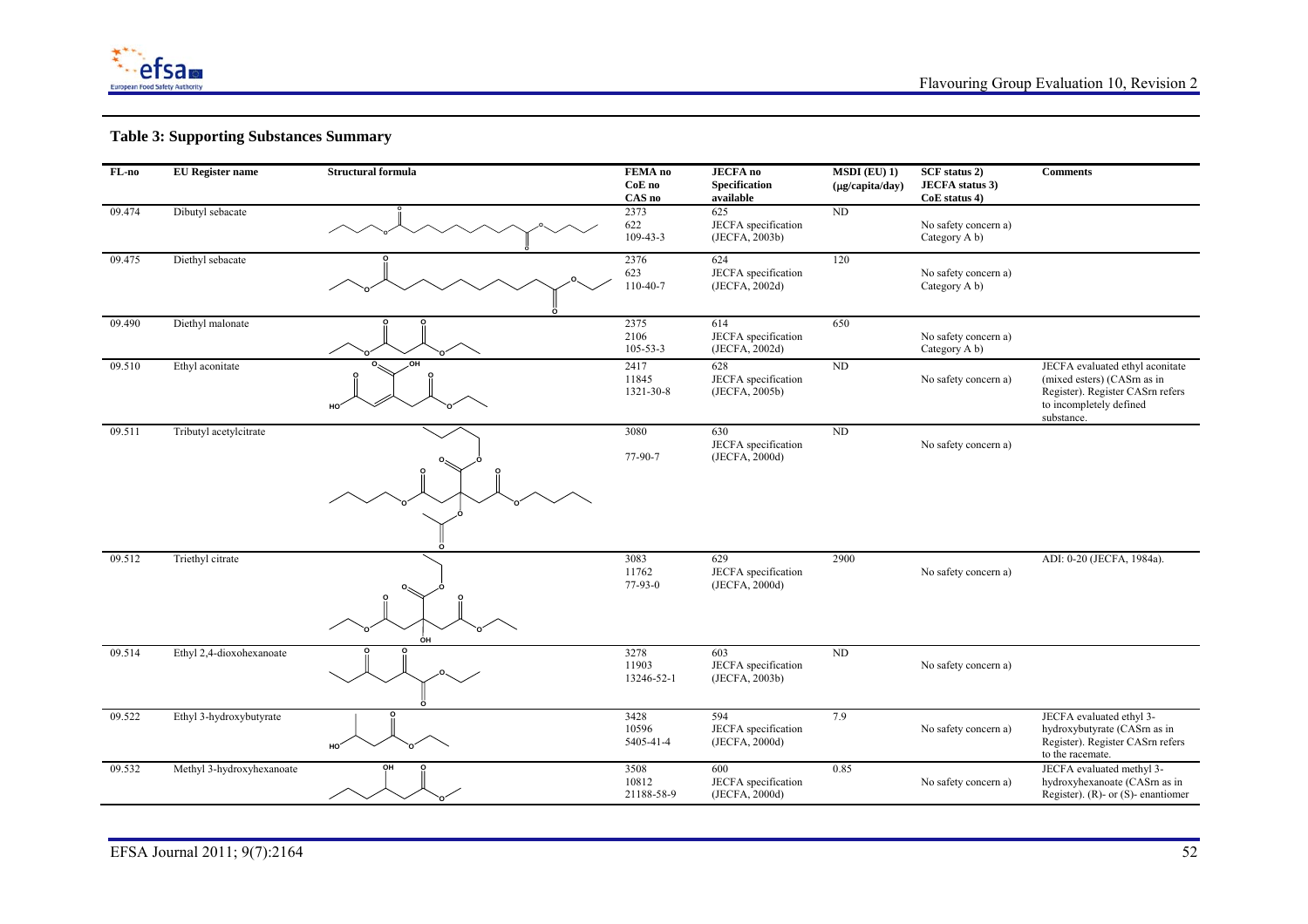## Table 3: Supporting Substances Summary

| FL-no | EU Register name | Structural formula | FEMA no<br>CoE no<br>CAS no | JECFA no<br>Specification available | MSDI (EU) 1)<br>(µg/capita/day) | SCF status 2)<br>JECFA status 3)<br>CoE status 4) | Comments |
|---|---|---|---|---|---|---|---|
| 09.474 | Dibutyl sebacate | | 2373<br>622<br>109-43-3 | 625<br>JECFA specification<br>(JECFA, 2003b) | ND | No safety concern a)<br>Category A b) | |
| 09.475 | Diethyl sebacate | | 2376<br>623<br>110-40-7 | 624<br>JECFA specification<br>(JECFA, 2002d) | 120 | No safety concern a)<br>Category A b) | |
| 09.490 | Diethyl malonate | | 2375<br>2106<br>105-53-3 | 614<br>JECFA specification<br>(JECFA, 2002d) | 650 | No safety concern a)<br>Category A b) | |
| 09.510 | Ethyl aconitate | | 2417<br>11845<br>1321-30-8 | 628<br>JECFA specification<br>(JECFA, 2005b) | ND | No safety concern a) | JECFA evaluated ethyl aconitate (mixed esters) (CASrn as in Register). Register CASrn refers to incompletely defined substance. |
| 09.511 | Tributyl acetylcitrate | | 3080<br><br>77-90-7 | 630<br>JECFA specification<br>(JECFA, 2000d) | ND | No safety concern a) | |
| 09.512 | Triethyl citrate | | 3083<br>11762<br>77-93-0 | 629<br>JECFA specification<br>(JECFA, 2000d) | 2900 | No safety concern a) | ADI: 0-20 (JECFA, 1984a). |
| 09.514 | Ethyl 2,4-dioxohexanoate | | 3278<br>11903<br>13246-52-1 | 603<br>JECFA specification<br>(JECFA, 2003b) | ND | No safety concern a) | |
| 09.522 | Ethyl 3-hydroxybutyrate | | 3428<br>10596<br>5405-41-4 | 594<br>JECFA specification<br>(JECFA, 2000d) | 7.9 | No safety concern a) | JECFA evaluated ethyl 3-hydroxybutyrate (CASrn as in Register). Register CASrn refers to the racemate. |
| 09.532 | Methyl 3-hydroxyhexanoate | | 3508<br>10812<br>21188-58-9 | 600<br>JECFA specification<br>(JECFA, 2000d) | 0.85 | No safety concern a) | JECFA evaluated methyl 3-hydroxyhexanoate (CASrn as in Register). (R)- or (S)- enantiomer |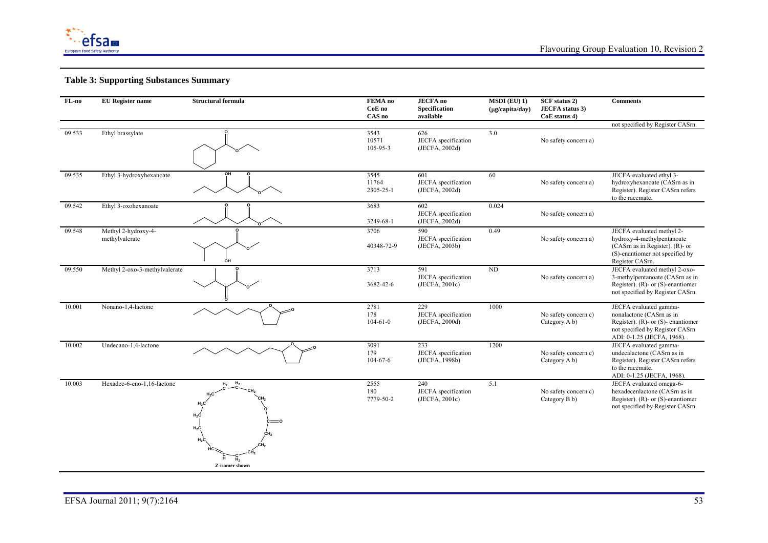### Table 3: Supporting Substances Summary

| FL-no | EU Register name | Structural formula | FEMA no CoE no CAS no | JECFA no Specification available | MSDI (EU) 1) (µg/capita/day) | SCF status 2) JECFA status 3) CoE status 4) | Comments |
|---|---|---|---|---|---|---|---|
| | | | | | | | not specified by Register CASrn. |
| 09.533 | Ethyl brassylate | | 3543 10571 105-95-3 | 626 JECFA specification (JECFA, 2002d) | 3.0 | No safety concern a) | |
| 09.535 | Ethyl 3-hydroxyhexanoate | | 3545 11764 2305-25-1 | 601 JECFA specification (JECFA, 2002d) | 60 | No safety concern a) | JECFA evaluated ethyl 3-hydroxyhexanoate (CASrn as in Register). Register CASrn refers to the racemate. |
| 09.542 | Ethyl 3-oxohexanoate | | 3683 3249-68-1 | 602 JECFA specification (JECFA, 2002d) | 0.024 | No safety concern a) | |
| 09.548 | Methyl 2-hydroxy-4-methylvalerate | | 3706 40348-72-9 | 590 JECFA specification (JECFA, 2003b) | 0.49 | No safety concern a) | JECFA evaluated methyl 2-hydroxy-4-methylpentanoate (CASrn as in Register). (R)- or (S)-enantiomer not specified by Register CASrn. |
| 09.550 | Methyl 2-oxo-3-methylvalerate | | 3713 3682-42-6 | 591 JECFA specification (JECFA, 2001c) | ND | No safety concern a) | JECFA evaluated methyl 2-oxo-3-methylpentanoate (CASrn as in Register). (R)- or (S)-enantiomer not specified by Register CASrn. |
| 10.001 | Nonano-1,4-lactone | | 2781 178 104-61-0 | 229 JECFA specification (JECFA, 2000d) | 1000 | No safety concern c) Category A b) | JECFA evaluated gamma-nonalactone (CASrn as in Register). (R)- or (S)- enantiomer not specified by Register CASrn ADI: 0-1.25 (JECFA, 1968). |
| 10.002 | Undecano-1,4-lactone | | 3091 179 104-67-6 | 233 JECFA specification (JECFA, 1998b) | 1200 | No safety concern c) Category A b) | JECFA evaluated gamma-undecalactone (CASrn as in Register). Register CASrn refers to the racemate. ADI: 0-1.25 (JECFA, 1968). |
| 10.003 | Hexadec-6-eno-1,16-lactone | Z-isomer shown | 2555 180 7779-50-2 | 240 JECFA specification (JECFA, 2001c) | 5.1 | No safety concern c) Category B b) | JECFA evaluated omega-6-hexadecenlactone (CASrn as in Register). (R)- or (S)-enantiomer not specified by Register CASrn. |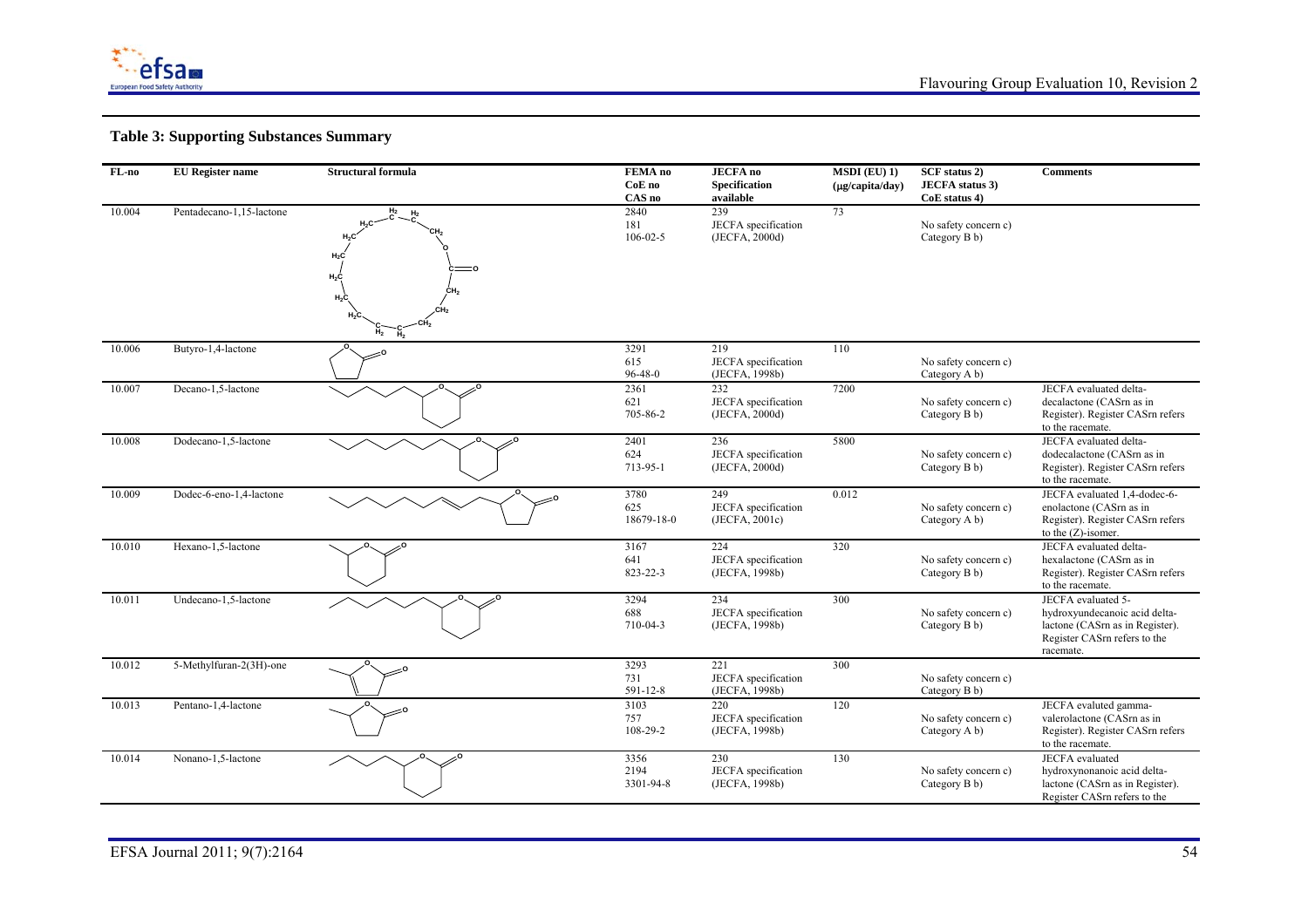## Table 3: Supporting Substances Summary

| FL-no | EU Register name | Structural formula | FEMA no<br>CoE no<br>CAS no | JECFA no<br>Specification available | MSDI (EU) 1)<br>(µg/capita/day) | SCF status 2)<br>JECFA status 3)<br>CoE status 4) | Comments |
|---|---|---|---|---|---|---|---|
| 10.004 | Pentadecano-1,15-lactone | | 2840<br>181<br>106-02-5 | 239<br>JECFA specification<br>(JECFA, 2000d) | 73 | No safety concern c)<br>Category B b) | |
| 10.006 | Butyro-1,4-lactone | | 3291<br>615<br>96-48-0 | 219<br>JECFA specification<br>(JECFA, 1998b) | 110 | No safety concern c)<br>Category A b) | |
| 10.007 | Decano-1,5-lactone | | 2361<br>621<br>705-86-2 | 232<br>JECFA specification<br>(JECFA, 2000d) | 7200 | No safety concern c)<br>Category B b) | JECFA evaluated delta-decalactone (CASrn as in Register). Register CASrn refers to the racemate. |
| 10.008 | Dodecano-1,5-lactone | | 2401<br>624<br>713-95-1 | 236<br>JECFA specification<br>(JECFA, 2000d) | 5800 | No safety concern c)<br>Category B b) | JECFA evaluated delta-dodecalactone (CASrn as in Register). Register CASrn refers to the racemate. |
| 10.009 | Dodec-6-eno-1,4-lactone | | 3780<br>625<br>18679-18-0 | 249<br>JECFA specification<br>(JECFA, 2001c) | 0.012 | No safety concern c)<br>Category A b) | JECFA evaluated 1,4-dodec-6-enolactone (CASrn as in Register). Register CASrn refers to the (Z)-isomer. |
| 10.010 | Hexano-1,5-lactone | | 3167<br>641<br>823-22-3 | 224<br>JECFA specification<br>(JECFA, 1998b) | 320 | No safety concern c)<br>Category B b) | JECFA evaluated delta-hexalactone (CASrn as in Register). Register CASrn refers to the racemate. |
| 10.011 | Undecano-1,5-lactone | | 3294<br>688<br>710-04-3 | 234<br>JECFA specification<br>(JECFA, 1998b) | 300 | No safety concern c)<br>Category B b) | JECFA evaluated 5-hydroxyundecanoic acid delta-lactone (CASrn as in Register). Register CASrn refers to the racemate. |
| 10.012 | 5-Methylfuran-2(3H)-one | | 3293<br>731<br>591-12-8 | 221<br>JECFA specification<br>(JECFA, 1998b) | 300 | No safety concern c)<br>Category B b) | |
| 10.013 | Pentano-1,4-lactone | | 3103<br>757<br>108-29-2 | 220<br>JECFA specification<br>(JECFA, 1998b) | 120 | No safety concern c)<br>Category A b) | JECFA evaluted gamma-valerolactone (CASrn as in Register). Register CASrn refers to the racemate. |
| 10.014 | Nonano-1,5-lactone | | 3356<br>2194<br>3301-94-8 | 230<br>JECFA specification<br>(JECFA, 1998b) | 130 | No safety concern c)<br>Category B b) | JECFA evaluated hydroxynonanoic acid delta-lactone (CASrn as in Register). Register CASrn refers to the |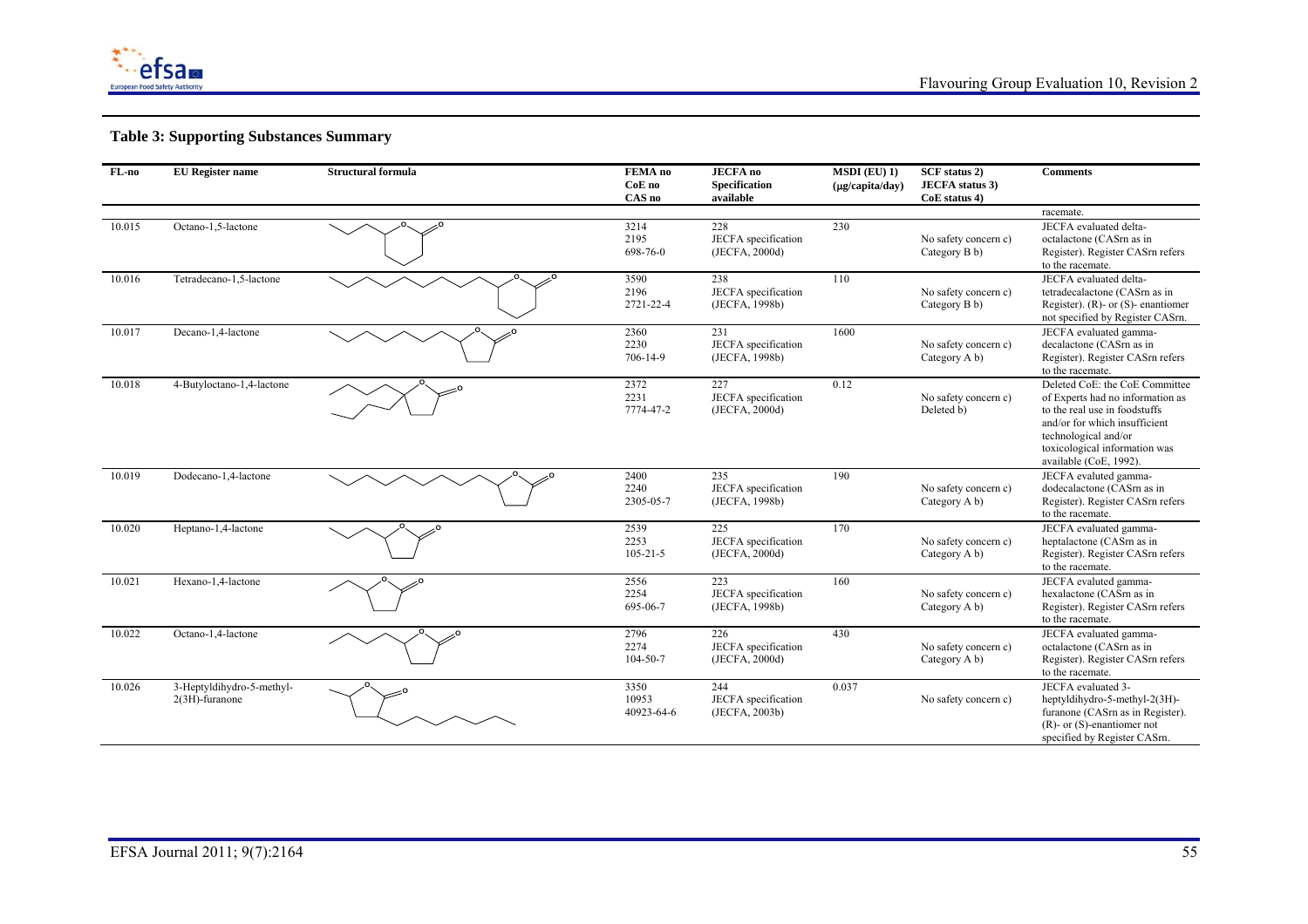## Table 3: Supporting Substances Summary

| FL-no | EU Register name | Structural formula | FEMA no<br>CoE no<br>CAS no | JECFA no<br>Specification available | MSDI (EU) 1)<br>(μg/capita/day) | SCF status 2)<br>JECFA status 3)<br>CoE status 4) | Comments |
|---|---|---|---|---|---|---|---|
| | | | | | | | racemate. |
| 10.015 | Octano-1,5-lactone | | 3214<br>2195<br>698-76-0 | 228<br>JECFA specification (JECFA, 2000d) | 230 | No safety concern c)<br>Category B b) | JECFA evaluated delta-octalactone (CASrn as in Register). Register CASrn refers to the racemate. |
| 10.016 | Tetradecano-1,5-lactone | | 3590<br>2196<br>2721-22-4 | 238<br>JECFA specification (JECFA, 1998b) | 110 | No safety concern c)<br>Category B b) | JECFA evaluated delta-tetradecalactone (CASrn as in Register). (R)- or (S)- enantiomer not specified by Register CASrn. |
| 10.017 | Decano-1,4-lactone | | 2360<br>2230<br>706-14-9 | 231<br>JECFA specification (JECFA, 1998b) | 1600 | No safety concern c)<br>Category A b) | JECFA evaluated gamma-decalactone (CASrn as in Register). Register CASrn refers to the racemate. |
| 10.018 | 4-Butyloctano-1,4-lactone | | 2372<br>2231<br>7774-47-2 | 227<br>JECFA specification (JECFA, 2000d) | 0.12 | No safety concern c)<br>Deleted b) | Deleted CoE: the CoE Committee of Experts had no information as to the real use in foodstuffs and/or for which insufficient technological and/or toxicological information was available (CoE, 1992). |
| 10.019 | Dodecano-1,4-lactone | | 2400<br>2240<br>2305-05-7 | 235<br>JECFA specification (JECFA, 1998b) | 190 | No safety concern c)<br>Category A b) | JECFA evaluted gamma-dodecalactone (CASrn as in Register). Register CASrn refers to the racemate. |
| 10.020 | Heptano-1,4-lactone | | 2539<br>2253<br>105-21-5 | 225<br>JECFA specification (JECFA, 2000d) | 170 | No safety concern c)<br>Category A b) | JECFA evaluated gamma-heptalactone (CASrn as in Register). Register CASrn refers to the racemate. |
| 10.021 | Hexano-1,4-lactone | | 2556<br>2254<br>695-06-7 | 223<br>JECFA specification (JECFA, 1998b) | 160 | No safety concern c)<br>Category A b) | JECFA evaluted gamma-hexalactone (CASrn as in Register). Register CASrn refers to the racemate. |
| 10.022 | Octano-1,4-lactone | | 2796<br>2274<br>104-50-7 | 226<br>JECFA specification (JECFA, 2000d) | 430 | No safety concern c)<br>Category A b) | JECFA evaluated gamma-octalactone (CASrn as in Register). Register CASrn refers to the racemate. |
| 10.026 | 3-Heptyldihydro-5-methyl-2(3H)-furanone | | 3350<br>10953<br>40923-64-6 | 244<br>JECFA specification (JECFA, 2003b) | 0.037 | No safety concern c) | JECFA evaluated 3-heptyldihydro-5-methyl-2(3H)-furanone (CASrn as in Register). (R)- or (S)-enantiomer not specified by Register CASrn. |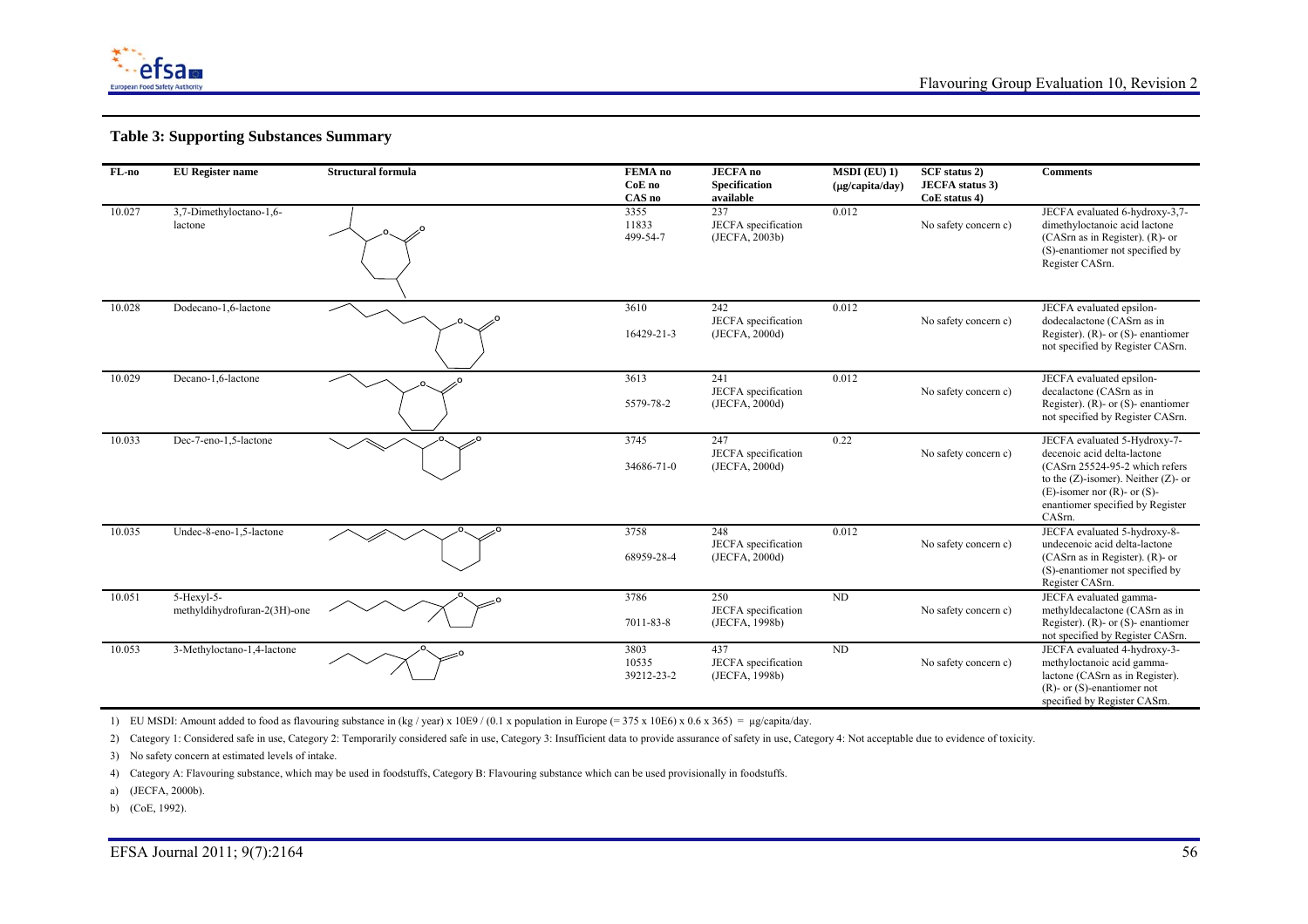## Table 3: Supporting Substances Summary

| FL-no | EU Register name | Structural formula | FEMA no<br>CoE no<br>CAS no | JECFA no<br>Specification available | MSDI (EU) 1)<br>(μg/capita/day) | SCF status 2)<br>JECFA status 3)<br>CoE status 4) | Comments |
|---|---|---|---|---|---|---|---|
| 10.027 | 3,7-Dimethyloctano-1,6-lactone | | 3355<br>11833<br>499-54-7 | 237<br>JECFA specification (JECFA, 2003b) | 0.012 | No safety concern c) | JECFA evaluated 6-hydroxy-3,7-dimethyloctanoic acid lactone (CASrn as in Register). (R)- or (S)-enantiomer not specified by Register CASrn. |
| 10.028 | Dodecano-1,6-lactone | | 3610<br><br>16429-21-3 | 242<br>JECFA specification (JECFA, 2000d) | 0.012 | No safety concern c) | JECFA evaluated epsilon-dodecalactone (CASrn as in Register). (R)- or (S)- enantiomer not specified by Register CASrn. |
| 10.029 | Decano-1,6-lactone | | 3613<br><br>5579-78-2 | 241<br>JECFA specification (JECFA, 2000d) | 0.012 | No safety concern c) | JECFA evaluated epsilon-decalactone (CASrn as in Register). (R)- or (S)- enantiomer not specified by Register CASrn. |
| 10.033 | Dec-7-eno-1,5-lactone | | 3745<br><br>34686-71-0 | 247<br>JECFA specification (JECFA, 2000d) | 0.22 | No safety concern c) | JECFA evaluated 5-Hydroxy-7-decenoic acid delta-lactone (CASrn 25524-95-2 which refers to the (Z)-isomer). Neither (Z)- or (E)-isomer nor (R)- or (S)-enantiomer specified by Register CASrn. |
| 10.035 | Undec-8-eno-1,5-lactone | | 3758<br><br>68959-28-4 | 248<br>JECFA specification (JECFA, 2000d) | 0.012 | No safety concern c) | JECFA evaluated 5-hydroxy-8-undecenoic acid delta-lactone (CASrn as in Register). (R)- or (S)-enantiomer not specified by Register CASrn. |
| 10.051 | 5-Hexyl-5-methyldihydrofuran-2(3H)-one | | 3786<br><br>7011-83-8 | 250<br>JECFA specification (JECFA, 1998b) | ND | No safety concern c) | JECFA evaluated gamma-methyldecalactone (CASrn as in Register). (R)- or (S)- enantiomer not specified by Register CASrn. |
| 10.053 | 3-Methyloctano-1,4-lactone | | 3803<br>10535<br>39212-23-2 | 437<br>JECFA specification (JECFA, 1998b) | ND | No safety concern c) | JECFA evaluated 4-hydroxy-3-methyloctanoic acid gamma-lactone (CASrn as in Register). (R)- or (S)-enantiomer not specified by Register CASrn. |

1) EU MSDI: Amount added to food as flavouring substance in (kg / year) x 10E9 / (0.1 x population in Europe (= 375 x 10E6) x 0.6 x 365) = μg/capita/day.

2) Category 1: Considered safe in use, Category 2: Temporarily considered safe in use, Category 3: Insufficient data to provide assurance of safety in use, Category 4: Not acceptable due to evidence of toxicity.

3) No safety concern at estimated levels of intake.

4) Category A: Flavouring substance, which may be used in foodstuffs, Category B: Flavouring substance which can be used provisionally in foodstuffs.

a) (JECFA, 2000b).

b) (CoE, 1992).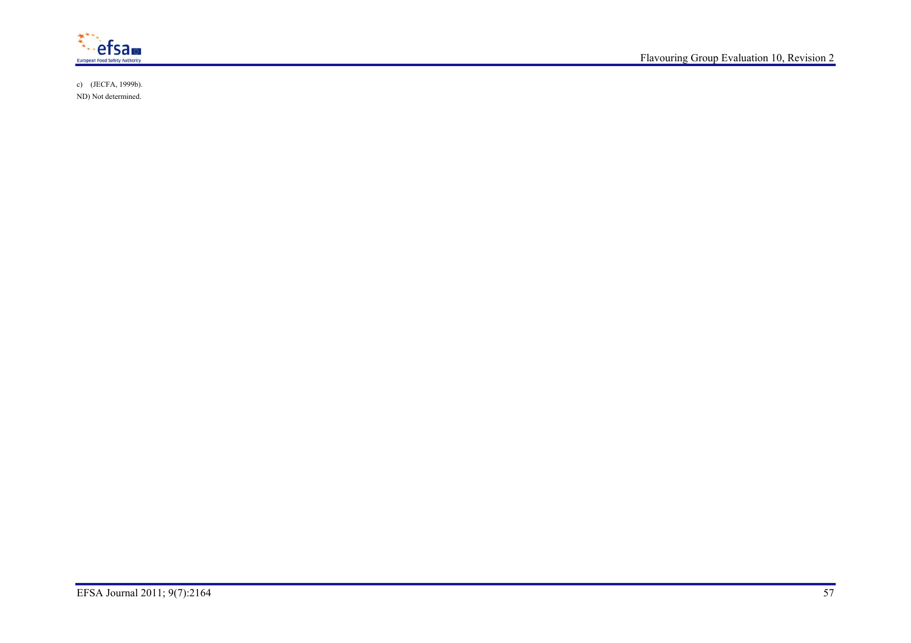c) (JECFA, 1999b).

ND) Not determined.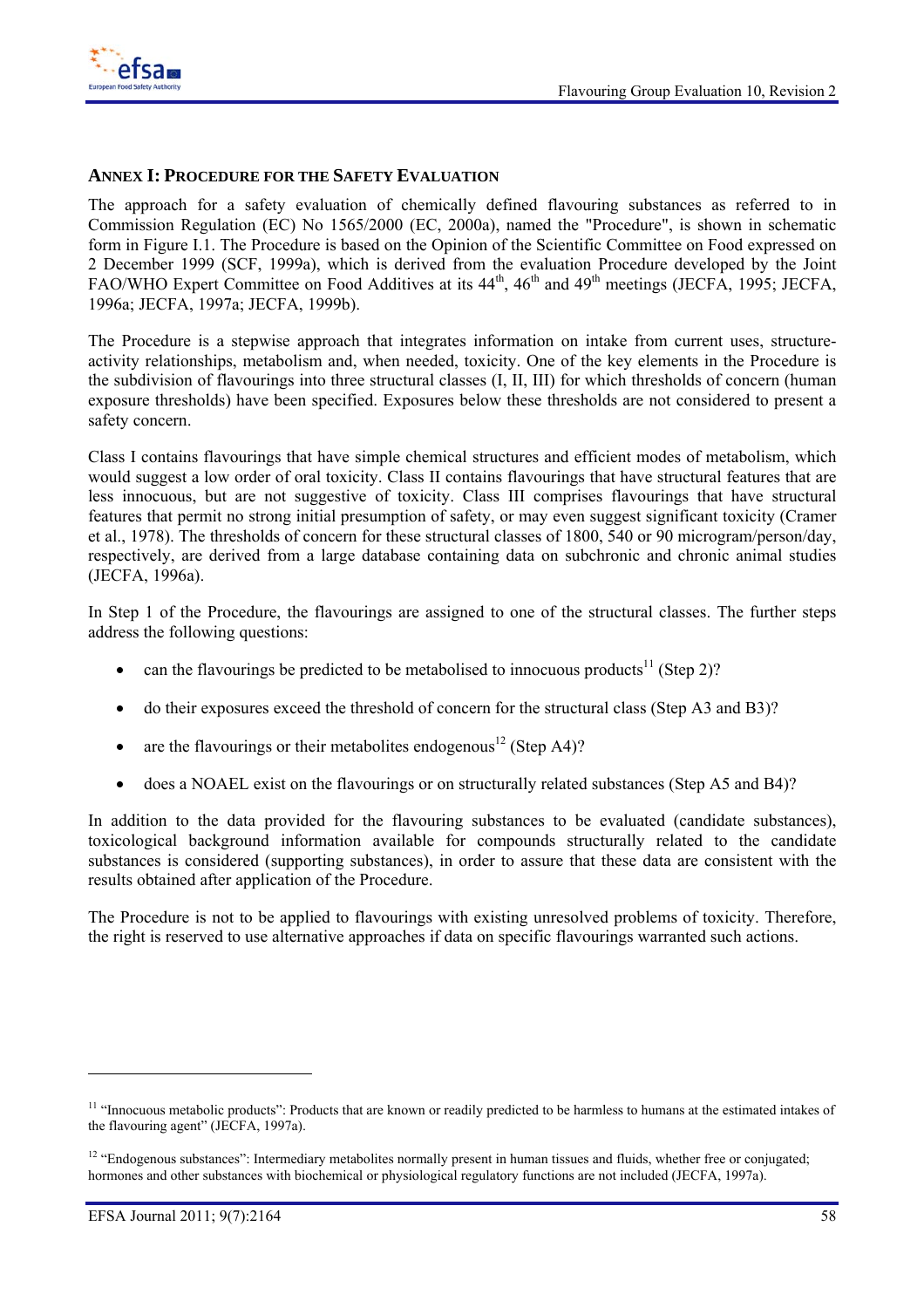## ANNEX I: PROCEDURE FOR THE SAFETY EVALUATION

The approach for a safety evaluation of chemically defined flavouring substances as referred to in Commission Regulation (EC) No 1565/2000 (EC, 2000a), named the "Procedure", is shown in schematic form in Figure I.1. The Procedure is based on the Opinion of the Scientific Committee on Food expressed on 2 December 1999 (SCF, 1999a), which is derived from the evaluation Procedure developed by the Joint FAO/WHO Expert Committee on Food Additives at its 44th, 46th and 49th meetings (JECFA, 1995; JECFA, 1996a; JECFA, 1997a; JECFA, 1999b).

The Procedure is a stepwise approach that integrates information on intake from current uses, structure-activity relationships, metabolism and, when needed, toxicity. One of the key elements in the Procedure is the subdivision of flavourings into three structural classes (I, II, III) for which thresholds of concern (human exposure thresholds) have been specified. Exposures below these thresholds are not considered to present a safety concern.

Class I contains flavourings that have simple chemical structures and efficient modes of metabolism, which would suggest a low order of oral toxicity. Class II contains flavourings that have structural features that are less innocuous, but are not suggestive of toxicity. Class III comprises flavourings that have structural features that permit no strong initial presumption of safety, or may even suggest significant toxicity (Cramer et al., 1978). The thresholds of concern for these structural classes of 1800, 540 or 90 microgram/person/day, respectively, are derived from a large database containing data on subchronic and chronic animal studies (JECFA, 1996a).

In Step 1 of the Procedure, the flavourings are assigned to one of the structural classes. The further steps address the following questions:

- can the flavourings be predicted to be metabolised to innocuous products[11] (Step 2)?
- do their exposures exceed the threshold of concern for the structural class (Step A3 and B3)?
- are the flavourings or their metabolites endogenous[12] (Step A4)?
- does a NOAEL exist on the flavourings or on structurally related substances (Step A5 and B4)?

In addition to the data provided for the flavouring substances to be evaluated (candidate substances), toxicological background information available for compounds structurally related to the candidate substances is considered (supporting substances), in order to assure that these data are consistent with the results obtained after application of the Procedure.

The Procedure is not to be applied to flavourings with existing unresolved problems of toxicity. Therefore, the right is reserved to use alternative approaches if data on specific flavourings warranted such actions.

---

[11] "Innocuous metabolic products": Products that are known or readily predicted to be harmless to humans at the estimated intakes of the flavouring agent" (JECFA, 1997a).

[12] "Endogenous substances": Intermediary metabolites normally present in human tissues and fluids, whether free or conjugated; hormones and other substances with biochemical or physiological regulatory functions are not included (JECFA, 1997a).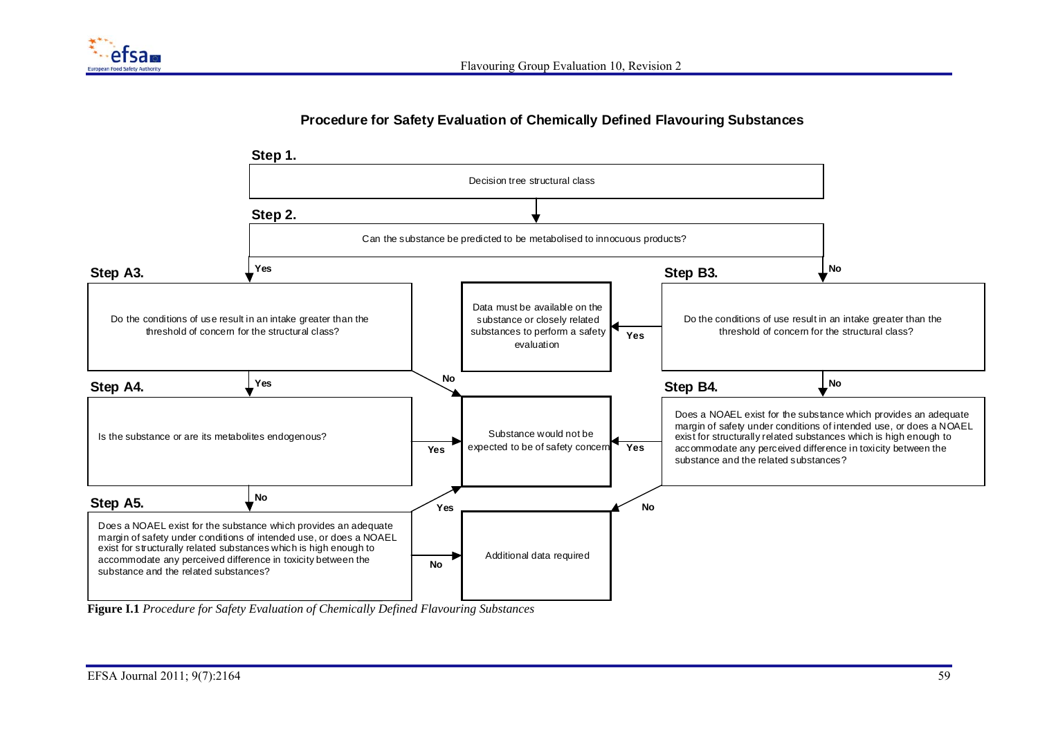**Procedure for Safety Evaluation of Chemically Defined Flavouring Substances**

**Step 1.**

Decision tree structural class

**Step 2.**

Can the substance be predicted to be metabolised to innocuous products?

- Yes → Step A3
- No → Step B3

**Step A3.**

Do the conditions of use result in an intake greater than the threshold of concern for the structural class?

- Yes → Step A4
- No → Substance would not be expected to be of safety concern

**Step A4.**

Is the substance or are its metabolites endogenous?

- Yes → Substance would not be expected to be of safety concern
- No → Step A5

**Step A5.**

Does a NOAEL exist for the substance which provides an adequate margin of safety under conditions of intended use, or does a NOAEL exist for structurally related substances which is high enough to accommodate any perceived difference in toxicity between the substance and the related substances?

- Yes → Substance would not be expected to be of safety concern
- No → Additional data required

**Step B3.**

Do the conditions of use result in an intake greater than the threshold of concern for the structural class?

- Yes → Data must be available on the substance or closely related substances to perform a safety evaluation
- No → Step B4

**Step B4.**

Does a NOAEL exist for the substance which provides an adequate margin of safety under conditions of intended use, or does a NOAEL exist for structurally related substances which is high enough to accommodate any perceived difference in toxicity between the substance and the related substances?

- Yes → Substance would not be expected to be of safety concern
- No → Additional data required

**Figure I.1** *Procedure for Safety Evaluation of Chemically Defined Flavouring Substances*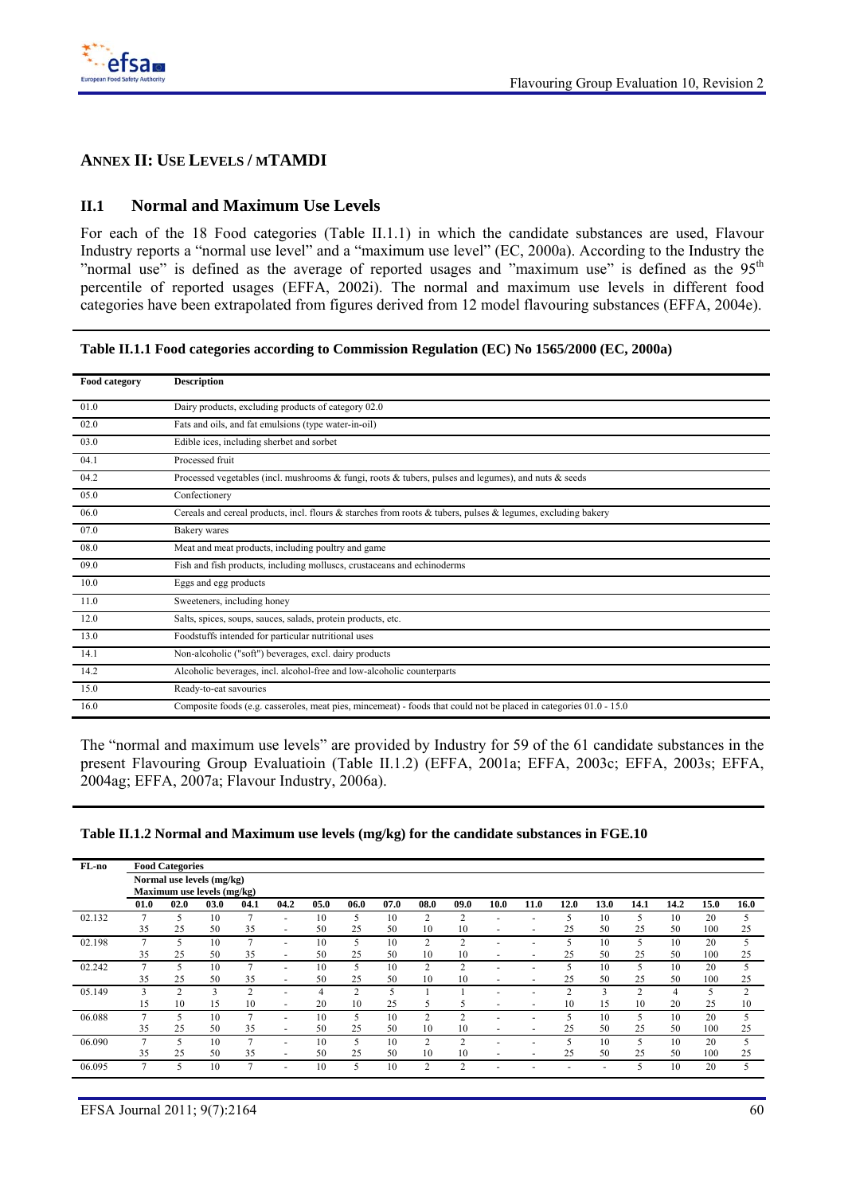# ANNEX II: USE LEVELS / MTAMDI

## II.1 Normal and Maximum Use Levels

For each of the 18 Food categories (Table II.1.1) in which the candidate substances are used, Flavour Industry reports a "normal use level" and a "maximum use level" (EC, 2000a). According to the Industry the "normal use" is defined as the average of reported usages and "maximum use" is defined as the 95th percentile of reported usages (EFFA, 2002i). The normal and maximum use levels in different food categories have been extrapolated from figures derived from 12 model flavouring substances (EFFA, 2004e).

**Table II.1.1 Food categories according to Commission Regulation (EC) No 1565/2000 (EC, 2000a)**

| Food category | Description |
|---|---|
| 01.0 | Dairy products, excluding products of category 02.0 |
| 02.0 | Fats and oils, and fat emulsions (type water-in-oil) |
| 03.0 | Edible ices, including sherbet and sorbet |
| 04.1 | Processed fruit |
| 04.2 | Processed vegetables (incl. mushrooms & fungi, roots & tubers, pulses and legumes), and nuts & seeds |
| 05.0 | Confectionery |
| 06.0 | Cereals and cereal products, incl. flours & starches from roots & tubers, pulses & legumes, excluding bakery |
| 07.0 | Bakery wares |
| 08.0 | Meat and meat products, including poultry and game |
| 09.0 | Fish and fish products, including molluscs, crustaceans and echinoderms |
| 10.0 | Eggs and egg products |
| 11.0 | Sweeteners, including honey |
| 12.0 | Salts, spices, soups, sauces, salads, protein products, etc. |
| 13.0 | Foodstuffs intended for particular nutritional uses |
| 14.1 | Non-alcoholic ("soft") beverages, excl. dairy products |
| 14.2 | Alcoholic beverages, incl. alcohol-free and low-alcoholic counterparts |
| 15.0 | Ready-to-eat savouries |
| 16.0 | Composite foods (e.g. casseroles, meat pies, mincemeat) - foods that could not be placed in categories 01.0 - 15.0 |

The "normal and maximum use levels" are provided by Industry for 59 of the 61 candidate substances in the present Flavouring Group Evaluatioin (Table II.1.2) (EFFA, 2001a; EFFA, 2003c; EFFA, 2003s; EFFA, 2004ag; EFFA, 2007a; Flavour Industry, 2006a).

**Table II.1.2 Normal and Maximum use levels (mg/kg) for the candidate substances in FGE.10**

| FL-no | Food Categories<br>Normal use levels (mg/kg)<br>Maximum use levels (mg/kg) | | | | | | | | | | | | | | | | | |
|---|---|---|---|---|---|---|---|---|---|---|---|---|---|---|---|---|---|---|
| | 01.0 | 02.0 | 03.0 | 04.1 | 04.2 | 05.0 | 06.0 | 07.0 | 08.0 | 09.0 | 10.0 | 11.0 | 12.0 | 13.0 | 14.1 | 14.2 | 15.0 | 16.0 |
| 02.132 | 7<br>35 | 5<br>25 | 10<br>50 | 7<br>35 | -<br>- | 10<br>50 | 5<br>25 | 10<br>50 | 2<br>10 | 2<br>10 | -<br>- | -<br>- | 5<br>25 | 10<br>50 | 5<br>25 | 10<br>50 | 20<br>100 | 5<br>25 |
| 02.198 | 7<br>35 | 5<br>25 | 10<br>50 | 7<br>35 | -<br>- | 10<br>50 | 5<br>25 | 10<br>50 | 2<br>10 | 2<br>10 | -<br>- | -<br>- | 5<br>25 | 10<br>50 | 5<br>25 | 10<br>50 | 20<br>100 | 5<br>25 |
| 02.242 | 7<br>35 | 5<br>25 | 10<br>50 | 7<br>35 | -<br>- | 10<br>50 | 5<br>25 | 10<br>50 | 2<br>10 | 2<br>10 | -<br>- | -<br>- | 5<br>25 | 10<br>50 | 5<br>25 | 10<br>50 | 20<br>100 | 5<br>25 |
| 05.149 | 3<br>15 | 2<br>10 | 3<br>15 | 2<br>10 | -<br>- | 4<br>20 | 2<br>10 | 5<br>25 | 1<br>5 | 1<br>5 | -<br>- | -<br>- | 2<br>10 | 3<br>15 | 2<br>10 | 4<br>20 | 5<br>25 | 2<br>10 |
| 06.088 | 7<br>35 | 5<br>25 | 10<br>50 | 7<br>35 | -<br>- | 10<br>50 | 5<br>25 | 10<br>50 | 2<br>10 | 2<br>10 | -<br>- | -<br>- | 5<br>25 | 10<br>50 | 5<br>25 | 10<br>50 | 20<br>100 | 5<br>25 |
| 06.090 | 7<br>35 | 5<br>25 | 10<br>50 | 7<br>35 | -<br>- | 10<br>50 | 5<br>25 | 10<br>50 | 2<br>10 | 2<br>10 | -<br>- | -<br>- | 5<br>25 | 10<br>50 | 5<br>25 | 10<br>50 | 20<br>100 | 5<br>25 |
| 06.095 | 7 | 5 | 10 | 7 | - | 10 | 5 | 10 | 2 | 2 | - | - | - | - | 5 | 10 | 20 | 5 |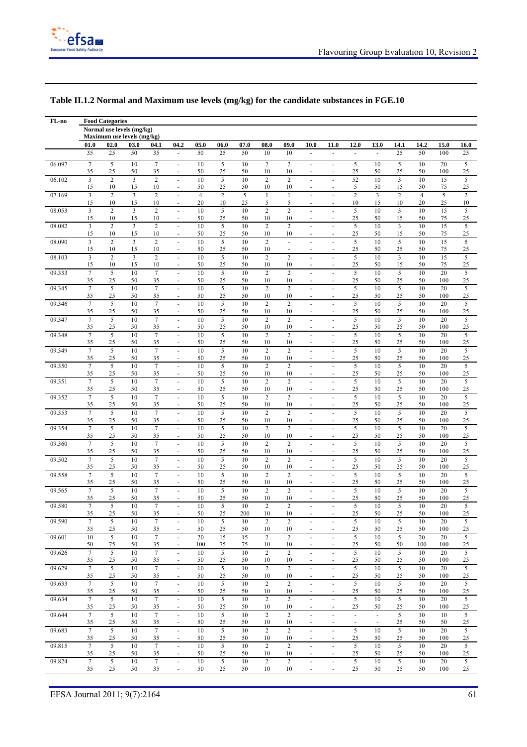## Table II.1.2 Normal and Maximum use levels (mg/kg) for the candidate substances in FGE.10

| FL-no | Food Categories<br>Normal use levels (mg/kg)<br>Maximum use levels (mg/kg) | | | | | | | | | | | | | | | | | |
|---|---|---|---|---|---|---|---|---|---|---|---|---|---|---|---|---|---|---|
| | 01.0 | 02.0 | 03.0 | 04.1 | 04.2 | 05.0 | 06.0 | 07.0 | 08.0 | 09.0 | 10.0 | 11.0 | 12.0 | 13.0 | 14.1 | 14.2 | 15.0 | 16.0 |
| | 35 | 25 | 50 | 35 | - | 50 | 25 | 50 | 10 | 10 | - | - | - | - | 25 | 50 | 100 | 25 |
| 06.097 | 7<br>35 | 5<br>25 | 10<br>50 | 7<br>35 | -<br>- | 10<br>50 | 5<br>25 | 10<br>50 | 2<br>10 | 2<br>10 | -<br>- | -<br>- | 5<br>25 | 10<br>50 | 5<br>25 | 10<br>50 | 20<br>100 | 5<br>25 |
| 06.102 | 3<br>15 | 2<br>10 | 3<br>15 | 2<br>10 | -<br>- | 10<br>50 | 5<br>25 | 10<br>50 | 2<br>10 | 2<br>10 | -<br>- | -<br>- | 52<br>5 | 10<br>50 | 3<br>15 | 10<br>50 | 15<br>75 | 5<br>25 |
| 07.169 | 3<br>15 | 2<br>10 | 3<br>15 | 2<br>10 | -<br>- | 4<br>20 | 2<br>10 | 5<br>25 | 1<br>5 | 1<br>5 | -<br>- | -<br>- | 2<br>10 | 3<br>15 | 2<br>10 | 4<br>20 | 5<br>25 | 2<br>10 |
| 08.053 | 3<br>15 | 2<br>10 | 3<br>15 | 2<br>10 | -<br>- | 10<br>50 | 5<br>25 | 10<br>50 | 2<br>10 | 2<br>10 | -<br>- | -<br>- | 5<br>25 | 10<br>50 | 3<br>15 | 10<br>50 | 15<br>75 | 5<br>25 |
| 08.082 | 3<br>15 | 2<br>10 | 3<br>15 | 2<br>10 | -<br>- | 10<br>50 | 5<br>25 | 10<br>50 | 2<br>10 | 2<br>10 | -<br>- | -<br>- | 5<br>25 | 10<br>50 | 3<br>15 | 10<br>50 | 15<br>75 | 5<br>25 |
| 08.090 | 3<br>15 | 2<br>10 | 3<br>15 | 2<br>10 | -<br>- | 10<br>50 | 5<br>25 | 10<br>50 | 2<br>10 | -<br>- | -<br>- | -<br>- | 5<br>25 | 10<br>50 | 5<br>25 | 10<br>50 | 15<br>75 | 5<br>25 |
| 08.103 | 3<br>15 | 2<br>10 | 3<br>15 | 2<br>10 | -<br>- | 10<br>50 | 5<br>25 | 10<br>50 | 2<br>10 | 2<br>10 | -<br>- | -<br>- | 5<br>25 | 10<br>50 | 3<br>15 | 10<br>50 | 15<br>75 | 5<br>25 |
| 09.333 | 7<br>35 | 5<br>25 | 10<br>50 | 7<br>35 | -<br>- | 10<br>50 | 5<br>25 | 10<br>50 | 2<br>10 | 2<br>10 | -<br>- | -<br>- | 5<br>25 | 10<br>50 | 5<br>25 | 10<br>50 | 20<br>100 | 5<br>25 |
| 09.345 | 7<br>35 | 5<br>25 | 10<br>50 | 7<br>35 | -<br>- | 10<br>50 | 5<br>25 | 10<br>50 | 2<br>10 | 2<br>10 | -<br>- | -<br>- | 5<br>25 | 10<br>50 | 5<br>25 | 10<br>50 | 20<br>100 | 5<br>25 |
| 09.346 | 7<br>35 | 5<br>25 | 10<br>50 | 7<br>35 | -<br>- | 10<br>50 | 5<br>25 | 10<br>50 | 2<br>10 | 2<br>10 | -<br>- | -<br>- | 5<br>25 | 10<br>50 | 5<br>25 | 10<br>50 | 20<br>100 | 5<br>25 |
| 09.347 | 7<br>35 | 5<br>25 | 10<br>50 | 7<br>35 | -<br>- | 10<br>50 | 5<br>25 | 10<br>50 | 2<br>10 | 2<br>10 | -<br>- | -<br>- | 5<br>25 | 10<br>50 | 5<br>25 | 10<br>50 | 20<br>100 | 5<br>25 |
| 09.348 | 7<br>35 | 5<br>25 | 10<br>50 | 7<br>35 | -<br>- | 10<br>50 | 5<br>25 | 10<br>50 | 2<br>10 | 2<br>10 | -<br>- | -<br>- | 5<br>25 | 10<br>50 | 5<br>25 | 10<br>50 | 20<br>100 | 5<br>25 |
| 09.349 | 7<br>35 | 5<br>25 | 10<br>50 | 7<br>35 | -<br>- | 10<br>50 | 5<br>25 | 10<br>50 | 2<br>10 | 2<br>10 | -<br>- | -<br>- | 5<br>25 | 10<br>50 | 5<br>25 | 10<br>50 | 20<br>100 | 5<br>25 |
| 09.350 | 7<br>35 | 5<br>25 | 10<br>50 | 7<br>35 | -<br>- | 10<br>50 | 5<br>25 | 10<br>50 | 2<br>10 | 2<br>10 | -<br>- | -<br>- | 5<br>25 | 10<br>50 | 5<br>25 | 10<br>50 | 20<br>100 | 5<br>25 |
| 09.351 | 7<br>35 | 5<br>25 | 10<br>50 | 7<br>35 | -<br>- | 10<br>50 | 5<br>25 | 10<br>50 | 2<br>10 | 2<br>10 | -<br>- | -<br>- | 5<br>25 | 10<br>50 | 5<br>25 | 10<br>50 | 20<br>100 | 5<br>25 |
| 09.352 | 7<br>35 | 5<br>25 | 10<br>50 | 7<br>35 | -<br>- | 10<br>50 | 5<br>25 | 10<br>50 | 2<br>10 | 2<br>10 | -<br>- | -<br>- | 5<br>25 | 10<br>50 | 5<br>25 | 10<br>50 | 20<br>100 | 5<br>25 |
| 09.353 | 7<br>35 | 5<br>25 | 10<br>50 | 7<br>35 | -<br>- | 10<br>50 | 5<br>25 | 10<br>50 | 2<br>10 | 2<br>10 | -<br>- | -<br>- | 5<br>25 | 10<br>50 | 5<br>25 | 10<br>50 | 20<br>100 | 5<br>25 |
| 09.354 | 7<br>35 | 5<br>25 | 10<br>50 | 7<br>35 | -<br>- | 10<br>50 | 5<br>25 | 10<br>50 | 2<br>10 | 2<br>10 | -<br>- | -<br>- | 5<br>25 | 10<br>50 | 5<br>25 | 10<br>50 | 20<br>100 | 5<br>25 |
| 09.360 | 7<br>35 | 5<br>25 | 10<br>50 | 7<br>35 | -<br>- | 10<br>50 | 5<br>25 | 10<br>50 | 2<br>10 | 2<br>10 | -<br>- | -<br>- | 5<br>25 | 10<br>50 | 5<br>25 | 10<br>50 | 20<br>100 | 5<br>25 |
| 09.502 | 7<br>35 | 5<br>25 | 10<br>50 | 7<br>35 | -<br>- | 10<br>50 | 5<br>25 | 10<br>50 | 2<br>10 | 2<br>10 | -<br>- | -<br>- | 5<br>25 | 10<br>50 | 5<br>25 | 10<br>50 | 20<br>100 | 5<br>25 |
| 09.558 | 7<br>35 | 5<br>25 | 10<br>50 | 7<br>35 | -<br>- | 10<br>50 | 5<br>25 | 10<br>50 | 2<br>10 | 2<br>10 | -<br>- | -<br>- | 5<br>25 | 10<br>50 | 5<br>25 | 10<br>50 | 20<br>100 | 5<br>25 |
| 09.565 | 7<br>35 | 5<br>25 | 10<br>50 | 7<br>35 | -<br>- | 10<br>50 | 5<br>25 | 10<br>50 | 2<br>10 | 2<br>10 | -<br>- | -<br>- | 5<br>25 | 10<br>50 | 5<br>25 | 10<br>50 | 20<br>100 | 5<br>25 |
| 09.580 | 7<br>35 | 5<br>25 | 10<br>50 | 7<br>35 | -<br>- | 10<br>50 | 5<br>25 | 10<br>200 | 2<br>10 | 2<br>10 | -<br>- | -<br>- | 5<br>25 | 10<br>50 | 5<br>25 | 10<br>50 | 20<br>100 | 5<br>25 |
| 09.590 | 7<br>35 | 5<br>25 | 10<br>50 | 7<br>35 | -<br>- | 10<br>50 | 5<br>25 | 10<br>50 | 2<br>10 | 2<br>10 | -<br>- | -<br>- | 5<br>25 | 10<br>50 | 5<br>25 | 10<br>50 | 20<br>100 | 5<br>25 |
| 09.601 | 10<br>50 | 5<br>75 | 10<br>50 | 7<br>35 | -<br>- | 20<br>100 | 15<br>75 | 15<br>75 | 2<br>10 | 2<br>10 | -<br>- | -<br>- | 5<br>25 | 10<br>50 | 5<br>50 | 20<br>100 | 20<br>100 | 5<br>25 |
| 09.626 | 7<br>35 | 5<br>25 | 10<br>50 | 7<br>35 | -<br>- | 10<br>50 | 5<br>25 | 10<br>50 | 2<br>10 | 2<br>10 | -<br>- | -<br>- | 5<br>25 | 10<br>50 | 5<br>25 | 10<br>50 | 20<br>100 | 5<br>25 |
| 09.629 | 7<br>35 | 5<br>25 | 10<br>50 | 7<br>35 | -<br>- | 10<br>50 | 5<br>25 | 10<br>50 | 2<br>10 | 2<br>10 | -<br>- | -<br>- | 5<br>25 | 10<br>50 | 5<br>25 | 10<br>50 | 20<br>100 | 5<br>25 |
| 09.633 | 7<br>35 | 5<br>25 | 10<br>50 | 7<br>35 | -<br>- | 10<br>50 | 5<br>25 | 10<br>50 | 2<br>10 | 2<br>10 | -<br>- | -<br>- | 5<br>25 | 10<br>50 | 5<br>25 | 10<br>50 | 20<br>100 | 5<br>25 |
| 09.634 | 7<br>35 | 5<br>25 | 10<br>50 | 7<br>35 | -<br>- | 10<br>50 | 5<br>25 | 10<br>50 | 2<br>10 | 2<br>10 | -<br>- | -<br>- | 5<br>25 | 10<br>50 | 5<br>25 | 10<br>50 | 20<br>100 | 5<br>25 |
| 09.644 | 7<br>35 | 5<br>25 | 10<br>50 | 7<br>35 | -<br>- | 10<br>50 | 5<br>25 | 10<br>50 | 2<br>10 | 2<br>10 | -<br>- | -<br>- | -<br>- | -<br>- | 5<br>25 | 10<br>50 | 10<br>50 | 5<br>25 |
| 09.683 | 7<br>35 | 5<br>25 | 10<br>50 | 7<br>35 | -<br>- | 10<br>50 | 5<br>25 | 10<br>50 | 2<br>10 | 2<br>10 | -<br>- | -<br>- | 5<br>25 | 10<br>50 | 5<br>25 | 10<br>50 | 20<br>100 | 5<br>25 |
| 09.815 | 7<br>35 | 5<br>25 | 10<br>50 | 7<br>35 | -<br>- | 10<br>50 | 5<br>25 | 10<br>50 | 2<br>10 | 2<br>10 | -<br>- | -<br>- | 5<br>25 | 10<br>50 | 5<br>25 | 10<br>50 | 20<br>100 | 5<br>25 |
| 09.824 | 7<br>35 | 5<br>25 | 10<br>50 | 7<br>35 | -<br>- | 10<br>50 | 5<br>25 | 10<br>50 | 2<br>10 | 2<br>10 | -<br>- | -<br>- | 5<br>25 | 10<br>50 | 5<br>25 | 10<br>50 | 20<br>100 | 5<br>25 |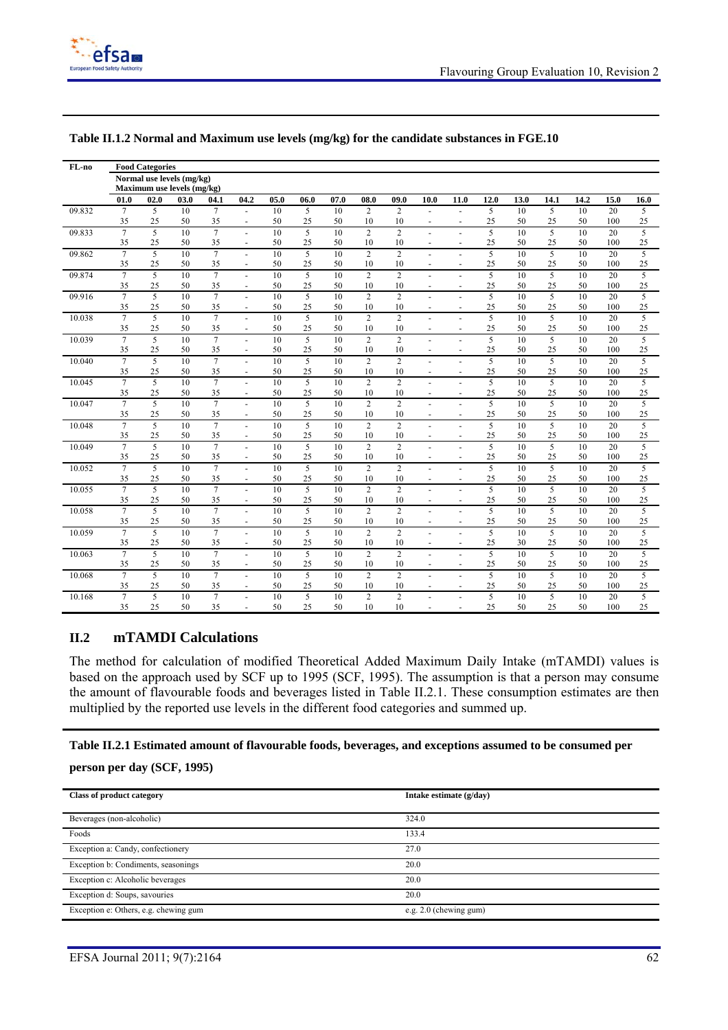**Table II.1.2 Normal and Maximum use levels (mg/kg) for the candidate substances in FGE.10**

| FL-no | Food Categories<br>Normal use levels (mg/kg)<br>Maximum use levels (mg/kg) | | | | | | | | | | | | | | | | | |
|---|---|---|---|---|---|---|---|---|---|---|---|---|---|---|---|---|---|---|
| | 01.0 | 02.0 | 03.0 | 04.1 | 04.2 | 05.0 | 06.0 | 07.0 | 08.0 | 09.0 | 10.0 | 11.0 | 12.0 | 13.0 | 14.1 | 14.2 | 15.0 | 16.0 |
| 09.832 | 7<br>35 | 5<br>25 | 10<br>50 | 7<br>35 | -<br>- | 10<br>50 | 5<br>25 | 10<br>50 | 2<br>10 | 2<br>10 | -<br>- | -<br>- | 5<br>25 | 10<br>50 | 5<br>25 | 10<br>50 | 20<br>100 | 5<br>25 |
| 09.833 | 7<br>35 | 5<br>25 | 10<br>50 | 7<br>35 | -<br>- | 10<br>50 | 5<br>25 | 10<br>50 | 2<br>10 | 2<br>10 | -<br>- | -<br>- | 5<br>25 | 10<br>50 | 5<br>25 | 10<br>50 | 20<br>100 | 5<br>25 |
| 09.862 | 7<br>35 | 5<br>25 | 10<br>50 | 7<br>35 | -<br>- | 10<br>50 | 5<br>25 | 10<br>50 | 2<br>10 | 2<br>10 | -<br>- | -<br>- | 5<br>25 | 10<br>50 | 5<br>25 | 10<br>50 | 20<br>100 | 5<br>25 |
| 09.874 | 7<br>35 | 5<br>25 | 10<br>50 | 7<br>35 | -<br>- | 10<br>50 | 5<br>25 | 10<br>50 | 2<br>10 | 2<br>10 | -<br>- | -<br>- | 5<br>25 | 10<br>50 | 5<br>25 | 10<br>50 | 20<br>100 | 5<br>25 |
| 09.916 | 7<br>35 | 5<br>25 | 10<br>50 | 7<br>35 | -<br>- | 10<br>50 | 5<br>25 | 10<br>50 | 2<br>10 | 2<br>10 | -<br>- | -<br>- | 5<br>25 | 10<br>50 | 5<br>25 | 10<br>50 | 20<br>100 | 5<br>25 |
| 10.038 | 7<br>35 | 5<br>25 | 10<br>50 | 7<br>35 | -<br>- | 10<br>50 | 5<br>25 | 10<br>50 | 2<br>10 | 2<br>10 | -<br>- | -<br>- | 5<br>25 | 10<br>50 | 5<br>25 | 10<br>50 | 20<br>100 | 5<br>25 |
| 10.039 | 7<br>35 | 5<br>25 | 10<br>50 | 7<br>35 | -<br>- | 10<br>50 | 5<br>25 | 10<br>50 | 2<br>10 | 2<br>10 | -<br>- | -<br>- | 5<br>25 | 10<br>50 | 5<br>25 | 10<br>50 | 20<br>100 | 5<br>25 |
| 10.040 | 7<br>35 | 5<br>25 | 10<br>50 | 7<br>35 | -<br>- | 10<br>50 | 5<br>25 | 10<br>50 | 2<br>10 | 2<br>10 | -<br>- | -<br>- | 5<br>25 | 10<br>50 | 5<br>25 | 10<br>50 | 20<br>100 | 5<br>25 |
| 10.045 | 7<br>35 | 5<br>25 | 10<br>50 | 7<br>35 | -<br>- | 10<br>50 | 5<br>25 | 10<br>50 | 2<br>10 | 2<br>10 | -<br>- | -<br>- | 5<br>25 | 10<br>50 | 5<br>25 | 10<br>50 | 20<br>100 | 5<br>25 |
| 10.047 | 7<br>35 | 5<br>25 | 10<br>50 | 7<br>35 | -<br>- | 10<br>50 | 5<br>25 | 10<br>50 | 2<br>10 | 2<br>10 | -<br>- | -<br>- | 5<br>25 | 10<br>50 | 5<br>25 | 10<br>50 | 20<br>100 | 5<br>25 |
| 10.048 | 7<br>35 | 5<br>25 | 10<br>50 | 7<br>35 | -<br>- | 10<br>50 | 5<br>25 | 10<br>50 | 2<br>10 | 2<br>10 | -<br>- | -<br>- | 5<br>25 | 10<br>50 | 5<br>25 | 10<br>50 | 20<br>100 | 5<br>25 |
| 10.049 | 7<br>35 | 5<br>25 | 10<br>50 | 7<br>35 | -<br>- | 10<br>50 | 5<br>25 | 10<br>50 | 2<br>10 | 2<br>10 | -<br>- | -<br>- | 5<br>25 | 10<br>50 | 5<br>25 | 10<br>50 | 20<br>100 | 5<br>25 |
| 10.052 | 7<br>35 | 5<br>25 | 10<br>50 | 7<br>35 | -<br>- | 10<br>50 | 5<br>25 | 10<br>50 | 2<br>10 | 2<br>10 | -<br>- | -<br>- | 5<br>25 | 10<br>50 | 5<br>25 | 10<br>50 | 20<br>100 | 5<br>25 |
| 10.055 | 7<br>35 | 5<br>25 | 10<br>50 | 7<br>35 | -<br>- | 10<br>50 | 5<br>25 | 10<br>50 | 2<br>10 | 2<br>10 | -<br>- | -<br>- | 5<br>25 | 10<br>50 | 5<br>25 | 10<br>50 | 20<br>100 | 5<br>25 |
| 10.058 | 7<br>35 | 5<br>25 | 10<br>50 | 7<br>35 | -<br>- | 10<br>50 | 5<br>25 | 10<br>50 | 2<br>10 | 2<br>10 | -<br>- | -<br>- | 5<br>25 | 10<br>50 | 5<br>25 | 10<br>50 | 20<br>100 | 5<br>25 |
| 10.059 | 7<br>35 | 5<br>25 | 10<br>50 | 7<br>35 | -<br>- | 10<br>50 | 5<br>25 | 10<br>50 | 2<br>10 | 2<br>10 | -<br>- | -<br>- | 5<br>25 | 10<br>30 | 5<br>25 | 10<br>50 | 20<br>100 | 5<br>25 |
| 10.063 | 7<br>35 | 5<br>25 | 10<br>50 | 7<br>35 | -<br>- | 10<br>50 | 5<br>25 | 10<br>50 | 2<br>10 | 2<br>10 | -<br>- | -<br>- | 5<br>25 | 10<br>50 | 5<br>25 | 10<br>50 | 20<br>100 | 5<br>25 |
| 10.068 | 7<br>35 | 5<br>25 | 10<br>50 | 7<br>35 | -<br>- | 10<br>50 | 5<br>25 | 10<br>50 | 2<br>10 | 2<br>10 | -<br>- | -<br>- | 5<br>25 | 10<br>50 | 5<br>25 | 10<br>50 | 20<br>100 | 5<br>25 |
| 10.168 | 7<br>35 | 5<br>25 | 10<br>50 | 7<br>35 | -<br>- | 10<br>50 | 5<br>25 | 10<br>50 | 2<br>10 | 2<br>10 | -<br>- | -<br>- | 5<br>25 | 10<br>50 | 5<br>25 | 10<br>50 | 20<br>100 | 5<br>25 |

## II.2 mTAMDI Calculations

The method for calculation of modified Theoretical Added Maximum Daily Intake (mTAMDI) values is based on the approach used by SCF up to 1995 (SCF, 1995). The assumption is that a person may consume the amount of flavourable foods and beverages listed in Table II.2.1. These consumption estimates are then multiplied by the reported use levels in the different food categories and summed up.

**Table II.2.1 Estimated amount of flavourable foods, beverages, and exceptions assumed to be consumed per person per day (SCF, 1995)**

| Class of product category | Intake estimate (g/day) |
|---|---|
| Beverages (non-alcoholic) | 324.0 |
| Foods | 133.4 |
| Exception a: Candy, confectionery | 27.0 |
| Exception b: Condiments, seasonings | 20.0 |
| Exception c: Alcoholic beverages | 20.0 |
| Exception d: Soups, savouries | 20.0 |
| Exception e: Others, e.g. chewing gum | e.g. 2.0 (chewing gum) |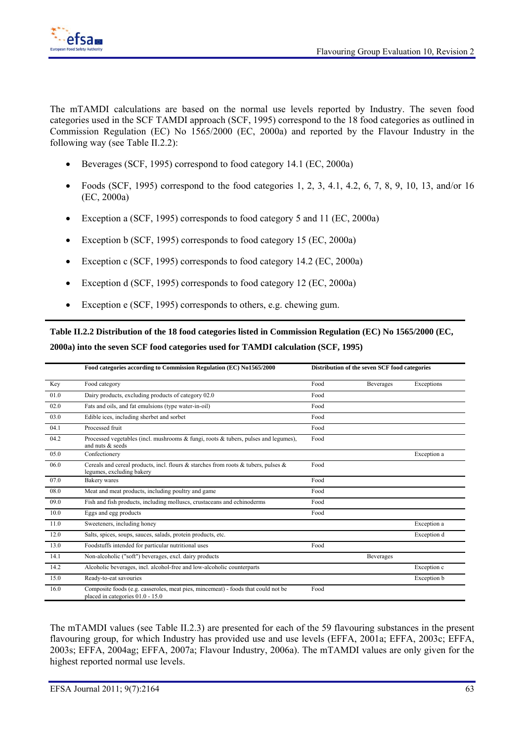The mTAMDI calculations are based on the normal use levels reported by Industry. The seven food categories used in the SCF TAMDI approach (SCF, 1995) correspond to the 18 food categories as outlined in Commission Regulation (EC) No 1565/2000 (EC, 2000a) and reported by the Flavour Industry in the following way (see Table II.2.2):

- Beverages (SCF, 1995) correspond to food category 14.1 (EC, 2000a)
- Foods (SCF, 1995) correspond to the food categories 1, 2, 3, 4.1, 4.2, 6, 7, 8, 9, 10, 13, and/or 16 (EC, 2000a)
- Exception a (SCF, 1995) corresponds to food category 5 and 11 (EC, 2000a)
- Exception b (SCF, 1995) corresponds to food category 15 (EC, 2000a)
- Exception c (SCF, 1995) corresponds to food category 14.2 (EC, 2000a)
- Exception d (SCF, 1995) corresponds to food category 12 (EC, 2000a)
- Exception e (SCF, 1995) corresponds to others, e.g. chewing gum.

**Table II.2.2 Distribution of the 18 food categories listed in Commission Regulation (EC) No 1565/2000 (EC, 2000a) into the seven SCF food categories used for TAMDI calculation (SCF, 1995)**

| | Food categories according to Commission Regulation (EC) No1565/2000 | Distribution of the seven SCF food categories | | |
|---|---|---|---|---|
| Key | Food category | Food | Beverages | Exceptions |
| 01.0 | Dairy products, excluding products of category 02.0 | Food | | |
| 02.0 | Fats and oils, and fat emulsions (type water-in-oil) | Food | | |
| 03.0 | Edible ices, including sherbet and sorbet | Food | | |
| 04.1 | Processed fruit | Food | | |
| 04.2 | Processed vegetables (incl. mushrooms & fungi, roots & tubers, pulses and legumes), and nuts & seeds | Food | | |
| 05.0 | Confectionery | | | Exception a |
| 06.0 | Cereals and cereal products, incl. flours & starches from roots & tubers, pulses & legumes, excluding bakery | Food | | |
| 07.0 | Bakery wares | Food | | |
| 08.0 | Meat and meat products, including poultry and game | Food | | |
| 09.0 | Fish and fish products, including molluscs, crustaceans and echinoderms | Food | | |
| 10.0 | Eggs and egg products | Food | | |
| 11.0 | Sweeteners, including honey | | | Exception a |
| 12.0 | Salts, spices, soups, sauces, salads, protein products, etc. | | | Exception d |
| 13.0 | Foodstuffs intended for particular nutritional uses | Food | | |
| 14.1 | Non-alcoholic ("soft") beverages, excl. dairy products | | Beverages | |
| 14.2 | Alcoholic beverages, incl. alcohol-free and low-alcoholic counterparts | | | Exception c |
| 15.0 | Ready-to-eat savouries | | | Exception b |
| 16.0 | Composite foods (e.g. casseroles, meat pies, mincemeat) - foods that could not be placed in categories 01.0 - 15.0 | Food | | |

The mTAMDI values (see Table II.2.3) are presented for each of the 59 flavouring substances in the present flavouring group, for which Industry has provided use and use levels (EFFA, 2001a; EFFA, 2003c; EFFA, 2003s; EFFA, 2004ag; EFFA, 2007a; Flavour Industry, 2006a). The mTAMDI values are only given for the highest reported normal use levels.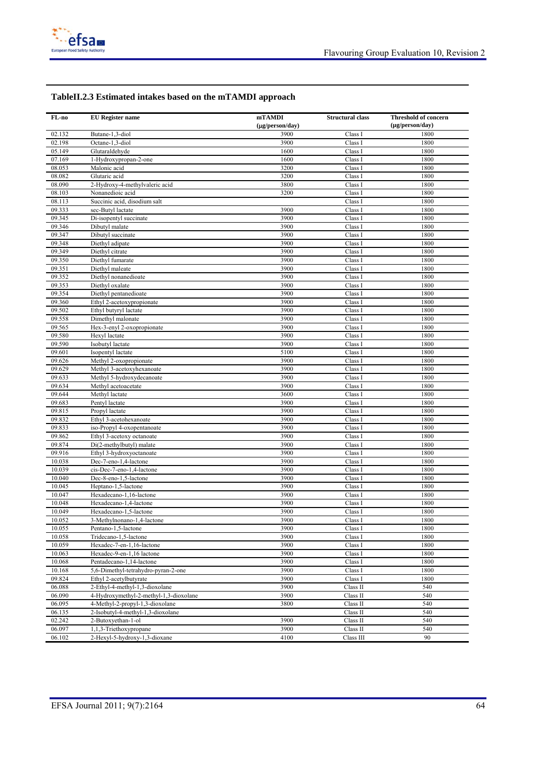## TableII.2.3 Estimated intakes based on the mTAMDI approach

| FL-no | EU Register name | mTAMDI (µg/person/day) | Structural class | Threshold of concern (µg/person/day) |
|---|---|---|---|---|
| 02.132 | Butane-1,3-diol | 3900 | Class I | 1800 |
| 02.198 | Octane-1,3-diol | 3900 | Class I | 1800 |
| 05.149 | Glutaraldehyde | 1600 | Class I | 1800 |
| 07.169 | 1-Hydroxypropan-2-one | 1600 | Class I | 1800 |
| 08.053 | Malonic acid | 3200 | Class I | 1800 |
| 08.082 | Glutaric acid | 3200 | Class I | 1800 |
| 08.090 | 2-Hydroxy-4-methylvaleric acid | 3800 | Class I | 1800 |
| 08.103 | Nonanedioic acid | 3200 | Class I | 1800 |
| 08.113 | Succinic acid, disodium salt | | Class I | 1800 |
| 09.333 | sec-Butyl lactate | 3900 | Class I | 1800 |
| 09.345 | Di-isopentyl succinate | 3900 | Class I | 1800 |
| 09.346 | Dibutyl malate | 3900 | Class I | 1800 |
| 09.347 | Dibutyl succinate | 3900 | Class I | 1800 |
| 09.348 | Diethyl adipate | 3900 | Class I | 1800 |
| 09.349 | Diethyl citrate | 3900 | Class I | 1800 |
| 09.350 | Diethyl fumarate | 3900 | Class I | 1800 |
| 09.351 | Diethyl maleate | 3900 | Class I | 1800 |
| 09.352 | Diethyl nonanedioate | 3900 | Class I | 1800 |
| 09.353 | Diethyl oxalate | 3900 | Class I | 1800 |
| 09.354 | Diethyl pentanedioate | 3900 | Class I | 1800 |
| 09.360 | Ethyl 2-acetoxypropionate | 3900 | Class I | 1800 |
| 09.502 | Ethyl butyryl lactate | 3900 | Class I | 1800 |
| 09.558 | Dimethyl malonate | 3900 | Class I | 1800 |
| 09.565 | Hex-3-enyl 2-oxopropionate | 3900 | Class I | 1800 |
| 09.580 | Hexyl lactate | 3900 | Class I | 1800 |
| 09.590 | Isobutyl lactate | 3900 | Class I | 1800 |
| 09.601 | Isopentyl lactate | 5100 | Class I | 1800 |
| 09.626 | Methyl 2-oxopropionate | 3900 | Class I | 1800 |
| 09.629 | Methyl 3-acetoxyhexanoate | 3900 | Class I | 1800 |
| 09.633 | Methyl 5-hydroxydecanoate | 3900 | Class I | 1800 |
| 09.634 | Methyl acetoacetate | 3900 | Class I | 1800 |
| 09.644 | Methyl lactate | 3600 | Class I | 1800 |
| 09.683 | Pentyl lactate | 3900 | Class I | 1800 |
| 09.815 | Propyl lactate | 3900 | Class I | 1800 |
| 09.832 | Ethyl 3-acetohexanoate | 3900 | Class I | 1800 |
| 09.833 | iso-Propyl 4-oxopentanoate | 3900 | Class I | 1800 |
| 09.862 | Ethyl 3-acetoxy octanoate | 3900 | Class I | 1800 |
| 09.874 | Di(2-methylbutyl) malate | 3900 | Class I | 1800 |
| 09.916 | Ethyl 3-hydroxyoctanoate | 3900 | Class I | 1800 |
| 10.038 | Dec-7-eno-1,4-lactone | 3900 | Class I | 1800 |
| 10.039 | cis-Dec-7-eno-1,4-lactone | 3900 | Class I | 1800 |
| 10.040 | Dec-8-eno-1,5-lactone | 3900 | Class I | 1800 |
| 10.045 | Heptano-1,5-lactone | 3900 | Class I | 1800 |
| 10.047 | Hexadecano-1,16-lactone | 3900 | Class I | 1800 |
| 10.048 | Hexadecano-1,4-lactone | 3900 | Class I | 1800 |
| 10.049 | Hexadecano-1,5-lactone | 3900 | Class I | 1800 |
| 10.052 | 3-Methylnonano-1,4-lactone | 3900 | Class I | 1800 |
| 10.055 | Pentano-1,5-lactone | 3900 | Class I | 1800 |
| 10.058 | Tridecano-1,5-lactone | 3900 | Class I | 1800 |
| 10.059 | Hexadec-7-en-1,16-lactone | 3900 | Class I | 1800 |
| 10.063 | Hexadec-9-en-1,16 lactone | 3900 | Class I | 1800 |
| 10.068 | Pentadecano-1,14-lactone | 3900 | Class I | 1800 |
| 10.168 | 5,6-Dimethyl-tetrahydro-pyran-2-one | 3900 | Class I | 1800 |
| 09.824 | Ethyl 2-acetylbutyrate | 3900 | Class I | 1800 |
| 06.088 | 2-Ethyl-4-methyl-1,3-dioxolane | 3900 | Class II | 540 |
| 06.090 | 4-Hydroxymethyl-2-methyl-1,3-dioxolane | 3900 | Class II | 540 |
| 06.095 | 4-Methyl-2-propyl-1,3-dioxolane | 3800 | Class II | 540 |
| 06.135 | 2-Isobutyl-4-methyl-1,3-dioxolane | | Class II | 540 |
| 02.242 | 2-Butoxyethan-1-ol | 3900 | Class II | 540 |
| 06.097 | 1,1,3-Triethoxypropane | 3900 | Class II | 540 |
| 06.102 | 2-Hexyl-5-hydroxy-1,3-dioxane | 4100 | Class III | 90 |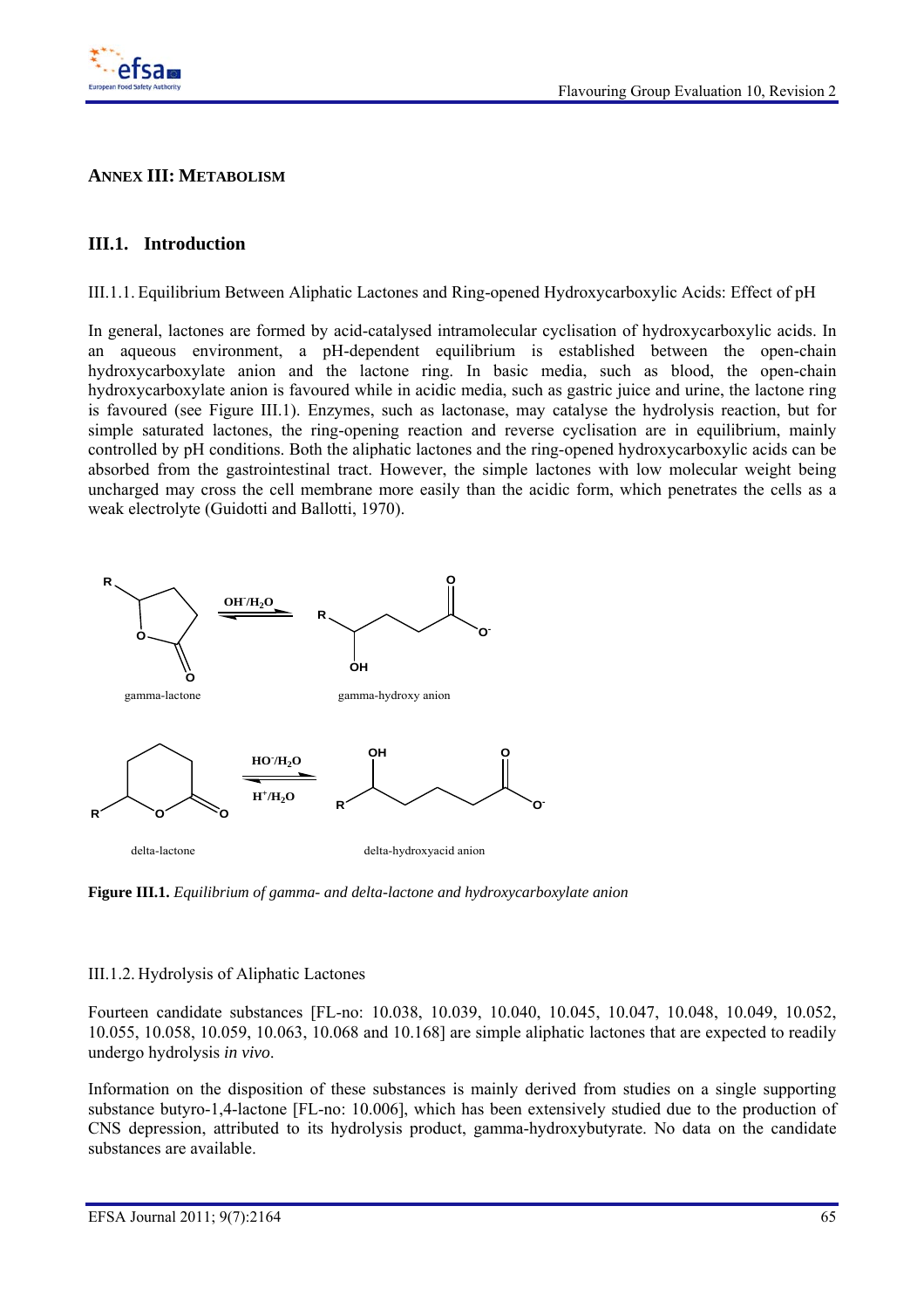## ANNEX III: METABOLISM

### III.1. Introduction

III.1.1. Equilibrium Between Aliphatic Lactones and Ring-opened Hydroxycarboxylic Acids: Effect of pH

In general, lactones are formed by acid-catalysed intramolecular cyclisation of hydroxycarboxylic acids. In an aqueous environment, a pH-dependent equilibrium is established between the open-chain hydroxycarboxylate anion and the lactone ring. In basic media, such as blood, the open-chain hydroxycarboxylate anion is favoured while in acidic media, such as gastric juice and urine, the lactone ring is favoured (see Figure III.1). Enzymes, such as lactonase, may catalyse the hydrolysis reaction, but for simple saturated lactones, the ring-opening reaction and reverse cyclisation are in equilibrium, mainly controlled by pH conditions. Both the aliphatic lactones and the ring-opened hydroxycarboxylic acids can be absorbed from the gastrointestinal tract. However, the simple lactones with low molecular weight being uncharged may cross the cell membrane more easily than the acidic form, which penetrates the cells as a weak electrolyte (Guidotti and Ballotti, 1970).

**Figure III.1.** *Equilibrium of gamma- and delta-lactone and hydroxycarboxylate anion*

III.1.2. Hydrolysis of Aliphatic Lactones

Fourteen candidate substances [FL-no: 10.038, 10.039, 10.040, 10.045, 10.047, 10.048, 10.049, 10.052, 10.055, 10.058, 10.059, 10.063, 10.068 and 10.168] are simple aliphatic lactones that are expected to readily undergo hydrolysis *in vivo*.

Information on the disposition of these substances is mainly derived from studies on a single supporting substance butyro-1,4-lactone [FL-no: 10.006], which has been extensively studied due to the production of CNS depression, attributed to its hydrolysis product, gamma-hydroxybutyrate. No data on the candidate substances are available.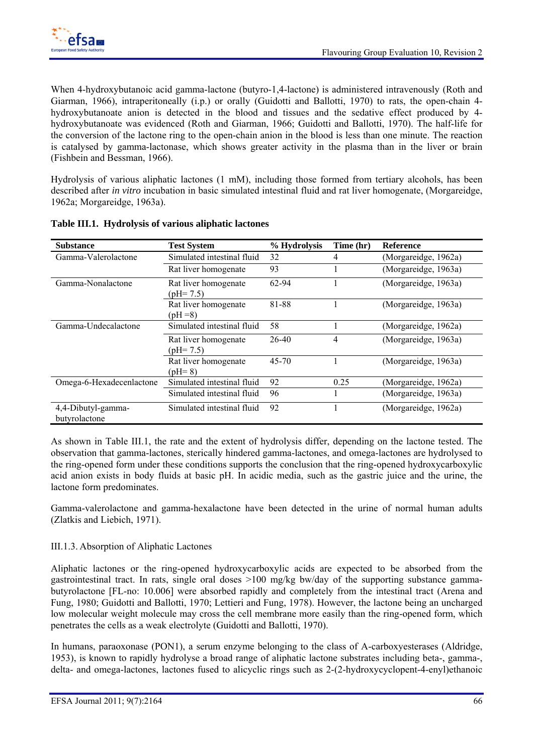When 4-hydroxybutanoic acid gamma-lactone (butyro-1,4-lactone) is administered intravenously (Roth and Giarman, 1966), intraperitoneally (i.p.) or orally (Guidotti and Ballotti, 1970) to rats, the open-chain 4-hydroxybutanoate anion is detected in the blood and tissues and the sedative effect produced by 4-hydroxybutanoate was evidenced (Roth and Giarman, 1966; Guidotti and Ballotti, 1970). The half-life for the conversion of the lactone ring to the open-chain anion in the blood is less than one minute. The reaction is catalysed by gamma-lactonase, which shows greater activity in the plasma than in the liver or brain (Fishbein and Bessman, 1966).

Hydrolysis of various aliphatic lactones (1 mM), including those formed from tertiary alcohols, has been described after *in vitro* incubation in basic simulated intestinal fluid and rat liver homogenate, (Morgareidge, 1962a; Morgareidge, 1963a).

**Table III.1. Hydrolysis of various aliphatic lactones**

| Substance | Test System | % Hydrolysis | Time (hr) | Reference |
|---|---|---|---|---|
| Gamma-Valerolactone | Simulated intestinal fluid | 32 | 4 | (Morgareidge, 1962a) |
| | Rat liver homogenate | 93 | 1 | (Morgareidge, 1963a) |
| Gamma-Nonalactone | Rat liver homogenate (pH= 7.5) | 62-94 | 1 | (Morgareidge, 1963a) |
| | Rat liver homogenate (pH =8) | 81-88 | 1 | (Morgareidge, 1963a) |
| Gamma-Undecalactone | Simulated intestinal fluid | 58 | 1 | (Morgareidge, 1962a) |
| | Rat liver homogenate (pH= 7.5) | 26-40 | 4 | (Morgareidge, 1963a) |
| | Rat liver homogenate (pH= 8) | 45-70 | 1 | (Morgareidge, 1963a) |
| Omega-6-Hexadecenlactone | Simulated intestinal fluid | 92 | 0.25 | (Morgareidge, 1962a) |
| | Simulated intestinal fluid | 96 | 1 | (Morgareidge, 1963a) |
| 4,4-Dibutyl-gamma-butyrolactone | Simulated intestinal fluid | 92 | 1 | (Morgareidge, 1962a) |

As shown in Table III.1, the rate and the extent of hydrolysis differ, depending on the lactone tested. The observation that gamma-lactones, sterically hindered gamma-lactones, and omega-lactones are hydrolysed to the ring-opened form under these conditions supports the conclusion that the ring-opened hydroxycarboxylic acid anion exists in body fluids at basic pH. In acidic media, such as the gastric juice and the urine, the lactone form predominates.

Gamma-valerolactone and gamma-hexalactone have been detected in the urine of normal human adults (Zlatkis and Liebich, 1971).

### III.1.3. Absorption of Aliphatic Lactones

Aliphatic lactones or the ring-opened hydroxycarboxylic acids are expected to be absorbed from the gastrointestinal tract. In rats, single oral doses >100 mg/kg bw/day of the supporting substance gamma-butyrolactone [FL-no: 10.006] were absorbed rapidly and completely from the intestinal tract (Arena and Fung, 1980; Guidotti and Ballotti, 1970; Lettieri and Fung, 1978). However, the lactone being an uncharged low molecular weight molecule may cross the cell membrane more easily than the ring-opened form, which penetrates the cells as a weak electrolyte (Guidotti and Ballotti, 1970).

In humans, paraoxonase (PON1), a serum enzyme belonging to the class of A-carboxyesterases (Aldridge, 1953), is known to rapidly hydrolyse a broad range of aliphatic lactone substrates including beta-, gamma-, delta- and omega-lactones, lactones fused to alicyclic rings such as 2-(2-hydroxycyclopent-4-enyl)ethanoic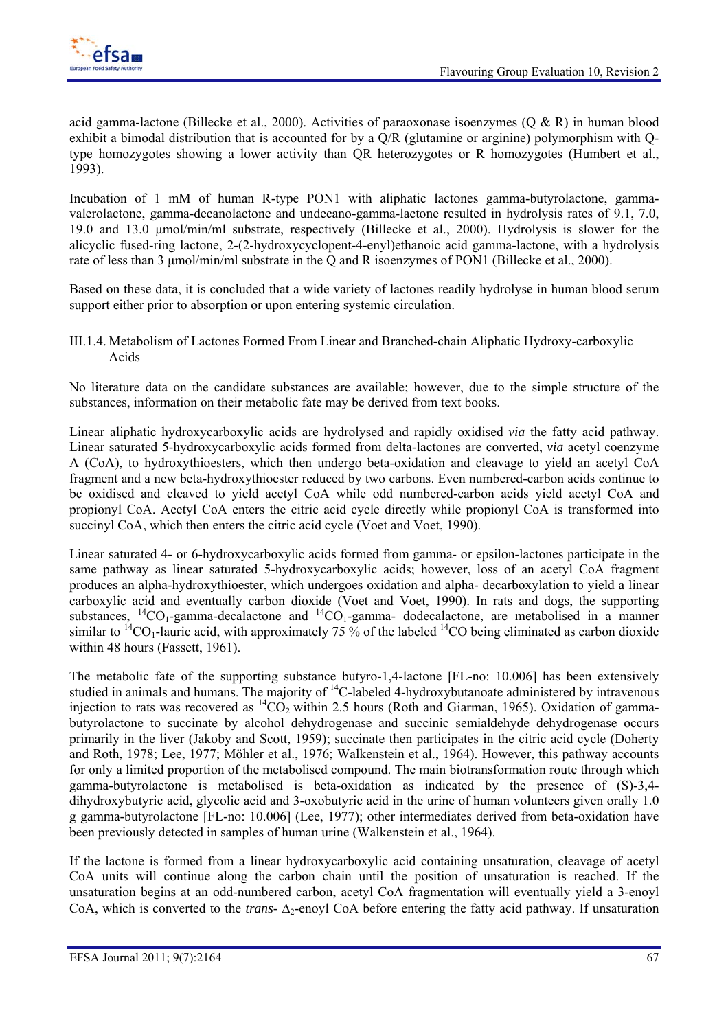acid gamma-lactone (Billecke et al., 2000). Activities of paraoxonase isoenzymes (Q & R) in human blood exhibit a bimodal distribution that is accounted for by a Q/R (glutamine or arginine) polymorphism with Q-type homozygotes showing a lower activity than QR heterozygotes or R homozygotes (Humbert et al., 1993).

Incubation of 1 mM of human R-type PON1 with aliphatic lactones gamma-butyrolactone, gamma-valerolactone, gamma-decanolactone and undecano-gamma-lactone resulted in hydrolysis rates of 9.1, 7.0, 19.0 and 13.0 μmol/min/ml substrate, respectively (Billecke et al., 2000). Hydrolysis is slower for the alicyclic fused-ring lactone, 2-(2-hydroxycyclopent-4-enyl)ethanoic acid gamma-lactone, with a hydrolysis rate of less than 3 μmol/min/ml substrate in the Q and R isoenzymes of PON1 (Billecke et al., 2000).

Based on these data, it is concluded that a wide variety of lactones readily hydrolyse in human blood serum support either prior to absorption or upon entering systemic circulation.

### III.1.4. Metabolism of Lactones Formed From Linear and Branched-chain Aliphatic Hydroxy-carboxylic Acids

No literature data on the candidate substances are available; however, due to the simple structure of the substances, information on their metabolic fate may be derived from text books.

Linear aliphatic hydroxycarboxylic acids are hydrolysed and rapidly oxidised *via* the fatty acid pathway. Linear saturated 5-hydroxycarboxylic acids formed from delta-lactones are converted, *via* acetyl coenzyme A (CoA), to hydroxythioesters, which then undergo beta-oxidation and cleavage to yield an acetyl CoA fragment and a new beta-hydroxythioester reduced by two carbons. Even numbered-carbon acids continue to be oxidised and cleaved to yield acetyl CoA while odd numbered-carbon acids yield acetyl CoA and propionyl CoA. Acetyl CoA enters the citric acid cycle directly while propionyl CoA is transformed into succinyl CoA, which then enters the citric acid cycle (Voet and Voet, 1990).

Linear saturated 4- or 6-hydroxycarboxylic acids formed from gamma- or epsilon-lactones participate in the same pathway as linear saturated 5-hydroxycarboxylic acids; however, loss of an acetyl CoA fragment produces an alpha-hydroxythioester, which undergoes oxidation and alpha- decarboxylation to yield a linear carboxylic acid and eventually carbon dioxide (Voet and Voet, 1990). In rats and dogs, the supporting substances, $^{14}CO_1$-gamma-decalactone and $^{14}CO_1$-gamma- dodecalactone, are metabolised in a manner similar to $^{14}CO_1$-lauric acid, with approximately 75 % of the labeled $^{14}CO$ being eliminated as carbon dioxide within 48 hours (Fassett, 1961).

The metabolic fate of the supporting substance butyro-1,4-lactone [FL-no: 10.006] has been extensively studied in animals and humans. The majority of $^{14}C$-labeled 4-hydroxybutanoate administered by intravenous injection to rats was recovered as $^{14}CO_2$ within 2.5 hours (Roth and Giarman, 1965). Oxidation of gamma-butyrolactone to succinate by alcohol dehydrogenase and succinic semialdehyde dehydrogenase occurs primarily in the liver (Jakoby and Scott, 1959); succinate then participates in the citric acid cycle (Doherty and Roth, 1978; Lee, 1977; Möhler et al., 1976; Walkenstein et al., 1964). However, this pathway accounts for only a limited proportion of the metabolised compound. The main biotransformation route through which gamma-butyrolactone is metabolised is beta-oxidation as indicated by the presence of (S)-3,4-dihydroxybutyric acid, glycolic acid and 3-oxobutyric acid in the urine of human volunteers given orally 1.0 g gamma-butyrolactone [FL-no: 10.006] (Lee, 1977); other intermediates derived from beta-oxidation have been previously detected in samples of human urine (Walkenstein et al., 1964).

If the lactone is formed from a linear hydroxycarboxylic acid containing unsaturation, cleavage of acetyl CoA units will continue along the carbon chain until the position of unsaturation is reached. If the unsaturation begins at an odd-numbered carbon, acetyl CoA fragmentation will eventually yield a 3-enoyl CoA, which is converted to the *trans*- $\Delta_2$-enoyl CoA before entering the fatty acid pathway. If unsaturation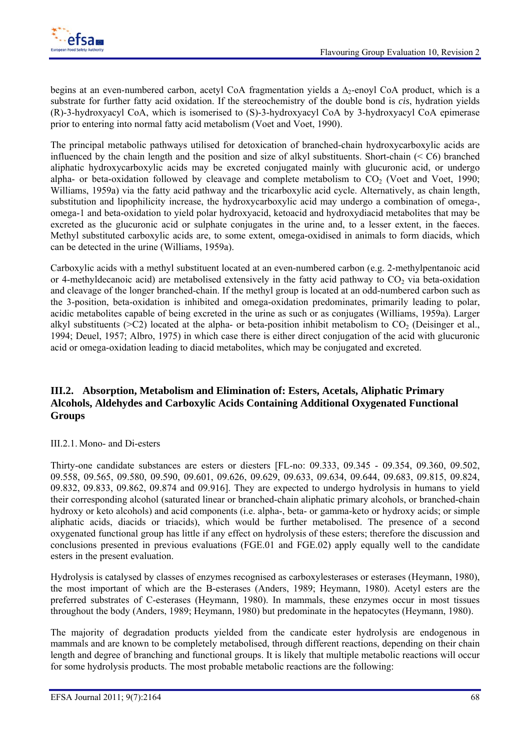begins at an even-numbered carbon, acetyl CoA fragmentation yields a $\Delta_2$-enoyl CoA product, which is a substrate for further fatty acid oxidation. If the stereochemistry of the double bond is *cis*, hydration yields (R)-3-hydroxyacyl CoA, which is isomerised to (S)-3-hydroxyacyl CoA by 3-hydroxyacyl CoA epimerase prior to entering into normal fatty acid metabolism (Voet and Voet, 1990).

The principal metabolic pathways utilised for detoxication of branched-chain hydroxycarboxylic acids are influenced by the chain length and the position and size of alkyl substituents. Short-chain (< C6) branched aliphatic hydroxycarboxylic acids may be excreted conjugated mainly with glucuronic acid, or undergo alpha- or beta-oxidation followed by cleavage and complete metabolism to $CO_2$ (Voet and Voet, 1990; Williams, 1959a) via the fatty acid pathway and the tricarboxylic acid cycle. Alternatively, as chain length, substitution and lipophilicity increase, the hydroxycarboxylic acid may undergo a combination of omega-, omega-1 and beta-oxidation to yield polar hydroxyacid, ketoacid and hydroxydiacid metabolites that may be excreted as the glucuronic acid or sulphate conjugates in the urine and, to a lesser extent, in the faeces. Methyl substituted carboxylic acids are, to some extent, omega-oxidised in animals to form diacids, which can be detected in the urine (Williams, 1959a).

Carboxylic acids with a methyl substituent located at an even-numbered carbon (e.g. 2-methylpentanoic acid or 4-methyldecanoic acid) are metabolised extensively in the fatty acid pathway to $CO_2$ via beta-oxidation and cleavage of the longer branched-chain. If the methyl group is located at an odd-numbered carbon such as the 3-position, beta-oxidation is inhibited and omega-oxidation predominates, primarily leading to polar, acidic metabolites capable of being excreted in the urine as such or as conjugates (Williams, 1959a). Larger alkyl substituents (>C2) located at the alpha- or beta-position inhibit metabolism to $CO_2$ (Deisinger et al., 1994; Deuel, 1957; Albro, 1975) in which case there is either direct conjugation of the acid with glucuronic acid or omega-oxidation leading to diacid metabolites, which may be conjugated and excreted.

## III.2. Absorption, Metabolism and Elimination of: Esters, Acetals, Aliphatic Primary Alcohols, Aldehydes and Carboxylic Acids Containing Additional Oxygenated Functional Groups

### III.2.1. Mono- and Di-esters

Thirty-one candidate substances are esters or diesters [FL-no: 09.333, 09.345 - 09.354, 09.360, 09.502, 09.558, 09.565, 09.580, 09.590, 09.601, 09.626, 09.629, 09.633, 09.634, 09.644, 09.683, 09.815, 09.824, 09.832, 09.833, 09.862, 09.874 and 09.916]. They are expected to undergo hydrolysis in humans to yield their corresponding alcohol (saturated linear or branched-chain aliphatic primary alcohols, or branched-chain hydroxy or keto alcohols) and acid components (i.e. alpha-, beta- or gamma-keto or hydroxy acids; or simple aliphatic acids, diacids or triacids), which would be further metabolised. The presence of a second oxygenated functional group has little if any effect on hydrolysis of these esters; therefore the discussion and conclusions presented in previous evaluations (FGE.01 and FGE.02) apply equally well to the candidate esters in the present evaluation.

Hydrolysis is catalysed by classes of enzymes recognised as carboxylesterases or esterases (Heymann, 1980), the most important of which are the B-esterases (Anders, 1989; Heymann, 1980). Acetyl esters are the preferred substrates of C-esterases (Heymann, 1980). In mammals, these enzymes occur in most tissues throughout the body (Anders, 1989; Heymann, 1980) but predominate in the hepatocytes (Heymann, 1980).

The majority of degradation products yielded from the candicate ester hydrolysis are endogenous in mammals and are known to be completely metabolised, through different reactions, depending on their chain length and degree of branching and functional groups. It is likely that multiple metabolic reactions will occur for some hydrolysis products. The most probable metabolic reactions are the following: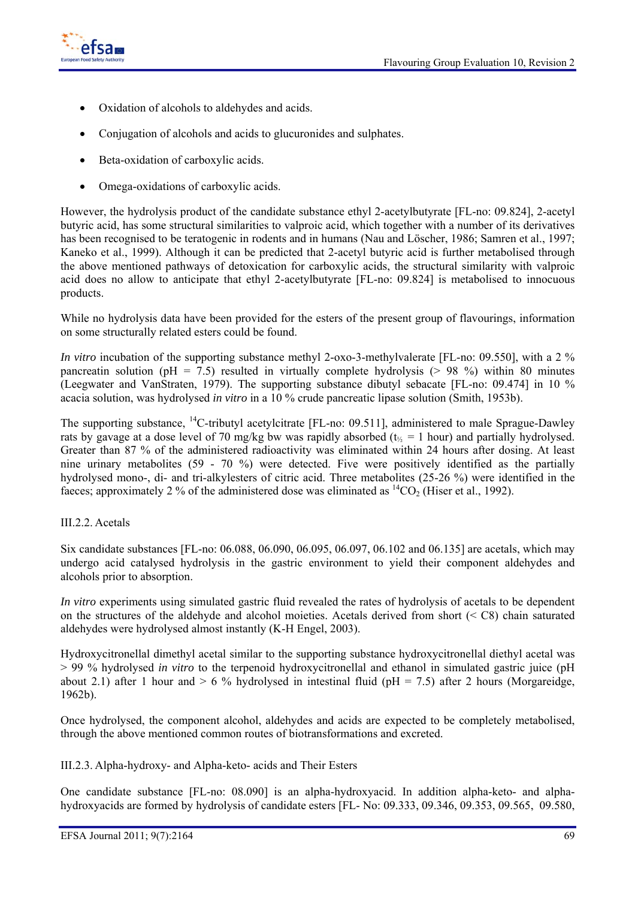- Oxidation of alcohols to aldehydes and acids.
- Conjugation of alcohols and acids to glucuronides and sulphates.
- Beta-oxidation of carboxylic acids.
- Omega-oxidations of carboxylic acids.

However, the hydrolysis product of the candidate substance ethyl 2-acetylbutyrate [FL-no: 09.824], 2-acetyl butyric acid, has some structural similarities to valproic acid, which together with a number of its derivatives has been recognised to be teratogenic in rodents and in humans (Nau and Löscher, 1986; Samren et al., 1997; Kaneko et al., 1999). Although it can be predicted that 2-acetyl butyric acid is further metabolised through the above mentioned pathways of detoxication for carboxylic acids, the structural similarity with valproic acid does no allow to anticipate that ethyl 2-acetylbutyrate [FL-no: 09.824] is metabolised to innocuous products.

While no hydrolysis data have been provided for the esters of the present group of flavourings, information on some structurally related esters could be found.

*In vitro* incubation of the supporting substance methyl 2-oxo-3-methylvalerate [FL-no: 09.550], with a 2 % pancreatin solution (pH = 7.5) resulted in virtually complete hydrolysis (> 98 %) within 80 minutes (Leegwater and VanStraten, 1979). The supporting substance dibutyl sebacate [FL-no: 09.474] in 10 % acacia solution, was hydrolysed *in vitro* in a 10 % crude pancreatic lipase solution (Smith, 1953b).

The supporting substance, $^{14}$C-tributyl acetylcitrate [FL-no: 09.511], administered to male Sprague-Dawley rats by gavage at a dose level of 70 mg/kg bw was rapidly absorbed ($t_{½}$ = 1 hour) and partially hydrolysed. Greater than 87 % of the administered radioactivity was eliminated within 24 hours after dosing. At least nine urinary metabolites (59 - 70 %) were detected. Five were positively identified as the partially hydrolysed mono-, di- and tri-alkylesters of citric acid. Three metabolites (25-26 %) were identified in the faeces; approximately 2 % of the administered dose was eliminated as $^{14}CO_2$ (Hiser et al., 1992).

III.2.2. Acetals

Six candidate substances [FL-no: 06.088, 06.090, 06.095, 06.097, 06.102 and 06.135] are acetals, which may undergo acid catalysed hydrolysis in the gastric environment to yield their component aldehydes and alcohols prior to absorption.

*In vitro* experiments using simulated gastric fluid revealed the rates of hydrolysis of acetals to be dependent on the structures of the aldehyde and alcohol moieties. Acetals derived from short (< C8) chain saturated aldehydes were hydrolysed almost instantly (K-H Engel, 2003).

Hydroxycitronellal dimethyl acetal similar to the supporting substance hydroxycitronellal diethyl acetal was > 99 % hydrolysed *in vitro* to the terpenoid hydroxycitronellal and ethanol in simulated gastric juice (pH about 2.1) after 1 hour and > 6 % hydrolysed in intestinal fluid (pH = 7.5) after 2 hours (Morgareidge, 1962b).

Once hydrolysed, the component alcohol, aldehydes and acids are expected to be completely metabolised, through the above mentioned common routes of biotransformations and excreted.

III.2.3. Alpha-hydroxy- and Alpha-keto- acids and Their Esters

One candidate substance [FL-no: 08.090] is an alpha-hydroxyacid. In addition alpha-keto- and alpha-hydroxyacids are formed by hydrolysis of candidate esters [FL- No: 09.333, 09.346, 09.353, 09.565, 09.580,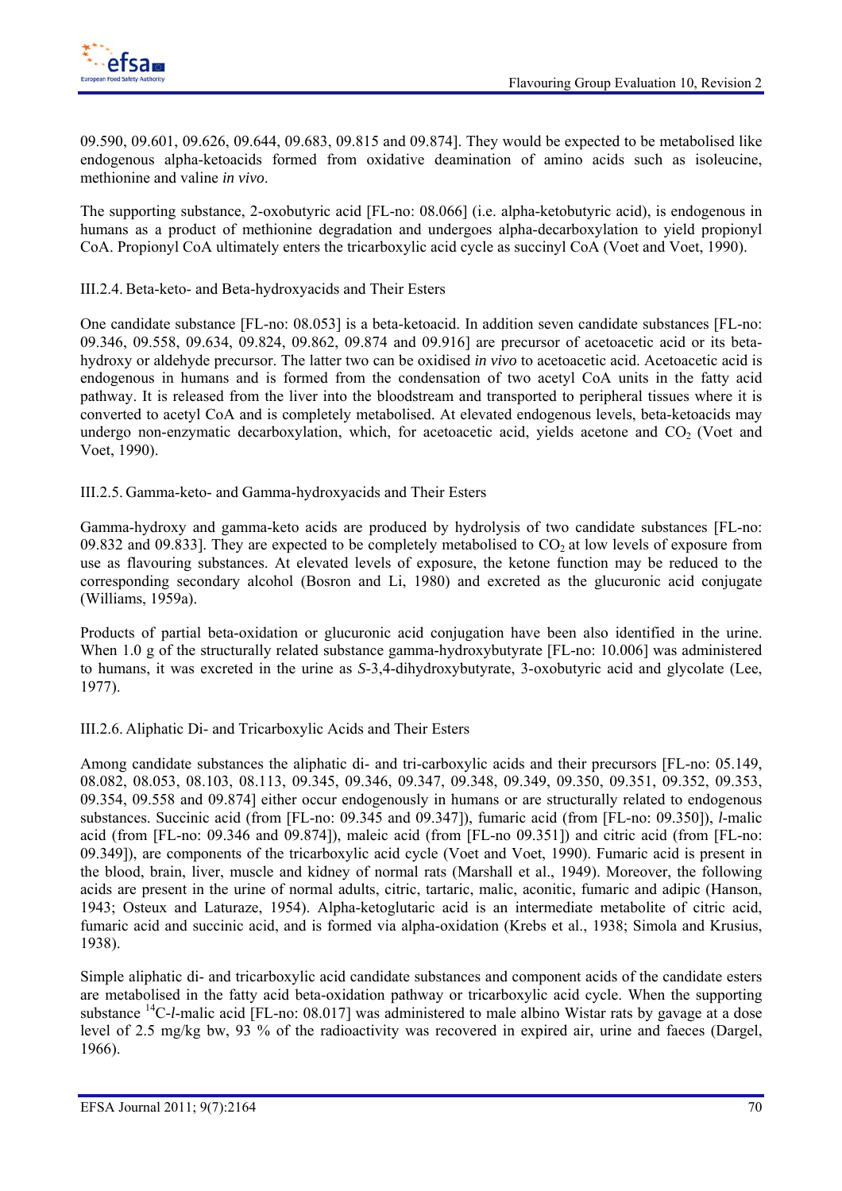09.590, 09.601, 09.626, 09.644, 09.683, 09.815 and 09.874]. They would be expected to be metabolised like endogenous alpha-ketoacids formed from oxidative deamination of amino acids such as isoleucine, methionine and valine *in vivo*.

The supporting substance, 2-oxobutyric acid [FL-no: 08.066] (i.e. alpha-ketobutyric acid), is endogenous in humans as a product of methionine degradation and undergoes alpha-decarboxylation to yield propionyl CoA. Propionyl CoA ultimately enters the tricarboxylic acid cycle as succinyl CoA (Voet and Voet, 1990).

### III.2.4. Beta-keto- and Beta-hydroxyacids and Their Esters

One candidate substance [FL-no: 08.053] is a beta-ketoacid. In addition seven candidate substances [FL-no: 09.346, 09.558, 09.634, 09.824, 09.862, 09.874 and 09.916] are precursor of acetoacetic acid or its beta-hydroxy or aldehyde precursor. The latter two can be oxidised *in vivo* to acetoacetic acid. Acetoacetic acid is endogenous in humans and is formed from the condensation of two acetyl CoA units in the fatty acid pathway. It is released from the liver into the bloodstream and transported to peripheral tissues where it is converted to acetyl CoA and is completely metabolised. At elevated endogenous levels, beta-ketoacids may undergo non-enzymatic decarboxylation, which, for acetoacetic acid, yields acetone and $CO_2$ (Voet and Voet, 1990).

### III.2.5. Gamma-keto- and Gamma-hydroxyacids and Their Esters

Gamma-hydroxy and gamma-keto acids are produced by hydrolysis of two candidate substances [FL-no: 09.832 and 09.833]. They are expected to be completely metabolised to $CO_2$ at low levels of exposure from use as flavouring substances. At elevated levels of exposure, the ketone function may be reduced to the corresponding secondary alcohol (Bosron and Li, 1980) and excreted as the glucuronic acid conjugate (Williams, 1959a).

Products of partial beta-oxidation or glucuronic acid conjugation have been also identified in the urine. When 1.0 g of the structurally related substance gamma-hydroxybutyrate [FL-no: 10.006] was administered to humans, it was excreted in the urine as *S*-3,4-dihydroxybutyrate, 3-oxobutyric acid and glycolate (Lee, 1977).

### III.2.6. Aliphatic Di- and Tricarboxylic Acids and Their Esters

Among candidate substances the aliphatic di- and tri-carboxylic acids and their precursors [FL-no: 05.149, 08.082, 08.053, 08.103, 08.113, 09.345, 09.346, 09.347, 09.348, 09.349, 09.350, 09.351, 09.352, 09.353, 09.354, 09.558 and 09.874] either occur endogenously in humans or are structurally related to endogenous substances. Succinic acid (from [FL-no: 09.345 and 09.347]), fumaric acid (from [FL-no: 09.350]), *l*-malic acid (from [FL-no: 09.346 and 09.874]), maleic acid (from [FL-no 09.351]) and citric acid (from [FL-no: 09.349]), are components of the tricarboxylic acid cycle (Voet and Voet, 1990). Fumaric acid is present in the blood, brain, liver, muscle and kidney of normal rats (Marshall et al., 1949). Moreover, the following acids are present in the urine of normal adults, citric, tartaric, malic, aconitic, fumaric and adipic (Hanson, 1943; Osteux and Laturaze, 1954). Alpha-ketoglutaric acid is an intermediate metabolite of citric acid, fumaric acid and succinic acid, and is formed via alpha-oxidation (Krebs et al., 1938; Simola and Krusius, 1938).

Simple aliphatic di- and tricarboxylic acid candidate substances and component acids of the candidate esters are metabolised in the fatty acid beta-oxidation pathway or tricarboxylic acid cycle. When the supporting substance $^{14}$C-*l*-malic acid [FL-no: 08.017] was administered to male albino Wistar rats by gavage at a dose level of 2.5 mg/kg bw, 93 % of the radioactivity was recovered in expired air, urine and faeces (Dargel, 1966).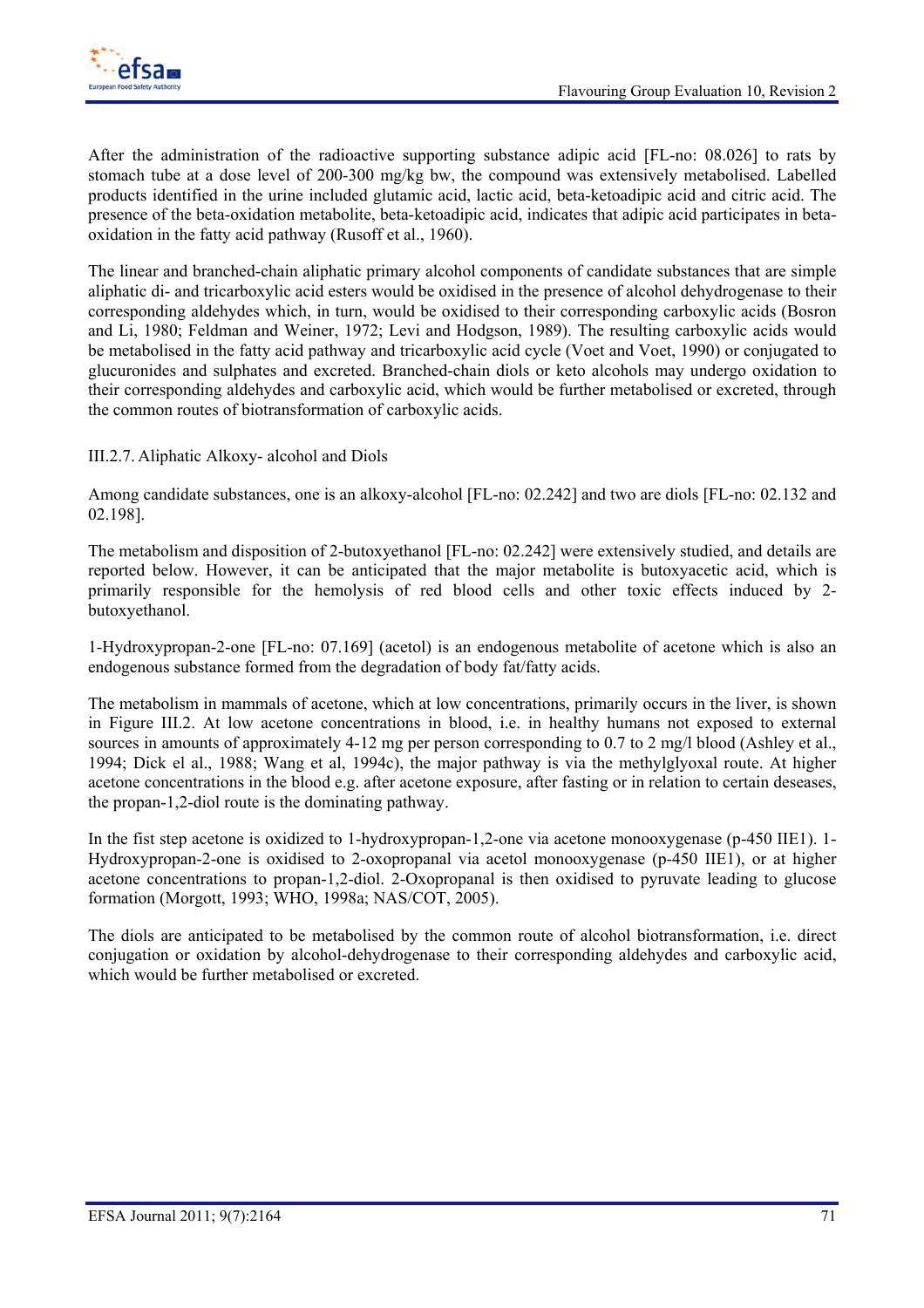After the administration of the radioactive supporting substance adipic acid [FL-no: 08.026] to rats by stomach tube at a dose level of 200-300 mg/kg bw, the compound was extensively metabolised. Labelled products identified in the urine included glutamic acid, lactic acid, beta-ketoadipic acid and citric acid. The presence of the beta-oxidation metabolite, beta-ketoadipic acid, indicates that adipic acid participates in beta-oxidation in the fatty acid pathway (Rusoff et al., 1960).

The linear and branched-chain aliphatic primary alcohol components of candidate substances that are simple aliphatic di- and tricarboxylic acid esters would be oxidised in the presence of alcohol dehydrogenase to their corresponding aldehydes which, in turn, would be oxidised to their corresponding carboxylic acids (Bosron and Li, 1980; Feldman and Weiner, 1972; Levi and Hodgson, 1989). The resulting carboxylic acids would be metabolised in the fatty acid pathway and tricarboxylic acid cycle (Voet and Voet, 1990) or conjugated to glucuronides and sulphates and excreted. Branched-chain diols or keto alcohols may undergo oxidation to their corresponding aldehydes and carboxylic acid, which would be further metabolised or excreted, through the common routes of biotransformation of carboxylic acids.

### III.2.7. Aliphatic Alkoxy- alcohol and Diols

Among candidate substances, one is an alkoxy-alcohol [FL-no: 02.242] and two are diols [FL-no: 02.132 and 02.198].

The metabolism and disposition of 2-butoxyethanol [FL-no: 02.242] were extensively studied, and details are reported below. However, it can be anticipated that the major metabolite is butoxyacetic acid, which is primarily responsible for the hemolysis of red blood cells and other toxic effects induced by 2-butoxyethanol.

1-Hydroxypropan-2-one [FL-no: 07.169] (acetol) is an endogenous metabolite of acetone which is also an endogenous substance formed from the degradation of body fat/fatty acids.

The metabolism in mammals of acetone, which at low concentrations, primarily occurs in the liver, is shown in Figure III.2. At low acetone concentrations in blood, i.e. in healthy humans not exposed to external sources in amounts of approximately 4-12 mg per person corresponding to 0.7 to 2 mg/l blood (Ashley et al., 1994; Dick el al., 1988; Wang et al, 1994c), the major pathway is via the methylglyoxal route. At higher acetone concentrations in the blood e.g. after acetone exposure, after fasting or in relation to certain deseases, the propan-1,2-diol route is the dominating pathway.

In the fist step acetone is oxidized to 1-hydroxypropan-1,2-one via acetone monooxygenase (p-450 IIE1). 1-Hydroxypropan-2-one is oxidised to 2-oxopropanal via acetol monooxygenase (p-450 IIE1), or at higher acetone concentrations to propan-1,2-diol. 2-Oxopropanal is then oxidised to pyruvate leading to glucose formation (Morgott, 1993; WHO, 1998a; NAS/COT, 2005).

The diols are anticipated to be metabolised by the common route of alcohol biotransformation, i.e. direct conjugation or oxidation by alcohol-dehydrogenase to their corresponding aldehydes and carboxylic acid, which would be further metabolised or excreted.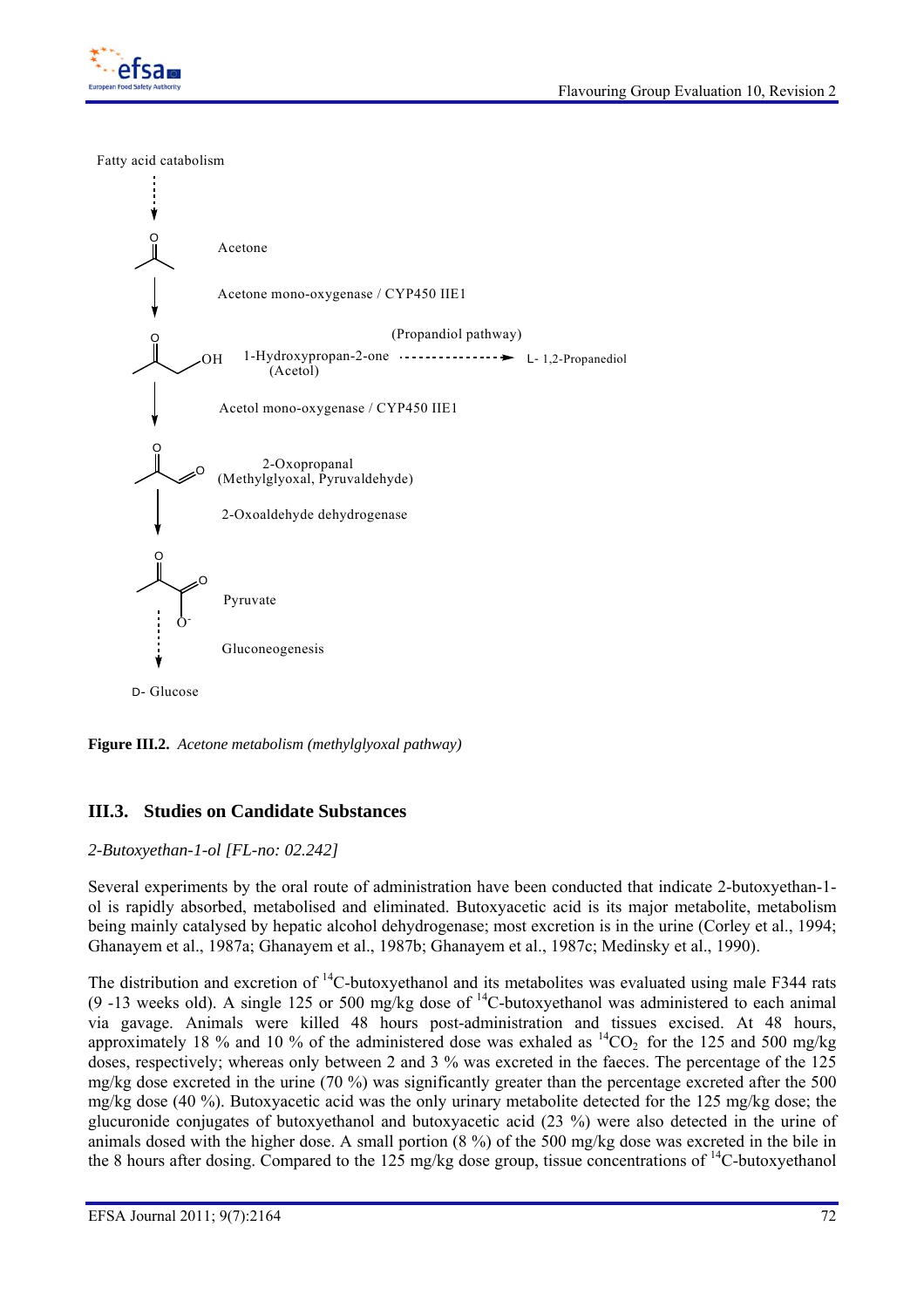Fatty acid catabolism

Acetone

Acetone mono-oxygenase / CYP450 IIE1

(Propandiol pathway)

1-Hydroxypropan-2-one (Acetol) → L- 1,2-Propanediol

Acetol mono-oxygenase / CYP450 IIE1

2-Oxopropanal (Methylglyoxal, Pyruvaldehyde)

2-Oxoaldehyde dehydrogenase

Pyruvate

Gluconeogenesis

D- Glucose

**Figure III.2.** *Acetone metabolism (methylglyoxal pathway)*

## III.3. Studies on Candidate Substances

*2-Butoxyethan-1-ol [FL-no: 02.242]*

Several experiments by the oral route of administration have been conducted that indicate 2-butoxyethan-1-ol is rapidly absorbed, metabolised and eliminated. Butoxyacetic acid is its major metabolite, metabolism being mainly catalysed by hepatic alcohol dehydrogenase; most excretion is in the urine (Corley et al., 1994; Ghanayem et al., 1987a; Ghanayem et al., 1987b; Ghanayem et al., 1987c; Medinsky et al., 1990).

The distribution and excretion of $^{14}$C-butoxyethanol and its metabolites was evaluated using male F344 rats (9 -13 weeks old). A single 125 or 500 mg/kg dose of $^{14}$C-butoxyethanol was administered to each animal via gavage. Animals were killed 48 hours post-administration and tissues excised. At 48 hours, approximately 18 % and 10 % of the administered dose was exhaled as $^{14}CO_2$ for the 125 and 500 mg/kg doses, respectively; whereas only between 2 and 3 % was excreted in the faeces. The percentage of the 125 mg/kg dose excreted in the urine (70 %) was significantly greater than the percentage excreted after the 500 mg/kg dose (40 %). Butoxyacetic acid was the only urinary metabolite detected for the 125 mg/kg dose; the glucuronide conjugates of butoxyethanol and butoxyacetic acid (23 %) were also detected in the urine of animals dosed with the higher dose. A small portion (8 %) of the 500 mg/kg dose was excreted in the bile in the 8 hours after dosing. Compared to the 125 mg/kg dose group, tissue concentrations of $^{14}$C-butoxyethanol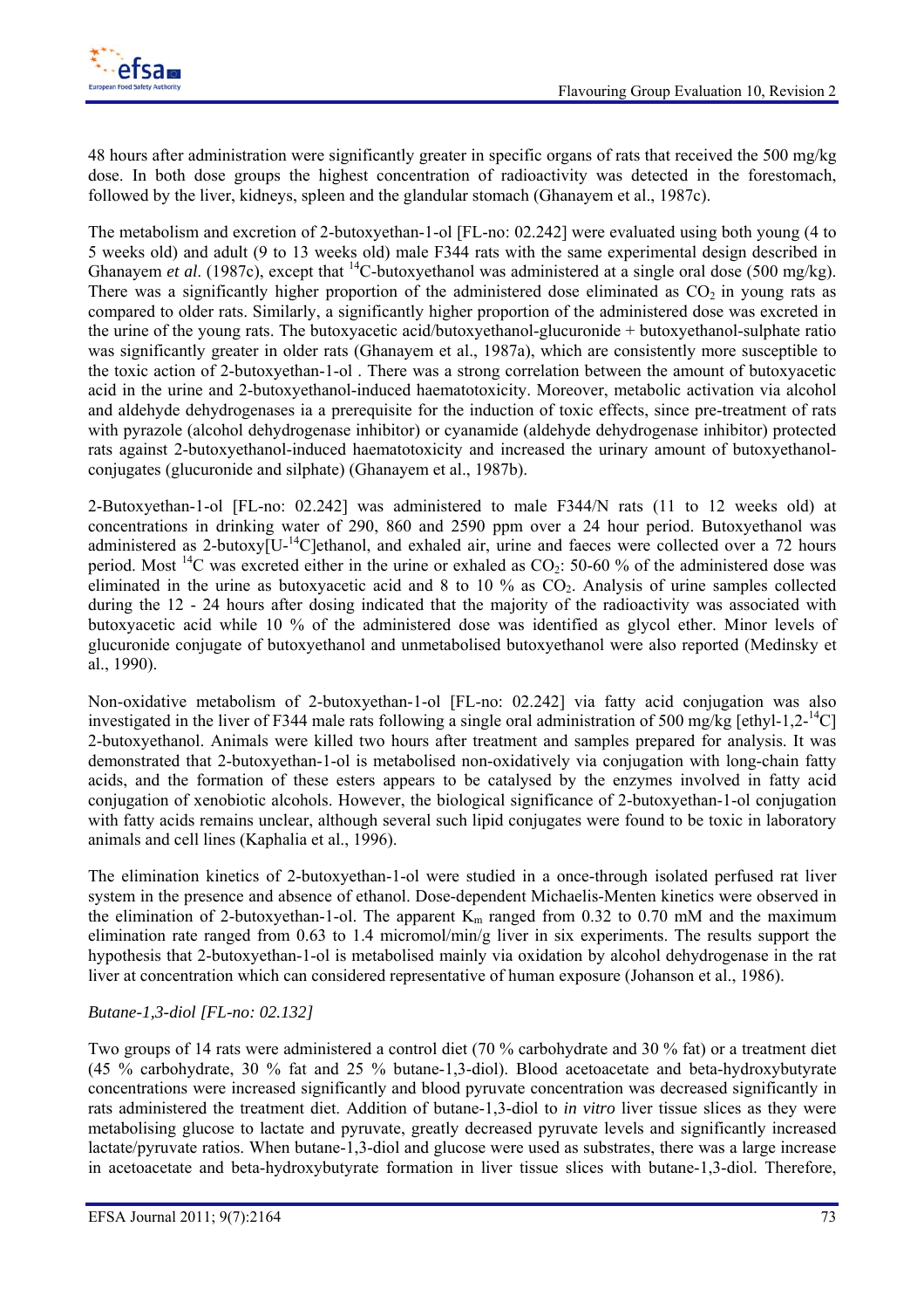48 hours after administration were significantly greater in specific organs of rats that received the 500 mg/kg dose. In both dose groups the highest concentration of radioactivity was detected in the forestomach, followed by the liver, kidneys, spleen and the glandular stomach (Ghanayem et al., 1987c).

The metabolism and excretion of 2-butoxyethan-1-ol [FL-no: 02.242] were evaluated using both young (4 to 5 weeks old) and adult (9 to 13 weeks old) male F344 rats with the same experimental design described in Ghanayem *et al*. (1987c), except that $^{14}$C-butoxyethanol was administered at a single oral dose (500 mg/kg). There was a significantly higher proportion of the administered dose eliminated as $CO_2$ in young rats as compared to older rats. Similarly, a significantly higher proportion of the administered dose was excreted in the urine of the young rats. The butoxyacetic acid/butoxyethanol-glucuronide + butoxyethanol-sulphate ratio was significantly greater in older rats (Ghanayem et al., 1987a), which are consistently more susceptible to the toxic action of 2-butoxyethan-1-ol . There was a strong correlation between the amount of butoxyacetic acid in the urine and 2-butoxyethanol-induced haematotoxicity. Moreover, metabolic activation via alcohol and aldehyde dehydrogenases ia a prerequisite for the induction of toxic effects, since pre-treatment of rats with pyrazole (alcohol dehydrogenase inhibitor) or cyanamide (aldehyde dehydrogenase inhibitor) protected rats against 2-butoxyethanol-induced haematotoxicity and increased the urinary amount of butoxyethanol-conjugates (glucuronide and silphate) (Ghanayem et al., 1987b).

2-Butoxyethan-1-ol [FL-no: 02.242] was administered to male F344/N rats (11 to 12 weeks old) at concentrations in drinking water of 290, 860 and 2590 ppm over a 24 hour period. Butoxyethanol was administered as 2-butoxy[U-$^{14}$C]ethanol, and exhaled air, urine and faeces were collected over a 72 hours period. Most $^{14}$C was excreted either in the urine or exhaled as $CO_2$: 50-60 % of the administered dose was eliminated in the urine as butoxyacetic acid and 8 to 10 % as $CO_2$. Analysis of urine samples collected during the 12 - 24 hours after dosing indicated that the majority of the radioactivity was associated with butoxyacetic acid while 10 % of the administered dose was identified as glycol ether. Minor levels of glucuronide conjugate of butoxyethanol and unmetabolised butoxyethanol were also reported (Medinsky et al., 1990).

Non-oxidative metabolism of 2-butoxyethan-1-ol [FL-no: 02.242] via fatty acid conjugation was also investigated in the liver of F344 male rats following a single oral administration of 500 mg/kg [ethyl-1,2-$^{14}$C] 2-butoxyethanol. Animals were killed two hours after treatment and samples prepared for analysis. It was demonstrated that 2-butoxyethan-1-ol is metabolised non-oxidatively via conjugation with long-chain fatty acids, and the formation of these esters appears to be catalysed by the enzymes involved in fatty acid conjugation of xenobiotic alcohols. However, the biological significance of 2-butoxyethan-1-ol conjugation with fatty acids remains unclear, although several such lipid conjugates were found to be toxic in laboratory animals and cell lines (Kaphalia et al., 1996).

The elimination kinetics of 2-butoxyethan-1-ol were studied in a once-through isolated perfused rat liver system in the presence and absence of ethanol. Dose-dependent Michaelis-Menten kinetics were observed in the elimination of 2-butoxyethan-1-ol. The apparent $K_m$ ranged from 0.32 to 0.70 mM and the maximum elimination rate ranged from 0.63 to 1.4 micromol/min/g liver in six experiments. The results support the hypothesis that 2-butoxyethan-1-ol is metabolised mainly via oxidation by alcohol dehydrogenase in the rat liver at concentration which can considered representative of human exposure (Johanson et al., 1986).

*Butane-1,3-diol [FL-no: 02.132]*

Two groups of 14 rats were administered a control diet (70 % carbohydrate and 30 % fat) or a treatment diet (45 % carbohydrate, 30 % fat and 25 % butane-1,3-diol). Blood acetoacetate and beta-hydroxybutyrate concentrations were increased significantly and blood pyruvate concentration was decreased significantly in rats administered the treatment diet. Addition of butane-1,3-diol to *in vitro* liver tissue slices as they were metabolising glucose to lactate and pyruvate, greatly decreased pyruvate levels and significantly increased lactate/pyruvate ratios. When butane-1,3-diol and glucose were used as substrates, there was a large increase in acetoacetate and beta-hydroxybutyrate formation in liver tissue slices with butane-1,3-diol. Therefore,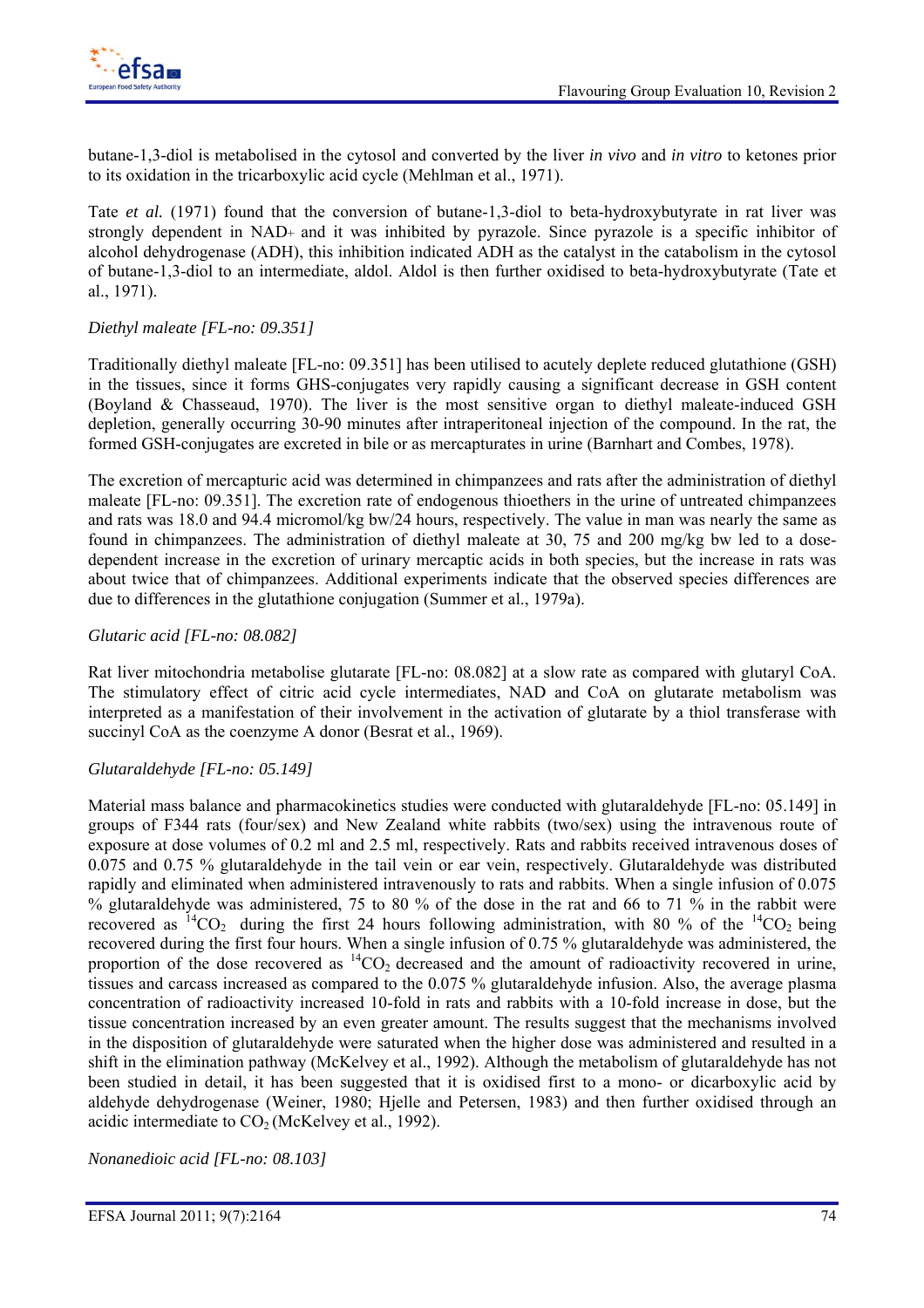butane-1,3-diol is metabolised in the cytosol and converted by the liver *in vivo* and *in vitro* to ketones prior to its oxidation in the tricarboxylic acid cycle (Mehlman et al., 1971).

Tate *et al.* (1971) found that the conversion of butane-1,3-diol to beta-hydroxybutyrate in rat liver was strongly dependent in NAD+ and it was inhibited by pyrazole. Since pyrazole is a specific inhibitor of alcohol dehydrogenase (ADH), this inhibition indicated ADH as the catalyst in the catabolism in the cytosol of butane-1,3-diol to an intermediate, aldol. Aldol is then further oxidised to beta-hydroxybutyrate (Tate et al., 1971).

*Diethyl maleate [FL-no: 09.351]*

Traditionally diethyl maleate [FL-no: 09.351] has been utilised to acutely deplete reduced glutathione (GSH) in the tissues, since it forms GHS-conjugates very rapidly causing a significant decrease in GSH content (Boyland & Chasseaud, 1970). The liver is the most sensitive organ to diethyl maleate-induced GSH depletion, generally occurring 30-90 minutes after intraperitoneal injection of the compound. In the rat, the formed GSH-conjugates are excreted in bile or as mercapturates in urine (Barnhart and Combes, 1978).

The excretion of mercapturic acid was determined in chimpanzees and rats after the administration of diethyl maleate [FL-no: 09.351]. The excretion rate of endogenous thioethers in the urine of untreated chimpanzees and rats was 18.0 and 94.4 micromol/kg bw/24 hours, respectively. The value in man was nearly the same as found in chimpanzees. The administration of diethyl maleate at 30, 75 and 200 mg/kg bw led to a dose-dependent increase in the excretion of urinary mercaptic acids in both species, but the increase in rats was about twice that of chimpanzees. Additional experiments indicate that the observed species differences are due to differences in the glutathione conjugation (Summer et al., 1979a).

*Glutaric acid [FL-no: 08.082]*

Rat liver mitochondria metabolise glutarate [FL-no: 08.082] at a slow rate as compared with glutaryl CoA. The stimulatory effect of citric acid cycle intermediates, NAD and CoA on glutarate metabolism was interpreted as a manifestation of their involvement in the activation of glutarate by a thiol transferase with succinyl CoA as the coenzyme A donor (Besrat et al., 1969).

*Glutaraldehyde [FL-no: 05.149]*

Material mass balance and pharmacokinetics studies were conducted with glutaraldehyde [FL-no: 05.149] in groups of F344 rats (four/sex) and New Zealand white rabbits (two/sex) using the intravenous route of exposure at dose volumes of 0.2 ml and 2.5 ml, respectively. Rats and rabbits received intravenous doses of 0.075 and 0.75 % glutaraldehyde in the tail vein or ear vein, respectively. Glutaraldehyde was distributed rapidly and eliminated when administered intravenously to rats and rabbits. When a single infusion of 0.075 % glutaraldehyde was administered, 75 to 80 % of the dose in the rat and 66 to 71 % in the rabbit were recovered as $^{14}CO_2$ during the first 24 hours following administration, with 80 % of the $^{14}CO_2$ being recovered during the first four hours. When a single infusion of 0.75 % glutaraldehyde was administered, the proportion of the dose recovered as $^{14}CO_2$ decreased and the amount of radioactivity recovered in urine, tissues and carcass increased as compared to the 0.075 % glutaraldehyde infusion. Also, the average plasma concentration of radioactivity increased 10-fold in rats and rabbits with a 10-fold increase in dose, but the tissue concentration increased by an even greater amount. The results suggest that the mechanisms involved in the disposition of glutaraldehyde were saturated when the higher dose was administered and resulted in a shift in the elimination pathway (McKelvey et al., 1992). Although the metabolism of glutaraldehyde has not been studied in detail, it has been suggested that it is oxidised first to a mono- or dicarboxylic acid by aldehyde dehydrogenase (Weiner, 1980; Hjelle and Petersen, 1983) and then further oxidised through an acidic intermediate to $CO_2$ (McKelvey et al., 1992).

*Nonanedioic acid [FL-no: 08.103]*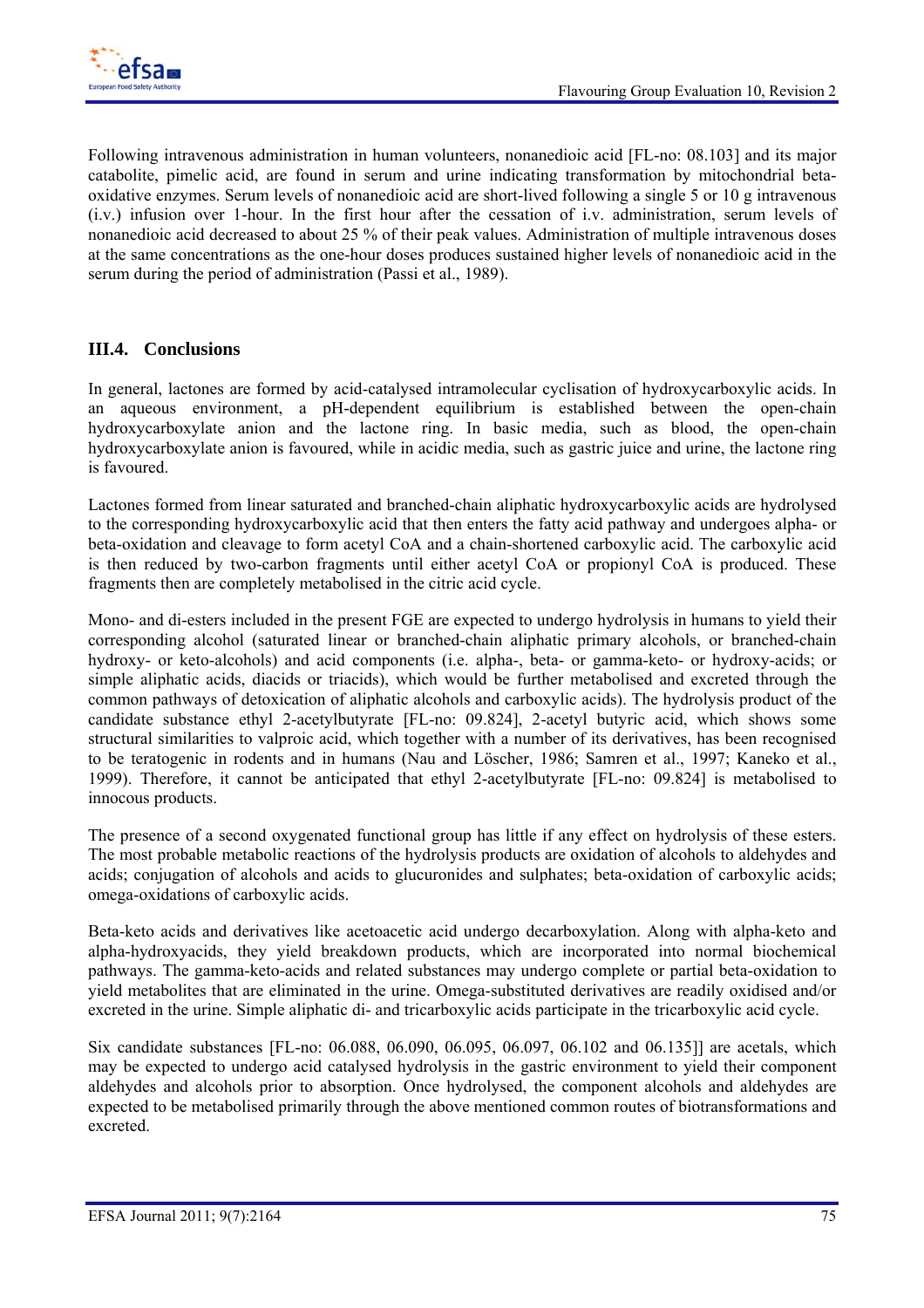Following intravenous administration in human volunteers, nonanedioic acid [FL-no: 08.103] and its major catabolite, pimelic acid, are found in serum and urine indicating transformation by mitochondrial beta-oxidative enzymes. Serum levels of nonanedioic acid are short-lived following a single 5 or 10 g intravenous (i.v.) infusion over 1-hour. In the first hour after the cessation of i.v. administration, serum levels of nonanedioic acid decreased to about 25 % of their peak values. Administration of multiple intravenous doses at the same concentrations as the one-hour doses produces sustained higher levels of nonanedioic acid in the serum during the period of administration (Passi et al., 1989).

### III.4. Conclusions

In general, lactones are formed by acid-catalysed intramolecular cyclisation of hydroxycarboxylic acids. In an aqueous environment, a pH-dependent equilibrium is established between the open-chain hydroxycarboxylate anion and the lactone ring. In basic media, such as blood, the open-chain hydroxycarboxylate anion is favoured, while in acidic media, such as gastric juice and urine, the lactone ring is favoured.

Lactones formed from linear saturated and branched-chain aliphatic hydroxycarboxylic acids are hydrolysed to the corresponding hydroxycarboxylic acid that then enters the fatty acid pathway and undergoes alpha- or beta-oxidation and cleavage to form acetyl CoA and a chain-shortened carboxylic acid. The carboxylic acid is then reduced by two-carbon fragments until either acetyl CoA or propionyl CoA is produced. These fragments then are completely metabolised in the citric acid cycle.

Mono- and di-esters included in the present FGE are expected to undergo hydrolysis in humans to yield their corresponding alcohol (saturated linear or branched-chain aliphatic primary alcohols, or branched-chain hydroxy- or keto-alcohols) and acid components (i.e. alpha-, beta- or gamma-keto- or hydroxy-acids; or simple aliphatic acids, diacids or triacids), which would be further metabolised and excreted through the common pathways of detoxication of aliphatic alcohols and carboxylic acids). The hydrolysis product of the candidate substance ethyl 2-acetylbutyrate [FL-no: 09.824], 2-acetyl butyric acid, which shows some structural similarities to valproic acid, which together with a number of its derivatives, has been recognised to be teratogenic in rodents and in humans (Nau and Löscher, 1986; Samren et al., 1997; Kaneko et al., 1999). Therefore, it cannot be anticipated that ethyl 2-acetylbutyrate [FL-no: 09.824] is metabolised to innocous products.

The presence of a second oxygenated functional group has little if any effect on hydrolysis of these esters. The most probable metabolic reactions of the hydrolysis products are oxidation of alcohols to aldehydes and acids; conjugation of alcohols and acids to glucuronides and sulphates; beta-oxidation of carboxylic acids; omega-oxidations of carboxylic acids.

Beta-keto acids and derivatives like acetoacetic acid undergo decarboxylation. Along with alpha-keto and alpha-hydroxyacids, they yield breakdown products, which are incorporated into normal biochemical pathways. The gamma-keto-acids and related substances may undergo complete or partial beta-oxidation to yield metabolites that are eliminated in the urine. Omega-substituted derivatives are readily oxidised and/or excreted in the urine. Simple aliphatic di- and tricarboxylic acids participate in the tricarboxylic acid cycle.

Six candidate substances [FL-no: 06.088, 06.090, 06.095, 06.097, 06.102 and 06.135]] are acetals, which may be expected to undergo acid catalysed hydrolysis in the gastric environment to yield their component aldehydes and alcohols prior to absorption. Once hydrolysed, the component alcohols and aldehydes are expected to be metabolised primarily through the above mentioned common routes of biotransformations and excreted.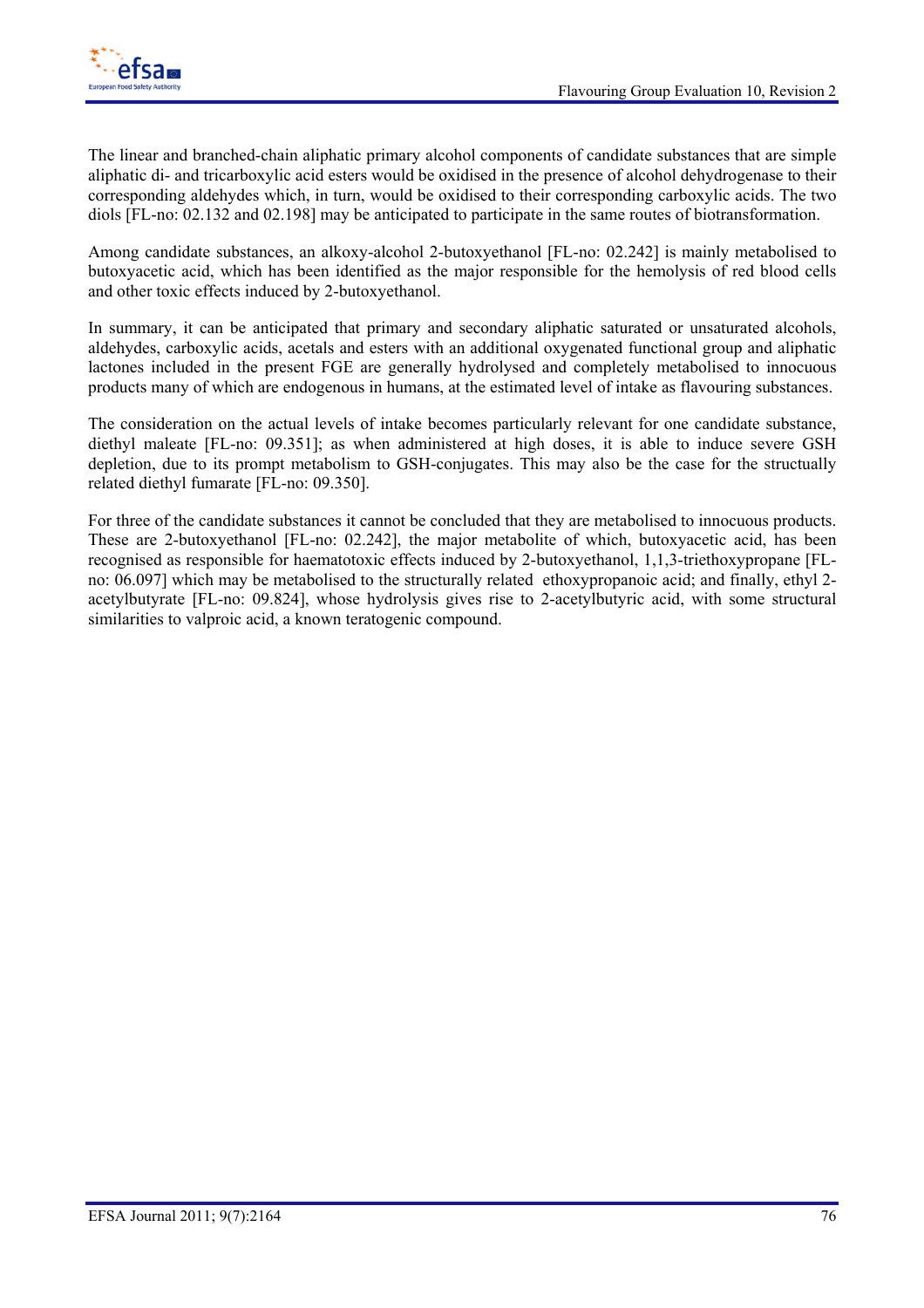The linear and branched-chain aliphatic primary alcohol components of candidate substances that are simple aliphatic di- and tricarboxylic acid esters would be oxidised in the presence of alcohol dehydrogenase to their corresponding aldehydes which, in turn, would be oxidised to their corresponding carboxylic acids. The two diols [FL-no: 02.132 and 02.198] may be anticipated to participate in the same routes of biotransformation.

Among candidate substances, an alkoxy-alcohol 2-butoxyethanol [FL-no: 02.242] is mainly metabolised to butoxyacetic acid, which has been identified as the major responsible for the hemolysis of red blood cells and other toxic effects induced by 2-butoxyethanol.

In summary, it can be anticipated that primary and secondary aliphatic saturated or unsaturated alcohols, aldehydes, carboxylic acids, acetals and esters with an additional oxygenated functional group and aliphatic lactones included in the present FGE are generally hydrolysed and completely metabolised to innocuous products many of which are endogenous in humans, at the estimated level of intake as flavouring substances.

The consideration on the actual levels of intake becomes particularly relevant for one candidate substance, diethyl maleate [FL-no: 09.351]; as when administered at high doses, it is able to induce severe GSH depletion, due to its prompt metabolism to GSH-conjugates. This may also be the case for the structually related diethyl fumarate [FL-no: 09.350].

For three of the candidate substances it cannot be concluded that they are metabolised to innocuous products. These are 2-butoxyethanol [FL-no: 02.242], the major metabolite of which, butoxyacetic acid, has been recognised as responsible for haematotoxic effects induced by 2-butoxyethanol, 1,1,3-triethoxypropane [FL-no: 06.097] which may be metabolised to the structurally related ethoxypropanoic acid; and finally, ethyl 2-acetylbutyrate [FL-no: 09.824], whose hydrolysis gives rise to 2-acetylbutyric acid, with some structural similarities to valproic acid, a known teratogenic compound.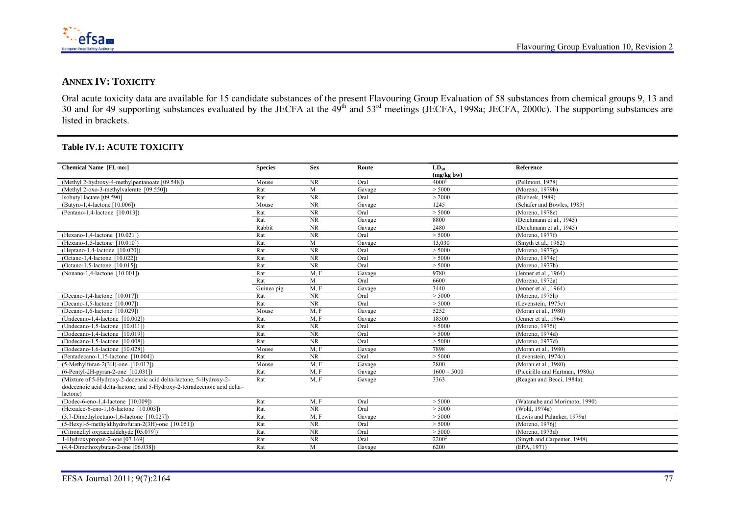## ANNEX IV: TOXICITY

Oral acute toxicity data are available for 15 candidate substances of the present Flavouring Group Evaluation of 58 substances from chemical groups 9, 13 and 30 and for 49 supporting substances evaluated by the JECFA at the 49th and 53rd meetings (JECFA, 1998a; JECFA, 2000c). The supporting substances are listed in brackets.

### Table IV.1: ACUTE TOXICITY

| Chemical Name [FL-no:] | Species | Sex | Route | $LD_{50}$ (mg/kg bw) | Reference |
|---|---|---|---|---|---|
| (Methyl 2-hydroxy-4-methylpentanoate [09.548]) | Mouse | NR | Oral | 4000[1] | (Pellmont, 1978) |
| (Methyl 2-oxo-3-methylvalerate [09.550]) | Rat | M | Gavage | > 5000 | (Moreno, 1979b) |
| Isobutyl lactate [09.590] | Rat | NR | Oral | > 2000 | (Riebeek, 1989) |
| (Butyro-1,4-lactone [10.006]) | Mouse | NR | Gavage | 1245 | (Schafer and Bowles, 1985) |
| (Pentano-1,4-lactone [10.013]) | Rat | NR | Oral | > 5000 | (Moreno, 1978e) |
| | Rat | NR | Gavage | 8800 | (Deichmann et al., 1945) |
| | Rabbit | NR | Gavage | 2480 | (Deichmann et al., 1945) |
| (Hexano-1,4-lactone [10.021]) | Rat | NR | Oral | > 5000 | (Moreno, 1977f) |
| (Hexano-1,5-lactone [10.010]) | Rat | M | Gavage | 13,030 | (Smyth et al., 1962) |
| (Heptano-1,4-lactone [10.020]) | Rat | NR | Oral | > 5000 | (Moreno, 1977g) |
| (Octano-1,4-lactone [10.022]) | Rat | NR | Oral | > 5000 | (Moreno, 1974c) |
| (Octano-1,5-lactone [10.015]) | Rat | NR | Oral | > 5000 | (Moreno, 1977h) |
| (Nonano-1,4-lactone [10.001]) | Rat | M, F | Gavage | 9780 | (Jenner et al., 1964) |
| | Rat | M | Oral | 6600 | (Moreno, 1972a) |
| | Guinea pig | M, F | Gavage | 3440 | (Jenner et al., 1964) |
| (Decano-1,4-lactone [10.017]) | Rat | NR | Oral | > 5000 | (Moreno, 1975h) |
| (Decano-1,5-lactone [10.007]) | Rat | NR | Oral | > 5000 | (Levenstein, 1975c) |
| (Decano-1,6-lactone [10.029]) | Mouse | M, F | Gavage | 5252 | (Moran et al., 1980) |
| (Undecano-1,4-lactone [10.002]) | Rat | M, F | Gavage | 18500 | (Jenner et al., 1964) |
| (Undecano-1,5-lactone [10.011]) | Rat | NR | Oral | > 5000 | (Moreno, 1975i) |
| (Dodecano-1,4-lactone [10.019]) | Rat | NR | Oral | > 5000 | (Moreno, 1974d) |
| (Dodecano-1,5-lactone [10.008]) | Rat | NR | Oral | > 5000 | (Moreno, 1977d) |
| (Dodecano-1,6-lactone [10.028]) | Mouse | M, F | Gavage | 7898 | (Moran et al., 1980) |
| (Pentadecano-1,15-lactone [10.004]) | Rat | NR | Oral | > 5000 | (Levenstein, 1974c) |
| (5-Methylfuran-2(3H)-one [10.012]) | Mouse | M, F | Gavage | 2800 | (Moran et al., 1980) |
| (6-Pentyl-2H-pyran-2-one [10.031]) | Rat | M, F | Gavage | 1600 – 5000 | (Piccirillo and Hartman, 1980a) |
| (Mixture of 5-Hydroxy-2-decenoic acid delta-lactone, 5-Hydroxy-2-dodecenoic acid delta-lactone, and 5-Hydroxy-2-tetradecenoic acid delta–lactone) | Rat | M, F | Gavage | 3363 | (Reagan and Becci, 1984a) |
| (Dodec-6-eno-1,4-lactone [10.009]) | Rat | M, F | Oral | > 5000 | (Watanabe and Morimoto, 1990) |
| (Hexadec-6-eno-1,16-lactone [10.003]) | Rat | NR | Oral | > 5000 | (Wohl, 1974a) |
| (3,7-Dimethyloctano-1,6-lactone [10.027]) | Rat | M, F | Gavage | > 5000 | (Lewis and Palanker, 1979a) |
| (5-Hexyl-5-methyldihydrofuran-2(3H)-one [10.051]) | Rat | NR | Oral | > 5000 | (Moreno, 1976j) |
| (Citronellyl oxyacetaldehyde [05.079]) | Rat | NR | Oral | > 5000 | (Moreno, 1973d) |
| 1-Hydroxypropan-2-one [07.169] | Rat | NR | Oral | 2200[2] | (Smyth and Carpenter, 1948) |
| (4,4-Dimethoxybutan-2-one [06.038]) | Rat | M | Gavage | 6200 | (EPA, 1971) |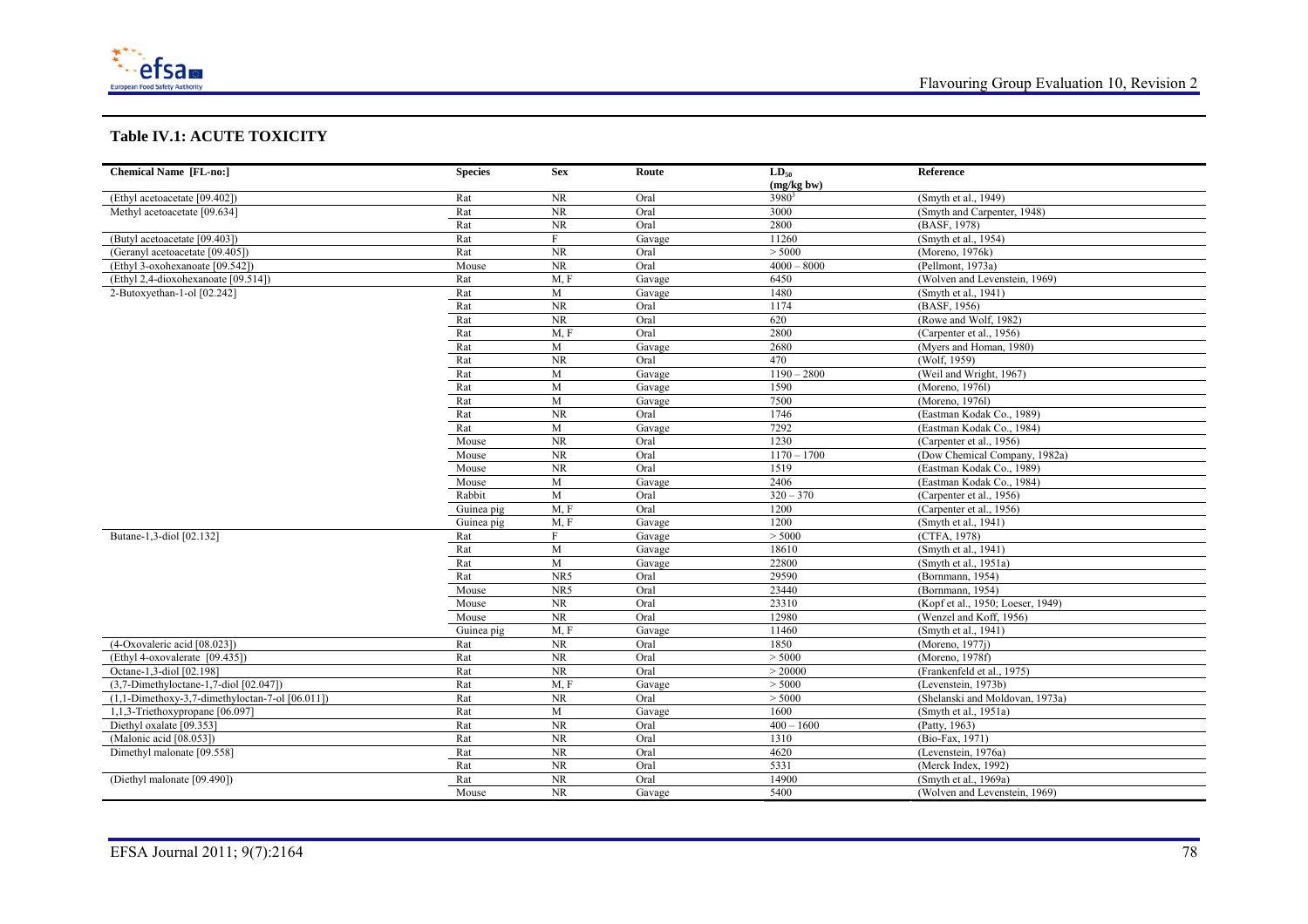### Table IV.1: ACUTE TOXICITY

| Chemical Name [FL-no:] | Species | Sex | Route | $LD_{50}$ (mg/kg bw) | Reference |
|---|---|---|---|---|---|
| (Ethyl acetoacetate [09.402]) | Rat | NR | Oral | 3980[3] | (Smyth et al., 1949) |
| Methyl acetoacetate [09.634] | Rat | NR | Oral | 3000 | (Smyth and Carpenter, 1948) |
| | Rat | NR | Oral | 2800 | (BASF, 1978) |
| (Butyl acetoacetate [09.403]) | Rat | F | Gavage | 11260 | (Smyth et al., 1954) |
| (Geranyl acetoacetate [09.405]) | Rat | NR | Oral | > 5000 | (Moreno, 1976k) |
| (Ethyl 3-oxohexanoate [09.542]) | Mouse | NR | Oral | 4000 – 8000 | (Pellmont, 1973a) |
| (Ethyl 2,4-dioxohexanoate [09.514]) | Rat | M, F | Gavage | 6450 | (Wolven and Levenstein, 1969) |
| 2-Butoxyethan-1-ol [02.242] | Rat | M | Gavage | 1480 | (Smyth et al., 1941) |
| | Rat | NR | Oral | 1174 | (BASF, 1956) |
| | Rat | NR | Oral | 620 | (Rowe and Wolf, 1982) |
| | Rat | M, F | Oral | 2800 | (Carpenter et al., 1956) |
| | Rat | M | Gavage | 2680 | (Myers and Homan, 1980) |
| | Rat | NR | Oral | 470 | (Wolf, 1959) |
| | Rat | M | Gavage | 1190 – 2800 | (Weil and Wright, 1967) |
| | Rat | M | Gavage | 1590 | (Moreno, 1976l) |
| | Rat | M | Gavage | 7500 | (Moreno, 1976l) |
| | Rat | NR | Oral | 1746 | (Eastman Kodak Co., 1989) |
| | Rat | M | Gavage | 7292 | (Eastman Kodak Co., 1984) |
| | Mouse | NR | Oral | 1230 | (Carpenter et al., 1956) |
| | Mouse | NR | Oral | 1170 – 1700 | (Dow Chemical Company, 1982a) |
| | Mouse | NR | Oral | 1519 | (Eastman Kodak Co., 1989) |
| | Mouse | M | Gavage | 2406 | (Eastman Kodak Co., 1984) |
| | Rabbit | M | Oral | 320 – 370 | (Carpenter et al., 1956) |
| | Guinea pig | M, F | Oral | 1200 | (Carpenter et al., 1956) |
| | Guinea pig | M, F | Gavage | 1200 | (Smyth et al., 1941) |
| Butane-1,3-diol [02.132] | Rat | F | Gavage | > 5000 | (CTFA, 1978) |
| | Rat | M | Gavage | 18610 | (Smyth et al., 1941) |
| | Rat | M | Gavage | 22800 | (Smyth et al., 1951a) |
| | Rat | NR5 | Oral | 29590 | (Bornmann, 1954) |
| | Mouse | NR5 | Oral | 23440 | (Bornmann, 1954) |
| | Mouse | NR | Oral | 23310 | (Kopf et al., 1950; Loeser, 1949) |
| | Mouse | NR | Oral | 12980 | (Wenzel and Koff, 1956) |
| | Guinea pig | M, F | Gavage | 11460 | (Smyth et al., 1941) |
| (4-Oxovaleric acid [08.023]) | Rat | NR | Oral | 1850 | (Moreno, 1977j) |
| (Ethyl 4-oxovalerate [09.435]) | Rat | NR | Oral | > 5000 | (Moreno, 1978f) |
| Octane-1,3-diol [02.198] | Rat | NR | Oral | > 20000 | (Frankenfeld et al., 1975) |
| (3,7-Dimethyloctane-1,7-diol [02.047]) | Rat | M, F | Gavage | > 5000 | (Levenstein, 1973b) |
| (1,1-Dimethoxy-3,7-dimethyloctan-7-ol [06.011]) | Rat | NR | Oral | > 5000 | (Shelanski and Moldovan, 1973a) |
| 1,1,3-Triethoxypropane [06.097] | Rat | M | Gavage | 1600 | (Smyth et al., 1951a) |
| Diethyl oxalate [09.353] | Rat | NR | Oral | 400 – 1600 | (Patty, 1963) |
| (Malonic acid [08.053]) | Rat | NR | Oral | 1310 | (Bio-Fax, 1971) |
| Dimethyl malonate [09.558] | Rat | NR | Oral | 4620 | (Levenstein, 1976a) |
| | Rat | NR | Oral | 5331 | (Merck Index, 1992) |
| (Diethyl malonate [09.490]) | Rat | NR | Oral | 14900 | (Smyth et al., 1969a) |
| | Mouse | NR | Gavage | 5400 | (Wolven and Levenstein, 1969) |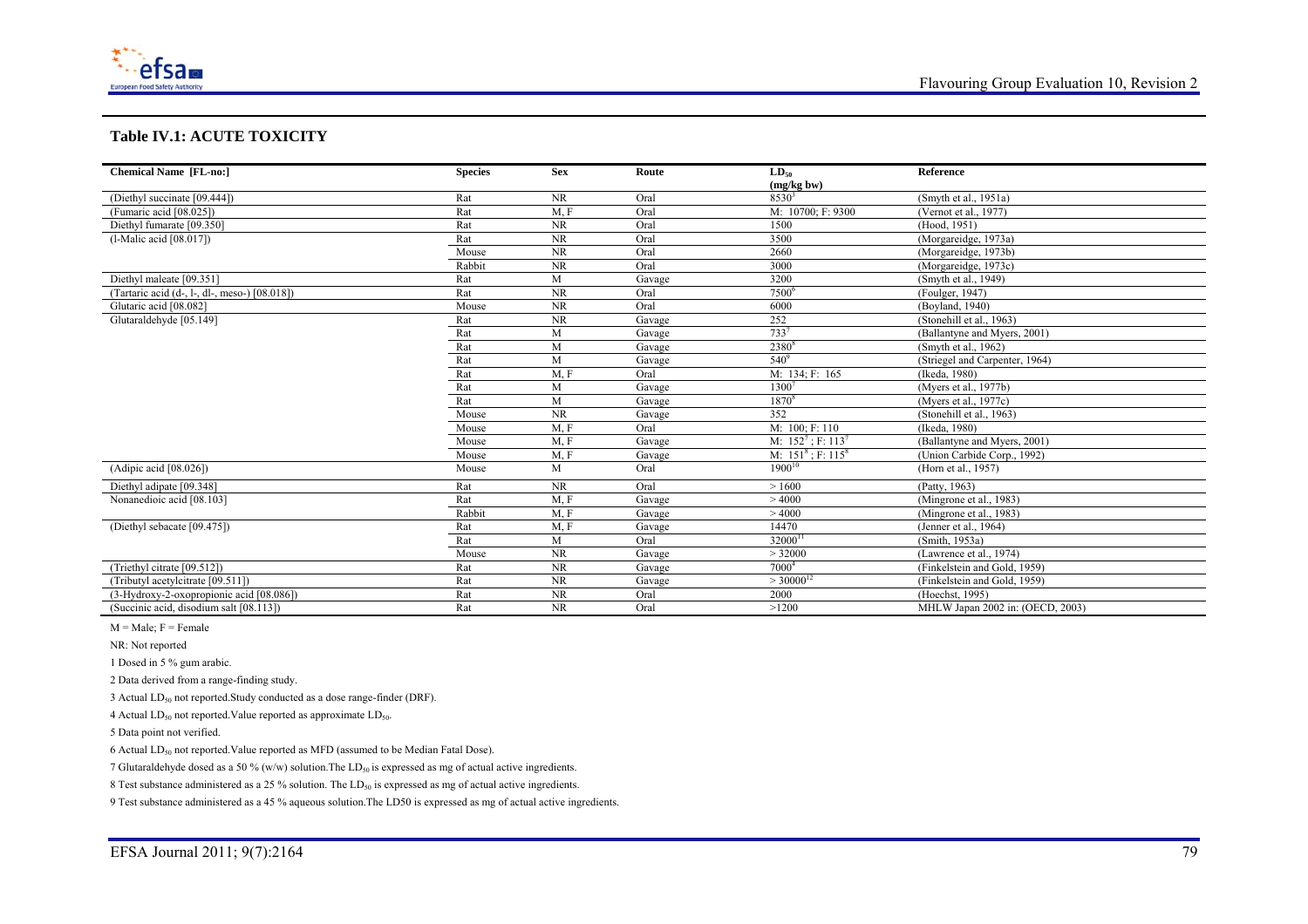### Table IV.1: ACUTE TOXICITY

| Chemical Name [FL-no:] | Species | Sex | Route | $LD_{50}$ (mg/kg bw) | Reference |
|---|---|---|---|---|---|
| (Diethyl succinate [09.444]) | Rat | NR | Oral | 8530[3] | (Smyth et al., 1951a) |
| (Fumaric acid [08.025]) | Rat | M, F | Oral | M: 10700; F: 9300 | (Vernot et al., 1977) |
| Diethyl fumarate [09.350] | Rat | NR | Oral | 1500 | (Hood, 1951) |
| (l-Malic acid [08.017]) | Rat | NR | Oral | 3500 | (Morgareidge, 1973a) |
| | Mouse | NR | Oral | 2660 | (Morgareidge, 1973b) |
| | Rabbit | NR | Oral | 3000 | (Morgareidge, 1973c) |
| Diethyl maleate [09.351] | Rat | M | Gavage | 3200 | (Smyth et al., 1949) |
| (Tartaric acid (d-, l-, dl-, meso-) [08.018]) | Rat | NR | Oral | 7500[6] | (Foulger, 1947) |
| Glutaric acid [08.082] | Mouse | NR | Oral | 6000 | (Boyland, 1940) |
| Glutaraldehyde [05.149] | Rat | NR | Gavage | 252 | (Stonehill et al., 1963) |
| | Rat | M | Gavage | 733[7] | (Ballantyne and Myers, 2001) |
| | Rat | M | Gavage | 2380[8] | (Smyth et al., 1962) |
| | Rat | M | Gavage | 540[9] | (Striegel and Carpenter, 1964) |
| | Rat | M, F | Oral | M: 134; F: 165 | (Ikeda, 1980) |
| | Rat | M | Gavage | 1300[7] | (Myers et al., 1977b) |
| | Rat | M | Gavage | 1870[8] | (Myers et al., 1977c) |
| | Mouse | NR | Gavage | 352 | (Stonehill et al., 1963) |
| | Mouse | M, F | Oral | M: 100; F: 110 | (Ikeda, 1980) |
| | Mouse | M, F | Gavage | M: 152[7]; F: 113[7] | (Ballantyne and Myers, 2001) |
| | Mouse | M, F | Gavage | M: 151[8]; F: 115[8] | (Union Carbide Corp., 1992) |
| (Adipic acid [08.026]) | Mouse | M | Oral | 1900[10] | (Horn et al., 1957) |
| Diethyl adipate [09.348] | Rat | NR | Oral | > 1600 | (Patty, 1963) |
| Nonanedioic acid [08.103] | Rat | M, F | Gavage | > 4000 | (Mingrone et al., 1983) |
| | Rabbit | M, F | Gavage | > 4000 | (Mingrone et al., 1983) |
| (Diethyl sebacate [09.475]) | Rat | M, F | Gavage | 14470 | (Jenner et al., 1964) |
| | Rat | M | Oral | 32000[11] | (Smith, 1953a) |
| | Mouse | NR | Gavage | > 32000 | (Lawrence et al., 1974) |
| (Triethyl citrate [09.512]) | Rat | NR | Gavage | 7000[4] | (Finkelstein and Gold, 1959) |
| (Tributyl acetylcitrate [09.511]) | Rat | NR | Gavage | > 30000[12] | (Finkelstein and Gold, 1959) |
| (3-Hydroxy-2-oxopropionic acid [08.086]) | Rat | NR | Oral | 2000 | (Hoechst, 1995) |
| (Succinic acid, disodium salt [08.113]) | Rat | NR | Oral | >1200 | MHLW Japan 2002 in: (OECD, 2003) |

M = Male; F = Female

NR: Not reported

1 Dosed in 5 % gum arabic.

2 Data derived from a range-finding study.

3 Actual $LD_{50}$ not reported. Study conducted as a dose range-finder (DRF).

4 Actual $LD_{50}$ not reported. Value reported as approximate $LD_{50}$.

5 Data point not verified.

6 Actual $LD_{50}$ not reported. Value reported as MFD (assumed to be Median Fatal Dose).

7 Glutaraldehyde dosed as a 50 % (w/w) solution. The $LD_{50}$ is expressed as mg of actual active ingredients.

8 Test substance administered as a 25 % solution. The $LD_{50}$ is expressed as mg of actual active ingredients.

9 Test substance administered as a 45 % aqueous solution. The LD50 is expressed as mg of actual active ingredients.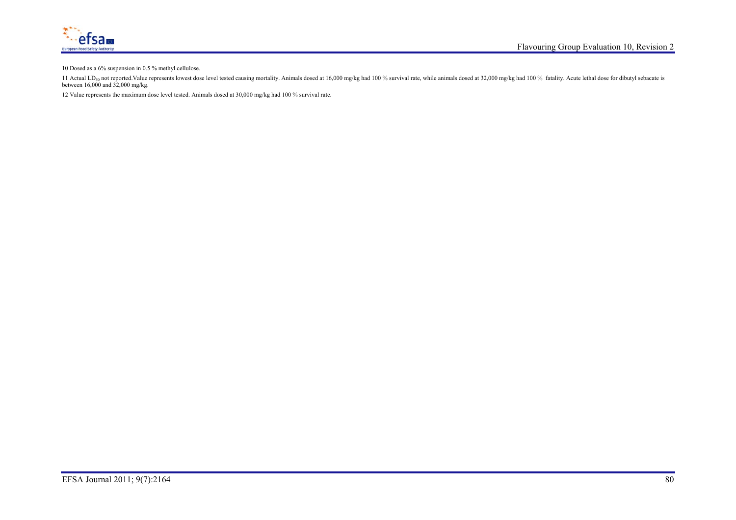10 Dosed as a 6% suspension in 0.5 % methyl cellulose.

11 Actual $LD_{50}$ not reported.Value represents lowest dose level tested causing mortality. Animals dosed at 16,000 mg/kg had 100 % survival rate, while animals dosed at 32,000 mg/kg had 100 % fatality. Acute lethal dose for dibutyl sebacate is between 16,000 and 32,000 mg/kg.

12 Value represents the maximum dose level tested. Animals dosed at 30,000 mg/kg had 100 % survival rate.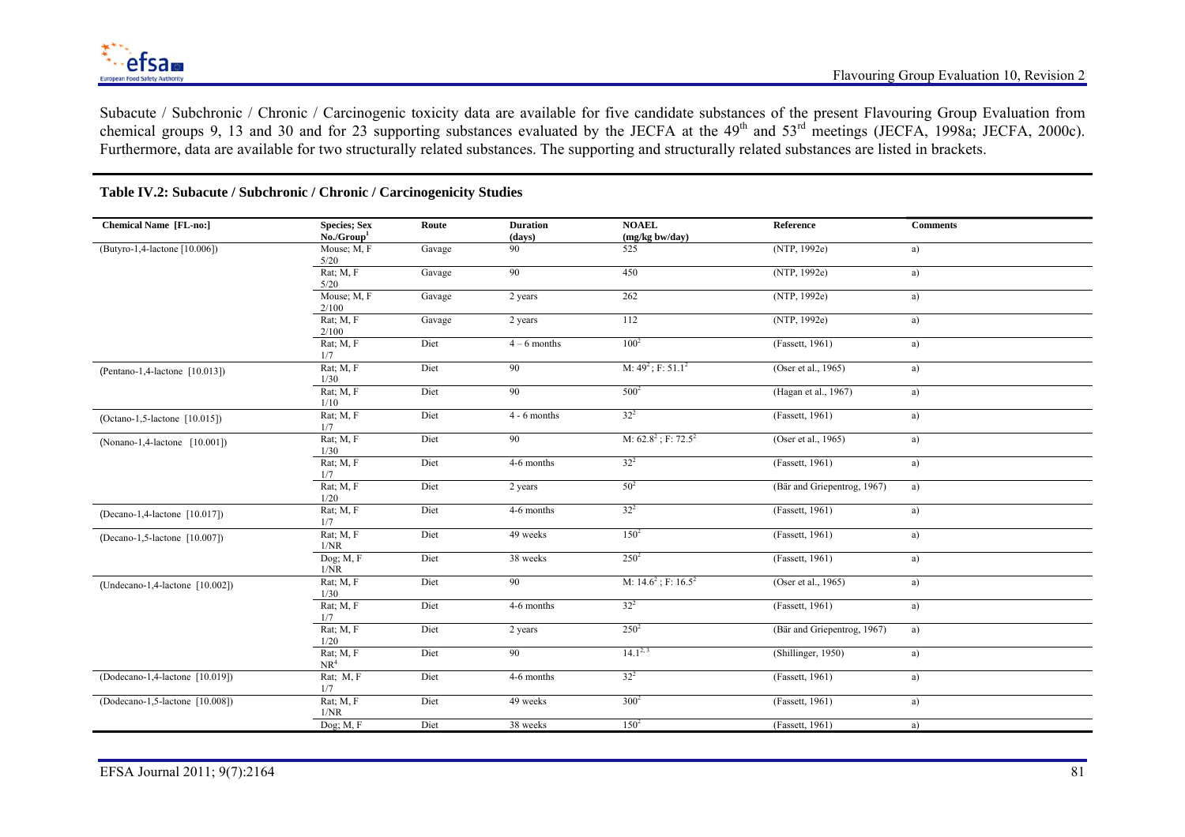Subacute / Subchronic / Chronic / Carcinogenic toxicity data are available for five candidate substances of the present Flavouring Group Evaluation from chemical groups 9, 13 and 30 and for 23 supporting substances evaluated by the JECFA at the 49th and 53rd meetings (JECFA, 1998a; JECFA, 2000c). Furthermore, data are available for two structurally related substances. The supporting and structurally related substances are listed in brackets.

**Table IV.2: Subacute / Subchronic / Chronic / Carcinogenicity Studies**

| Chemical Name [FL-no:] | Species; Sex No./Group[1] | Route | Duration (days) | NOAEL (mg/kg bw/day) | Reference | Comments |
|---|---|---|---|---|---|---|
| (Butyro-1,4-lactone [10.006]) | Mouse; M, F 5/20 | Gavage | 90 | 525 | (NTP, 1992e) | a) |
| | Rat; M, F 5/20 | Gavage | 90 | 450 | (NTP, 1992e) | a) |
| | Mouse; M, F 2/100 | Gavage | 2 years | 262 | (NTP, 1992e) | a) |
| | Rat; M, F 2/100 | Gavage | 2 years | 112 | (NTP, 1992e) | a) |
| | Rat; M, F 1/7 | Diet | 4 – 6 months | 100[2] | (Fassett, 1961) | a) |
| (Pentano-1,4-lactone [10.013]) | Rat; M, F 1/30 | Diet | 90 | M: 49[2] ; F: 51.1[2] | (Oser et al., 1965) | a) |
| | Rat; M, F 1/10 | Diet | 90 | 500[2] | (Hagan et al., 1967) | a) |
| (Octano-1,5-lactone [10.015]) | Rat; M, F 1/7 | Diet | 4 - 6 months | 32[2] | (Fassett, 1961) | a) |
| (Nonano-1,4-lactone [10.001]) | Rat; M, F 1/30 | Diet | 90 | M: 62.8[2] ; F: 72.5[2] | (Oser et al., 1965) | a) |
| | Rat; M, F 1/7 | Diet | 4-6 months | 32[2] | (Fassett, 1961) | a) |
| | Rat; M, F 1/20 | Diet | 2 years | 50[2] | (Bär and Griepentrog, 1967) | a) |
| (Decano-1,4-lactone [10.017]) | Rat; M, F 1/7 | Diet | 4-6 months | 32[2] | (Fassett, 1961) | a) |
| (Decano-1,5-lactone [10.007]) | Rat; M, F 1/NR | Diet | 49 weeks | 150[2] | (Fassett, 1961) | a) |
| | Dog; M, F 1/NR | Diet | 38 weeks | 250[2] | (Fassett, 1961) | a) |
| (Undecano-1,4-lactone [10.002]) | Rat; M, F 1/30 | Diet | 90 | M: 14.6[2] ; F: 16.5[2] | (Oser et al., 1965) | a) |
| | Rat; M, F 1/7 | Diet | 4-6 months | 32[2] | (Fassett, 1961) | a) |
| | Rat; M, F 1/20 | Diet | 2 years | 250[2] | (Bär and Griepentrog, 1967) | a) |
| | Rat; M, F NR[4] | Diet | 90 | 14.1[2, 3] | (Shillinger, 1950) | a) |
| (Dodecano-1,4-lactone [10.019]) | Rat; M, F 1/7 | Diet | 4-6 months | 32[2] | (Fassett, 1961) | a) |
| (Dodecano-1,5-lactone [10.008]) | Rat; M, F 1/NR | Diet | 49 weeks | 300[2] | (Fassett, 1961) | a) |
| | Dog; M, F | Diet | 38 weeks | 150[2] | (Fassett, 1961) | a) |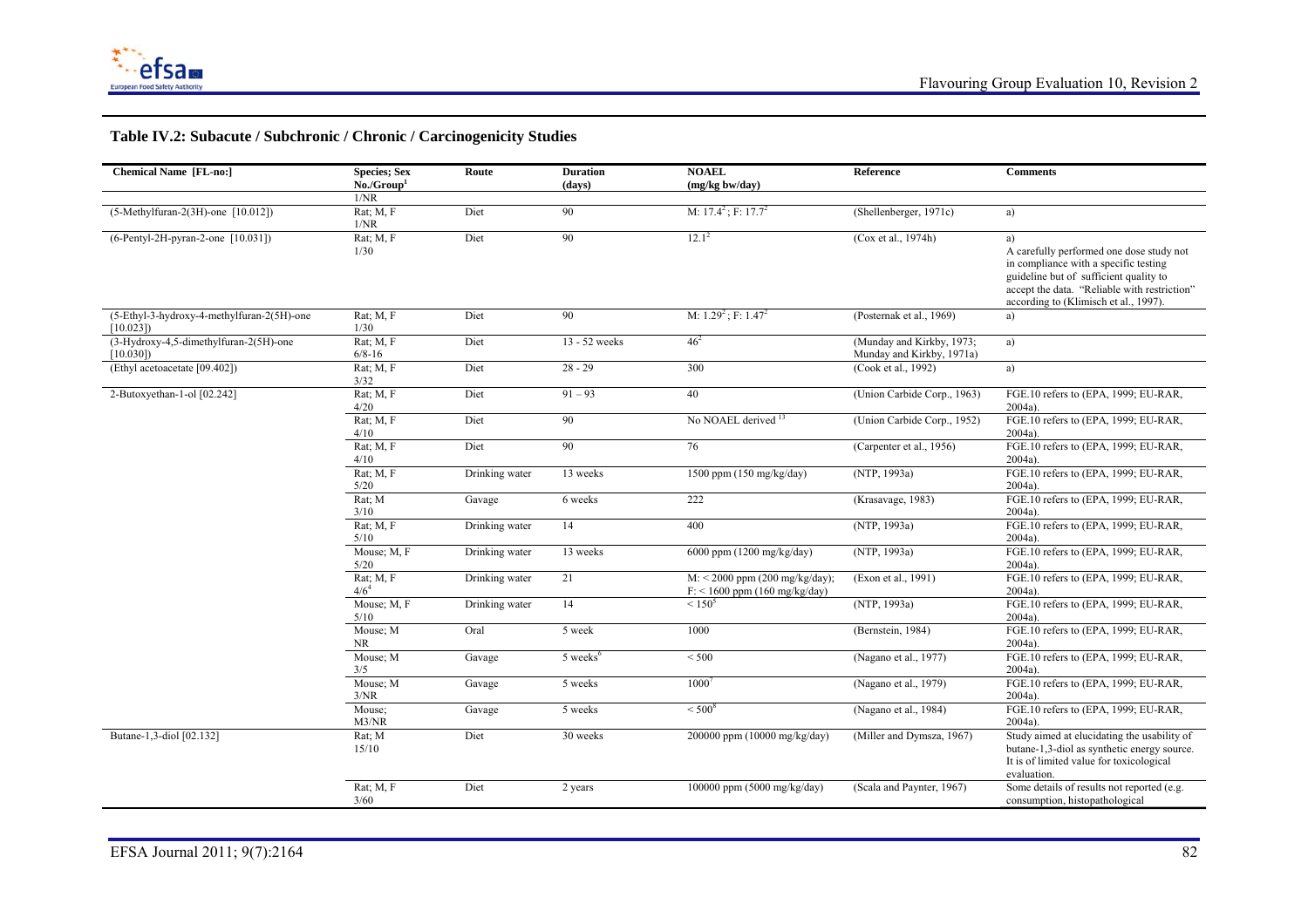## Table IV.2: Subacute / Subchronic / Chronic / Carcinogenicity Studies

| Chemical Name [FL-no:] | Species; Sex No./Group[1] | Route | Duration (days) | NOAEL (mg/kg bw/day) | Reference | Comments |
|---|---|---|---|---|---|---|
| | 1/NR | | | | | |
| (5-Methylfuran-2(3H)-one [10.012]) | Rat; M, F 1/NR | Diet | 90 | M: 17.4[2]; F: 17.7[2] | (Shellenberger, 1971c) | a) |
| (6-Pentyl-2H-pyran-2-one [10.031]) | Rat; M, F 1/30 | Diet | 90 | 12.1[2] | (Cox et al., 1974h) | a) A carefully performed one dose study not in compliance with a specific testing guideline but of sufficient quality to accept the data. "Reliable with restriction" according to (Klimisch et al., 1997). |
| (5-Ethyl-3-hydroxy-4-methylfuran-2(5H)-one [10.023]) | Rat; M, F 1/30 | Diet | 90 | M: 1.29[2]; F: 1.47[2] | (Posternak et al., 1969) | a) |
| (3-Hydroxy-4,5-dimethylfuran-2(5H)-one [10.030]) | Rat; M, F 6/8-16 | Diet | 13 - 52 weeks | 46[2] | (Munday and Kirkby, 1973; Munday and Kirkby, 1971a) | a) |
| (Ethyl acetoacetate [09.402]) | Rat; M, F 3/32 | Diet | 28 - 29 | 300 | (Cook et al., 1992) | a) |
| 2-Butoxyethan-1-ol [02.242] | Rat; M, F 4/20 | Diet | 91 – 93 | 40 | (Union Carbide Corp., 1963) | FGE.10 refers to (EPA, 1999; EU-RAR, 2004a). |
| | Rat; M, F 4/10 | Diet | 90 | No NOAEL derived [13] | (Union Carbide Corp., 1952) | FGE.10 refers to (EPA, 1999; EU-RAR, 2004a). |
| | Rat; M, F 4/10 | Diet | 90 | 76 | (Carpenter et al., 1956) | FGE.10 refers to (EPA, 1999; EU-RAR, 2004a). |
| | Rat; M, F 5/20 | Drinking water | 13 weeks | 1500 ppm (150 mg/kg/day) | (NTP, 1993a) | FGE.10 refers to (EPA, 1999; EU-RAR, 2004a). |
| | Rat; M 3/10 | Gavage | 6 weeks | 222 | (Krasavage, 1983) | FGE.10 refers to (EPA, 1999; EU-RAR, 2004a). |
| | Rat; M, F 5/10 | Drinking water | 14 | 400 | (NTP, 1993a) | FGE.10 refers to (EPA, 1999; EU-RAR, 2004a). |
| | Mouse; M, F 5/20 | Drinking water | 13 weeks | 6000 ppm (1200 mg/kg/day) | (NTP, 1993a) | FGE.10 refers to (EPA, 1999; EU-RAR, 2004a). |
| | Rat; M, F 4/6[4] | Drinking water | 21 | M: < 2000 ppm (200 mg/kg/day); F: < 1600 ppm (160 mg/kg/day) | (Exon et al., 1991) | FGE.10 refers to (EPA, 1999; EU-RAR, 2004a). |
| | Mouse; M, F 5/10 | Drinking water | 14 | < 150[5] | (NTP, 1993a) | FGE.10 refers to (EPA, 1999; EU-RAR, 2004a). |
| | Mouse; M NR | Oral | 5 week | 1000 | (Bernstein, 1984) | FGE.10 refers to (EPA, 1999; EU-RAR, 2004a). |
| | Mouse; M 3/5 | Gavage | 5 weeks[6] | < 500 | (Nagano et al., 1977) | FGE.10 refers to (EPA, 1999; EU-RAR, 2004a). |
| | Mouse; M 3/NR | Gavage | 5 weeks | 1000[7] | (Nagano et al., 1979) | FGE.10 refers to (EPA, 1999; EU-RAR, 2004a). |
| | Mouse; M3/NR | Gavage | 5 weeks | < 500[8] | (Nagano et al., 1984) | FGE.10 refers to (EPA, 1999; EU-RAR, 2004a). |
| Butane-1,3-diol [02.132] | Rat; M 15/10 | Diet | 30 weeks | 200000 ppm (10000 mg/kg/day) | (Miller and Dymsza, 1967) | Study aimed at elucidating the usability of butane-1,3-diol as synthetic energy source. It is of limited value for toxicological evaluation. |
| | Rat; M, F 3/60 | Diet | 2 years | 100000 ppm (5000 mg/kg/day) | (Scala and Paynter, 1967) | Some details of results not reported (e.g. consumption, histopathological |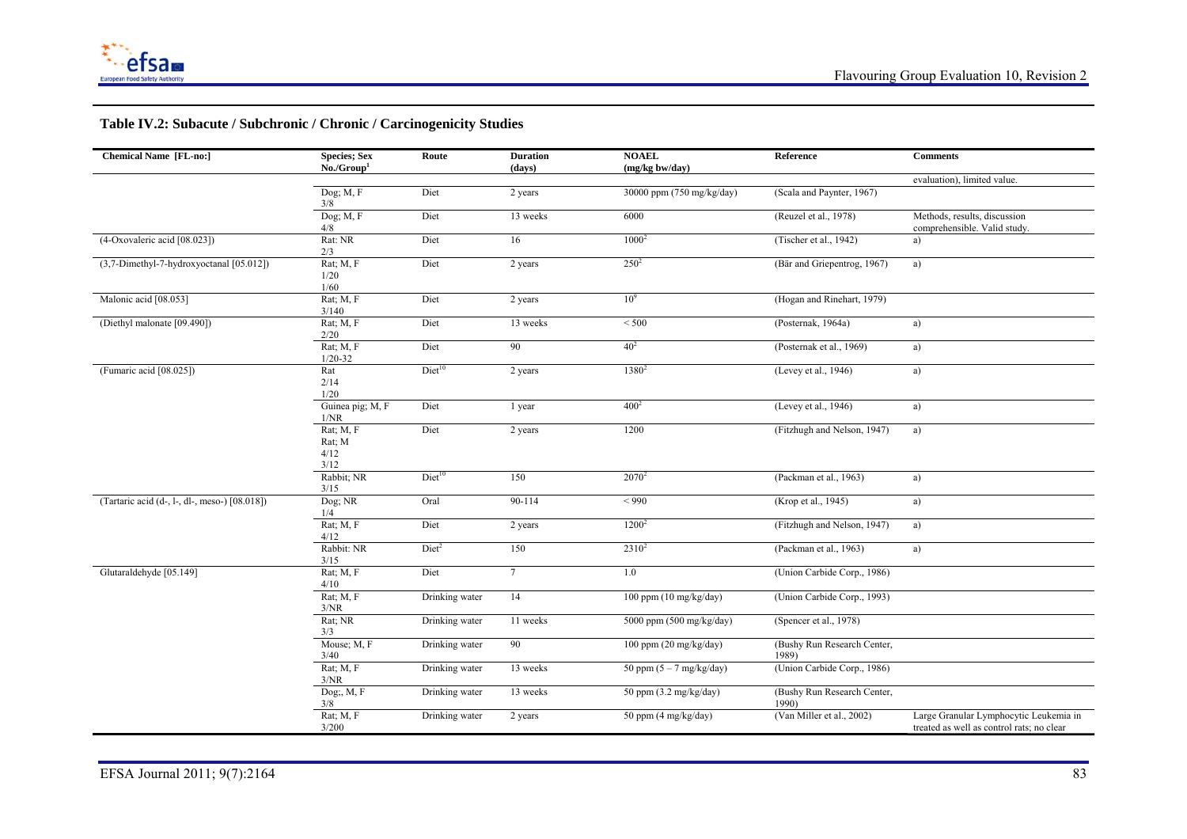**Table IV.2: Subacute / Subchronic / Chronic / Carcinogenicity Studies**

| Chemical Name [FL-no:] | Species; Sex No./Group[1] | Route | Duration (days) | NOAEL (mg/kg bw/day) | Reference | Comments |
|---|---|---|---|---|---|---|
| | | | | | | evaluation), limited value. |
| | Dog; M, F 3/8 | Diet | 2 years | 30000 ppm (750 mg/kg/day) | (Scala and Paynter, 1967) | |
| | Dog; M, F 4/8 | Diet | 13 weeks | 6000 | (Reuzel et al., 1978) | Methods, results, discussion comprehensible. Valid study. |
| (4-Oxovaleric acid [08.023]) | Rat: NR 2/3 | Diet | 16 | 1000[2] | (Tischer et al., 1942) | a) |
| (3,7-Dimethyl-7-hydroxyoctanal [05.012]) | Rat; M, F 1/20 1/60 | Diet | 2 years | 250[2] | (Bär and Griepentrog, 1967) | a) |
| Malonic acid [08.053] | Rat; M, F 3/140 | Diet | 2 years | 10[9] | (Hogan and Rinehart, 1979) | |
| (Diethyl malonate [09.490]) | Rat; M, F 2/20 | Diet | 13 weeks | < 500 | (Posternak, 1964a) | a) |
| | Rat; M, F 1/20-32 | Diet | 90 | 40[2] | (Posternak et al., 1969) | a) |
| (Fumaric acid [08.025]) | Rat 2/14 1/20 | Diet[10] | 2 years | 1380[2] | (Levey et al., 1946) | a) |
| | Guinea pig; M, F 1/NR | Diet | 1 year | 400[2] | (Levey et al., 1946) | a) |
| | Rat; M, F Rat; M 4/12 3/12 | Diet | 2 years | 1200 | (Fitzhugh and Nelson, 1947) | a) |
| | Rabbit; NR 3/15 | Diet[10] | 150 | 2070[2] | (Packman et al., 1963) | a) |
| (Tartaric acid (d-, l-, dl-, meso-) [08.018]) | Dog; NR 1/4 | Oral | 90-114 | < 990 | (Krop et al., 1945) | a) |
| | Rat; M, F 4/12 | Diet | 2 years | 1200[2] | (Fitzhugh and Nelson, 1947) | a) |
| | Rabbit: NR 3/15 | Diet[2] | 150 | 2310[2] | (Packman et al., 1963) | a) |
| Glutaraldehyde [05.149] | Rat; M, F 4/10 | Diet | 7 | 1.0 | (Union Carbide Corp., 1986) | |
| | Rat; M, F 3/NR | Drinking water | 14 | 100 ppm (10 mg/kg/day) | (Union Carbide Corp., 1993) | |
| | Rat; NR 3/3 | Drinking water | 11 weeks | 5000 ppm (500 mg/kg/day) | (Spencer et al., 1978) | |
| | Mouse; M, F 3/40 | Drinking water | 90 | 100 ppm (20 mg/kg/day) | (Bushy Run Research Center, 1989) | |
| | Rat; M, F 3/NR | Drinking water | 13 weeks | 50 ppm (5 – 7 mg/kg/day) | (Union Carbide Corp., 1986) | |
| | Dog;, M, F 3/8 | Drinking water | 13 weeks | 50 ppm (3.2 mg/kg/day) | (Bushy Run Research Center, 1990) | |
| | Rat; M, F 3/200 | Drinking water | 2 years | 50 ppm (4 mg/kg/day) | (Van Miller et al., 2002) | Large Granular Lymphocytic Leukemia in treated as well as control rats; no clear |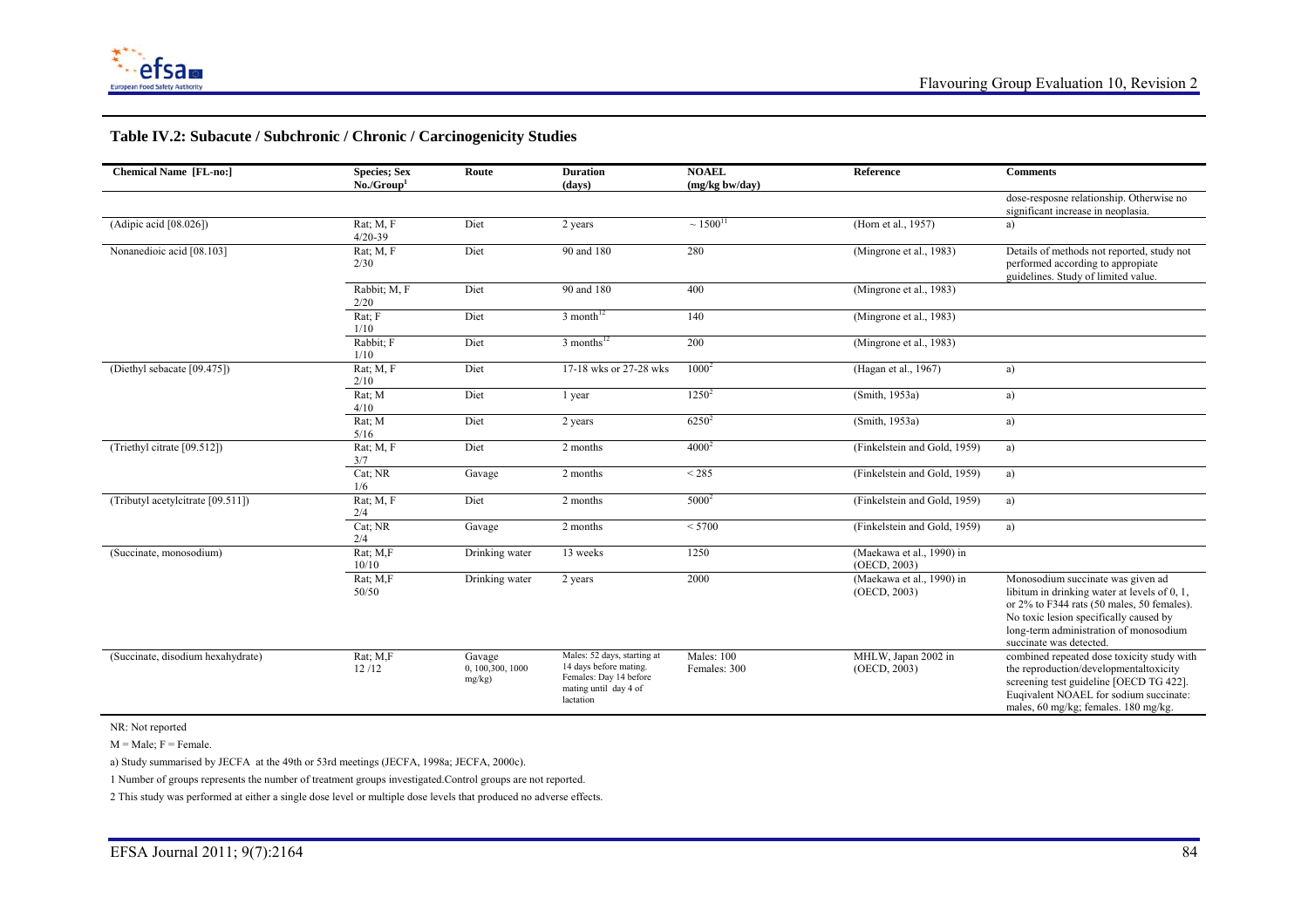### Table IV.2: Subacute / Subchronic / Chronic / Carcinogenicity Studies

| Chemical Name [FL-no:] | Species; Sex No./Group[1] | Route | Duration (days) | NOAEL (mg/kg bw/day) | Reference | Comments |
|---|---|---|---|---|---|---|
| | | | | | | dose-resposne relationship. Otherwise no significant increase in neoplasia. |
| (Adipic acid [08.026]) | Rat; M, F 4/20-39 | Diet | 2 years | ~ 1500[11] | (Horn et al., 1957) | a) |
| Nonanedioic acid [08.103] | Rat; M, F 2/30 | Diet | 90 and 180 | 280 | (Mingrone et al., 1983) | Details of methods not reported, study not performed according to appropiate guidelines. Study of limited value. |
| | Rabbit; M, F 2/20 | Diet | 90 and 180 | 400 | (Mingrone et al., 1983) | |
| | Rat; F 1/10 | Diet | 3 month[12] | 140 | (Mingrone et al., 1983) | |
| | Rabbit; F 1/10 | Diet | 3 months[12] | 200 | (Mingrone et al., 1983) | |
| (Diethyl sebacate [09.475]) | Rat; M, F 2/10 | Diet | 17-18 wks or 27-28 wks | 1000[2] | (Hagan et al., 1967) | a) |
| | Rat; M 4/10 | Diet | 1 year | 1250[2] | (Smith, 1953a) | a) |
| | Rat; M 5/16 | Diet | 2 years | 6250[2] | (Smith, 1953a) | a) |
| (Triethyl citrate [09.512]) | Rat; M, F 3/7 | Diet | 2 months | 4000[2] | (Finkelstein and Gold, 1959) | a) |
| | Cat; NR 1/6 | Gavage | 2 months | < 285 | (Finkelstein and Gold, 1959) | a) |
| (Tributyl acetylcitrate [09.511]) | Rat; M, F 2/4 | Diet | 2 months | 5000[2] | (Finkelstein and Gold, 1959) | a) |
| | Cat; NR 2/4 | Gavage | 2 months | < 5700 | (Finkelstein and Gold, 1959) | a) |
| (Succinate, monosodium) | Rat; M,F 10/10 | Drinking water | 13 weeks | 1250 | (Maekawa et al., 1990) in (OECD, 2003) | |
| | Rat; M,F 50/50 | Drinking water | 2 years | 2000 | (Maekawa et al., 1990) in (OECD, 2003) | Monosodium succinate was given ad libitum in drinking water at levels of 0, 1, or 2% to F344 rats (50 males, 50 females). No toxic lesion specifically caused by long-term administration of monosodium succinate was detected. |
| (Succinate, disodium hexahydrate) | Rat; M,F 12 /12 | Gavage 0, 100,300, 1000 mg/kg) | Males: 52 days, starting at 14 days before mating. Females: Day 14 before mating until day 4 of lactation | Males: 100 Females: 300 | MHLW, Japan 2002 in (OECD, 2003) | combined repeated dose toxicity study with the reproduction/developmentaltoxicity screening test guideline [OECD TG 422]. Euqivalent NOAEL for sodium succinate: males, 60 mg/kg; females. 180 mg/kg. |

NR: Not reported

M = Male; F = Female.

a) Study summarised by JECFA at the 49th or 53rd meetings (JECFA, 1998a; JECFA, 2000c).

1 Number of groups represents the number of treatment groups investigated.Control groups are not reported.

2 This study was performed at either a single dose level or multiple dose levels that produced no adverse effects.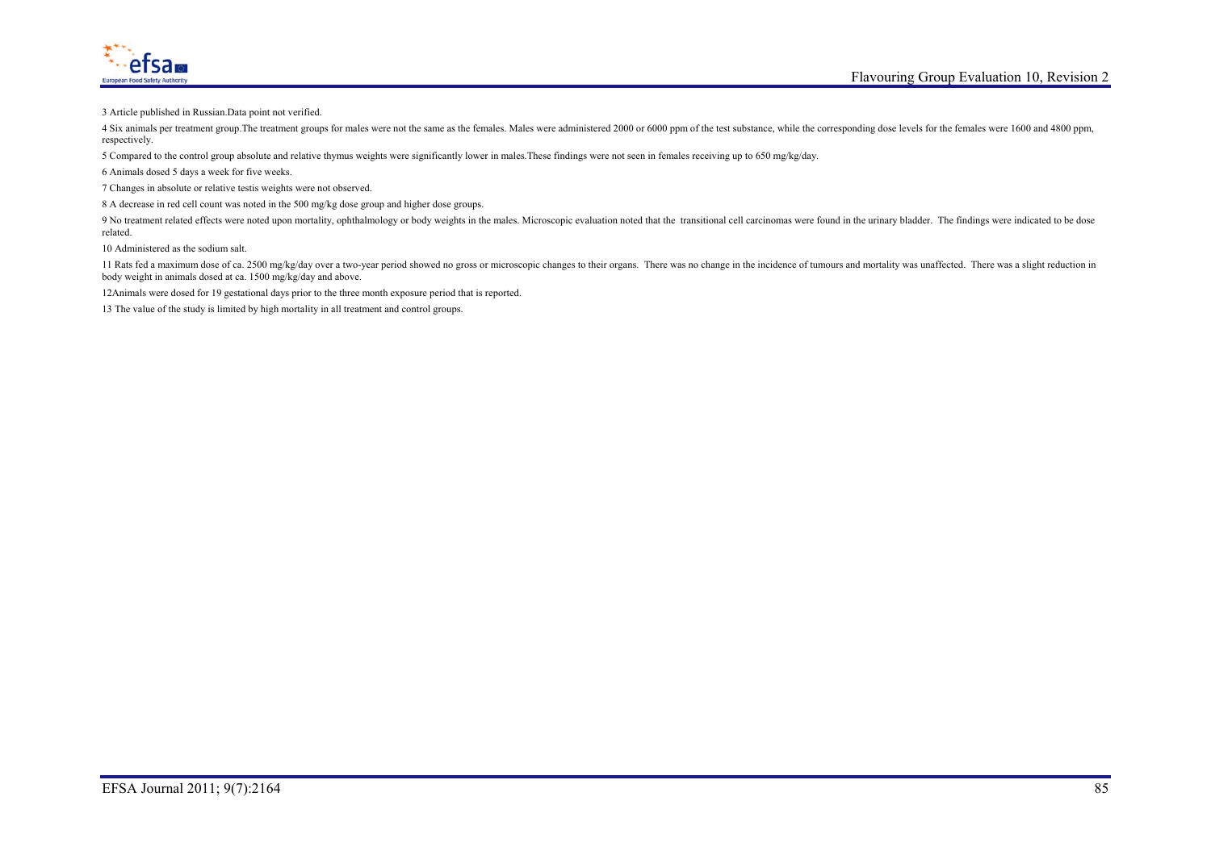3 Article published in Russian.Data point not verified.

4 Six animals per treatment group.The treatment groups for males were not the same as the females. Males were administered 2000 or 6000 ppm of the test substance, while the corresponding dose levels for the females were 1600 and 4800 ppm, respectively.

5 Compared to the control group absolute and relative thymus weights were significantly lower in males.These findings were not seen in females receiving up to 650 mg/kg/day.

6 Animals dosed 5 days a week for five weeks.

7 Changes in absolute or relative testis weights were not observed.

8 A decrease in red cell count was noted in the 500 mg/kg dose group and higher dose groups.

9 No treatment related effects were noted upon mortality, ophthalmology or body weights in the males. Microscopic evaluation noted that the transitional cell carcinomas were found in the urinary bladder. The findings were indicated to be dose related.

10 Administered as the sodium salt.

11 Rats fed a maximum dose of ca. 2500 mg/kg/day over a two-year period showed no gross or microscopic changes to their organs. There was no change in the incidence of tumours and mortality was unaffected. There was a slight reduction in body weight in animals dosed at ca. 1500 mg/kg/day and above.

12Animals were dosed for 19 gestational days prior to the three month exposure period that is reported.

13 The value of the study is limited by high mortality in all treatment and control groups.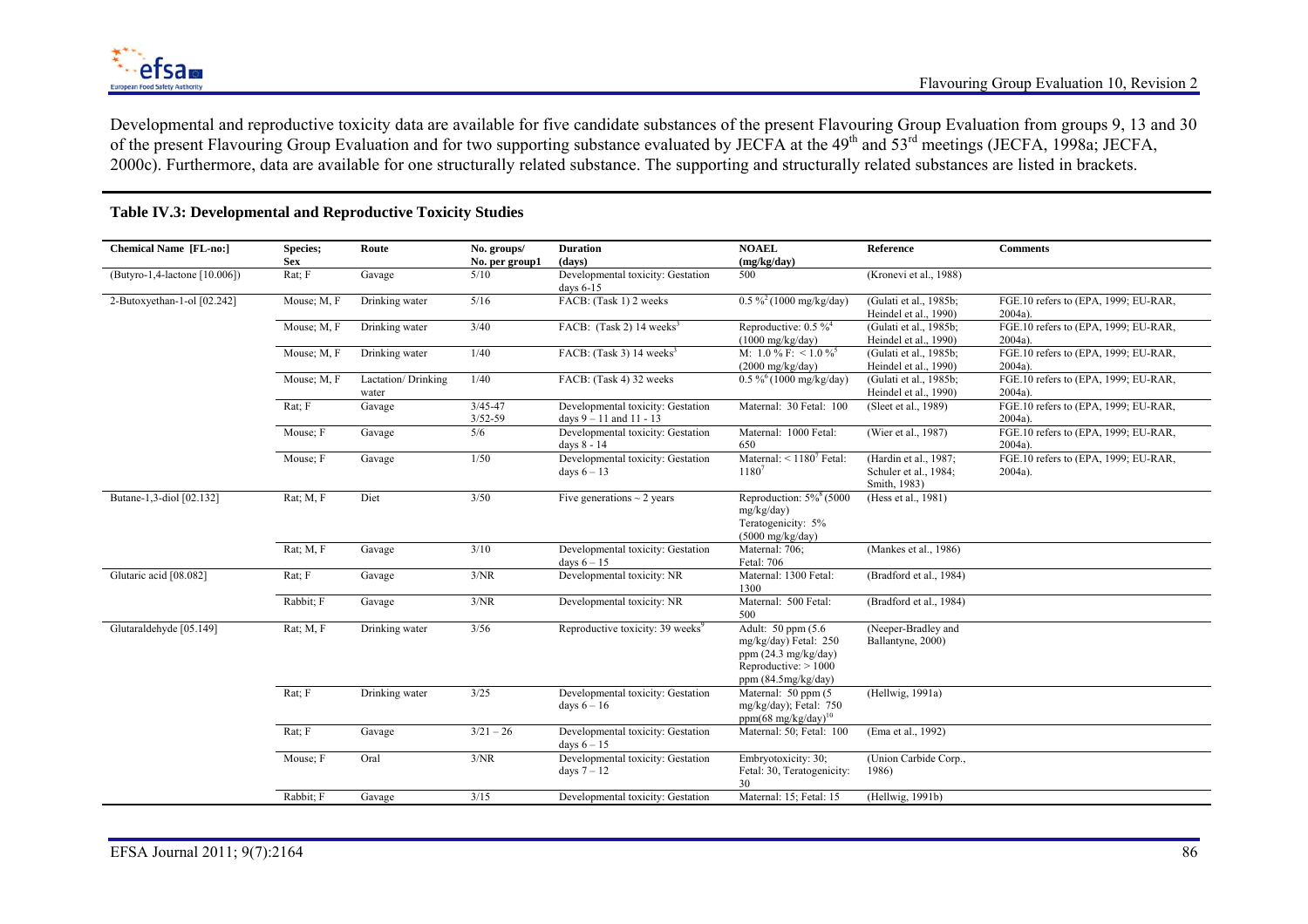Developmental and reproductive toxicity data are available for five candidate substances of the present Flavouring Group Evaluation from groups 9, 13 and 30 of the present Flavouring Group Evaluation and for two supporting substance evaluated by JECFA at the 49th and 53rd meetings (JECFA, 1998a; JECFA, 2000c). Furthermore, data are available for one structurally related substance. The supporting and structurally related substances are listed in brackets.

**Table IV.3: Developmental and Reproductive Toxicity Studies**

| Chemical Name [FL-no:] | Species; Sex | Route | No. groups/ No. per group1 | Duration (days) | NOAEL (mg/kg/day) | Reference | Comments |
|---|---|---|---|---|---|---|---|
| (Butyro-1,4-lactone [10.006]) | Rat; F | Gavage | 5/10 | Developmental toxicity: Gestation days 6-15 | 500 | (Kronevi et al., 1988) | |
| 2-Butoxyethan-1-ol [02.242] | Mouse; M, F | Drinking water | 5/16 | FACB: (Task 1) 2 weeks | 0.5 %[2] (1000 mg/kg/day) | (Gulati et al., 1985b; Heindel et al., 1990) | FGE.10 refers to (EPA, 1999; EU-RAR, 2004a). |
| | Mouse; M, F | Drinking water | 3/40 | FACB: (Task 2) 14 weeks[3] | Reproductive: 0.5 %[4] (1000 mg/kg/day) | (Gulati et al., 1985b; Heindel et al., 1990) | FGE.10 refers to (EPA, 1999; EU-RAR, 2004a). |
| | Mouse; M, F | Drinking water | 1/40 | FACB: (Task 3) 14 weeks[3] | M: 1.0 % F: < 1.0 %[5] (2000 mg/kg/day) | (Gulati et al., 1985b; Heindel et al., 1990) | FGE.10 refers to (EPA, 1999; EU-RAR, 2004a). |
| | Mouse; M, F | Lactation/ Drinking water | 1/40 | FACB: (Task 4) 32 weeks | 0.5 %[6] (1000 mg/kg/day) | (Gulati et al., 1985b; Heindel et al., 1990) | FGE.10 refers to (EPA, 1999; EU-RAR, 2004a). |
| | Rat; F | Gavage | 3/45-47 3/52-59 | Developmental toxicity: Gestation days 9 – 11 and 11 - 13 | Maternal: 30 Fetal: 100 | (Sleet et al., 1989) | FGE.10 refers to (EPA, 1999; EU-RAR, 2004a). |
| | Mouse; F | Gavage | 5/6 | Developmental toxicity: Gestation days 8 - 14 | Maternal: 1000 Fetal: 650 | (Wier et al., 1987) | FGE.10 refers to (EPA, 1999; EU-RAR, 2004a). |
| | Mouse; F | Gavage | 1/50 | Developmental toxicity: Gestation days 6 – 13 | Maternal: < 1180[7] Fetal: 1180[7] | (Hardin et al., 1987; Schuler et al., 1984; Smith, 1983) | FGE.10 refers to (EPA, 1999; EU-RAR, 2004a). |
| Butane-1,3-diol [02.132] | Rat; M, F | Diet | 3/50 | Five generations ~ 2 years | Reproduction: 5%[8] (5000 mg/kg/day) Teratogenicity: 5% (5000 mg/kg/day) | (Hess et al., 1981) | |
| | Rat; M, F | Gavage | 3/10 | Developmental toxicity: Gestation days 6 – 15 | Maternal: 706; Fetal: 706 | (Mankes et al., 1986) | |
| Glutaric acid [08.082] | Rat; F | Gavage | 3/NR | Developmental toxicity: NR | Maternal: 1300 Fetal: 1300 | (Bradford et al., 1984) | |
| | Rabbit; F | Gavage | 3/NR | Developmental toxicity: NR | Maternal: 500 Fetal: 500 | (Bradford et al., 1984) | |
| Glutaraldehyde [05.149] | Rat; M, F | Drinking water | 3/56 | Reproductive toxicity: 39 weeks[9] | Adult: 50 ppm (5.6 mg/kg/day) Fetal: 250 ppm (24.3 mg/kg/day) Reproductive: > 1000 ppm (84.5mg/kg/day) | (Neeper-Bradley and Ballantyne, 2000) | |
| | Rat; F | Drinking water | 3/25 | Developmental toxicity: Gestation days 6 – 16 | Maternal: 50 ppm (5 mg/kg/day); Fetal: 750 ppm(68 mg/kg/day)[10] | (Hellwig, 1991a) | |
| | Rat; F | Gavage | 3/21 – 26 | Developmental toxicity: Gestation days 6 – 15 | Maternal: 50; Fetal: 100 | (Ema et al., 1992) | |
| | Mouse; F | Oral | 3/NR | Developmental toxicity: Gestation days 7 – 12 | Embryotoxicity: 30; Fetal: 30, Teratogenicity: 30 | (Union Carbide Corp., 1986) | |
| | Rabbit; F | Gavage | 3/15 | Developmental toxicity: Gestation | Maternal: 15; Fetal: 15 | (Hellwig, 1991b) | |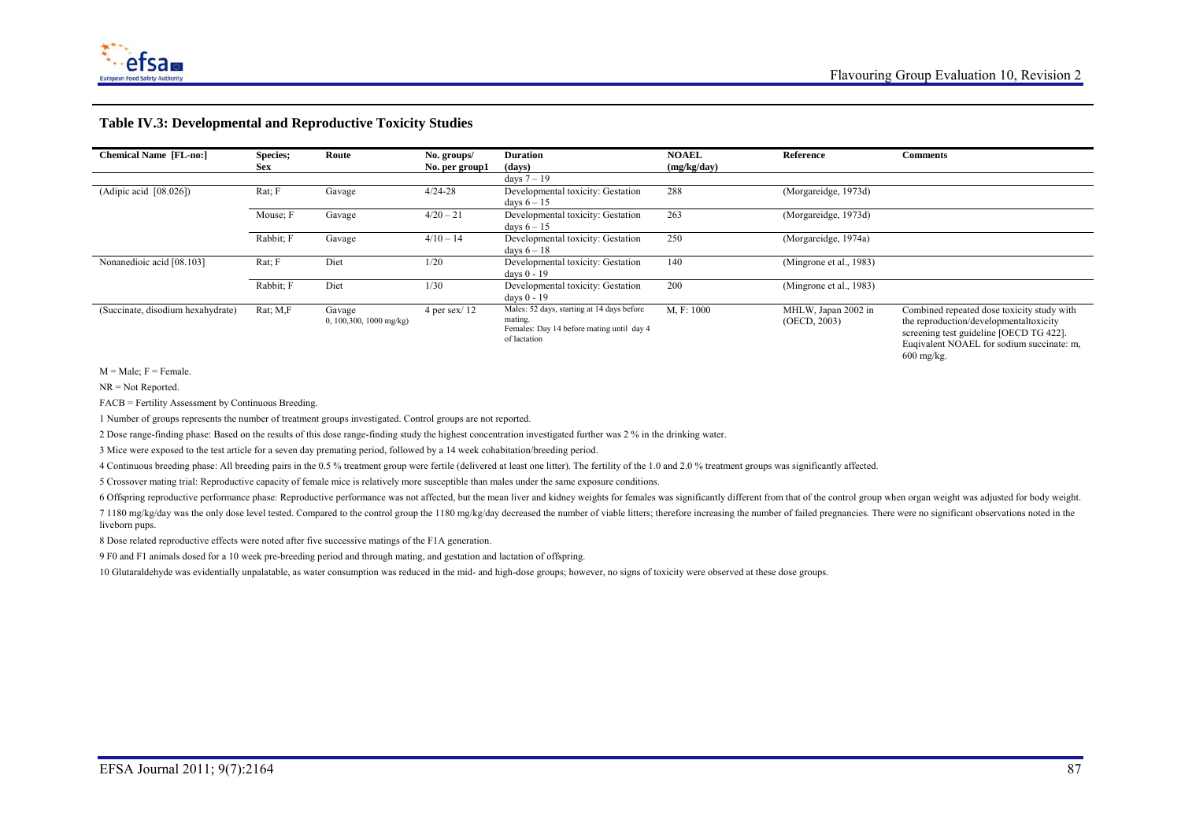### Table IV.3: Developmental and Reproductive Toxicity Studies

| Chemical Name [FL-no:] | Species; Sex | Route | No. groups/ No. per group1 | Duration (days) | NOAEL (mg/kg/day) | Reference | Comments |
|---|---|---|---|---|---|---|---|
| | | | | days 7 – 19 | | | |
| (Adipic acid [08.026]) | Rat; F | Gavage | 4/24-28 | Developmental toxicity: Gestation days 6 – 15 | 288 | (Morgareidge, 1973d) | |
| | Mouse; F | Gavage | 4/20 – 21 | Developmental toxicity: Gestation days 6 – 15 | 263 | (Morgareidge, 1973d) | |
| | Rabbit; F | Gavage | 4/10 – 14 | Developmental toxicity: Gestation days 6 – 18 | 250 | (Morgareidge, 1974a) | |
| Nonanedioic acid [08.103] | Rat; F | Diet | 1/20 | Developmental toxicity: Gestation days 0 - 19 | 140 | (Mingrone et al., 1983) | |
| | Rabbit; F | Diet | 1/30 | Developmental toxicity: Gestation days 0 - 19 | 200 | (Mingrone et al., 1983) | |
| (Succinate, disodium hexahydrate) | Rat; M,F | Gavage 0, 100,300, 1000 mg/kg) | 4 per sex/ 12 | Males: 52 days, starting at 14 days before mating. Females: Day 14 before mating until day 4 of lactation | M, F: 1000 | MHLW, Japan 2002 in (OECD, 2003) | Combined repeated dose toxicity study with the reproduction/developmentaltoxicity screening test guideline [OECD TG 422]. Euqivalent NOAEL for sodium succinate: m, 600 mg/kg. |

M = Male; F = Female.

NR = Not Reported.

FACB = Fertility Assessment by Continuous Breeding.

1 Number of groups represents the number of treatment groups investigated. Control groups are not reported.

2 Dose range-finding phase: Based on the results of this dose range-finding study the highest concentration investigated further was 2 % in the drinking water.

3 Mice were exposed to the test article for a seven day premating period, followed by a 14 week cohabitation/breeding period.

4 Continuous breeding phase: All breeding pairs in the 0.5 % treatment group were fertile (delivered at least one litter). The fertility of the 1.0 and 2.0 % treatment groups was significantly affected.

5 Crossover mating trial: Reproductive capacity of female mice is relatively more susceptible than males under the same exposure conditions.

6 Offspring reproductive performance phase: Reproductive performance was not affected, but the mean liver and kidney weights for females was significantly different from that of the control group when organ weight was adjusted for body weight.

7 1180 mg/kg/day was the only dose level tested. Compared to the control group the 1180 mg/kg/day decreased the number of viable litters; therefore increasing the number of failed pregnancies. There were no significant observations noted in the liveborn pups.

8 Dose related reproductive effects were noted after five successive matings of the F1A generation.

9 F0 and F1 animals dosed for a 10 week pre-breeding period and through mating, and gestation and lactation of offspring.

10 Glutaraldehyde was evidentially unpalatable, as water consumption was reduced in the mid- and high-dose groups; however, no signs of toxicity were observed at these dose groups.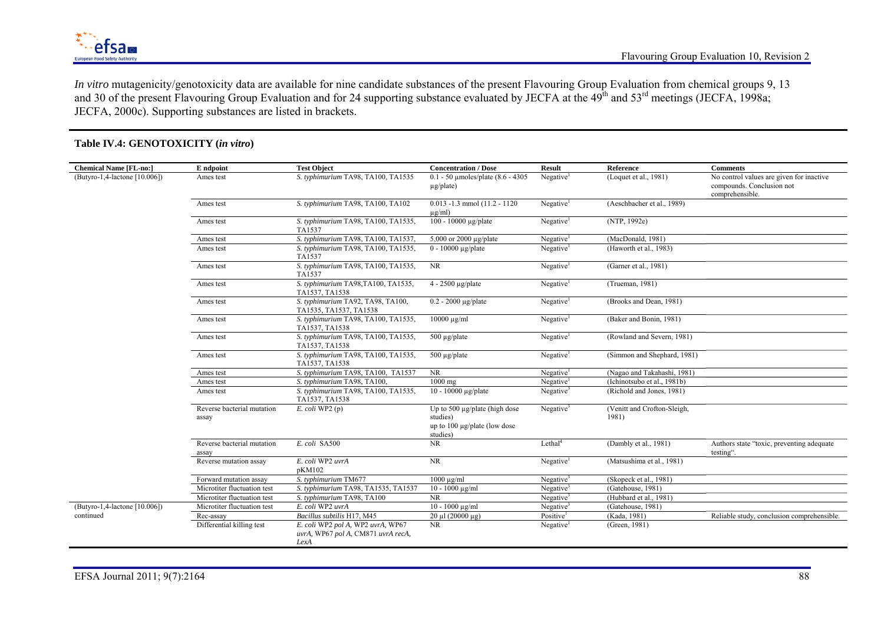*In vitro* mutagenicity/genotoxicity data are available for nine candidate substances of the present Flavouring Group Evaluation from chemical groups 9, 13 and 30 of the present Flavouring Group Evaluation and for 24 supporting substance evaluated by JECFA at the 49th and 53rd meetings (JECFA, 1998a; JECFA, 2000c). Supporting substances are listed in brackets.

**Table IV.4: GENOTOXICITY (*in vitro*)**

| Chemical Name [FL-no:] | E ndpoint | Test Object | Concentration / Dose | Result | Reference | Comments |
|---|---|---|---|---|---|---|
| (Butyro-1,4-lactone [10.006]) | Ames test | *S. typhimurium* TA98, TA100, TA1535 | 0.1 - 50 µmoles/plate (8.6 - 4305 µg/plate) | Negative[1] | (Loquet et al., 1981) | No control values are given for inactive compounds. Conclusion not comprehensible. |
| | Ames test | *S. typhimurium* TA98, TA100, TA102 | 0.013 -1.3 mmol (11.2 - 1120 µg/ml) | Negative[1] | (Aeschbacher et al., 1989) | |
| | Ames test | *S. typhimurium* TA98, TA100, TA1535, TA1537 | 100 - 10000 µg/plate | Negative[1] | (NTP, 1992e) | |
| | Ames test | *S. typhimurium* TA98, TA100, TA1537, | 5,000 or 2000 µg/plate | Negative[1] | (MacDonald, 1981) | |
| | Ames test | *S. typhimurium* TA98, TA100, TA1535, TA1537 | 0 - 10000 µg/plate | Negative[1] | (Haworth et al., 1983) | |
| | Ames test | *S. typhimurium* TA98, TA100, TA1535, TA1537 | NR | Negative[1] | (Garner et al., 1981) | |
| | Ames test | *S. typhimurium* TA98,TA100, TA1535, TA1537, TA1538 | 4 - 2500 µg/plate | Negative[1] | (Trueman, 1981) | |
| | Ames test | *S. typhimurium* TA92, TA98, TA100, TA1535, TA1537, TA1538 | 0.2 - 2000 µg/plate | Negative[1] | (Brooks and Dean, 1981) | |
| | Ames test | *S. typhimurium* TA98, TA100, TA1535, TA1537, TA1538 | 10000 µg/ml | Negative[1] | (Baker and Bonin, 1981) | |
| | Ames test | *S. typhimurium* TA98, TA100, TA1535, TA1537, TA1538 | 500 µg/plate | Negative[1] | (Rowland and Severn, 1981) | |
| | Ames test | *S. typhimurium* TA98, TA100, TA1535, TA1537, TA1538 | 500 µg/plate | Negative[1] | (Simmon and Shephard, 1981) | |
| | Ames test | *S. typhimurium* TA98, TA100, TA1537 | NR | Negative[1] | (Nagao and Takahashi, 1981) | |
| | Ames test | *S. typhimurium* TA98, TA100, | 1000 mg | Negative[1] | (Ichinotsubo et al., 1981b) | |
| | Ames test | *S. typhimurium* TA98, TA100, TA1535, TA1537, TA1538 | 10 - 10000 µg/plate | Negative[3] | (Richold and Jones, 1981) | |
| | Reverse bacterial mutation assay | *E. coli* WP2 (p) | Up to 500 µg/plate (high dose studies) up to 100 µg/plate (low dose studies) | Negative[3] | (Venitt and Crofton-Sleigh, 1981) | |
| | Reverse bacterial mutation assay | *E. coli* SA500 | NR | Lethal[4] | (Dambly et al., 1981) | Authors state "toxic, preventing adequate testing". |
| | Reverse mutation assay | *E. coli* WP2 *uvrA* pKM102 | NR | Negative[1] | (Matsushima et al., 1981) | |
| | Forward mutation assay | *S. typhimurium* TM677 | 1000 µg/ml | Negative[3] | (Skopeck et al., 1981) | |
| | Microtiter fluctuation test | *S. typhimurium* TA98, TA1535, TA1537 | 10 - 1000 µg/ml | Negative[3] | (Gatehouse, 1981) | |
| | Microtiter fluctuation test | *S. typhimurium* TA98, TA100 | NR | Negative[3] | (Hubbard et al., 1981) | |
| (Butyro-1,4-lactone [10.006]) continued | Microtiter fluctuation test | *E. coli* WP2 *uvrA* | 10 - 1000 µg/ml | Negative[3] | (Gatehouse, 1981) | |
| | Rec-assay | *Bacillus subtilis* H17, M45 | 20 µl (20000 µg) | Positive[1] | (Kada, 1981) | Reliable study, conclusion comprehensible. |
| | Differential killing test | *E. coli* WP2 *pol A*, WP2 *uvrA*, WP67 *uvrA*, WP67 *pol A*, CM871 *uvrA recA, LexA* | NR | Negative[1] | (Green, 1981) | |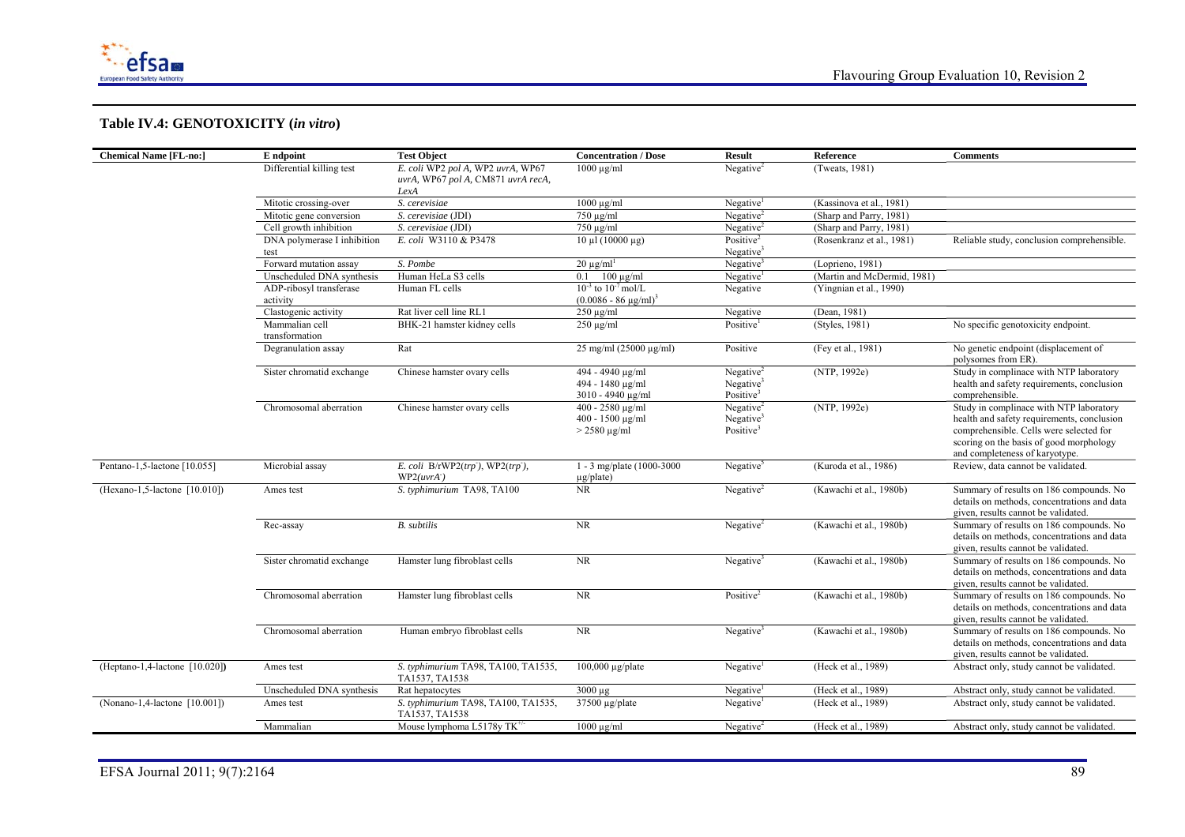## Table IV.4: GENOTOXICITY (*in vitro*)

| Chemical Name [FL-no:] | E ndpoint | Test Object | Concentration / Dose | Result | Reference | Comments |
|---|---|---|---|---|---|---|
| | Differential killing test | *E. coli* WP2 *pol A*, WP2 *uvrA*, WP67 *uvrA*, WP67 *pol A*, CM871 *uvrA recA, LexA* | 1000 µg/ml | Negative[2] | (Tweats, 1981) | |
| | Mitotic crossing-over | *S. cerevisiae* | 1000 µg/ml | Negative[1] | (Kassinova et al., 1981) | |
| | Mitotic gene conversion | *S. cerevisiae* (JDI) | 750 µg/ml | Negative[2] | (Sharp and Parry, 1981) | |
| | Cell growth inhibition | *S. cerevisiae* (JDI) | 750 µg/ml | Negative[2] | (Sharp and Parry, 1981) | |
| | DNA polymerase I inhibition test | *E. coli* W3110 & P3478 | 10 µl (10000 µg) | Positive[2] Negative[3] | (Rosenkranz et al., 1981) | Reliable study, conclusion comprehensible. |
| | Forward mutation assay | *S. Pombe* | 20 µg/ml[1] | Negative[3] | (Loprieno, 1981) | |
| | Unscheduled DNA synthesis | Human HeLa S3 cells | 0.1 100 µg/ml | Negative[1] | (Martin and McDermid, 1981) | |
| | ADP-ribosyl transferase activity | Human FL cells | $10^{-3}$ to $10^{-7}$ mol/L $(0.0086 - 86\ \mu g/ml)^3$ | Negative | (Yingnian et al., 1990) | |
| | Clastogenic activity | Rat liver cell line RL1 | 250 µg/ml | Negative | (Dean, 1981) | |
| | Mammalian cell transformation | BHK-21 hamster kidney cells | 250 µg/ml | Positive[1] | (Styles, 1981) | No specific genotoxicity endpoint. |
| | Degranulation assay | Rat | 25 mg/ml (25000 µg/ml) | Positive | (Fey et al., 1981) | No genetic endpoint (displacement of polysomes from ER). |
| | Sister chromatid exchange | Chinese hamster ovary cells | 494 - 4940 µg/ml<br>494 - 1480 µg/ml<br>3010 - 4940 µg/ml | Negative[2]<br>Negative[3]<br>Positive[3] | (NTP, 1992e) | Study in complinace with NTP laboratory health and safety requirements, conclusion comprehensible. |
| | Chromosomal aberration | Chinese hamster ovary cells | 400 - 2580 µg/ml<br>400 - 1500 µg/ml<br>> 2580 µg/ml | Negative[2]<br>Negative[3]<br>Positive[3] | (NTP, 1992e) | Study in complinace with NTP laboratory health and safety requirements, conclusion comprehensible. Cells were selected for scoring on the basis of good morphology and completeness of karyotype. |
| Pentano-1,5-lactone [10.055] | Microbial assay | *E. coli* B/rWP2(*trp⁻*), WP2(*trp⁻*), WP2(*uvrA⁻*) | 1 - 3 mg/plate (1000-3000 µg/plate) | Negative[5] | (Kuroda et al., 1986) | Review, data cannot be validated. |
| (Hexano-1,5-lactone [10.010]) | Ames test | *S. typhimurium* TA98, TA100 | NR | Negative[2] | (Kawachi et al., 1980b) | Summary of results on 186 compounds. No details on methods, concentrations and data given, results cannot be validated. |
| | Rec-assay | *B. subtilis* | NR | Negative[2] | (Kawachi et al., 1980b) | Summary of results on 186 compounds. No details on methods, concentrations and data given, results cannot be validated. |
| | Sister chromatid exchange | Hamster lung fibroblast cells | NR | Negative[3] | (Kawachi et al., 1980b) | Summary of results on 186 compounds. No details on methods, concentrations and data given, results cannot be validated. |
| | Chromosomal aberration | Hamster lung fibroblast cells | NR | Positive[2] | (Kawachi et al., 1980b) | Summary of results on 186 compounds. No details on methods, concentrations and data given, results cannot be validated. |
| | Chromosomal aberration | Human embryo fibroblast cells | NR | Negative[3] | (Kawachi et al., 1980b) | Summary of results on 186 compounds. No details on methods, concentrations and data given, results cannot be validated. |
| (Heptano-1,4-lactone [10.020]) | Ames test | *S. typhimurium* TA98, TA100, TA1535, TA1537, TA1538 | 100,000 µg/plate | Negative[1] | (Heck et al., 1989) | Abstract only, study cannot be validated. |
| | Unscheduled DNA synthesis | Rat hepatocytes | 3000 µg | Negative[1] | (Heck et al., 1989) | Abstract only, study cannot be validated. |
| (Nonano-1,4-lactone [10.001]) | Ames test | *S. typhimurium* TA98, TA100, TA1535, TA1537, TA1538 | 37500 µg/plate | Negative[1] | (Heck et al., 1989) | Abstract only, study cannot be validated. |
| | Mammalian | Mouse lymphoma L5178y TK$^{+/-}$ | 1000 µg/ml | Negative[2] | (Heck et al., 1989) | Abstract only, study cannot be validated. |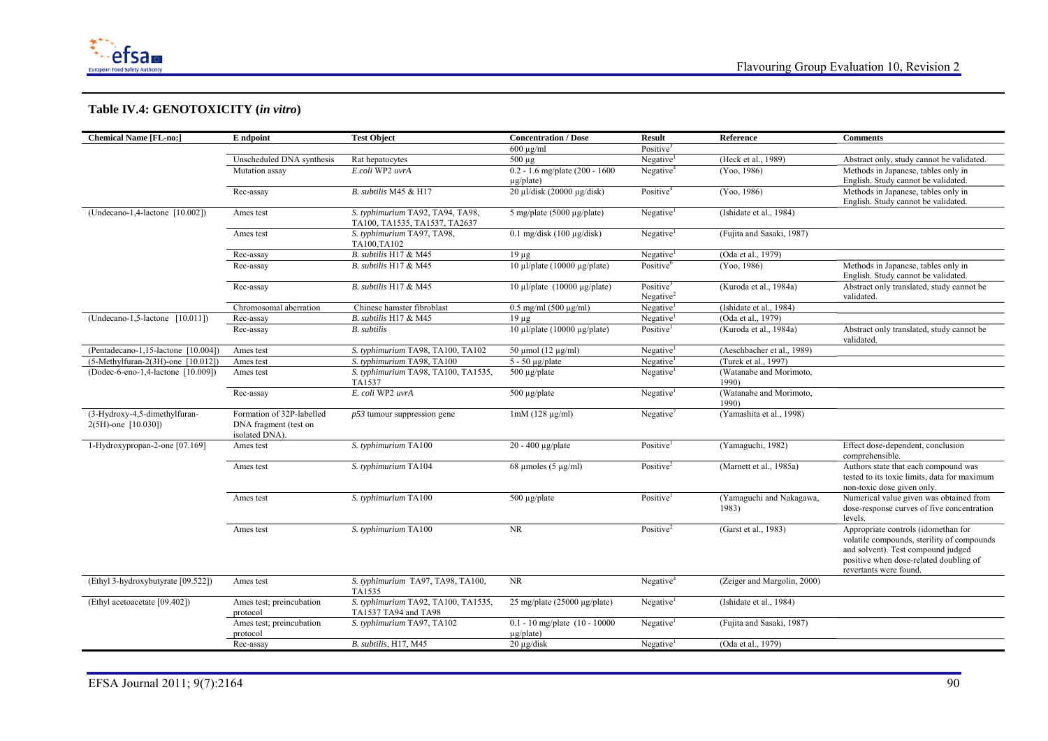## Table IV.4: GENOTOXICITY (*in vitro*)

| Chemical Name [FL-no:] | E ndpoint | Test Object | Concentration / Dose | Result | Reference | Comments |
|---|---|---|---|---|---|---|
| | | | 600 µg/ml | Positive[3] | | |
| | Unscheduled DNA synthesis | Rat hepatocytes | 500 µg | Negative[1] | (Heck et al., 1989) | Abstract only, study cannot be validated. |
| | Mutation assay | *E.coli* WP2 *uvrA* | 0.2 - 1.6 mg/plate (200 - 1600 µg/plate) | Negative[4] | (Yoo, 1986) | Methods in Japanese, tables only in English. Study cannot be validated. |
| | Rec-assay | *B. subtilis* M45 & H17 | 20 µl/disk (20000 µg/disk) | Positive[4] | (Yoo, 1986) | Methods in Japanese, tables only in English. Study cannot be validated. |
| (Undecano-1,4-lactone [10.002]) | Ames test | *S. typhimurium* TA92, TA94, TA98, TA100, TA1535, TA1537, TA2637 | 5 mg/plate (5000 µg/plate) | Negative[1] | (Ishidate et al., 1984) | |
| | Ames test | *S. typhimurium* TA97, TA98, TA100,TA102 | 0.1 mg/disk (100 µg/disk) | Negative[1] | (Fujita and Sasaki, 1987) | |
| | Rec-assay | *B. subtilis* H17 & M45 | 19 µg | Negative[1] | (Oda et al., 1979) | |
| | Rec-assay | *B. subtilis* H17 & M45 | 10 µl/plate (10000 µg/plate) | Positive[6] | (Yoo, 1986) | Methods in Japanese, tables only in English. Study cannot be validated. |
| | Rec-assay | *B. subtilis* H17 & M45 | 10 µl/plate (10000 µg/plate) | Positive[3] Negative[2] | (Kuroda et al., 1984a) | Abstract only translated, study cannot be validated. |
| | Chromosomal aberration | Chinese hamster fibroblast | 0.5 mg/ml (500 µg/ml) | Negative[1] | (Ishidate et al., 1984) | |
| (Undecano-1,5-lactone [10.011]) | Rec-assay | *B. subtilis* H17 & M45 | 19 µg | Negative[1] | (Oda et al., 1979) | |
| | Rec-assay | *B. subtilis* | 10 µl/plate (10000 µg/plate) | Positive[1] | (Kuroda et al., 1984a) | Abstract only translated, study cannot be validated. |
| (Pentadecano-1,15-lactone [10.004]) | Ames test | *S. typhimurium* TA98, TA100, TA102 | 50 µmol (12 µg/ml) | Negative[1] | (Aeschbacher et al., 1989) | |
| (5-Methylfuran-2(3H)-one [10.012]) | Ames test | *S. typhimurium* TA98, TA100 | 5 - 50 µg/plate | Negative[1] | (Turek et al., 1997) | |
| (Dodec-6-eno-1,4-lactone [10.009]) | Ames test | *S. typhimurium* TA98, TA100, TA1535, TA1537 | 500 µg/plate | Negative[1] | (Watanabe and Morimoto, 1990) | |
| | Rec-assay | *E. coli* WP2 *uvrA* | 500 µg/plate | Negative[1] | (Watanabe and Morimoto, 1990) | |
| (3-Hydroxy-4,5-dimethylfuran-2(5H)-one [10.030]) | Formation of 32P-labelled DNA fragment (test on isolated DNA). | *p53* tumour suppression gene | 1mM (128 µg/ml) | Negative[7] | (Yamashita et al., 1998) | |
| 1-Hydroxypropan-2-one [07.169] | Ames test | *S. typhimurium* TA100 | 20 - 400 µg/plate | Positive[1] | (Yamaguchi, 1982) | Effect dose-dependent, conclusion comprehensible. |
| | Ames test | *S. typhimurium* TA104 | 68 µmoles (5 µg/ml) | Positive[2] | (Marnett et al., 1985a) | Authors state that each compound was tested to its toxic limits, data for maximum non-toxic dose given only. |
| | Ames test | *S. typhimurium* TA100 | 500 µg/plate | Positive[1] | (Yamaguchi and Nakagawa, 1983) | Numerical value given was obtained from dose-response curves of five concentration levels. |
| | Ames test | *S. typhimurium* TA100 | NR | Positive[2] | (Garst et al., 1983) | Appropriate controls (idomethan for volatile compounds, sterility of compounds and solvent). Test compound judged positive when dose-related doubling of revertants were found. |
| (Ethyl 3-hydroxybutyrate [09.522]) | Ames test | *S. typhimurium* TA97, TA98, TA100, TA1535 | NR | Negative[4] | (Zeiger and Margolin, 2000) | |
| (Ethyl acetoacetate [09.402]) | Ames test; preincubation protocol | *S. typhimurium* TA92, TA100, TA1535, TA1537 TA94 and TA98 | 25 mg/plate (25000 µg/plate) | Negative[1] | (Ishidate et al., 1984) | |
| | Ames test; preincubation protocol | *S. typhimurium* TA97, TA102 | 0.1 - 10 mg/plate (10 - 10000 µg/plate) | Negative[1] | (Fujita and Sasaki, 1987) | |
| | Rec-assay | *B. subtilis*, H17, M45 | 20 µg/disk | Negative[1] | (Oda et al., 1979) | |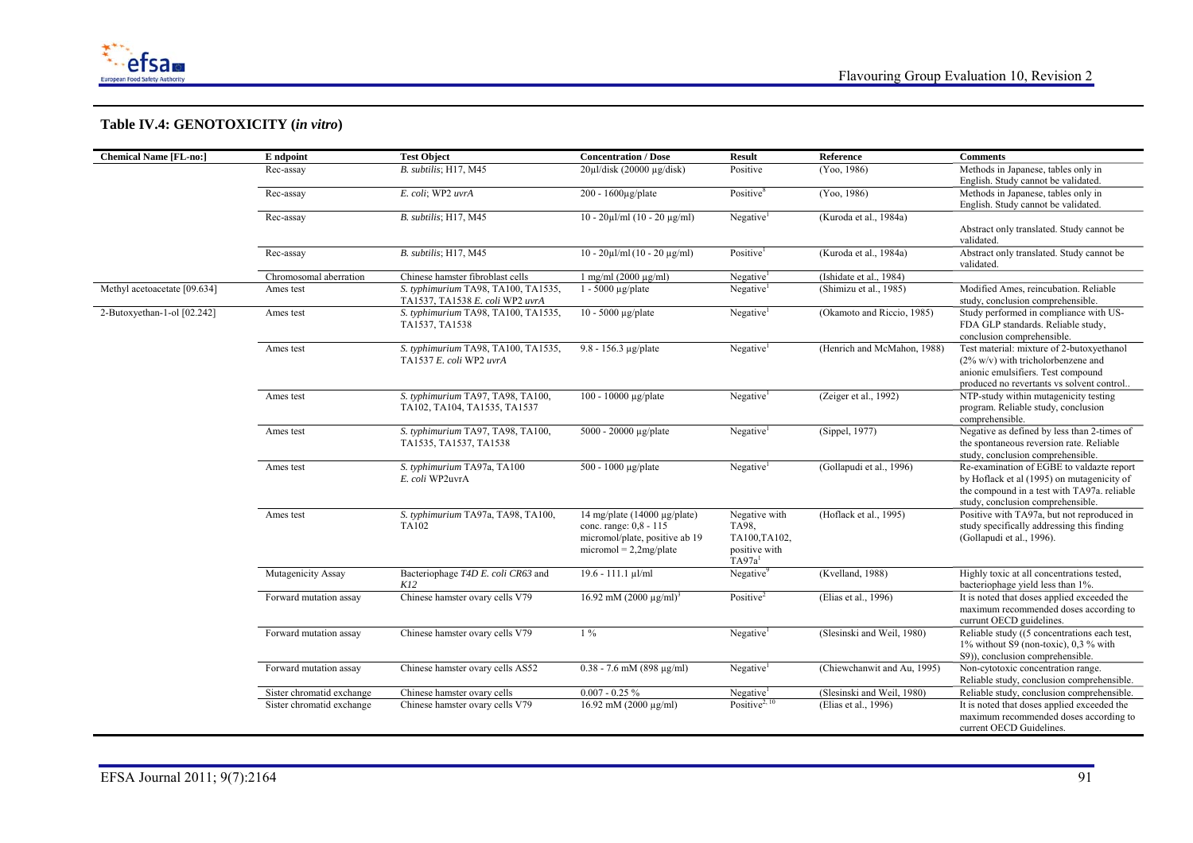## Table IV.4: GENOTOXICITY (*in vitro*)

| Chemical Name [FL-no:] | E ndpoint | Test Object | Concentration / Dose | Result | Reference | Comments |
|---|---|---|---|---|---|---|
| | Rec-assay | *B. subtilis*; H17, M45 | 20µl/disk (20000 µg/disk) | Positive | (Yoo, 1986) | Methods in Japanese, tables only in English. Study cannot be validated. |
| | Rec-assay | *E. coli*; WP2 *uvrA* | 200 - 1600µg/plate | Positive[8] | (Yoo, 1986) | Methods in Japanese, tables only in English. Study cannot be validated. |
| | Rec-assay | *B. subtilis*; H17, M45 | 10 - 20µl/ml (10 - 20 µg/ml) | Negative[1] | (Kuroda et al., 1984a) | Abstract only translated. Study cannot be validated. |
| | Rec-assay | *B. subtilis*; H17, M45 | 10 - 20µl/ml (10 - 20 µg/ml) | Positive[1] | (Kuroda et al., 1984a) | Abstract only translated. Study cannot be validated. |
| | Chromosomal aberration | Chinese hamster fibroblast cells | 1 mg/ml (2000 µg/ml) | Negative[1] | (Ishidate et al., 1984) | |
| Methyl acetoacetate [09.634] | Ames test | *S. typhimurium* TA98, TA100, TA1535, TA1537, TA1538 *E. coli* WP2 *uvrA* | 1 - 5000 µg/plate | Negative[1] | (Shimizu et al., 1985) | Modified Ames, reincubation. Reliable study, conclusion comprehensible. |
| 2-Butoxyethan-1-ol [02.242] | Ames test | *S. typhimurium* TA98, TA100, TA1535, TA1537, TA1538 | 10 - 5000 µg/plate | Negative[1] | (Okamoto and Riccio, 1985) | Study performed in compliance with US-FDA GLP standards. Reliable study, conclusion comprehensible. |
| | Ames test | *S. typhimurium* TA98, TA100, TA1535, TA1537 *E. coli* WP2 *uvrA* | 9.8 - 156.3 µg/plate | Negative[1] | (Henrich and McMahon, 1988) | Test material: mixture of 2-butoxyethanol (2% w/v) with tricholorbenzene and anionic emulsifiers. Test compound produced no revertants vs solvent control.. |
| | Ames test | *S. typhimurium* TA97, TA98, TA100, TA102, TA104, TA1535, TA1537 | 100 - 10000 µg/plate | Negative[1] | (Zeiger et al., 1992) | NTP-study within mutagenicity testing program. Reliable study, conclusion comprehensible. |
| | Ames test | *S. typhimurium* TA97, TA98, TA100, TA1535, TA1537, TA1538 | 5000 - 20000 µg/plate | Negative[1] | (Sippel, 1977) | Negative as defined by less than 2-times of the spontaneous reversion rate. Reliable study, conclusion comprehensible. |
| | Ames test | *S. typhimurium* TA97a, TA100 *E. coli* WP2uvrA | 500 - 1000 µg/plate | Negative[1] | (Gollapudi et al., 1996) | Re-examination of EGBE to valdazte report by Hoflack et al (1995) on mutagenicity of the compound in a test with TA97a. reliable study, conclusion comprehensible. |
| | Ames test | *S. typhimurium* TA97a, TA98, TA100, TA102 | 14 mg/plate (14000 µg/plate) conc. range: 0,8 - 115 micromol/plate, positive ab 19 micromol = 2,2mg/plate | Negative with TA98, TA100,TA102, positive with TA97a[1] | (Hoflack et al., 1995) | Positive with TA97a, but not reproduced in study specifically addressing this finding (Gollapudi et al., 1996). |
| | Mutagenicity Assay | Bacteriophage *T4D E. coli CR63* and *K12* | 19.6 - 111.1 µl/ml | Negative[9] | (Kvelland, 1988) | Highly toxic at all concentrations tested, bacteriophage yield less than 1%. |
| | Forward mutation assay | Chinese hamster ovary cells V79 | 16.92 mM (2000 µg/ml)[3] | Positive[2] | (Elias et al., 1996) | It is noted that doses applied exceeded the maximum recommended doses according to currunt OECD guidelines. |
| | Forward mutation assay | Chinese hamster ovary cells V79 | 1 % | Negative[1] | (Slesinski and Weil, 1980) | Reliable study ((5 concentrations each test, 1% without S9 (non-toxic), 0,3 % with S9)), conclusion comprehensible. |
| | Forward mutation assay | Chinese hamster ovary cells AS52 | 0.38 - 7.6 mM (898 µg/ml) | Negative[1] | (Chiewchanwit and Au, 1995) | Non-cytotoxic concentration range. Reliable study, conclusion comprehensible. |
| | Sister chromatid exchange | Chinese hamster ovary cells | 0.007 - 0.25 % | Negative[1] | (Slesinski and Weil, 1980) | Reliable study, conclusion comprehensible. |
| | Sister chromatid exchange | Chinese hamster ovary cells V79 | 16.92 mM (2000 µg/ml) | Positive[2, 10] | (Elias et al., 1996) | It is noted that doses applied exceeded the maximum recommended doses according to current OECD Guidelines. |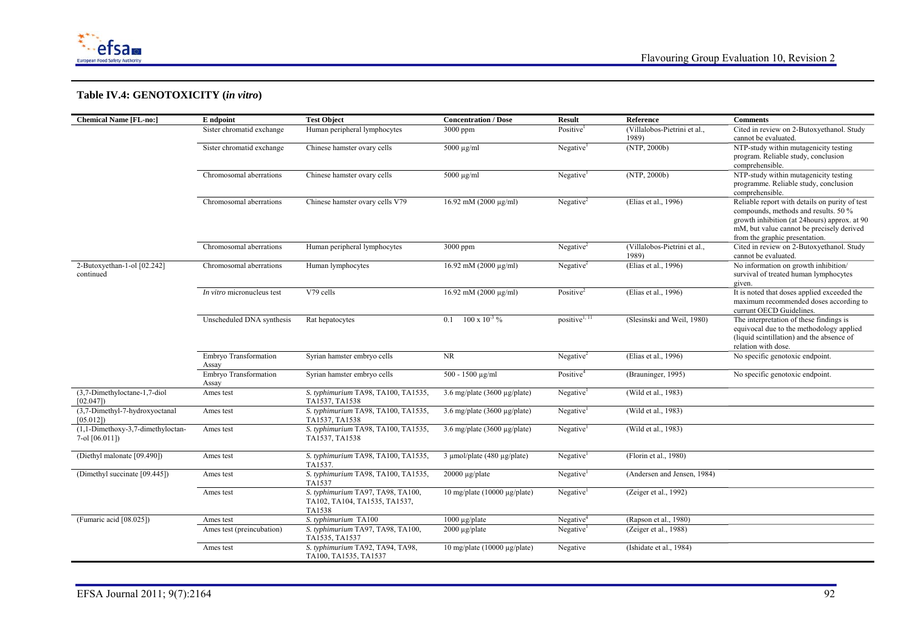## Table IV.4: GENOTOXICITY (*in vitro*)

| Chemical Name [FL-no:] | E ndpoint | Test Object | Concentration / Dose | Result | Reference | Comments |
|---|---|---|---|---|---|---|
| | Sister chromatid exchange | Human peripheral lymphocytes | 3000 ppm | Positive[1] | (Villalobos-Pietrini et al., 1989) | Cited in review on 2-Butoxyethanol. Study cannot be evaluated. |
| | Sister chromatid exchange | Chinese hamster ovary cells | 5000 µg/ml | Negative[1] | (NTP, 2000b) | NTP-study within mutagenicity testing program. Reliable study, conclusion comprehensible. |
| | Chromosomal aberrations | Chinese hamster ovary cells | 5000 µg/ml | Negative[1] | (NTP, 2000b) | NTP-study within mutagenicity testing programme. Reliable study, conclusion comprehensible. |
| | Chromosomal aberrations | Chinese hamster ovary cells V79 | 16.92 mM (2000 µg/ml) | Negative[2] | (Elias et al., 1996) | Reliable report with details on purity of test compounds, methods and results. 50 % growth inhibition (at 24hours) approx. at 90 mM, but value cannot be precisely derived from the graphic presentation. |
| | Chromosomal aberrations | Human peripheral lymphocytes | 3000 ppm | Negative[2] | (Villalobos-Pietrini et al., 1989) | Cited in review on 2-Butoxyethanol. Study cannot be evaluated. |
| 2-Butoxyethan-1-ol [02.242] continued | Chromosomal aberrations | Human lymphocytes | 16.92 mM (2000 µg/ml) | Negative[2] | (Elias et al., 1996) | No information on growth inhibition/ survival of treated human lymphocytes given. |
| | *In vitro* micronucleus test | V79 cells | 16.92 mM (2000 µg/ml) | Positive[2] | (Elias et al., 1996) | It is noted that doses applied exceeded the maximum recommended doses according to currunt OECD Guidelines. |
| | Unscheduled DNA synthesis | Rat hepatocytes | 0.1 $100 \times 10^{-3}$ % | positive[1, 11] | (Slesinski and Weil, 1980) | The interpretation of these findings is equivocal due to the methodology applied (liquid scintillation) and the absence of relation with dose. |
| | Embryo Transformation Assay | Syrian hamster embryo cells | NR | Negative[2] | (Elias et al., 1996) | No specific genotoxic endpoint. |
| | Embryo Transformation Assay | Syrian hamster embryo cells | 500 - 1500 µg/ml | Positive[4] | (Brauninger, 1995) | No specific genotoxic endpoint. |
| (3,7-Dimethyloctane-1,7-diol [02.047]) | Ames test | *S. typhimurium* TA98, TA100, TA1535, TA1537, TA1538 | 3.6 mg/plate (3600 µg/plate) | Negative[1] | (Wild et al., 1983) | |
| (3,7-Dimethyl-7-hydroxyoctanal [05.012]) | Ames test | *S. typhimurium* TA98, TA100, TA1535, TA1537, TA1538 | 3.6 mg/plate (3600 µg/plate) | Negative[1] | (Wild et al., 1983) | |
| (1,1-Dimethoxy-3,7-dimethyloctan-7-ol [06.011]) | Ames test | *S. typhimurium* TA98, TA100, TA1535, TA1537, TA1538 | 3.6 mg/plate (3600 µg/plate) | Negative[1] | (Wild et al., 1983) | |
| (Diethyl malonate [09.490]) | Ames test | *S. typhimurium* TA98, TA100, TA1535, TA1537. | 3 µmol/plate (480 µg/plate) | Negative[1] | (Florin et al., 1980) | |
| (Dimethyl succinate [09.445]) | Ames test | *S. typhimurium* TA98, TA100, TA1535, TA1537 | 20000 µg/plate | Negative[1] | (Andersen and Jensen, 1984) | |
| | Ames test | *S. typhimurium* TA97, TA98, TA100, TA102, TA104, TA1535, TA1537, TA1538 | 10 mg/plate (10000 µg/plate) | Negative[1] | (Zeiger et al., 1992) | |
| (Fumaric acid [08.025]) | Ames test | *S. typhimurium* TA100 | 1000 µg/plate | Negative[4] | (Rapson et al., 1980) | |
| | Ames test (preincubation) | *S. typhimurium* TA97, TA98, TA100, TA1535, TA1537 | 2000 µg/plate | Negative[1] | (Zeiger et al., 1988) | |
| | Ames test | *S. typhimurium* TA92, TA94, TA98, TA100, TA1535, TA1537 | 10 mg/plate (10000 µg/plate) | Negative | (Ishidate et al., 1984) | |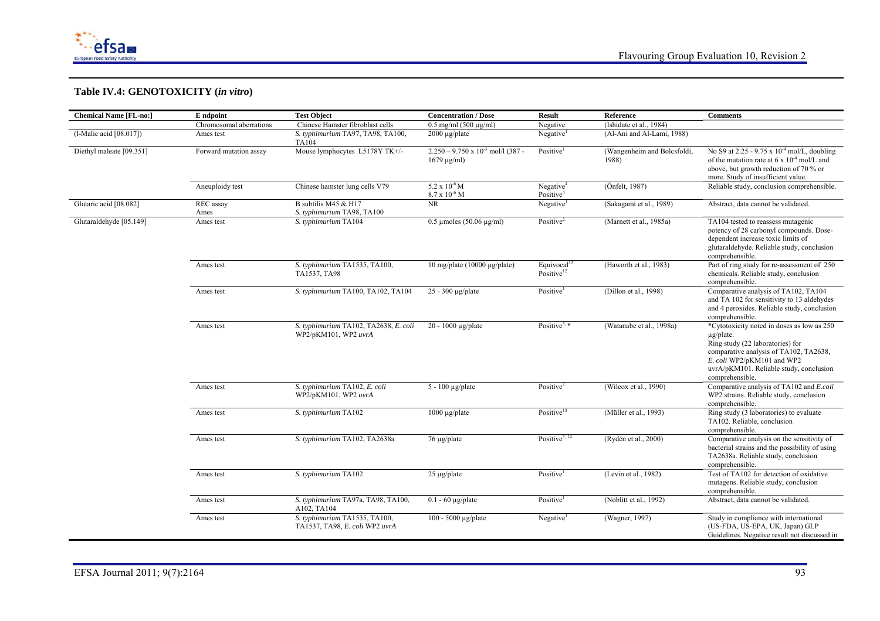## Table IV.4: GENOTOXICITY (*in vitro*)

| Chemical Name [FL-no:] | E ndpoint | Test Object | Concentration / Dose | Result | Reference | Comments |
|---|---|---|---|---|---|---|
| | Chromosomal aberrations | Chinese Hamster fibroblast cells | 0.5 mg/ml (500 µg/ml) | Negative | (Ishidate et al., 1984) | |
| (l-Malic acid [08.017]) | Ames test | *S. typhimurium* TA97, TA98, TA100, TA104 | 2000 µg/plate | Negative[1] | (Al-Ani and Al-Lami, 1988) | |
| Diethyl maleate [09.351] | Forward mutation assay | Mouse lymphocytes L5178Y TK+/- | $2.250 – 9.750 \times 10^{-3}$ mol/l (387 - 1679 µg/ml) | Positive[1] | (Wangenheim and Bolcsfoldi, 1988) | No S9 at 2.25 - $9.75 \times 10^{-4}$ mol/L, doubling of the mutation rate at $6 \times 10^{-4}$ mol/L and above, but growth reduction of 70 % or more. Study of insufficient value. |
| | Aneuploidy test | Chinese hamster lung cells V79 | $5.2 \times 10^{-6}$ M<br>$8.7 \times 10^{-6}$ M | Negative[4]<br>Positive[4] | (Önfelt, 1987) | Reliable study, conclusion comprehensible. |
| Glutaric acid [08.082] | REC assay<br>Ames | B subtilis M45 & H17<br>*S. typhimurium* TA98, TA100 | NR | Negative[1] | (Sakagami et al., 1989) | Abstract, data cannot be validated. |
| Glutaraldehyde [05.149] | Ames test | *S. typhimurium* TA104 | 0.5 µmoles (50.06 µg/ml) | Positive[2] | (Marnett et al., 1985a) | TA104 tested to reassess mutagenic potency of 28 carbonyl compounds. Dose-dependent increase toxic limits of glutaraldehyde. Reliable study, conclusion comprehensible. |
| | Ames test | *S. typhimurium* TA1535, TA100, TA1537, TA98 | 10 mg/plate (10000 µg/plate) | Equivocal[12]<br>Positive[12] | (Haworth et al., 1983) | Part of ring study for re-assessment of 250 chemicals. Reliable study, conclusion comprehensible. |
| | Ames test | *S. typhimurium* TA100, TA102, TA104 | 25 - 300 µg/plate | Positive[1] | (Dillon et al., 1998) | Comparative analysis of TA102, TA104 and TA 102 for sensitivity to 13 aldehydes and 4 peroxides. Reliable study, conclusion comprehensible. |
| | Ames test | *S. typhimurium* TA102, TA2638, *E. coli* WP2/pKM101, WP2 *uvrA* | 20 - 1000 µg/plate | Positive[3, *] | (Watanabe et al., 1998a) | *Cytotoxicity noted in doses as low as 250 µg/plate.<br>Ring study (22 laboratories) for comparative analysis of TA102, TA2638, *E. coli* WP2/pKM101 and WP2 uvrA/pKM101. Reliable study, conclusion comprehensible. |
| | Ames test | *S. typhimurium* TA102, *E. coli* WP2/pKM101, WP2 *uvrA* | 5 - 100 µg/plate | Positive[2] | (Wilcox et al., 1990) | Comparative analysis of TA102 and *E.coli* WP2 strains. Reliable study, conclusion comprehensible. |
| | Ames test | *S. typhimurium* TA102 | 1000 µg/plate | Positive[13] | (Müller et al., 1993) | Ring study (3 laboratories) to evaluate TA102. Reliable, conclusion comprehensible. |
| | Ames test | *S. typhimurium* TA102, TA2638a | 76 µg/plate | Positive[3, 14] | (Rydén et al., 2000) | Comparative analysis on the sensitivity of bacterial strains and the possibility of using TA2638a. Reliable study, conclusion comprehensible. |
| | Ames test | *S. typhimurium* TA102 | 25 µg/plate | Positive[1] | (Levin et al., 1982) | Test of TA102 for detection of oxidative mutagens. Reliable study, conclusion comprehensible. |
| | Ames test | *S. typhimurium* TA97a, TA98, TA100, A102, TA104 | 0.1 - 60 µg/plate | Positive[1] | (Noblitt et al., 1992) | Abstract, data cannot be validated. |
| | Ames test | *S. typhimurium* TA1535, TA100, TA1537, TA98, *E. coli* WP2 *uvrA* | 100 - 5000 µg/plate | Negative[1] | (Wagner, 1997) | Study in compliance with international (US-FDA, US-EPA, UK, Japan) GLP Guidelines. Negative result not discussed in |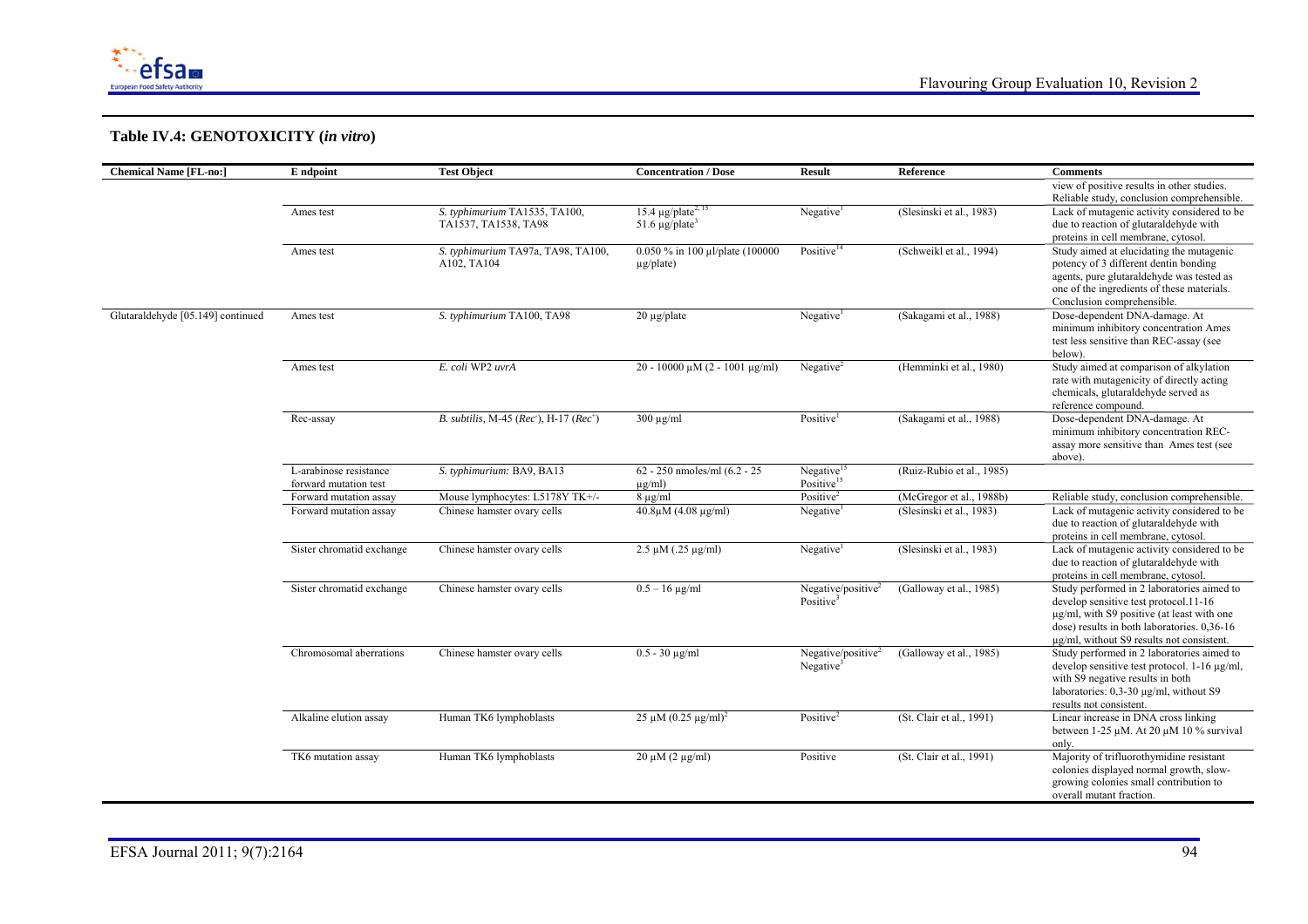## Table IV.4: GENOTOXICITY (*in vitro*)

| Chemical Name [FL-no:] | E ndpoint | Test Object | Concentration / Dose | Result | Reference | Comments |
|---|---|---|---|---|---|---|
| | | | | | | view of positive results in other studies. Reliable study, conclusion comprehensible. |
| | Ames test | *S. typhimurium* TA1535, TA100, TA1537, TA1538, TA98 | 15.4 µg/plate[2, 15] 51.6 µg/plate[3] | Negative[1] | (Slesinski et al., 1983) | Lack of mutagenic activity considered to be due to reaction of glutaraldehyde with proteins in cell membrane, cytosol. |
| | Ames test | *S. typhimurium* TA97a, TA98, TA100, A102, TA104 | 0.050 % in 100 µl/plate (100000 µg/plate) | Positive[14] | (Schweikl et al., 1994) | Study aimed at elucidating the mutagenic potency of 3 different dentin bonding agents, pure glutaraldehyde was tested as one of the ingredients of these materials. Conclusion comprehensible. |
| Glutaraldehyde [05.149] continued | Ames test | *S. typhimurium* TA100, TA98 | 20 µg/plate | Negative[1] | (Sakagami et al., 1988) | Dose-dependent DNA-damage. At minimum inhibitory concentration Ames test less sensitive than REC-assay (see below). |
| | Ames test | *E. coli* WP2 *uvrA* | 20 - 10000 µM (2 - 1001 µg/ml) | Negative[2] | (Hemminki et al., 1980) | Study aimed at comparison of alkylation rate with mutagenicity of directly acting chemicals, glutaraldehyde served as reference compound. |
| | Rec-assay | *B. subtilis*, M-45 (*Rec*$^-$), H-17 (*Rec*$^+$) | 300 µg/ml | Positive[1] | (Sakagami et al., 1988) | Dose-dependent DNA-damage. At minimum inhibitory concentration REC-assay more sensitive than Ames test (see above). |
| | L-arabinose resistance forward mutation test | *S. typhimurium:* BA9, BA13 | 62 - 250 nmoles/ml (6.2 - 25 µg/ml) | Negative[15] Positive[15] | (Ruiz-Rubio et al., 1985) | |
| | Forward mutation assay | Mouse lymphocytes: L5178Y TK+/- | 8 µg/ml | Positive[2] | (McGregor et al., 1988b) | Reliable study, conclusion comprehensible. |
| | Forward mutation assay | Chinese hamster ovary cells | 40.8µM (4.08 µg/ml) | Negative[1] | (Slesinski et al., 1983) | Lack of mutagenic activity considered to be due to reaction of glutaraldehyde with proteins in cell membrane, cytosol. |
| | Sister chromatid exchange | Chinese hamster ovary cells | 2.5 µM (.25 µg/ml) | Negative[1] | (Slesinski et al., 1983) | Lack of mutagenic activity considered to be due to reaction of glutaraldehyde with proteins in cell membrane, cytosol. |
| | Sister chromatid exchange | Chinese hamster ovary cells | 0.5 – 16 µg/ml | Negative/positive[2] Positive[3] | (Galloway et al., 1985) | Study performed in 2 laboratories aimed to develop sensitive test protocol.11-16 µg/ml, with S9 positive (at least with one dose) results in both laboratories. 0,36-16 µg/ml, without S9 results not consistent. |
| | Chromosomal aberrations | Chinese hamster ovary cells | 0.5 - 30 µg/ml | Negative/positive[2] Negative[3] | (Galloway et al., 1985) | Study performed in 2 laboratories aimed to develop sensitive test protocol. 1-16 µg/ml, with S9 negative results in both laboratories: 0,3-30 µg/ml, without S9 results not consistent. |
| | Alkaline elution assay | Human TK6 lymphoblasts | 25 µM (0.25 µg/ml)[2] | Positive[2] | (St. Clair et al., 1991) | Linear increase in DNA cross linking between 1-25 µM. At 20 µM 10 % survival only. |
| | TK6 mutation assay | Human TK6 lymphoblasts | 20 µM (2 µg/ml) | Positive | (St. Clair et al., 1991) | Majority of trifluorothymidine resistant colonies displayed normal growth, slow-growing colonies small contribution to overall mutant fraction. |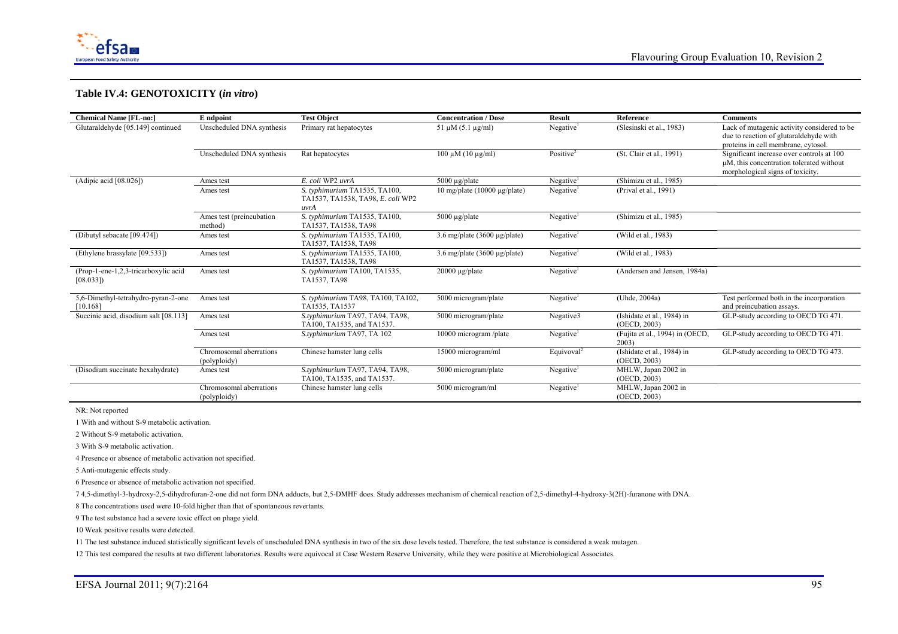## Table IV.4: GENOTOXICITY (*in vitro*)

| Chemical Name [FL-no:] | E ndpoint | Test Object | Concentration / Dose | Result | Reference | Comments |
|---|---|---|---|---|---|---|
| Glutaraldehyde [05.149] continued | Unscheduled DNA synthesis | Primary rat hepatocytes | 51 µM (5.1 µg/ml) | Negative[1] | (Slesinski et al., 1983) | Lack of mutagenic activity considered to be due to reaction of glutaraldehyde with proteins in cell membrane, cytosol. |
| | Unscheduled DNA synthesis | Rat hepatocytes | 100 µM (10 µg/ml) | Positive[2] | (St. Clair et al., 1991) | Significant increase over controls at 100 µM, this concentration tolerated without morphological signs of toxicity. |
| (Adipic acid [08.026]) | Ames test | *E. coli* WP2 *uvrA* | 5000 µg/plate | Negative[1] | (Shimizu et al., 1985) | |
| | Ames test | *S. typhimurium* TA1535, TA100, TA1537, TA1538, TA98, *E. coli* WP2 *uvrA* | 10 mg/plate (10000 µg/plate) | Negative[1] | (Prival et al., 1991) | |
| | Ames test (preincubation method) | *S. typhimurium* TA1535, TA100, TA1537, TA1538, TA98 | 5000 µg/plate | Negative[1] | (Shimizu et al., 1985) | |
| (Dibutyl sebacate [09.474]) | Ames test | *S. typhimurium* TA1535, TA100, TA1537, TA1538, TA98 | 3.6 mg/plate (3600 µg/plate) | Negative[1] | (Wild et al., 1983) | |
| (Ethylene brassylate [09.533]) | Ames test | *S. typhimurium* TA1535, TA100, TA1537, TA1538, TA98 | 3.6 mg/plate (3600 µg/plate) | Negative[1] | (Wild et al., 1983) | |
| (Prop-1-ene-1,2,3-tricarboxylic acid [08.033]) | Ames test | *S. typhimurium* TA100, TA1535, TA1537, TA98 | 20000 µg/plate | Negative[1] | (Andersen and Jensen, 1984a) | |
| 5,6-Dimethyl-tetrahydro-pyran-2-one [10.168] | Ames test | *S. typhimurium* TA98, TA100, TA102, TA1535, TA1537 | 5000 microgram/plate | Negative[1] | (Uhde, 2004a) | Test performed both in the incorporation and preincubation assays. |
| Succinic acid, disodium salt [08.113] | Ames test | *S.typhimurium* TA97, TA94, TA98, TA100, TA1535, and TA1537. | 5000 microgram/plate | Negative3 | (Ishidate et al., 1984) in (OECD, 2003) | GLP-study according to OECD TG 471. |
| | Ames test | *S.typhimurium* TA97, TA 102 | 10000 microgram /plate | Negative[1] | (Fujita et al., 1994) in (OECD, 2003) | GLP-study according to OECD TG 471. |
| | Chromosomal aberrations (polyploidy) | Chinese hamster lung cells | 15000 microgram/ml | Equivoval[2] | (Ishidate et al., 1984) in (OECD, 2003) | GLP-study according to OECD TG 473. |
| (Disodium succinate hexahydrate) | Ames test | *S.typhimurium* TA97, TA94, TA98, TA100, TA1535, and TA1537. | 5000 microgram/plate | Negative[1] | MHLW, Japan 2002 in (OECD, 2003) | |
| | Chromosomal aberrations (polyploidy) | Chinese hamster lung cells | 5000 microgram/ml | Negative[1] | MHLW, Japan 2002 in (OECD, 2003) | |

NR: Not reported

1 With and without S-9 metabolic activation.

2 Without S-9 metabolic activation.

3 With S-9 metabolic activation.

4 Presence or absence of metabolic activation not specified.

5 Anti-mutagenic effects study.

6 Presence or absence of metabolic activation not specified.

7 4,5-dimethyl-3-hydroxy-2,5-dihydrofuran-2-one did not form DNA adducts, but 2,5-DMHF does. Study addresses mechanism of chemical reaction of 2,5-dimethyl-4-hydroxy-3(2H)-furanone with DNA.

8 The concentrations used were 10-fold higher than that of spontaneous revertants.

9 The test substance had a severe toxic effect on phage yield.

10 Weak positive results were detected.

11 The test substance induced statistically significant levels of unscheduled DNA synthesis in two of the six dose levels tested. Therefore, the test substance is considered a weak mutagen.

12 This test compared the results at two different laboratories. Results were equivocal at Case Western Reserve University, while they were positive at Microbiological Associates.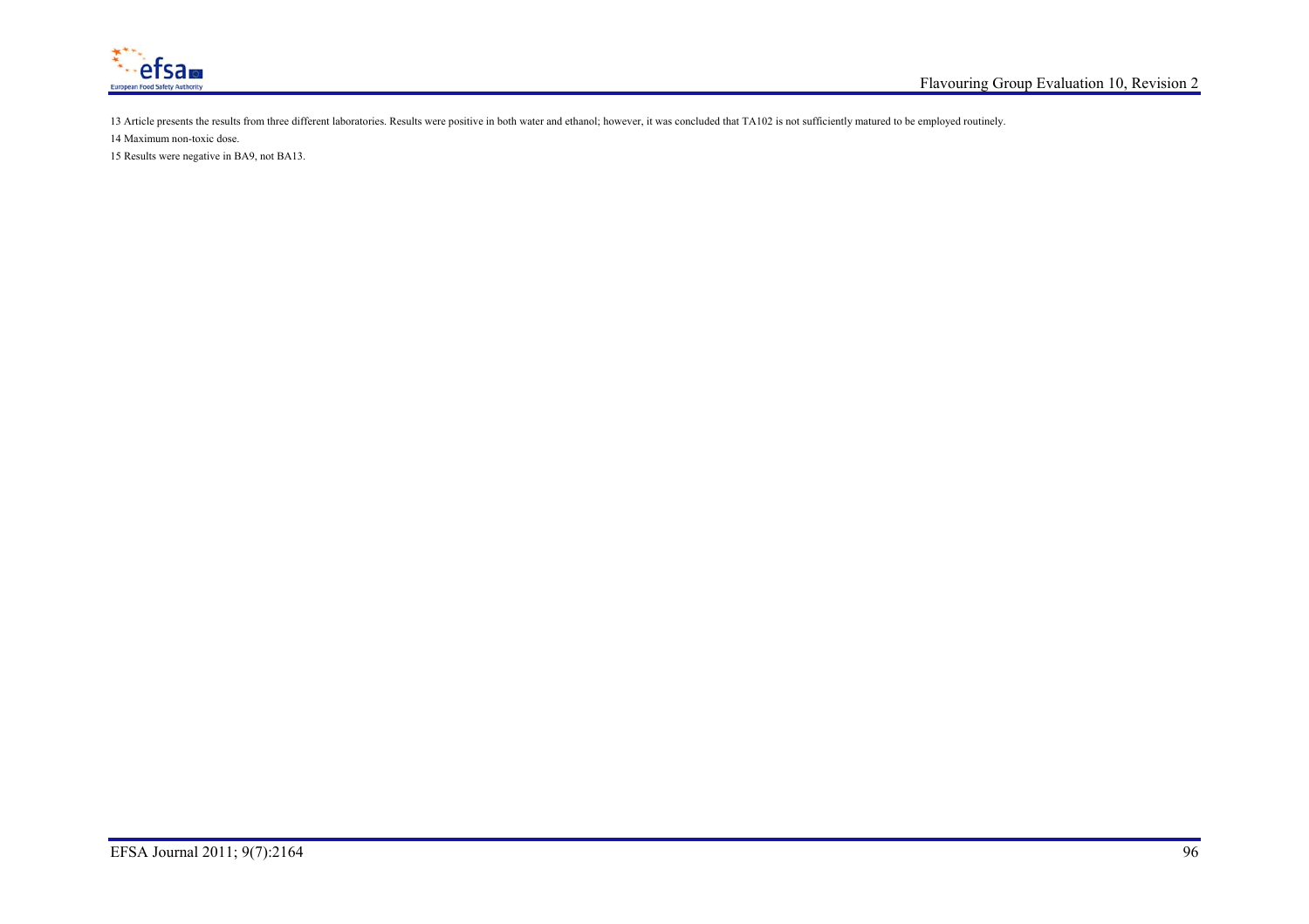13 Article presents the results from three different laboratories. Results were positive in both water and ethanol; however, it was concluded that TA102 is not sufficiently matured to be employed routinely.

14 Maximum non-toxic dose.

15 Results were negative in BA9, not BA13.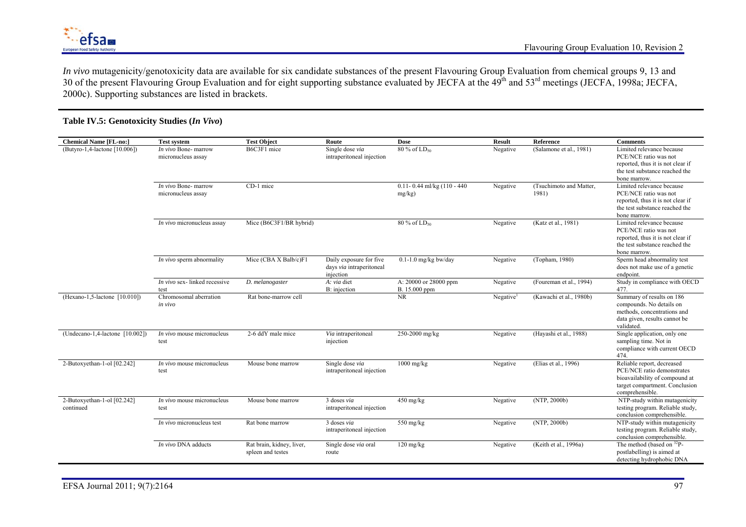*In vivo* mutagenicity/genotoxicity data are available for six candidate substances of the present Flavouring Group Evaluation from chemical groups 9, 13 and 30 of the present Flavouring Group Evaluation and for eight supporting substance evaluated by JECFA at the 49th and 53rd meetings (JECFA, 1998a; JECFA, 2000c). Supporting substances are listed in brackets.

**Table IV.5: Genotoxicity Studies (*In Vivo*)**

| Chemical Name [FL-no:] | Test system | Test Object | Route | Dose | Result | Reference | Comments |
|---|---|---|---|---|---|---|---|
| (Butyro-1,4-lactone [10.006]) | *In vivo* Bone- marrow micronucleus assay | B6C3F1 mice | Single dose *via* intraperitoneal injection | 80 % of $LD_{50}$ | Negative | (Salamone et al., 1981) | Limited relevance because PCE/NCE ratio was not reported, thus it is not clear if the test substance reached the bone marrow. |
| | *In vivo* Bone- marrow micronucleus assay | CD-1 mice | | 0.11- 0.44 ml/kg (110 - 440 mg/kg) | Negative | (Tsuchimoto and Matter, 1981) | Limited relevance because PCE/NCE ratio was not reported, thus it is not clear if the test substance reached the bone marrow. |
| | *In vivo* micronucleus assay | Mice (B6C3F1/BR hybrid) | | 80 % of $LD_{50}$ | Negative | (Katz et al., 1981) | Limited relevance because PCE/NCE ratio was not reported, thus it is not clear if the test substance reached the bone marrow. |
| | *In vivo* sperm abnormality | Mice (CBA X Balb/c)F1 | Daily exposure for five days *via* intraperitoneal injection | 0.1-1.0 mg/kg bw/day | Negative | (Topham, 1980) | Sperm head abnormality test does not make use of a genetic endpoint. |
| | *In vivo* sex- linked recessive test | *D. melanogaster* | A: *via* diet<br>B: injection | A: 20000 or 28000 ppm<br>B. 15.000 ppm | Negative | (Foureman et al., 1994) | Study in compliance with OECD 477. |
| (Hexano-1,5-lactone [10.010]) | Chromosomal aberration *in vivo* | Rat bone-marrow cell | | NR | Negative[1] | (Kawachi et al., 1980b) | Summary of results on 186 compounds. No details on methods, concentrations and data given, results cannot be validated. |
| (Undecano-1,4-lactone [10.002]) | *In vivo* mouse micronucleus test | 2-6 ddY male mice | *Via* intraperitoneal injection | 250-2000 mg/kg | Negative | (Hayashi et al., 1988) | Single application, only one sampling time. Not in compliance with current OECD 474. |
| 2-Butoxyethan-1-ol [02.242] | *In vivo* mouse micronucleus test | Mouse bone marrow | Single dose *via* intraperitoneal injection | 1000 mg/kg | Negative | (Elias et al., 1996) | Reliable report, decreased PCE/NCE ratio demonstrates bioavailability of compound at target compartment. Conclusion comprehensible. |
| 2-Butoxyethan-1-ol [02.242] continued | *In vivo* mouse micronucleus test | Mouse bone marrow | 3 doses *via* intraperitoneal injection | 450 mg/kg | Negative | (NTP, 2000b) | NTP-study within mutagenicity testing program. Reliable study, conclusion comprehensible. |
| | *In vivo* micronucleus test | Rat bone marrow | 3 doses *via* intraperitoneal injection | 550 mg/kg | Negative | (NTP, 2000b) | NTP-study within mutagenicity testing program. Reliable study, conclusion comprehensible. |
| | *In vivo* DNA adducts | Rat brain, kidney, liver, spleen and testes | Single dose *via* oral route | 120 mg/kg | Negative | (Keith et al., 1996a) | The method (based on $^{32}P$-postlabelling) is aimed at detecting hydrophobic DNA |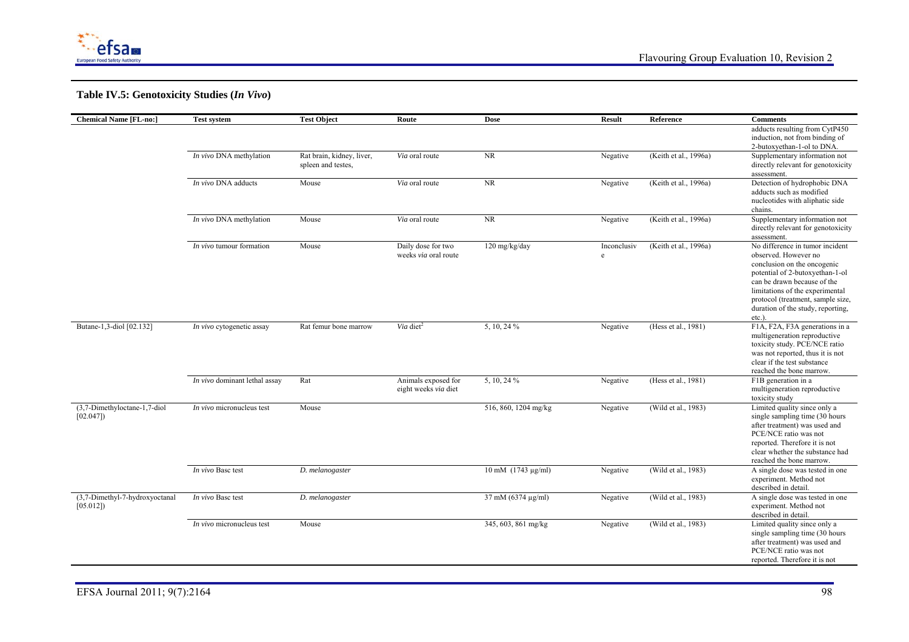### Table IV.5: Genotoxicity Studies (*In Vivo*)

| Chemical Name [FL-no:] | Test system | Test Object | Route | Dose | Result | Reference | Comments |
|---|---|---|---|---|---|---|---|
| | | | | | | | adducts resulting from CytP450 induction, not from binding of 2-butoxyethan-1-ol to DNA. |
| | *In vivo* DNA methylation | Rat brain, kidney, liver, spleen and testes, | *Via* oral route | NR | Negative | (Keith et al., 1996a) | Supplementary information not directly relevant for genotoxicity assessment. |
| | *In vivo* DNA adducts | Mouse | *Via* oral route | NR | Negative | (Keith et al., 1996a) | Detection of hydrophobic DNA adducts such as modified nucleotides with aliphatic side chains. |
| | *In vivo* DNA methylation | Mouse | *Via* oral route | NR | Negative | (Keith et al., 1996a) | Supplementary information not directly relevant for genotoxicity assessment. |
| | *In vivo* tumour formation | Mouse | Daily dose for two weeks *via* oral route | 120 mg/kg/day | Inconclusive | (Keith et al., 1996a) | No difference in tumor incident observed. However no conclusion on the oncogenic potential of 2-butoxyethan-1-ol can be drawn because of the limitations of the experimental protocol (treatment, sample size, duration of the study, reporting, etc.). |
| Butane-1,3-diol [02.132] | *In vivo* cytogenetic assay | Rat femur bone marrow | *Via* diet[2] | 5, 10, 24 % | Negative | (Hess et al., 1981) | F1A, F2A, F3A generations in a multigeneration reproductive toxicity study. PCE/NCE ratio was not reported, thus it is not clear if the test substance reached the bone marrow. |
| | *In vivo* dominant lethal assay | Rat | Animals exposed for eight weeks *via* diet | 5, 10, 24 % | Negative | (Hess et al., 1981) | F1B generation in a multigeneration reproductive toxicity study |
| (3,7-Dimethyloctane-1,7-diol [02.047]) | *In vivo* micronucleus test | Mouse | | 516, 860, 1204 mg/kg | Negative | (Wild et al., 1983) | Limited quality since only a single sampling time (30 hours after treatment) was used and PCE/NCE ratio was not reported. Therefore it is not clear whether the substance had reached the bone marrow. |
| | *In vivo* Basc test | *D. melanogaster* | | 10 mM (1743 µg/ml) | Negative | (Wild et al., 1983) | A single dose was tested in one experiment. Method not described in detail. |
| (3,7-Dimethyl-7-hydroxyoctanal [05.012]) | *In vivo* Basc test | *D. melanogaster* | | 37 mM (6374 µg/ml) | Negative | (Wild et al., 1983) | A single dose was tested in one experiment. Method not described in detail. |
| | *In vivo* micronucleus test | Mouse | | 345, 603, 861 mg/kg | Negative | (Wild et al., 1983) | Limited quality since only a single sampling time (30 hours after treatment) was used and PCE/NCE ratio was not reported. Therefore it is not |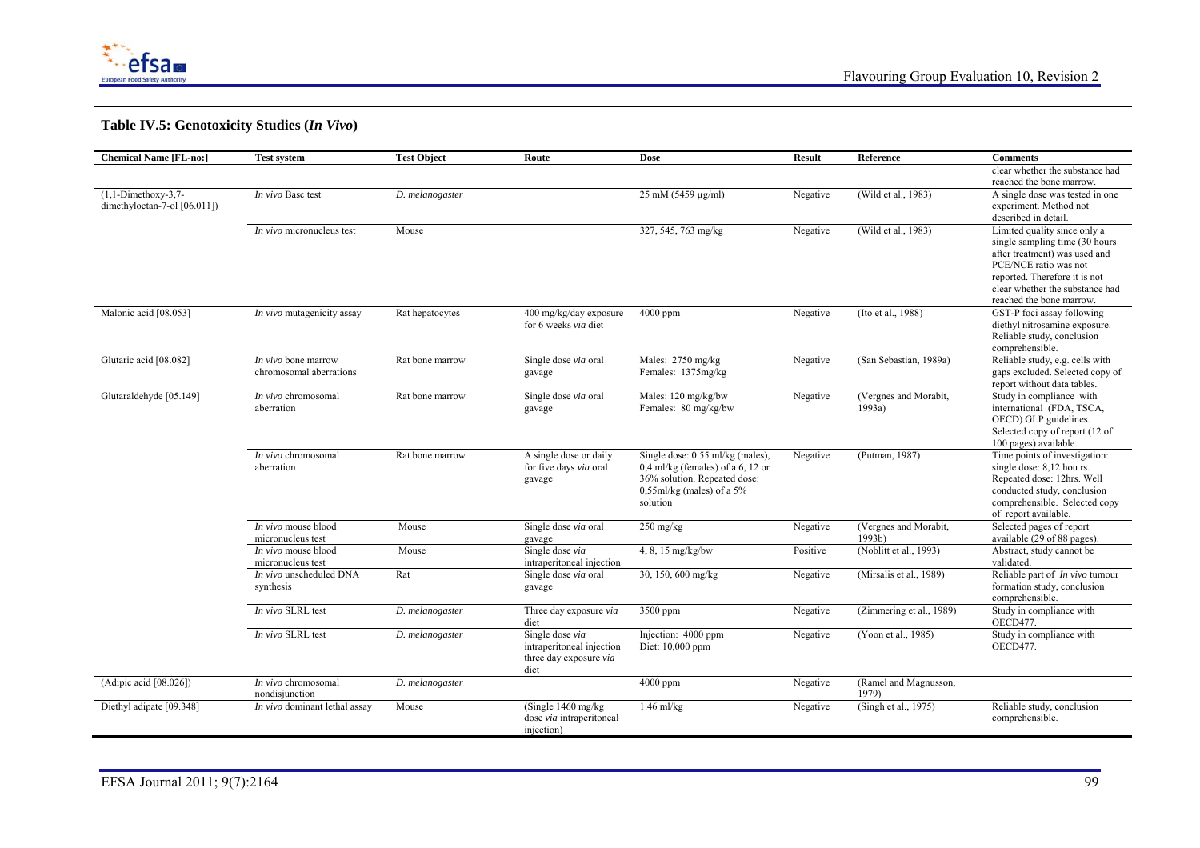### Table IV.5: Genotoxicity Studies (*In Vivo*)

| Chemical Name [FL-no:] | Test system | Test Object | Route | Dose | Result | Reference | Comments |
|---|---|---|---|---|---|---|---|
| | | | | | | | clear whether the substance had reached the bone marrow. |
| (1,1-Dimethoxy-3,7-dimethyloctan-7-ol [06.011]) | *In vivo* Basc test | *D. melanogaster* | | 25 mM (5459 µg/ml) | Negative | (Wild et al., 1983) | A single dose was tested in one experiment. Method not described in detail. |
| | *In vivo* micronucleus test | Mouse | | 327, 545, 763 mg/kg | Negative | (Wild et al., 1983) | Limited quality since only a single sampling time (30 hours after treatment) was used and PCE/NCE ratio was not reported. Therefore it is not clear whether the substance had reached the bone marrow. |
| Malonic acid [08.053] | *In vivo* mutagenicity assay | Rat hepatocytes | 400 mg/kg/day exposure for 6 weeks *via* diet | 4000 ppm | Negative | (Ito et al., 1988) | GST-P foci assay following diethyl nitrosamine exposure. Reliable study, conclusion comprehensible. |
| Glutaric acid [08.082] | *In vivo* bone marrow chromosomal aberrations | Rat bone marrow | Single dose *via* oral gavage | Males: 2750 mg/kg Females: 1375mg/kg | Negative | (San Sebastian, 1989a) | Reliable study, e.g. cells with gaps excluded. Selected copy of report without data tables. |
| Glutaraldehyde [05.149] | *In vivo* chromosomal aberration | Rat bone marrow | Single dose *via* oral gavage | Males: 120 mg/kg/bw Females: 80 mg/kg/bw | Negative | (Vergnes and Morabit, 1993a) | Study in compliance with international (FDA, TSCA, OECD) GLP guidelines. Selected copy of report (12 of 100 pages) available. |
| | *In vivo* chromosomal aberration | Rat bone marrow | A single dose or daily for five days *via* oral gavage | Single dose: 0.55 ml/kg (males), 0,4 ml/kg (females) of a 6, 12 or 36% solution. Repeated dose: 0,55ml/kg (males) of a 5% solution | Negative | (Putman, 1987) | Time points of investigation: single dose: 8,12 hou rs. Repeated dose: 12hrs. Well conducted study, conclusion comprehensible. Selected copy of report available. |
| | *In vivo* mouse blood micronucleus test | Mouse | Single dose *via* oral gavage | 250 mg/kg | Negative | (Vergnes and Morabit, 1993b) | Selected pages of report available (29 of 88 pages). |
| | *In vivo* mouse blood micronucleus test | Mouse | Single dose *via* intraperitoneal injection | 4, 8, 15 mg/kg/bw | Positive | (Noblitt et al., 1993) | Abstract, study cannot be validated. |
| | *In vivo* unscheduled DNA synthesis | Rat | Single dose *via* oral gavage | 30, 150, 600 mg/kg | Negative | (Mirsalis et al., 1989) | Reliable part of *In vivo* tumour formation study, conclusion comprehensible. |
| | *In vivo* SLRL test | *D. melanogaster* | Three day exposure *via* diet | 3500 ppm | Negative | (Zimmering et al., 1989) | Study in compliance with OECD477. |
| | *In vivo* SLRL test | *D. melanogaster* | Single dose *via* intraperitoneal injection three day exposure *via* diet | Injection: 4000 ppm Diet: 10,000 ppm | Negative | (Yoon et al., 1985) | Study in compliance with OECD477. |
| (Adipic acid [08.026]) | *In vivo* chromosomal nondisjunction | *D. melanogaster* | | 4000 ppm | Negative | (Ramel and Magnusson, 1979) | |
| Diethyl adipate [09.348] | *In vivo* dominant lethal assay | Mouse | (Single 1460 mg/kg dose *via* intraperitoneal injection) | 1.46 ml/kg | Negative | (Singh et al., 1975) | Reliable study, conclusion comprehensible. |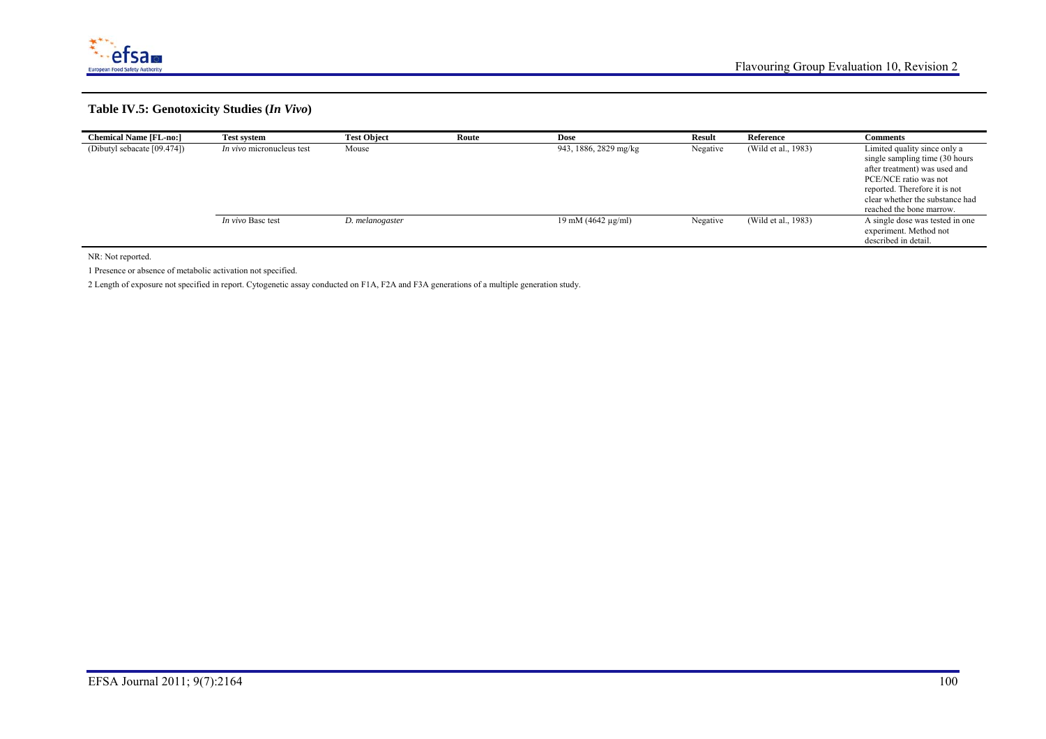### Table IV.5: Genotoxicity Studies (*In Vivo*)

| Chemical Name [FL-no:] | Test system | Test Object | Route | Dose | Result | Reference | Comments |
|---|---|---|---|---|---|---|---|
| (Dibutyl sebacate [09.474]) | *In vivo* micronucleus test | Mouse | | 943, 1886, 2829 mg/kg | Negative | (Wild et al., 1983) | Limited quality since only a single sampling time (30 hours after treatment) was used and PCE/NCE ratio was not reported. Therefore it is not clear whether the substance had reached the bone marrow. |
| | *In vivo* Basc test | *D. melanogaster* | | 19 mM (4642 µg/ml) | Negative | (Wild et al., 1983) | A single dose was tested in one experiment. Method not described in detail. |

NR: Not reported.

1 Presence or absence of metabolic activation not specified.

2 Length of exposure not specified in report. Cytogenetic assay conducted on F1A, F2A and F3A generations of a multiple generation study.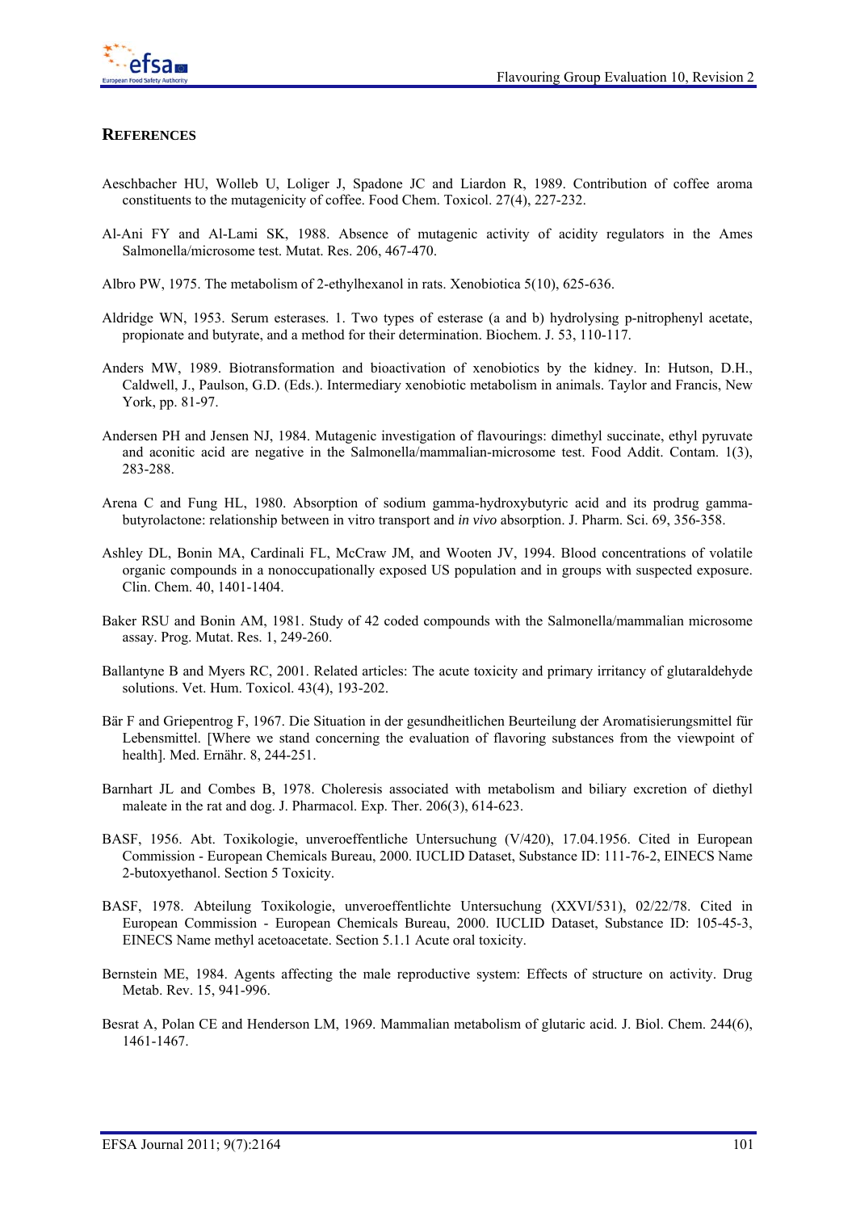## REFERENCES

Aeschbacher HU, Wolleb U, Loliger J, Spadone JC and Liardon R, 1989. Contribution of coffee aroma constituents to the mutagenicity of coffee. Food Chem. Toxicol. 27(4), 227-232.

Al-Ani FY and Al-Lami SK, 1988. Absence of mutagenic activity of acidity regulators in the Ames Salmonella/microsome test. Mutat. Res. 206, 467-470.

Albro PW, 1975. The metabolism of 2-ethylhexanol in rats. Xenobiotica 5(10), 625-636.

Aldridge WN, 1953. Serum esterases. 1. Two types of esterase (a and b) hydrolysing p-nitrophenyl acetate, propionate and butyrate, and a method for their determination. Biochem. J. 53, 110-117.

Anders MW, 1989. Biotransformation and bioactivation of xenobiotics by the kidney. In: Hutson, D.H., Caldwell, J., Paulson, G.D. (Eds.). Intermediary xenobiotic metabolism in animals. Taylor and Francis, New York, pp. 81-97.

Andersen PH and Jensen NJ, 1984. Mutagenic investigation of flavourings: dimethyl succinate, ethyl pyruvate and aconitic acid are negative in the Salmonella/mammalian-microsome test. Food Addit. Contam. 1(3), 283-288.

Arena C and Fung HL, 1980. Absorption of sodium gamma-hydroxybutyric acid and its prodrug gamma-butyrolactone: relationship between in vitro transport and *in vivo* absorption. J. Pharm. Sci. 69, 356-358.

Ashley DL, Bonin MA, Cardinali FL, McCraw JM, and Wooten JV, 1994. Blood concentrations of volatile organic compounds in a nonoccupationally exposed US population and in groups with suspected exposure. Clin. Chem. 40, 1401-1404.

Baker RSU and Bonin AM, 1981. Study of 42 coded compounds with the Salmonella/mammalian microsome assay. Prog. Mutat. Res. 1, 249-260.

Ballantyne B and Myers RC, 2001. Related articles: The acute toxicity and primary irritancy of glutaraldehyde solutions. Vet. Hum. Toxicol. 43(4), 193-202.

Bär F and Griepentrog F, 1967. Die Situation in der gesundheitlichen Beurteilung der Aromatisierungsmittel für Lebensmittel. [Where we stand concerning the evaluation of flavoring substances from the viewpoint of health]. Med. Ernähr. 8, 244-251.

Barnhart JL and Combes B, 1978. Choleresis associated with metabolism and biliary excretion of diethyl maleate in the rat and dog. J. Pharmacol. Exp. Ther. 206(3), 614-623.

BASF, 1956. Abt. Toxikologie, unveroeffentliche Untersuchung (V/420), 17.04.1956. Cited in European Commission - European Chemicals Bureau, 2000. IUCLID Dataset, Substance ID: 111-76-2, EINECS Name 2-butoxyethanol. Section 5 Toxicity.

BASF, 1978. Abteilung Toxikologie, unveroeffentlichte Untersuchung (XXVI/531), 02/22/78. Cited in European Commission - European Chemicals Bureau, 2000. IUCLID Dataset, Substance ID: 105-45-3, EINECS Name methyl acetoacetate. Section 5.1.1 Acute oral toxicity.

Bernstein ME, 1984. Agents affecting the male reproductive system: Effects of structure on activity. Drug Metab. Rev. 15, 941-996.

Besrat A, Polan CE and Henderson LM, 1969. Mammalian metabolism of glutaric acid. J. Biol. Chem. 244(6), 1461-1467.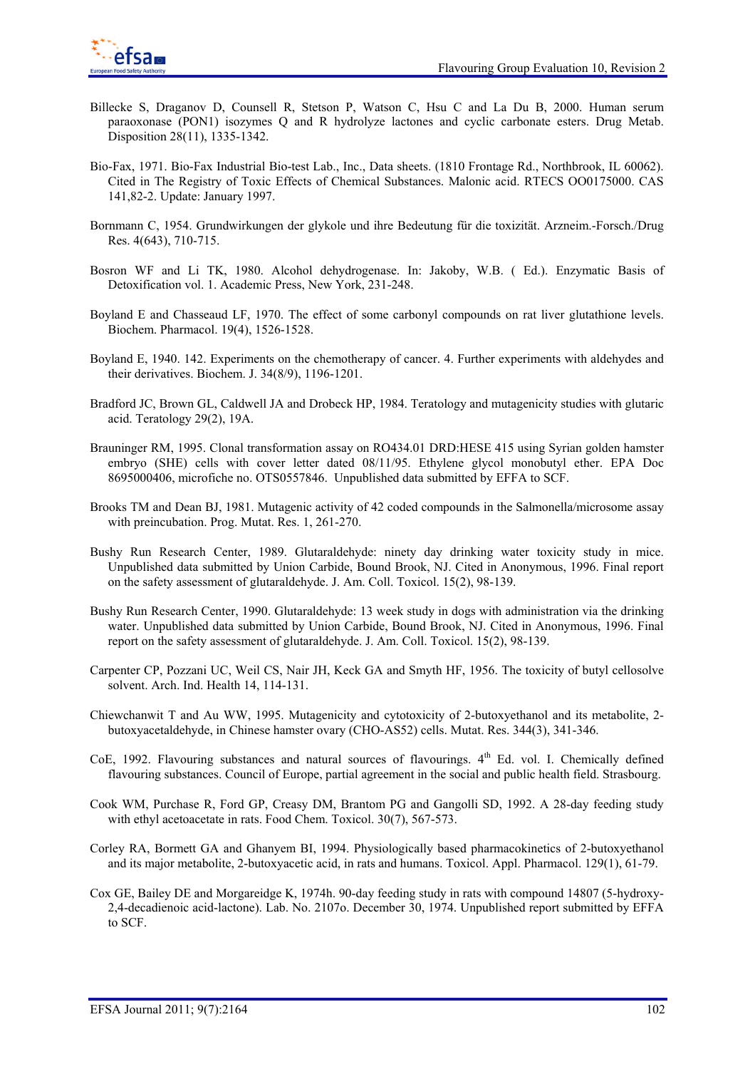Billecke S, Draganov D, Counsell R, Stetson P, Watson C, Hsu C and La Du B, 2000. Human serum paraoxonase (PON1) isozymes Q and R hydrolyze lactones and cyclic carbonate esters. Drug Metab. Disposition 28(11), 1335-1342.

Bio-Fax, 1971. Bio-Fax Industrial Bio-test Lab., Inc., Data sheets. (1810 Frontage Rd., Northbrook, IL 60062). Cited in The Registry of Toxic Effects of Chemical Substances. Malonic acid. RTECS OO0175000. CAS 141,82-2. Update: January 1997.

Bornmann C, 1954. Grundwirkungen der glykole und ihre Bedeutung für die toxizität. Arzneim.-Forsch./Drug Res. 4(643), 710-715.

Bosron WF and Li TK, 1980. Alcohol dehydrogenase. In: Jakoby, W.B. ( Ed.). Enzymatic Basis of Detoxification vol. 1. Academic Press, New York, 231-248.

Boyland E and Chasseaud LF, 1970. The effect of some carbonyl compounds on rat liver glutathione levels. Biochem. Pharmacol. 19(4), 1526-1528.

Boyland E, 1940. 142. Experiments on the chemotherapy of cancer. 4. Further experiments with aldehydes and their derivatives. Biochem. J. 34(8/9), 1196-1201.

Bradford JC, Brown GL, Caldwell JA and Drobeck HP, 1984. Teratology and mutagenicity studies with glutaric acid. Teratology 29(2), 19A.

Brauninger RM, 1995. Clonal transformation assay on RO434.01 DRD:HESE 415 using Syrian golden hamster embryo (SHE) cells with cover letter dated 08/11/95. Ethylene glycol monobutyl ether. EPA Doc 8695000406, microfiche no. OTS0557846. Unpublished data submitted by EFFA to SCF.

Brooks TM and Dean BJ, 1981. Mutagenic activity of 42 coded compounds in the Salmonella/microsome assay with preincubation. Prog. Mutat. Res. 1, 261-270.

Bushy Run Research Center, 1989. Glutaraldehyde: ninety day drinking water toxicity study in mice. Unpublished data submitted by Union Carbide, Bound Brook, NJ. Cited in Anonymous, 1996. Final report on the safety assessment of glutaraldehyde. J. Am. Coll. Toxicol. 15(2), 98-139.

Bushy Run Research Center, 1990. Glutaraldehyde: 13 week study in dogs with administration via the drinking water. Unpublished data submitted by Union Carbide, Bound Brook, NJ. Cited in Anonymous, 1996. Final report on the safety assessment of glutaraldehyde. J. Am. Coll. Toxicol. 15(2), 98-139.

Carpenter CP, Pozzani UC, Weil CS, Nair JH, Keck GA and Smyth HF, 1956. The toxicity of butyl cellosolve solvent. Arch. Ind. Health 14, 114-131.

Chiewchanwit T and Au WW, 1995. Mutagenicity and cytotoxicity of 2-butoxyethanol and its metabolite, 2-butoxyacetaldehyde, in Chinese hamster ovary (CHO-AS52) cells. Mutat. Res. 344(3), 341-346.

CoE, 1992. Flavouring substances and natural sources of flavourings. 4th Ed. vol. I. Chemically defined flavouring substances. Council of Europe, partial agreement in the social and public health field. Strasbourg.

Cook WM, Purchase R, Ford GP, Creasy DM, Brantom PG and Gangolli SD, 1992. A 28-day feeding study with ethyl acetoacetate in rats. Food Chem. Toxicol. 30(7), 567-573.

Corley RA, Bormett GA and Ghanyem BI, 1994. Physiologically based pharmacokinetics of 2-butoxyethanol and its major metabolite, 2-butoxyacetic acid, in rats and humans. Toxicol. Appl. Pharmacol. 129(1), 61-79.

Cox GE, Bailey DE and Morgareidge K, 1974h. 90-day feeding study in rats with compound 14807 (5-hydroxy-2,4-decadienoic acid-lactone). Lab. No. 2107o. December 30, 1974. Unpublished report submitted by EFFA to SCF.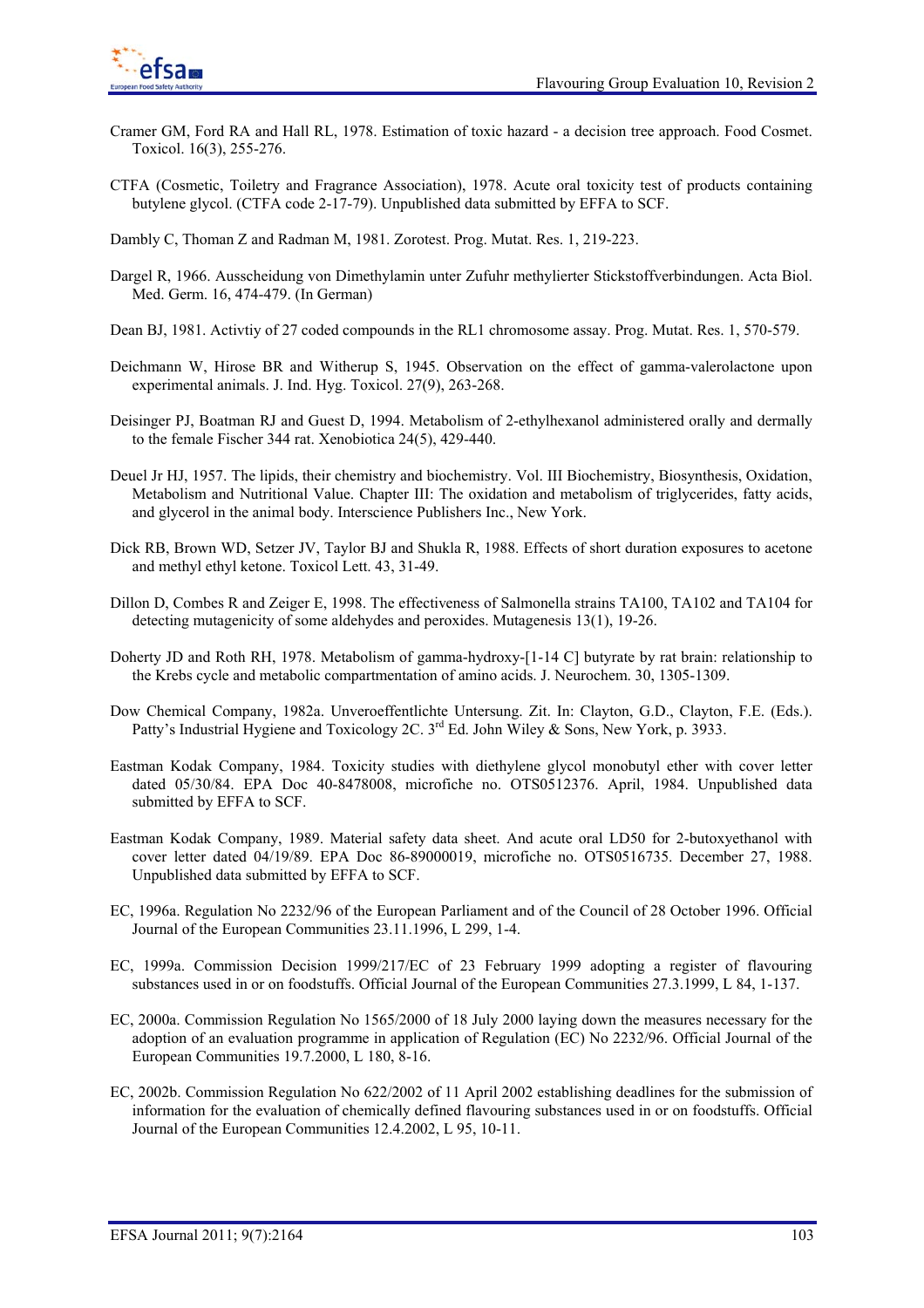Cramer GM, Ford RA and Hall RL, 1978. Estimation of toxic hazard - a decision tree approach. Food Cosmet. Toxicol. 16(3), 255-276.

CTFA (Cosmetic, Toiletry and Fragrance Association), 1978. Acute oral toxicity test of products containing butylene glycol. (CTFA code 2-17-79). Unpublished data submitted by EFFA to SCF.

Dambly C, Thoman Z and Radman M, 1981. Zorotest. Prog. Mutat. Res. 1, 219-223.

Dargel R, 1966. Ausscheidung von Dimethylamin unter Zufuhr methylierter Stickstoffverbindungen. Acta Biol. Med. Germ. 16, 474-479. (In German)

Dean BJ, 1981. Activtiy of 27 coded compounds in the RL1 chromosome assay. Prog. Mutat. Res. 1, 570-579.

Deichmann W, Hirose BR and Witherup S, 1945. Observation on the effect of gamma-valerolactone upon experimental animals. J. Ind. Hyg. Toxicol. 27(9), 263-268.

Deisinger PJ, Boatman RJ and Guest D, 1994. Metabolism of 2-ethylhexanol administered orally and dermally to the female Fischer 344 rat. Xenobiotica 24(5), 429-440.

Deuel Jr HJ, 1957. The lipids, their chemistry and biochemistry. Vol. III Biochemistry, Biosynthesis, Oxidation, Metabolism and Nutritional Value. Chapter III: The oxidation and metabolism of triglycerides, fatty acids, and glycerol in the animal body. Interscience Publishers Inc., New York.

Dick RB, Brown WD, Setzer JV, Taylor BJ and Shukla R, 1988. Effects of short duration exposures to acetone and methyl ethyl ketone. Toxicol Lett. 43, 31-49.

Dillon D, Combes R and Zeiger E, 1998. The effectiveness of Salmonella strains TA100, TA102 and TA104 for detecting mutagenicity of some aldehydes and peroxides. Mutagenesis 13(1), 19-26.

Doherty JD and Roth RH, 1978. Metabolism of gamma-hydroxy-[1-14 C] butyrate by rat brain: relationship to the Krebs cycle and metabolic compartmentation of amino acids. J. Neurochem. 30, 1305-1309.

Dow Chemical Company, 1982a. Unveroeffentlichte Untersung. Zit. In: Clayton, G.D., Clayton, F.E. (Eds.). Patty's Industrial Hygiene and Toxicology 2C. 3rd Ed. John Wiley & Sons, New York, p. 3933.

Eastman Kodak Company, 1984. Toxicity studies with diethylene glycol monobutyl ether with cover letter dated 05/30/84. EPA Doc 40-8478008, microfiche no. OTS0512376. April, 1984. Unpublished data submitted by EFFA to SCF.

Eastman Kodak Company, 1989. Material safety data sheet. And acute oral LD50 for 2-butoxyethanol with cover letter dated 04/19/89. EPA Doc 86-89000019, microfiche no. OTS0516735. December 27, 1988. Unpublished data submitted by EFFA to SCF.

EC, 1996a. Regulation No 2232/96 of the European Parliament and of the Council of 28 October 1996. Official Journal of the European Communities 23.11.1996, L 299, 1-4.

EC, 1999a. Commission Decision 1999/217/EC of 23 February 1999 adopting a register of flavouring substances used in or on foodstuffs. Official Journal of the European Communities 27.3.1999, L 84, 1-137.

EC, 2000a. Commission Regulation No 1565/2000 of 18 July 2000 laying down the measures necessary for the adoption of an evaluation programme in application of Regulation (EC) No 2232/96. Official Journal of the European Communities 19.7.2000, L 180, 8-16.

EC, 2002b. Commission Regulation No 622/2002 of 11 April 2002 establishing deadlines for the submission of information for the evaluation of chemically defined flavouring substances used in or on foodstuffs. Official Journal of the European Communities 12.4.2002, L 95, 10-11.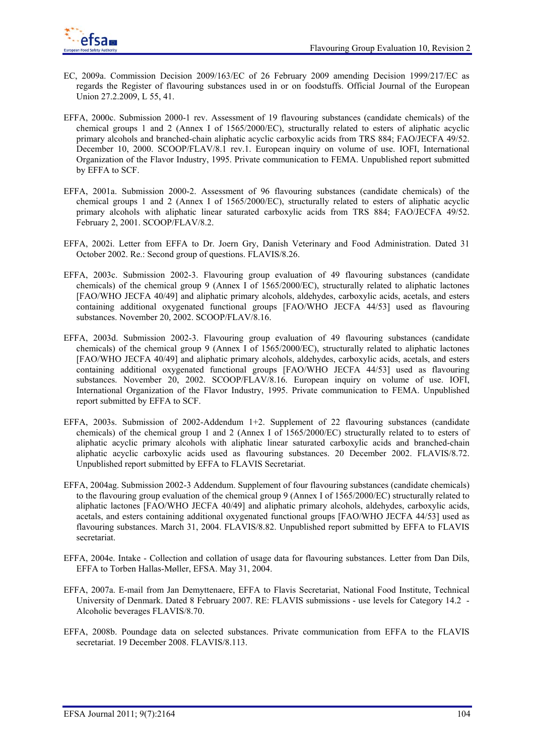EC, 2009a. Commission Decision 2009/163/EC of 26 February 2009 amending Decision 1999/217/EC as regards the Register of flavouring substances used in or on foodstuffs. Official Journal of the European Union 27.2.2009, L 55, 41.

EFFA, 2000c. Submission 2000-1 rev. Assessment of 19 flavouring substances (candidate chemicals) of the chemical groups 1 and 2 (Annex I of 1565/2000/EC), structurally related to esters of aliphatic acyclic primary alcohols and branched-chain aliphatic acyclic carboxylic acids from TRS 884; FAO/JECFA 49/52. December 10, 2000. SCOOP/FLAV/8.1 rev.1. European inquiry on volume of use. IOFI, International Organization of the Flavor Industry, 1995. Private communication to FEMA. Unpublished report submitted by EFFA to SCF.

EFFA, 2001a. Submission 2000-2. Assessment of 96 flavouring substances (candidate chemicals) of the chemical groups 1 and 2 (Annex I of 1565/2000/EC), structurally related to esters of aliphatic acyclic primary alcohols with aliphatic linear saturated carboxylic acids from TRS 884; FAO/JECFA 49/52. February 2, 2001. SCOOP/FLAV/8.2.

EFFA, 2002i. Letter from EFFA to Dr. Joern Gry, Danish Veterinary and Food Administration. Dated 31 October 2002. Re.: Second group of questions. FLAVIS/8.26.

EFFA, 2003c. Submission 2002-3. Flavouring group evaluation of 49 flavouring substances (candidate chemicals) of the chemical group 9 (Annex I of 1565/2000/EC), structurally related to aliphatic lactones [FAO/WHO JECFA 40/49] and aliphatic primary alcohols, aldehydes, carboxylic acids, acetals, and esters containing additional oxygenated functional groups [FAO/WHO JECFA 44/53] used as flavouring substances. November 20, 2002. SCOOP/FLAV/8.16.

EFFA, 2003d. Submission 2002-3. Flavouring group evaluation of 49 flavouring substances (candidate chemicals) of the chemical group 9 (Annex I of 1565/2000/EC), structurally related to aliphatic lactones [FAO/WHO JECFA 40/49] and aliphatic primary alcohols, aldehydes, carboxylic acids, acetals, and esters containing additional oxygenated functional groups [FAO/WHO JECFA 44/53] used as flavouring substances. November 20, 2002. SCOOP/FLAV/8.16. European inquiry on volume of use. IOFI, International Organization of the Flavor Industry, 1995. Private communication to FEMA. Unpublished report submitted by EFFA to SCF.

EFFA, 2003s. Submission of 2002-Addendum 1+2. Supplement of 22 flavouring substances (candidate chemicals) of the chemical group 1 and 2 (Annex I of 1565/2000/EC) structurally related to to esters of aliphatic acyclic primary alcohols with aliphatic linear saturated carboxylic acids and branched-chain aliphatic acyclic carboxylic acids used as flavouring substances. 20 December 2002. FLAVIS/8.72. Unpublished report submitted by EFFA to FLAVIS Secretariat.

EFFA, 2004ag. Submission 2002-3 Addendum. Supplement of four flavouring substances (candidate chemicals) to the flavouring group evaluation of the chemical group 9 (Annex I of 1565/2000/EC) structurally related to aliphatic lactones [FAO/WHO JECFA 40/49] and aliphatic primary alcohols, aldehydes, carboxylic acids, acetals, and esters containing additional oxygenated functional groups [FAO/WHO JECFA 44/53] used as flavouring substances. March 31, 2004. FLAVIS/8.82. Unpublished report submitted by EFFA to FLAVIS secretariat.

EFFA, 2004e. Intake - Collection and collation of usage data for flavouring substances. Letter from Dan Dils, EFFA to Torben Hallas-Møller, EFSA. May 31, 2004.

EFFA, 2007a. E-mail from Jan Demyttenaere, EFFA to Flavis Secretariat, National Food Institute, Technical University of Denmark. Dated 8 February 2007. RE: FLAVIS submissions - use levels for Category 14.2 - Alcoholic beverages FLAVIS/8.70.

EFFA, 2008b. Poundage data on selected substances. Private communication from EFFA to the FLAVIS secretariat. 19 December 2008. FLAVIS/8.113.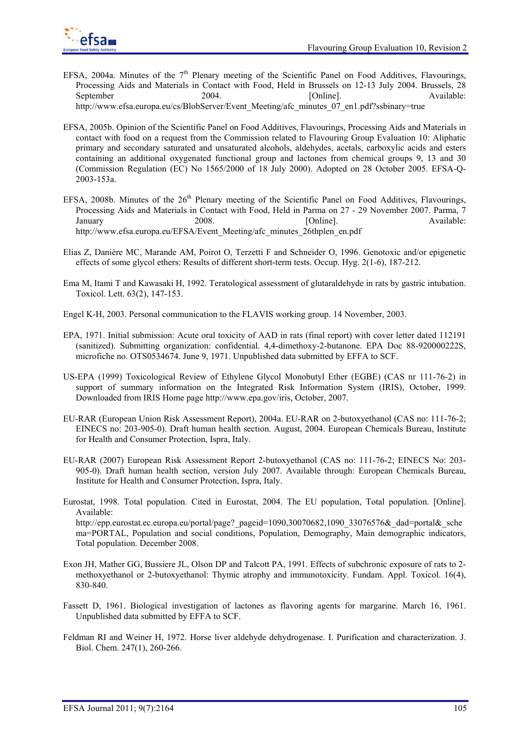EFSA, 2004a. Minutes of the 7th Plenary meeting of the Scientific Panel on Food Additives, Flavourings, Processing Aids and Materials in Contact with Food, Held in Brussels on 12-13 July 2004. Brussels, 28 September 2004. [Online]. Available: http://www.efsa.europa.eu/cs/BlobServer/Event_Meeting/afc_minutes_07_en1.pdf?ssbinary=true

EFSA, 2005b. Opinion of the Scientific Panel on Food Additives, Flavourings, Processing Aids and Materials in contact with food on a request from the Commission related to Flavouring Group Evaluation 10: Aliphatic primary and secondary saturated and unsaturated alcohols, aldehydes, acetals, carboxylic acids and esters containing an additional oxygenated functional group and lactones from chemical groups 9, 13 and 30 (Commission Regulation (EC) No 1565/2000 of 18 July 2000). Adopted on 28 October 2005. EFSA-Q-2003-153a.

EFSA, 2008b. Minutes of the 26th Plenary meeting of the Scientific Panel on Food Additives, Flavourings, Processing Aids and Materials in Contact with Food, Held in Parma on 27 - 29 November 2007. Parma, 7 January 2008. [Online]. Available: http://www.efsa.europa.eu/EFSA/Event_Meeting/afc_minutes_26thplen_en.pdf

Elias Z, Danière MC, Marande AM, Poirot O, Terzetti F and Schneider O, 1996. Genotoxic and/or epigenetic effects of some glycol ethers: Results of different short-term tests. Occup. Hyg. 2(1-6), 187-212.

Ema M, Itami T and Kawasaki H, 1992. Teratological assessment of glutaraldehyde in rats by gastric intubation. Toxicol. Lett. 63(2), 147-153.

Engel K-H, 2003. Personal communication to the FLAVIS working group. 14 November, 2003.

EPA, 1971. Initial submission: Acute oral toxicity of AAD in rats (final report) with cover letter dated 112191 (sanitized). Submitting organization: confidential. 4,4-dimethoxy-2-butanone. EPA Doc 88-920000222S, microfiche no. OTS0534674. June 9, 1971. Unpublished data submitted by EFFA to SCF.

US-EPA (1999) Toxicological Review of Ethylene Glycol Monobutyl Ether (EGBE) (CAS nr 111-76-2) in support of summary information on the Integrated Risk Information System (IRIS), October, 1999. Downloaded from IRIS Home page http://www.epa.gov/iris, October, 2007.

EU-RAR (European Union Risk Assessment Report), 2004a. EU-RAR on 2-butoxyethanol (CAS no: 111-76-2; EINECS no: 203-905-0). Draft human health section. August, 2004. European Chemicals Bureau, Institute for Health and Consumer Protection, Ispra, Italy.

EU-RAR (2007) European Risk Assessment Report 2-butoxyethanol (CAS no: 111-76-2; EINECS No: 203-905-0). Draft human health section, version July 2007. Available through: European Chemicals Bureau, Institute for Health and Consumer Protection, Ispra, Italy.

Eurostat, 1998. Total population. Cited in Eurostat, 2004. The EU population, Total population. [Online]. Available: http://epp.eurostat.ec.europa.eu/portal/page?_pageid=1090,30070682,1090_33076576&_dad=portal&_schema=PORTAL, Population and social conditions, Population, Demography, Main demographic indicators, Total population. December 2008.

Exon JH, Mather GG, Bussiere JL, Olson DP and Talcott PA, 1991. Effects of subchronic exposure of rats to 2-methoxyethanol or 2-butoxyethanol: Thymic atrophy and immunotoxicity. Fundam. Appl. Toxicol. 16(4), 830-840.

Fassett D, 1961. Biological investigation of lactones as flavoring agents for margarine. March 16, 1961. Unpublished data submitted by EFFA to SCF.

Feldman RI and Weiner H, 1972. Horse liver aldehyde dehydrogenase. I. Purification and characterization. J. Biol. Chem. 247(1), 260-266.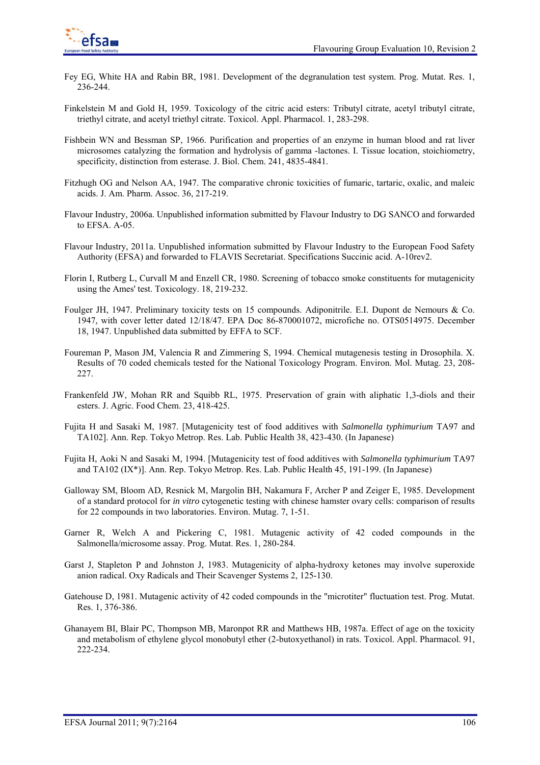Fey EG, White HA and Rabin BR, 1981. Development of the degranulation test system. Prog. Mutat. Res. 1, 236-244.

Finkelstein M and Gold H, 1959. Toxicology of the citric acid esters: Tributyl citrate, acetyl tributyl citrate, triethyl citrate, and acetyl triethyl citrate. Toxicol. Appl. Pharmacol. 1, 283-298.

Fishbein WN and Bessman SP, 1966. Purification and properties of an enzyme in human blood and rat liver microsomes catalyzing the formation and hydrolysis of gamma -lactones. I. Tissue location, stoichiometry, specificity, distinction from esterase. J. Biol. Chem. 241, 4835-4841.

Fitzhugh OG and Nelson AA, 1947. The comparative chronic toxicities of fumaric, tartaric, oxalic, and maleic acids. J. Am. Pharm. Assoc. 36, 217-219.

Flavour Industry, 2006a. Unpublished information submitted by Flavour Industry to DG SANCO and forwarded to EFSA. A-05.

Flavour Industry, 2011a. Unpublished information submitted by Flavour Industry to the European Food Safety Authority (EFSA) and forwarded to FLAVIS Secretariat. Specifications Succinic acid. A-10rev2.

Florin I, Rutberg L, Curvall M and Enzell CR, 1980. Screening of tobacco smoke constituents for mutagenicity using the Ames' test. Toxicology. 18, 219-232.

Foulger JH, 1947. Preliminary toxicity tests on 15 compounds. Adiponitrile. E.I. Dupont de Nemours & Co. 1947, with cover letter dated 12/18/47. EPA Doc 86-870001072, microfiche no. OTS0514975. December 18, 1947. Unpublished data submitted by EFFA to SCF.

Foureman P, Mason JM, Valencia R and Zimmering S, 1994. Chemical mutagenesis testing in Drosophila. X. Results of 70 coded chemicals tested for the National Toxicology Program. Environ. Mol. Mutag. 23, 208-227.

Frankenfeld JW, Mohan RR and Squibb RL, 1975. Preservation of grain with aliphatic 1,3-diols and their esters. J. Agric. Food Chem. 23, 418-425.

Fujita H and Sasaki M, 1987. [Mutagenicity test of food additives with *Salmonella typhimurium* TA97 and TA102]. Ann. Rep. Tokyo Metrop. Res. Lab. Public Health 38, 423-430. (In Japanese)

Fujita H, Aoki N and Sasaki M, 1994. [Mutagenicity test of food additives with *Salmonella typhimurium* TA97 and TA102 (IX*)]. Ann. Rep. Tokyo Metrop. Res. Lab. Public Health 45, 191-199. (In Japanese)

Galloway SM, Bloom AD, Resnick M, Margolin BH, Nakamura F, Archer P and Zeiger E, 1985. Development of a standard protocol for *in vitro* cytogenetic testing with chinese hamster ovary cells: comparison of results for 22 compounds in two laboratories. Environ. Mutag. 7, 1-51.

Garner R, Welch A and Pickering C, 1981. Mutagenic activity of 42 coded compounds in the Salmonella/microsome assay. Prog. Mutat. Res. 1, 280-284.

Garst J, Stapleton P and Johnston J, 1983. Mutagenicity of alpha-hydroxy ketones may involve superoxide anion radical. Oxy Radicals and Their Scavenger Systems 2, 125-130.

Gatehouse D, 1981. Mutagenic activity of 42 coded compounds in the "microtiter" fluctuation test. Prog. Mutat. Res. 1, 376-386.

Ghanayem BI, Blair PC, Thompson MB, Maronpot RR and Matthews HB, 1987a. Effect of age on the toxicity and metabolism of ethylene glycol monobutyl ether (2-butoxyethanol) in rats. Toxicol. Appl. Pharmacol. 91, 222-234.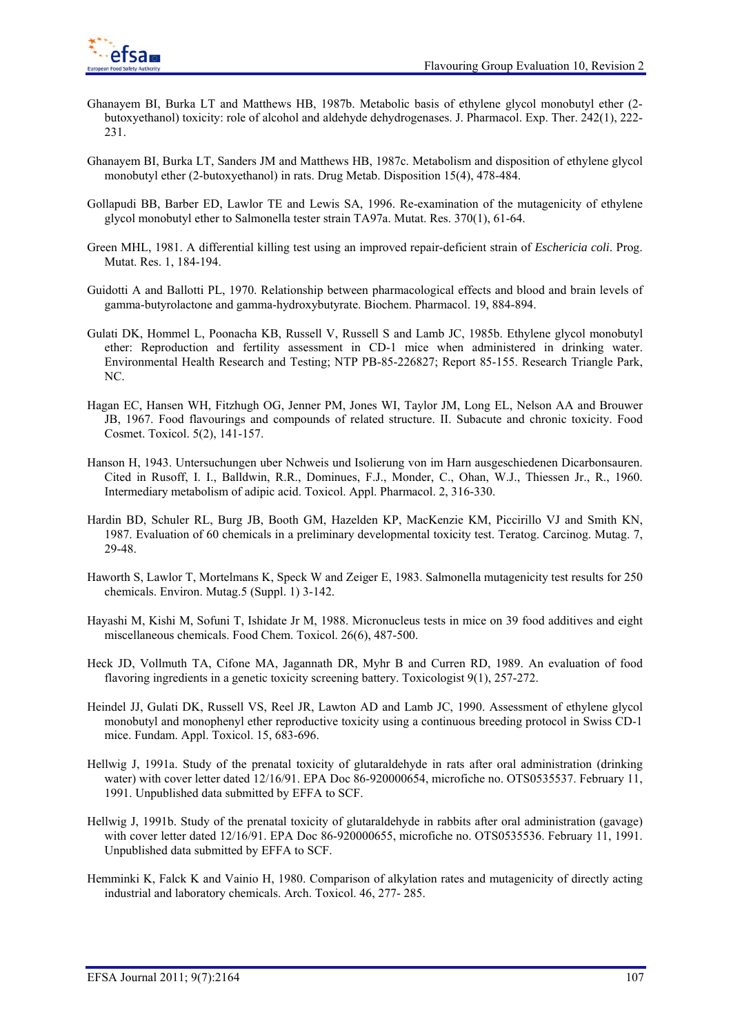Ghanayem BI, Burka LT and Matthews HB, 1987b. Metabolic basis of ethylene glycol monobutyl ether (2-butoxyethanol) toxicity: role of alcohol and aldehyde dehydrogenases. J. Pharmacol. Exp. Ther. 242(1), 222-231.

Ghanayem BI, Burka LT, Sanders JM and Matthews HB, 1987c. Metabolism and disposition of ethylene glycol monobutyl ether (2-butoxyethanol) in rats. Drug Metab. Disposition 15(4), 478-484.

Gollapudi BB, Barber ED, Lawlor TE and Lewis SA, 1996. Re-examination of the mutagenicity of ethylene glycol monobutyl ether to Salmonella tester strain TA97a. Mutat. Res. 370(1), 61-64.

Green MHL, 1981. A differential killing test using an improved repair-deficient strain of *Eschericia coli*. Prog. Mutat. Res. 1, 184-194.

Guidotti A and Ballotti PL, 1970. Relationship between pharmacological effects and blood and brain levels of gamma-butyrolactone and gamma-hydroxybutyrate. Biochem. Pharmacol. 19, 884-894.

Gulati DK, Hommel L, Poonacha KB, Russell V, Russell S and Lamb JC, 1985b. Ethylene glycol monobutyl ether: Reproduction and fertility assessment in CD-1 mice when administered in drinking water. Environmental Health Research and Testing; NTP PB-85-226827; Report 85-155. Research Triangle Park, NC.

Hagan EC, Hansen WH, Fitzhugh OG, Jenner PM, Jones WI, Taylor JM, Long EL, Nelson AA and Brouwer JB, 1967. Food flavourings and compounds of related structure. II. Subacute and chronic toxicity. Food Cosmet. Toxicol. 5(2), 141-157.

Hanson H, 1943. Untersuchungen uber Nchweis und Isolierung von im Harn ausgeschiedenen Dicarbonsauren. Cited in Rusoff, I. I., Balldwin, R.R., Dominues, F.J., Monder, C., Ohan, W.J., Thiessen Jr., R., 1960. Intermediary metabolism of adipic acid. Toxicol. Appl. Pharmacol. 2, 316-330.

Hardin BD, Schuler RL, Burg JB, Booth GM, Hazelden KP, MacKenzie KM, Piccirillo VJ and Smith KN, 1987. Evaluation of 60 chemicals in a preliminary developmental toxicity test. Teratog. Carcinog. Mutag. 7, 29-48.

Haworth S, Lawlor T, Mortelmans K, Speck W and Zeiger E, 1983. Salmonella mutagenicity test results for 250 chemicals. Environ. Mutag.5 (Suppl. 1) 3-142.

Hayashi M, Kishi M, Sofuni T, Ishidate Jr M, 1988. Micronucleus tests in mice on 39 food additives and eight miscellaneous chemicals. Food Chem. Toxicol. 26(6), 487-500.

Heck JD, Vollmuth TA, Cifone MA, Jagannath DR, Myhr B and Curren RD, 1989. An evaluation of food flavoring ingredients in a genetic toxicity screening battery. Toxicologist 9(1), 257-272.

Heindel JJ, Gulati DK, Russell VS, Reel JR, Lawton AD and Lamb JC, 1990. Assessment of ethylene glycol monobutyl and monophenyl ether reproductive toxicity using a continuous breeding protocol in Swiss CD-1 mice. Fundam. Appl. Toxicol. 15, 683-696.

Hellwig J, 1991a. Study of the prenatal toxicity of glutaraldehyde in rats after oral administration (drinking water) with cover letter dated 12/16/91. EPA Doc 86-920000654, microfiche no. OTS0535537. February 11, 1991. Unpublished data submitted by EFFA to SCF.

Hellwig J, 1991b. Study of the prenatal toxicity of glutaraldehyde in rabbits after oral administration (gavage) with cover letter dated 12/16/91. EPA Doc 86-920000655, microfiche no. OTS0535536. February 11, 1991. Unpublished data submitted by EFFA to SCF.

Hemminki K, Falck K and Vainio H, 1980. Comparison of alkylation rates and mutagenicity of directly acting industrial and laboratory chemicals. Arch. Toxicol. 46, 277- 285.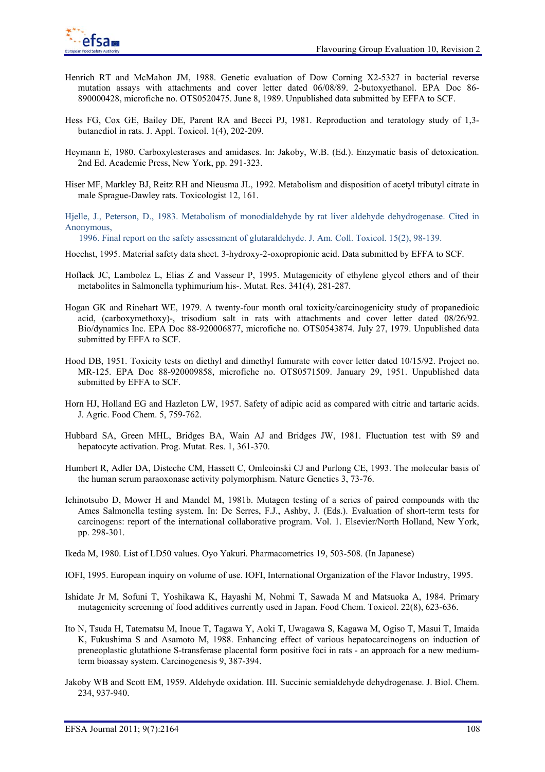Henrich RT and McMahon JM, 1988. Genetic evaluation of Dow Corning X2-5327 in bacterial reverse mutation assays with attachments and cover letter dated 06/08/89. 2-butoxyethanol. EPA Doc 86-890000428, microfiche no. OTS0520475. June 8, 1989. Unpublished data submitted by EFFA to SCF.

Hess FG, Cox GE, Bailey DE, Parent RA and Becci PJ, 1981. Reproduction and teratology study of 1,3-butanediol in rats. J. Appl. Toxicol. 1(4), 202-209.

Heymann E, 1980. Carboxylesterases and amidases. In: Jakoby, W.B. (Ed.). Enzymatic basis of detoxication. 2nd Ed. Academic Press, New York, pp. 291-323.

Hiser MF, Markley BJ, Reitz RH and Nieusma JL, 1992. Metabolism and disposition of acetyl tributyl citrate in male Sprague-Dawley rats. Toxicologist 12, 161.

Hjelle, J., Peterson, D., 1983. Metabolism of monodialdehyde by rat liver aldehyde dehydrogenase. Cited in Anonymous,
1996. Final report on the safety assessment of glutaraldehyde. J. Am. Coll. Toxicol. 15(2), 98-139.

Hoechst, 1995. Material safety data sheet. 3-hydroxy-2-oxopropionic acid. Data submitted by EFFA to SCF.

Hoflack JC, Lambolez L, Elias Z and Vasseur P, 1995. Mutagenicity of ethylene glycol ethers and of their metabolites in Salmonella typhimurium his-. Mutat. Res. 341(4), 281-287.

Hogan GK and Rinehart WE, 1979. A twenty-four month oral toxicity/carcinogenicity study of propanedioic acid, (carboxymethoxy)-, trisodium salt in rats with attachments and cover letter dated 08/26/92. Bio/dynamics Inc. EPA Doc 88-920006877, microfiche no. OTS0543874. July 27, 1979. Unpublished data submitted by EFFA to SCF.

Hood DB, 1951. Toxicity tests on diethyl and dimethyl fumurate with cover letter dated 10/15/92. Project no. MR-125. EPA Doc 88-920009858, microfiche no. OTS0571509. January 29, 1951. Unpublished data submitted by EFFA to SCF.

Horn HJ, Holland EG and Hazleton LW, 1957. Safety of adipic acid as compared with citric and tartaric acids. J. Agric. Food Chem. 5, 759-762.

Hubbard SA, Green MHL, Bridges BA, Wain AJ and Bridges JW, 1981. Fluctuation test with S9 and hepatocyte activation. Prog. Mutat. Res. 1, 361-370.

Humbert R, Adler DA, Disteche CM, Hassett C, Omleoinski CJ and Purlong CE, 1993. The molecular basis of the human serum paraoxonase activity polymorphism. Nature Genetics 3, 73-76.

Ichinotsubo D, Mower H and Mandel M, 1981b. Mutagen testing of a series of paired compounds with the Ames Salmonella testing system. In: De Serres, F.J., Ashby, J. (Eds.). Evaluation of short-term tests for carcinogens: report of the international collaborative program. Vol. 1. Elsevier/North Holland, New York, pp. 298-301.

Ikeda M, 1980. List of LD50 values. Oyo Yakuri. Pharmacometrics 19, 503-508. (In Japanese)

IOFI, 1995. European inquiry on volume of use. IOFI, International Organization of the Flavor Industry, 1995.

Ishidate Jr M, Sofuni T, Yoshikawa K, Hayashi M, Nohmi T, Sawada M and Matsuoka A, 1984. Primary mutagenicity screening of food additives currently used in Japan. Food Chem. Toxicol. 22(8), 623-636.

Ito N, Tsuda H, Tatematsu M, Inoue T, Tagawa Y, Aoki T, Uwagawa S, Kagawa M, Ogiso T, Masui T, Imaida K, Fukushima S and Asamoto M, 1988. Enhancing effect of various hepatocarcinogens on induction of preneoplastic glutathione S-transferase placental form positive foci in rats - an approach for a new medium-term bioassay system. Carcinogenesis 9, 387-394.

Jakoby WB and Scott EM, 1959. Aldehyde oxidation. III. Succinic semialdehyde dehydrogenase. J. Biol. Chem. 234, 937-940.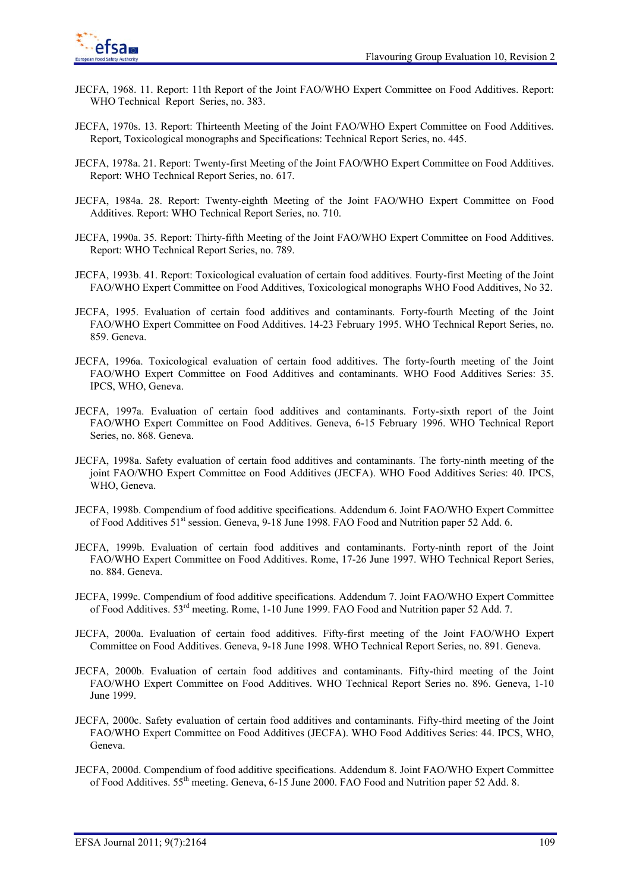JECFA, 1968. 11. Report: 11th Report of the Joint FAO/WHO Expert Committee on Food Additives. Report: WHO Technical Report Series, no. 383.

JECFA, 1970s. 13. Report: Thirteenth Meeting of the Joint FAO/WHO Expert Committee on Food Additives. Report, Toxicological monographs and Specifications: Technical Report Series, no. 445.

JECFA, 1978a. 21. Report: Twenty-first Meeting of the Joint FAO/WHO Expert Committee on Food Additives. Report: WHO Technical Report Series, no. 617.

JECFA, 1984a. 28. Report: Twenty-eighth Meeting of the Joint FAO/WHO Expert Committee on Food Additives. Report: WHO Technical Report Series, no. 710.

JECFA, 1990a. 35. Report: Thirty-fifth Meeting of the Joint FAO/WHO Expert Committee on Food Additives. Report: WHO Technical Report Series, no. 789.

JECFA, 1993b. 41. Report: Toxicological evaluation of certain food additives. Fourty-first Meeting of the Joint FAO/WHO Expert Committee on Food Additives, Toxicological monographs WHO Food Additives, No 32.

JECFA, 1995. Evaluation of certain food additives and contaminants. Forty-fourth Meeting of the Joint FAO/WHO Expert Committee on Food Additives. 14-23 February 1995. WHO Technical Report Series, no. 859. Geneva.

JECFA, 1996a. Toxicological evaluation of certain food additives. The forty-fourth meeting of the Joint FAO/WHO Expert Committee on Food Additives and contaminants. WHO Food Additives Series: 35. IPCS, WHO, Geneva.

JECFA, 1997a. Evaluation of certain food additives and contaminants. Forty-sixth report of the Joint FAO/WHO Expert Committee on Food Additives. Geneva, 6-15 February 1996. WHO Technical Report Series, no. 868. Geneva.

JECFA, 1998a. Safety evaluation of certain food additives and contaminants. The forty-ninth meeting of the joint FAO/WHO Expert Committee on Food Additives (JECFA). WHO Food Additives Series: 40. IPCS, WHO, Geneva.

JECFA, 1998b. Compendium of food additive specifications. Addendum 6. Joint FAO/WHO Expert Committee of Food Additives 51st session. Geneva, 9-18 June 1998. FAO Food and Nutrition paper 52 Add. 6.

JECFA, 1999b. Evaluation of certain food additives and contaminants. Forty-ninth report of the Joint FAO/WHO Expert Committee on Food Additives. Rome, 17-26 June 1997. WHO Technical Report Series, no. 884. Geneva.

JECFA, 1999c. Compendium of food additive specifications. Addendum 7. Joint FAO/WHO Expert Committee of Food Additives. 53rd meeting. Rome, 1-10 June 1999. FAO Food and Nutrition paper 52 Add. 7.

JECFA, 2000a. Evaluation of certain food additives. Fifty-first meeting of the Joint FAO/WHO Expert Committee on Food Additives. Geneva, 9-18 June 1998. WHO Technical Report Series, no. 891. Geneva.

JECFA, 2000b. Evaluation of certain food additives and contaminants. Fifty-third meeting of the Joint FAO/WHO Expert Committee on Food Additives. WHO Technical Report Series no. 896. Geneva, 1-10 June 1999.

JECFA, 2000c. Safety evaluation of certain food additives and contaminants. Fifty-third meeting of the Joint FAO/WHO Expert Committee on Food Additives (JECFA). WHO Food Additives Series: 44. IPCS, WHO, Geneva.

JECFA, 2000d. Compendium of food additive specifications. Addendum 8. Joint FAO/WHO Expert Committee of Food Additives. 55th meeting. Geneva, 6-15 June 2000. FAO Food and Nutrition paper 52 Add. 8.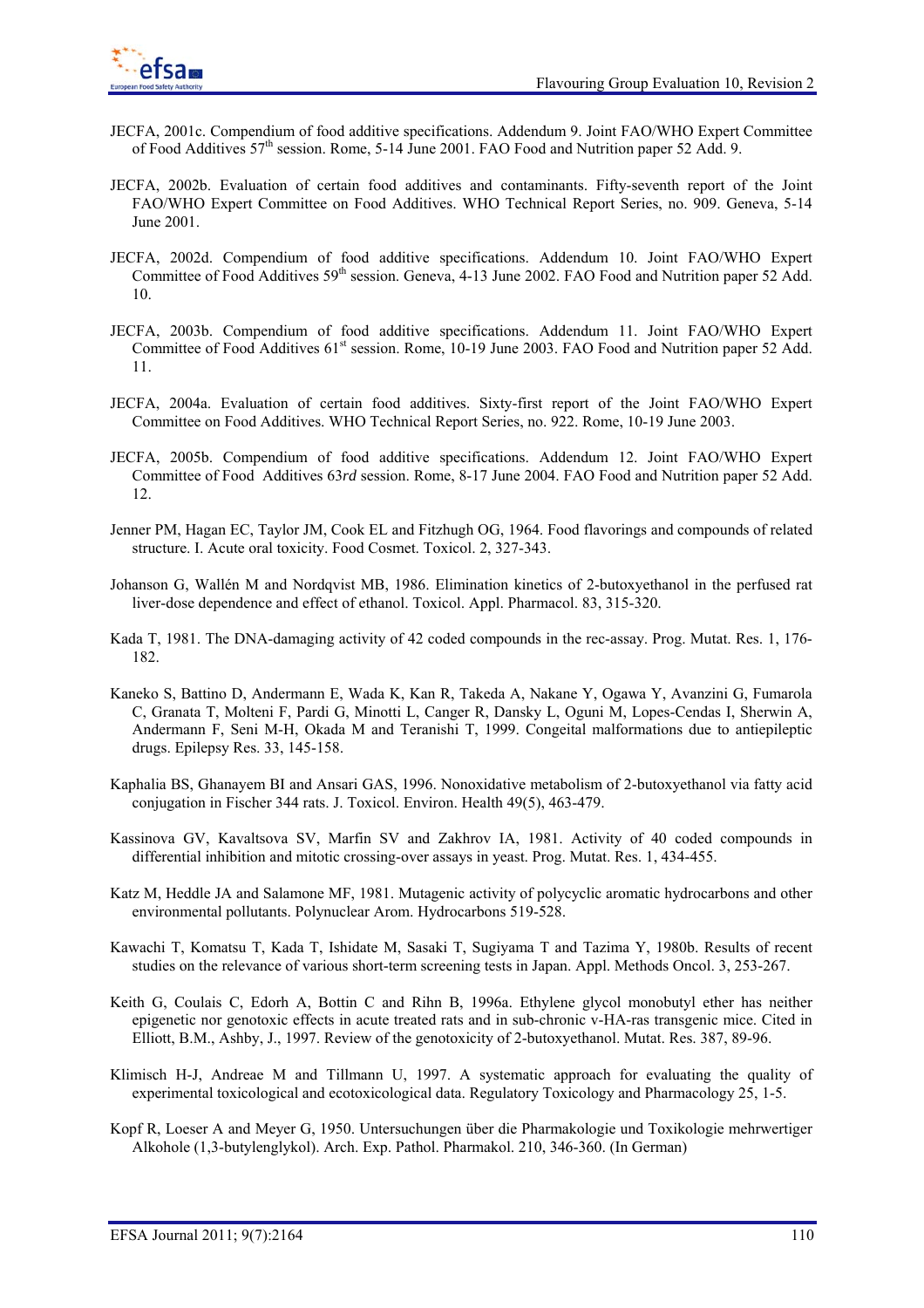JECFA, 2001c. Compendium of food additive specifications. Addendum 9. Joint FAO/WHO Expert Committee of Food Additives 57th session. Rome, 5-14 June 2001. FAO Food and Nutrition paper 52 Add. 9.

JECFA, 2002b. Evaluation of certain food additives and contaminants. Fifty-seventh report of the Joint FAO/WHO Expert Committee on Food Additives. WHO Technical Report Series, no. 909. Geneva, 5-14 June 2001.

JECFA, 2002d. Compendium of food additive specifications. Addendum 10. Joint FAO/WHO Expert Committee of Food Additives 59th session. Geneva, 4-13 June 2002. FAO Food and Nutrition paper 52 Add. 10.

JECFA, 2003b. Compendium of food additive specifications. Addendum 11. Joint FAO/WHO Expert Committee of Food Additives 61st session. Rome, 10-19 June 2003. FAO Food and Nutrition paper 52 Add. 11.

JECFA, 2004a. Evaluation of certain food additives. Sixty-first report of the Joint FAO/WHO Expert Committee on Food Additives. WHO Technical Report Series, no. 922. Rome, 10-19 June 2003.

JECFA, 2005b. Compendium of food additive specifications. Addendum 12. Joint FAO/WHO Expert Committee of Food Additives 63*rd* session. Rome, 8-17 June 2004. FAO Food and Nutrition paper 52 Add. 12.

Jenner PM, Hagan EC, Taylor JM, Cook EL and Fitzhugh OG, 1964. Food flavorings and compounds of related structure. I. Acute oral toxicity. Food Cosmet. Toxicol. 2, 327-343.

Johanson G, Wallén M and Nordqvist MB, 1986. Elimination kinetics of 2-butoxyethanol in the perfused rat liver-dose dependence and effect of ethanol. Toxicol. Appl. Pharmacol. 83, 315-320.

Kada T, 1981. The DNA-damaging activity of 42 coded compounds in the rec-assay. Prog. Mutat. Res. 1, 176-182.

Kaneko S, Battino D, Andermann E, Wada K, Kan R, Takeda A, Nakane Y, Ogawa Y, Avanzini G, Fumarola C, Granata T, Molteni F, Pardi G, Minotti L, Canger R, Dansky L, Oguni M, Lopes-Cendas I, Sherwin A, Andermann F, Seni M-H, Okada M and Teranishi T, 1999. Congeital malformations due to antiepileptic drugs. Epilepsy Res. 33, 145-158.

Kaphalia BS, Ghanayem BI and Ansari GAS, 1996. Nonoxidative metabolism of 2-butoxyethanol via fatty acid conjugation in Fischer 344 rats. J. Toxicol. Environ. Health 49(5), 463-479.

Kassinova GV, Kavaltsova SV, Marfin SV and Zakhrov IA, 1981. Activity of 40 coded compounds in differential inhibition and mitotic crossing-over assays in yeast. Prog. Mutat. Res. 1, 434-455.

Katz M, Heddle JA and Salamone MF, 1981. Mutagenic activity of polycyclic aromatic hydrocarbons and other environmental pollutants. Polynuclear Arom. Hydrocarbons 519-528.

Kawachi T, Komatsu T, Kada T, Ishidate M, Sasaki T, Sugiyama T and Tazima Y, 1980b. Results of recent studies on the relevance of various short-term screening tests in Japan. Appl. Methods Oncol. 3, 253-267.

Keith G, Coulais C, Edorh A, Bottin C and Rihn B, 1996a. Ethylene glycol monobutyl ether has neither epigenetic nor genotoxic effects in acute treated rats and in sub-chronic v-HA-ras transgenic mice. Cited in Elliott, B.M., Ashby, J., 1997. Review of the genotoxicity of 2-butoxyethanol. Mutat. Res. 387, 89-96.

Klimisch H-J, Andreae M and Tillmann U, 1997. A systematic approach for evaluating the quality of experimental toxicological and ecotoxicological data. Regulatory Toxicology and Pharmacology 25, 1-5.

Kopf R, Loeser A and Meyer G, 1950. Untersuchungen über die Pharmakologie und Toxikologie mehrwertiger Alkohole (1,3-butylenglykol). Arch. Exp. Pathol. Pharmakol. 210, 346-360. (In German)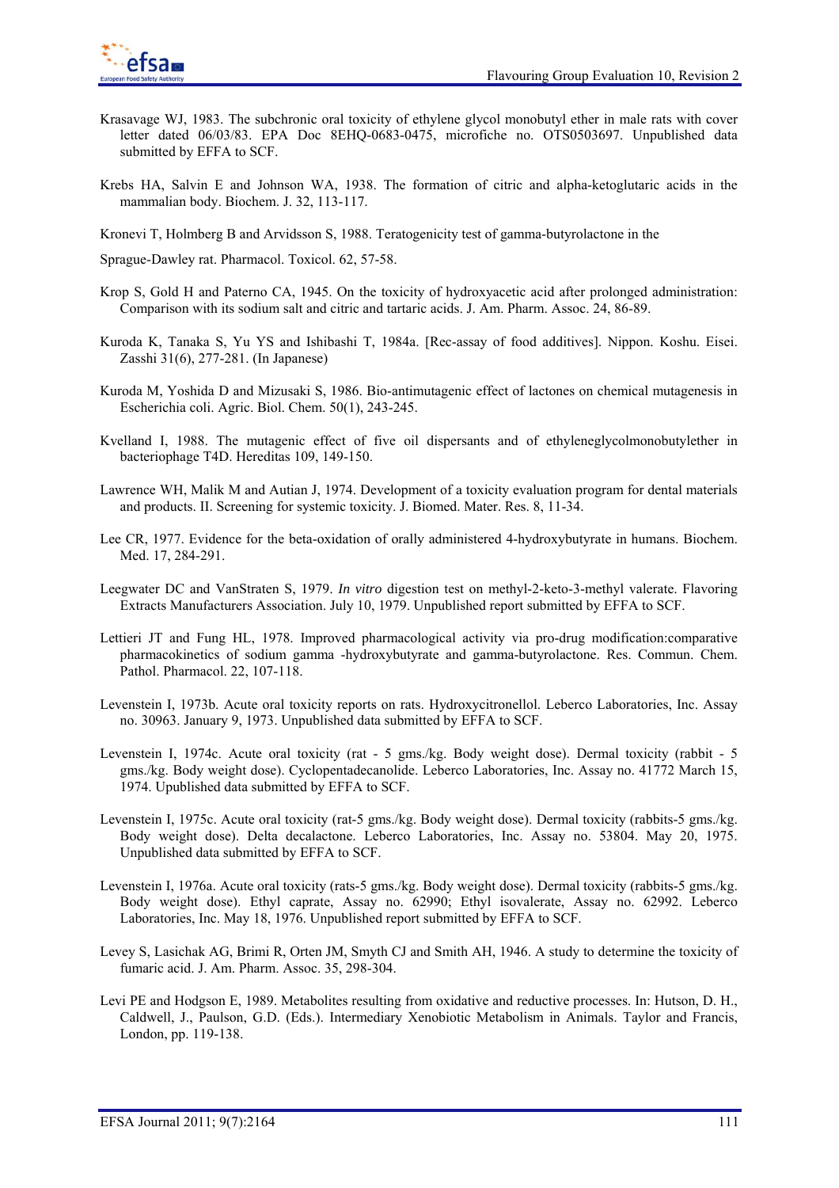Krasavage WJ, 1983. The subchronic oral toxicity of ethylene glycol monobutyl ether in male rats with cover letter dated 06/03/83. EPA Doc 8EHQ-0683-0475, microfiche no. OTS0503697. Unpublished data submitted by EFFA to SCF.

Krebs HA, Salvin E and Johnson WA, 1938. The formation of citric and alpha-ketoglutaric acids in the mammalian body. Biochem. J. 32, 113-117.

Kronevi T, Holmberg B and Arvidsson S, 1988. Teratogenicity test of gamma-butyrolactone in the

Sprague-Dawley rat. Pharmacol. Toxicol. 62, 57-58.

Krop S, Gold H and Paterno CA, 1945. On the toxicity of hydroxyacetic acid after prolonged administration: Comparison with its sodium salt and citric and tartaric acids. J. Am. Pharm. Assoc. 24, 86-89.

Kuroda K, Tanaka S, Yu YS and Ishibashi T, 1984a. [Rec-assay of food additives]. Nippon. Koshu. Eisei. Zasshi 31(6), 277-281. (In Japanese)

Kuroda M, Yoshida D and Mizusaki S, 1986. Bio-antimutagenic effect of lactones on chemical mutagenesis in Escherichia coli. Agric. Biol. Chem. 50(1), 243-245.

Kvelland I, 1988. The mutagenic effect of five oil dispersants and of ethyleneglycolmonobutylether in bacteriophage T4D. Hereditas 109, 149-150.

Lawrence WH, Malik M and Autian J, 1974. Development of a toxicity evaluation program for dental materials and products. II. Screening for systemic toxicity. J. Biomed. Mater. Res. 8, 11-34.

Lee CR, 1977. Evidence for the beta-oxidation of orally administered 4-hydroxybutyrate in humans. Biochem. Med. 17, 284-291.

Leegwater DC and VanStraten S, 1979. *In vitro* digestion test on methyl-2-keto-3-methyl valerate. Flavoring Extracts Manufacturers Association. July 10, 1979. Unpublished report submitted by EFFA to SCF.

Lettieri JT and Fung HL, 1978. Improved pharmacological activity via pro-drug modification:comparative pharmacokinetics of sodium gamma -hydroxybutyrate and gamma-butyrolactone. Res. Commun. Chem. Pathol. Pharmacol. 22, 107-118.

Levenstein I, 1973b. Acute oral toxicity reports on rats. Hydroxycitronellol. Leberco Laboratories, Inc. Assay no. 30963. January 9, 1973. Unpublished data submitted by EFFA to SCF.

Levenstein I, 1974c. Acute oral toxicity (rat - 5 gms./kg. Body weight dose). Dermal toxicity (rabbit - 5 gms./kg. Body weight dose). Cyclopentadecanolide. Leberco Laboratories, Inc. Assay no. 41772 March 15, 1974. Upublished data submitted by EFFA to SCF.

Levenstein I, 1975c. Acute oral toxicity (rat-5 gms./kg. Body weight dose). Dermal toxicity (rabbits-5 gms./kg. Body weight dose). Delta decalactone. Leberco Laboratories, Inc. Assay no. 53804. May 20, 1975. Unpublished data submitted by EFFA to SCF.

Levenstein I, 1976a. Acute oral toxicity (rats-5 gms./kg. Body weight dose). Dermal toxicity (rabbits-5 gms./kg. Body weight dose). Ethyl caprate, Assay no. 62990; Ethyl isovalerate, Assay no. 62992. Leberco Laboratories, Inc. May 18, 1976. Unpublished report submitted by EFFA to SCF.

Levey S, Lasichak AG, Brimi R, Orten JM, Smyth CJ and Smith AH, 1946. A study to determine the toxicity of fumaric acid. J. Am. Pharm. Assoc. 35, 298-304.

Levi PE and Hodgson E, 1989. Metabolites resulting from oxidative and reductive processes. In: Hutson, D. H., Caldwell, J., Paulson, G.D. (Eds.). Intermediary Xenobiotic Metabolism in Animals. Taylor and Francis, London, pp. 119-138.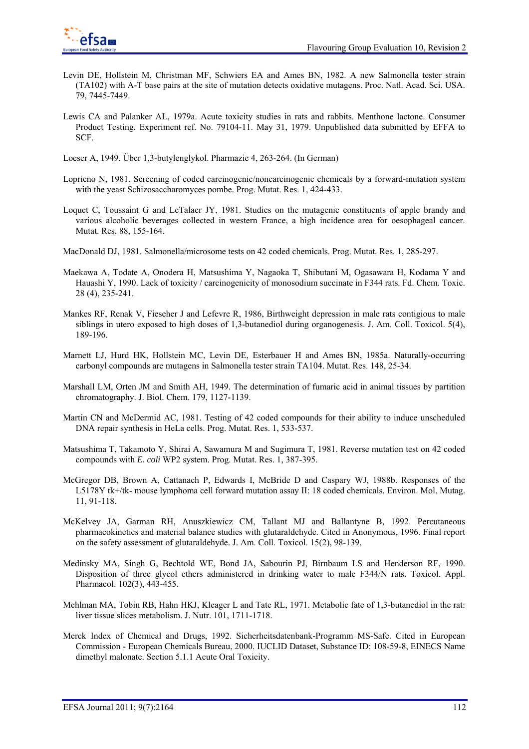Levin DE, Hollstein M, Christman MF, Schwiers EA and Ames BN, 1982. A new Salmonella tester strain (TA102) with A-T base pairs at the site of mutation detects oxidative mutagens. Proc. Natl. Acad. Sci. USA. 79, 7445-7449.

Lewis CA and Palanker AL, 1979a. Acute toxicity studies in rats and rabbits. Menthone lactone. Consumer Product Testing. Experiment ref. No. 79104-11. May 31, 1979. Unpublished data submitted by EFFA to SCF.

Loeser A, 1949. Über 1,3-butylenglykol. Pharmazie 4, 263-264. (In German)

Loprieno N, 1981. Screening of coded carcinogenic/noncarcinogenic chemicals by a forward-mutation system with the yeast Schizosaccharomyces pombe. Prog. Mutat. Res. 1, 424-433.

Loquet C, Toussaint G and LeTalaer JY, 1981. Studies on the mutagenic constituents of apple brandy and various alcoholic beverages collected in western France, a high incidence area for oesophageal cancer. Mutat. Res. 88, 155-164.

MacDonald DJ, 1981. Salmonella/microsome tests on 42 coded chemicals. Prog. Mutat. Res. 1, 285-297.

Maekawa A, Todate A, Onodera H, Matsushima Y, Nagaoka T, Shibutani M, Ogasawara H, Kodama Y and Hauashi Y, 1990. Lack of toxicity / carcinogenicity of monosodium succinate in F344 rats. Fd. Chem. Toxic. 28 (4), 235-241.

Mankes RF, Renak V, Fieseher J and Lefevre R, 1986, Birthweight depression in male rats contigious to male siblings in utero exposed to high doses of 1,3-butanediol during organogenesis. J. Am. Coll. Toxicol. 5(4), 189-196.

Marnett LJ, Hurd HK, Hollstein MC, Levin DE, Esterbauer H and Ames BN, 1985a. Naturally-occurring carbonyl compounds are mutagens in Salmonella tester strain TA104. Mutat. Res. 148, 25-34.

Marshall LM, Orten JM and Smith AH, 1949. The determination of fumaric acid in animal tissues by partition chromatography. J. Biol. Chem. 179, 1127-1139.

Martin CN and McDermid AC, 1981. Testing of 42 coded compounds for their ability to induce unscheduled DNA repair synthesis in HeLa cells. Prog. Mutat. Res. 1, 533-537.

Matsushima T, Takamoto Y, Shirai A, Sawamura M and Sugimura T, 1981. Reverse mutation test on 42 coded compounds with *E. coli* WP2 system. Prog. Mutat. Res. 1, 387-395.

McGregor DB, Brown A, Cattanach P, Edwards I, McBride D and Caspary WJ, 1988b. Responses of the L5178Y tk+/tk- mouse lymphoma cell forward mutation assay II: 18 coded chemicals. Environ. Mol. Mutag. 11, 91-118.

McKelvey JA, Garman RH, Anuszkiewicz CM, Tallant MJ and Ballantyne B, 1992. Percutaneous pharmacokinetics and material balance studies with glutaraldehyde. Cited in Anonymous, 1996. Final report on the safety assessment of glutaraldehyde. J. Am. Coll. Toxicol. 15(2), 98-139.

Medinsky MA, Singh G, Bechtold WE, Bond JA, Sabourin PJ, Birnbaum LS and Henderson RF, 1990. Disposition of three glycol ethers administered in drinking water to male F344/N rats. Toxicol. Appl. Pharmacol. 102(3), 443-455.

Mehlman MA, Tobin RB, Hahn HKJ, Kleager L and Tate RL, 1971. Metabolic fate of 1,3-butanediol in the rat: liver tissue slices metabolism. J. Nutr. 101, 1711-1718.

Merck Index of Chemical and Drugs, 1992. Sicherheitsdatenbank-Programm MS-Safe. Cited in European Commission - European Chemicals Bureau, 2000. IUCLID Dataset, Substance ID: 108-59-8, EINECS Name dimethyl malonate. Section 5.1.1 Acute Oral Toxicity.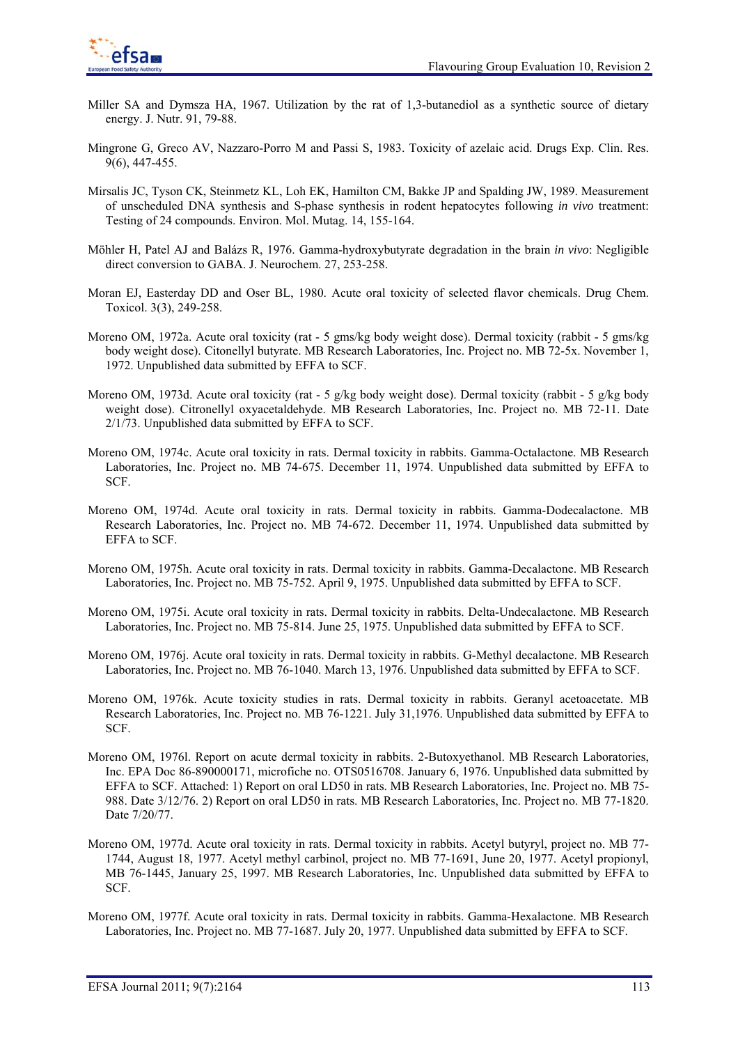Miller SA and Dymsza HA, 1967. Utilization by the rat of 1,3-butanediol as a synthetic source of dietary energy. J. Nutr. 91, 79-88.

Mingrone G, Greco AV, Nazzaro-Porro M and Passi S, 1983. Toxicity of azelaic acid. Drugs Exp. Clin. Res. 9(6), 447-455.

Mirsalis JC, Tyson CK, Steinmetz KL, Loh EK, Hamilton CM, Bakke JP and Spalding JW, 1989. Measurement of unscheduled DNA synthesis and S-phase synthesis in rodent hepatocytes following *in vivo* treatment: Testing of 24 compounds. Environ. Mol. Mutag. 14, 155-164.

Möhler H, Patel AJ and Balázs R, 1976. Gamma-hydroxybutyrate degradation in the brain *in vivo*: Negligible direct conversion to GABA. J. Neurochem. 27, 253-258.

Moran EJ, Easterday DD and Oser BL, 1980. Acute oral toxicity of selected flavor chemicals. Drug Chem. Toxicol. 3(3), 249-258.

Moreno OM, 1972a. Acute oral toxicity (rat - 5 gms/kg body weight dose). Dermal toxicity (rabbit - 5 gms/kg body weight dose). Citonellyl butyrate. MB Research Laboratories, Inc. Project no. MB 72-5x. November 1, 1972. Unpublished data submitted by EFFA to SCF.

Moreno OM, 1973d. Acute oral toxicity (rat - 5 g/kg body weight dose). Dermal toxicity (rabbit - 5 g/kg body weight dose). Citronellyl oxyacetaldehyde. MB Research Laboratories, Inc. Project no. MB 72-11. Date 2/1/73. Unpublished data submitted by EFFA to SCF.

Moreno OM, 1974c. Acute oral toxicity in rats. Dermal toxicity in rabbits. Gamma-Octalactone. MB Research Laboratories, Inc. Project no. MB 74-675. December 11, 1974. Unpublished data submitted by EFFA to SCF.

Moreno OM, 1974d. Acute oral toxicity in rats. Dermal toxicity in rabbits. Gamma-Dodecalactone. MB Research Laboratories, Inc. Project no. MB 74-672. December 11, 1974. Unpublished data submitted by EFFA to SCF.

Moreno OM, 1975h. Acute oral toxicity in rats. Dermal toxicity in rabbits. Gamma-Decalactone. MB Research Laboratories, Inc. Project no. MB 75-752. April 9, 1975. Unpublished data submitted by EFFA to SCF.

Moreno OM, 1975i. Acute oral toxicity in rats. Dermal toxicity in rabbits. Delta-Undecalactone. MB Research Laboratories, Inc. Project no. MB 75-814. June 25, 1975. Unpublished data submitted by EFFA to SCF.

Moreno OM, 1976j. Acute oral toxicity in rats. Dermal toxicity in rabbits. G-Methyl decalactone. MB Research Laboratories, Inc. Project no. MB 76-1040. March 13, 1976. Unpublished data submitted by EFFA to SCF.

Moreno OM, 1976k. Acute toxicity studies in rats. Dermal toxicity in rabbits. Geranyl acetoacetate. MB Research Laboratories, Inc. Project no. MB 76-1221. July 31,1976. Unpublished data submitted by EFFA to SCF.

Moreno OM, 1976l. Report on acute dermal toxicity in rabbits. 2-Butoxyethanol. MB Research Laboratories, Inc. EPA Doc 86-890000171, microfiche no. OTS0516708. January 6, 1976. Unpublished data submitted by EFFA to SCF. Attached: 1) Report on oral LD50 in rats. MB Research Laboratories, Inc. Project no. MB 75-988. Date 3/12/76. 2) Report on oral LD50 in rats. MB Research Laboratories, Inc. Project no. MB 77-1820. Date 7/20/77.

Moreno OM, 1977d. Acute oral toxicity in rats. Dermal toxicity in rabbits. Acetyl butyryl, project no. MB 77-1744, August 18, 1977. Acetyl methyl carbinol, project no. MB 77-1691, June 20, 1977. Acetyl propionyl, MB 76-1445, January 25, 1997. MB Research Laboratories, Inc. Unpublished data submitted by EFFA to SCF.

Moreno OM, 1977f. Acute oral toxicity in rats. Dermal toxicity in rabbits. Gamma-Hexalactone. MB Research Laboratories, Inc. Project no. MB 77-1687. July 20, 1977. Unpublished data submitted by EFFA to SCF.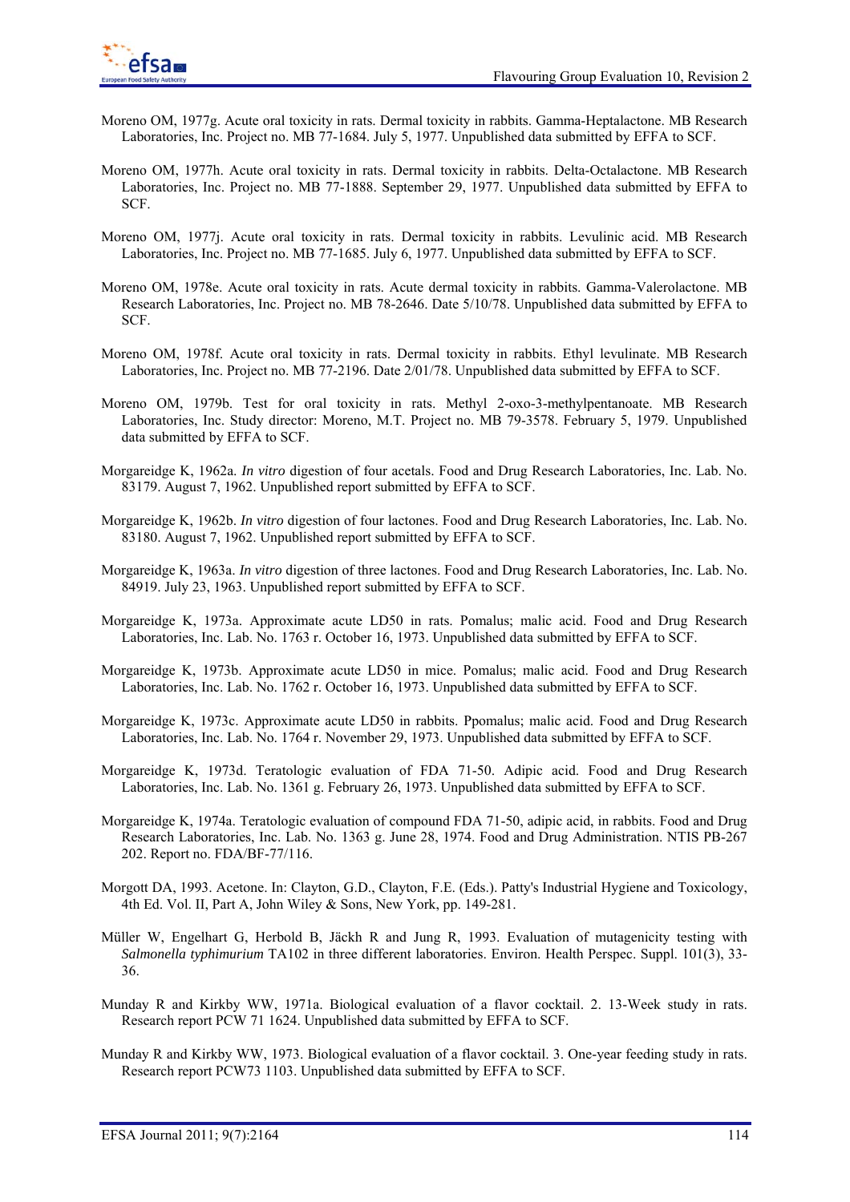Moreno OM, 1977g. Acute oral toxicity in rats. Dermal toxicity in rabbits. Gamma-Heptalactone. MB Research Laboratories, Inc. Project no. MB 77-1684. July 5, 1977. Unpublished data submitted by EFFA to SCF.

Moreno OM, 1977h. Acute oral toxicity in rats. Dermal toxicity in rabbits. Delta-Octalactone. MB Research Laboratories, Inc. Project no. MB 77-1888. September 29, 1977. Unpublished data submitted by EFFA to SCF.

Moreno OM, 1977j. Acute oral toxicity in rats. Dermal toxicity in rabbits. Levulinic acid. MB Research Laboratories, Inc. Project no. MB 77-1685. July 6, 1977. Unpublished data submitted by EFFA to SCF.

Moreno OM, 1978e. Acute oral toxicity in rats. Acute dermal toxicity in rabbits. Gamma-Valerolactone. MB Research Laboratories, Inc. Project no. MB 78-2646. Date 5/10/78. Unpublished data submitted by EFFA to SCF.

Moreno OM, 1978f. Acute oral toxicity in rats. Dermal toxicity in rabbits. Ethyl levulinate. MB Research Laboratories, Inc. Project no. MB 77-2196. Date 2/01/78. Unpublished data submitted by EFFA to SCF.

Moreno OM, 1979b. Test for oral toxicity in rats. Methyl 2-oxo-3-methylpentanoate. MB Research Laboratories, Inc. Study director: Moreno, M.T. Project no. MB 79-3578. February 5, 1979. Unpublished data submitted by EFFA to SCF.

Morgareidge K, 1962a. *In vitro* digestion of four acetals. Food and Drug Research Laboratories, Inc. Lab. No. 83179. August 7, 1962. Unpublished report submitted by EFFA to SCF.

Morgareidge K, 1962b. *In vitro* digestion of four lactones. Food and Drug Research Laboratories, Inc. Lab. No. 83180. August 7, 1962. Unpublished report submitted by EFFA to SCF.

Morgareidge K, 1963a. *In vitro* digestion of three lactones. Food and Drug Research Laboratories, Inc. Lab. No. 84919. July 23, 1963. Unpublished report submitted by EFFA to SCF.

Morgareidge K, 1973a. Approximate acute LD50 in rats. Pomalus; malic acid. Food and Drug Research Laboratories, Inc. Lab. No. 1763 r. October 16, 1973. Unpublished data submitted by EFFA to SCF.

Morgareidge K, 1973b. Approximate acute LD50 in mice. Pomalus; malic acid. Food and Drug Research Laboratories, Inc. Lab. No. 1762 r. October 16, 1973. Unpublished data submitted by EFFA to SCF.

Morgareidge K, 1973c. Approximate acute LD50 in rabbits. Ppomalus; malic acid. Food and Drug Research Laboratories, Inc. Lab. No. 1764 r. November 29, 1973. Unpublished data submitted by EFFA to SCF.

Morgareidge K, 1973d. Teratologic evaluation of FDA 71-50. Adipic acid. Food and Drug Research Laboratories, Inc. Lab. No. 1361 g. February 26, 1973. Unpublished data submitted by EFFA to SCF.

Morgareidge K, 1974a. Teratologic evaluation of compound FDA 71-50, adipic acid, in rabbits. Food and Drug Research Laboratories, Inc. Lab. No. 1363 g. June 28, 1974. Food and Drug Administration. NTIS PB-267 202. Report no. FDA/BF-77/116.

Morgott DA, 1993. Acetone. In: Clayton, G.D., Clayton, F.E. (Eds.). Patty's Industrial Hygiene and Toxicology, 4th Ed. Vol. II, Part A, John Wiley & Sons, New York, pp. 149-281.

Müller W, Engelhart G, Herbold B, Jäckh R and Jung R, 1993. Evaluation of mutagenicity testing with *Salmonella typhimurium* TA102 in three different laboratories. Environ. Health Perspec. Suppl. 101(3), 33-36.

Munday R and Kirkby WW, 1971a. Biological evaluation of a flavor cocktail. 2. 13-Week study in rats. Research report PCW 71 1624. Unpublished data submitted by EFFA to SCF.

Munday R and Kirkby WW, 1973. Biological evaluation of a flavor cocktail. 3. One-year feeding study in rats. Research report PCW73 1103. Unpublished data submitted by EFFA to SCF.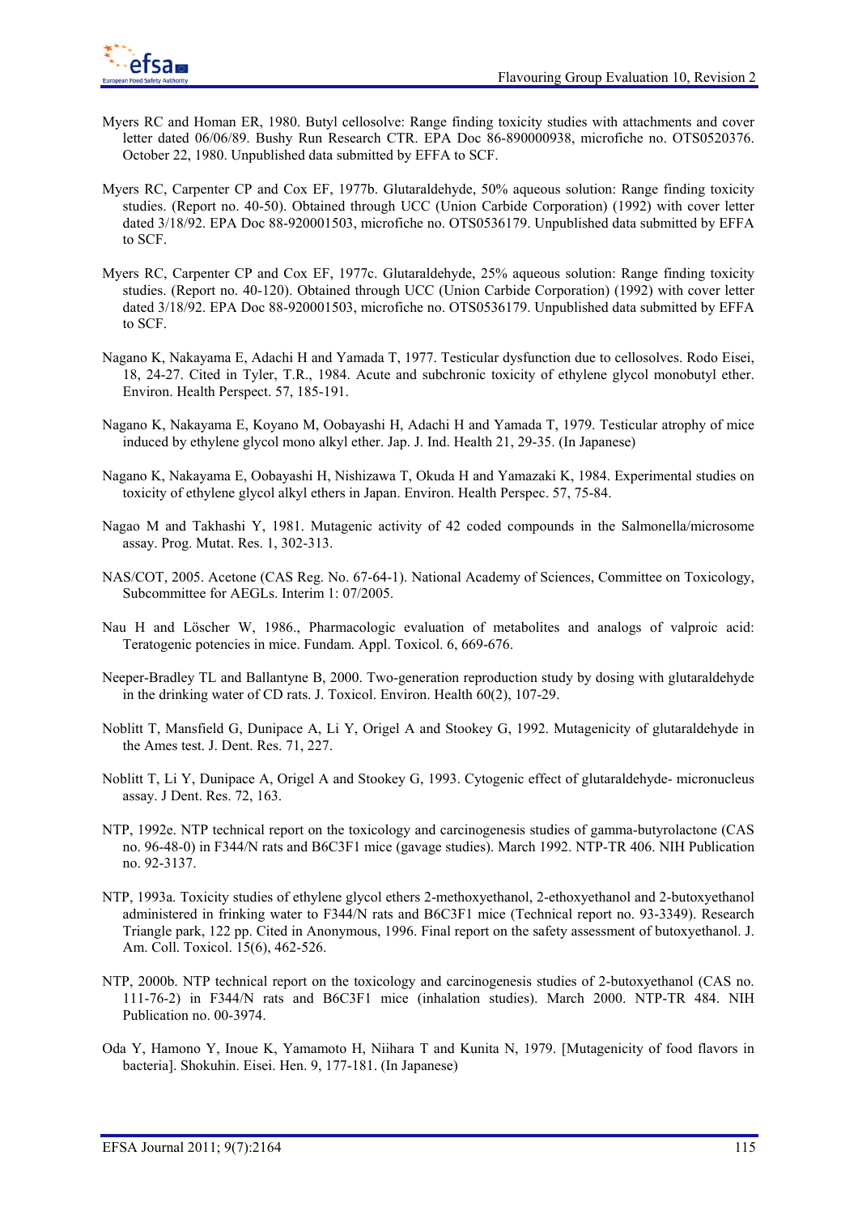Myers RC and Homan ER, 1980. Butyl cellosolve: Range finding toxicity studies with attachments and cover letter dated 06/06/89. Bushy Run Research CTR. EPA Doc 86-890000938, microfiche no. OTS0520376. October 22, 1980. Unpublished data submitted by EFFA to SCF.

Myers RC, Carpenter CP and Cox EF, 1977b. Glutaraldehyde, 50% aqueous solution: Range finding toxicity studies. (Report no. 40-50). Obtained through UCC (Union Carbide Corporation) (1992) with cover letter dated 3/18/92. EPA Doc 88-920001503, microfiche no. OTS0536179. Unpublished data submitted by EFFA to SCF.

Myers RC, Carpenter CP and Cox EF, 1977c. Glutaraldehyde, 25% aqueous solution: Range finding toxicity studies. (Report no. 40-120). Obtained through UCC (Union Carbide Corporation) (1992) with cover letter dated 3/18/92. EPA Doc 88-920001503, microfiche no. OTS0536179. Unpublished data submitted by EFFA to SCF.

Nagano K, Nakayama E, Adachi H and Yamada T, 1977. Testicular dysfunction due to cellosolves. Rodo Eisei, 18, 24-27. Cited in Tyler, T.R., 1984. Acute and subchronic toxicity of ethylene glycol monobutyl ether. Environ. Health Perspect. 57, 185-191.

Nagano K, Nakayama E, Koyano M, Oobayashi H, Adachi H and Yamada T, 1979. Testicular atrophy of mice induced by ethylene glycol mono alkyl ether. Jap. J. Ind. Health 21, 29-35. (In Japanese)

Nagano K, Nakayama E, Oobayashi H, Nishizawa T, Okuda H and Yamazaki K, 1984. Experimental studies on toxicity of ethylene glycol alkyl ethers in Japan. Environ. Health Perspec. 57, 75-84.

Nagao M and Takhashi Y, 1981. Mutagenic activity of 42 coded compounds in the Salmonella/microsome assay. Prog. Mutat. Res. 1, 302-313.

NAS/COT, 2005. Acetone (CAS Reg. No. 67-64-1). National Academy of Sciences, Committee on Toxicology, Subcommittee for AEGLs. Interim 1: 07/2005.

Nau H and Löscher W, 1986., Pharmacologic evaluation of metabolites and analogs of valproic acid: Teratogenic potencies in mice. Fundam. Appl. Toxicol. 6, 669-676.

Neeper-Bradley TL and Ballantyne B, 2000. Two-generation reproduction study by dosing with glutaraldehyde in the drinking water of CD rats. J. Toxicol. Environ. Health 60(2), 107-29.

Noblitt T, Mansfield G, Dunipace A, Li Y, Origel A and Stookey G, 1992. Mutagenicity of glutaraldehyde in the Ames test. J. Dent. Res. 71, 227.

Noblitt T, Li Y, Dunipace A, Origel A and Stookey G, 1993. Cytogenic effect of glutaraldehyde- micronucleus assay. J Dent. Res. 72, 163.

NTP, 1992e. NTP technical report on the toxicology and carcinogenesis studies of gamma-butyrolactone (CAS no. 96-48-0) in F344/N rats and B6C3F1 mice (gavage studies). March 1992. NTP-TR 406. NIH Publication no. 92-3137.

NTP, 1993a. Toxicity studies of ethylene glycol ethers 2-methoxyethanol, 2-ethoxyethanol and 2-butoxyethanol administered in frinking water to F344/N rats and B6C3F1 mice (Technical report no. 93-3349). Research Triangle park, 122 pp. Cited in Anonymous, 1996. Final report on the safety assessment of butoxyethanol. J. Am. Coll. Toxicol. 15(6), 462-526.

NTP, 2000b. NTP technical report on the toxicology and carcinogenesis studies of 2-butoxyethanol (CAS no. 111-76-2) in F344/N rats and B6C3F1 mice (inhalation studies). March 2000. NTP-TR 484. NIH Publication no. 00-3974.

Oda Y, Hamono Y, Inoue K, Yamamoto H, Niihara T and Kunita N, 1979. [Mutagenicity of food flavors in bacteria]. Shokuhin. Eisei. Hen. 9, 177-181. (In Japanese)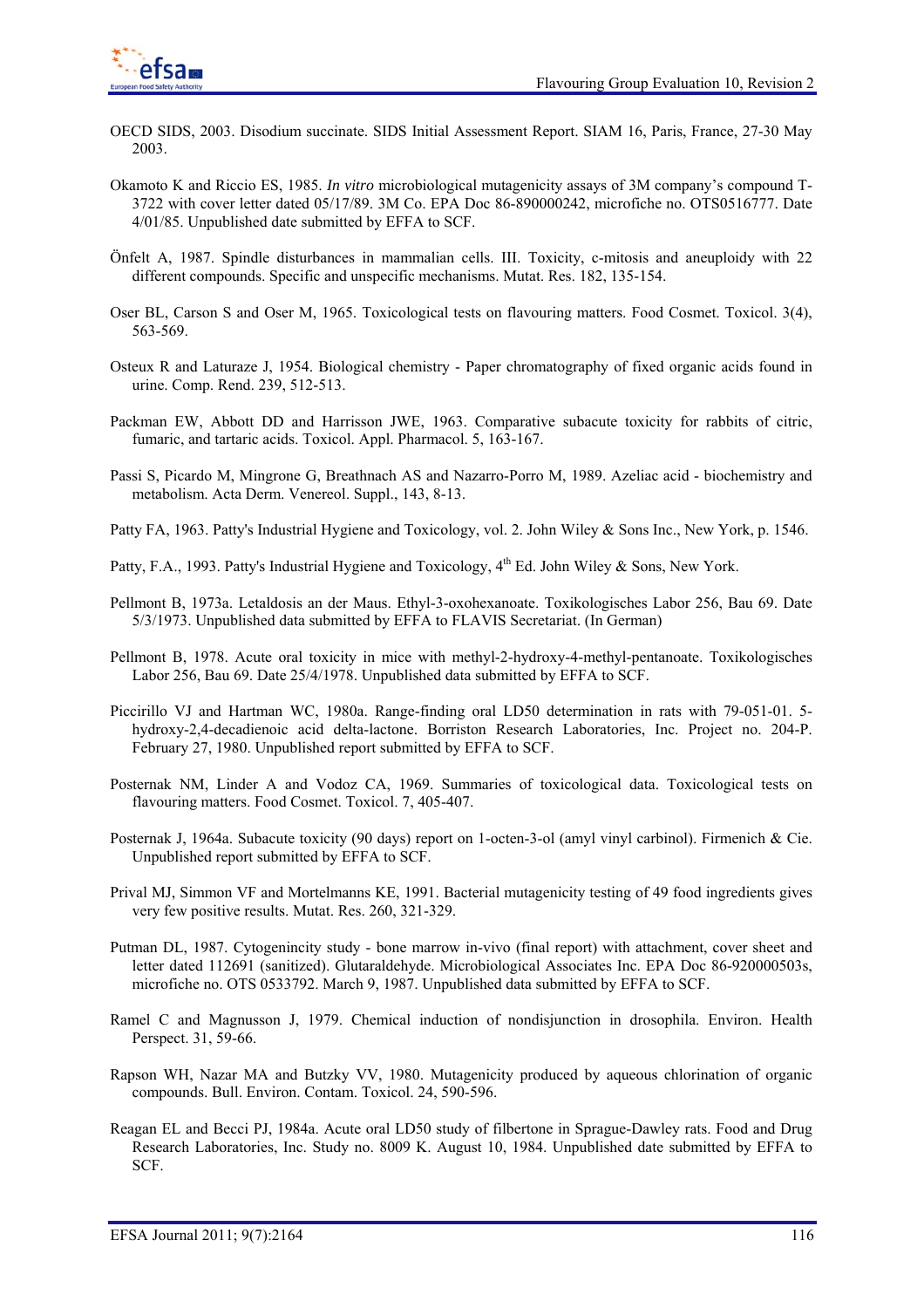OECD SIDS, 2003. Disodium succinate. SIDS Initial Assessment Report. SIAM 16, Paris, France, 27-30 May 2003.

Okamoto K and Riccio ES, 1985. *In vitro* microbiological mutagenicity assays of 3M company's compound T-3722 with cover letter dated 05/17/89. 3M Co. EPA Doc 86-890000242, microfiche no. OTS0516777. Date 4/01/85. Unpublished date submitted by EFFA to SCF.

Önfelt A, 1987. Spindle disturbances in mammalian cells. III. Toxicity, c-mitosis and aneuploidy with 22 different compounds. Specific and unspecific mechanisms. Mutat. Res. 182, 135-154.

Oser BL, Carson S and Oser M, 1965. Toxicological tests on flavouring matters. Food Cosmet. Toxicol. 3(4), 563-569.

Osteux R and Laturaze J, 1954. Biological chemistry - Paper chromatography of fixed organic acids found in urine. Comp. Rend. 239, 512-513.

Packman EW, Abbott DD and Harrisson JWE, 1963. Comparative subacute toxicity for rabbits of citric, fumaric, and tartaric acids. Toxicol. Appl. Pharmacol. 5, 163-167.

Passi S, Picardo M, Mingrone G, Breathnach AS and Nazarro-Porro M, 1989. Azeliac acid - biochemistry and metabolism. Acta Derm. Venereol. Suppl., 143, 8-13.

Patty FA, 1963. Patty's Industrial Hygiene and Toxicology, vol. 2. John Wiley & Sons Inc., New York, p. 1546.

Patty, F.A., 1993. Patty's Industrial Hygiene and Toxicology, 4th Ed. John Wiley & Sons, New York.

Pellmont B, 1973a. Letaldosis an der Maus. Ethyl-3-oxohexanoate. Toxikologisches Labor 256, Bau 69. Date 5/3/1973. Unpublished data submitted by EFFA to FLAVIS Secretariat. (In German)

Pellmont B, 1978. Acute oral toxicity in mice with methyl-2-hydroxy-4-methyl-pentanoate. Toxikologisches Labor 256, Bau 69. Date 25/4/1978. Unpublished data submitted by EFFA to SCF.

Piccirillo VJ and Hartman WC, 1980a. Range-finding oral LD50 determination in rats with 79-051-01. 5-hydroxy-2,4-decadienoic acid delta-lactone. Borriston Research Laboratories, Inc. Project no. 204-P. February 27, 1980. Unpublished report submitted by EFFA to SCF.

Posternak NM, Linder A and Vodoz CA, 1969. Summaries of toxicological data. Toxicological tests on flavouring matters. Food Cosmet. Toxicol. 7, 405-407.

Posternak J, 1964a. Subacute toxicity (90 days) report on 1-octen-3-ol (amyl vinyl carbinol). Firmenich & Cie. Unpublished report submitted by EFFA to SCF.

Prival MJ, Simmon VF and Mortelmanns KE, 1991. Bacterial mutagenicity testing of 49 food ingredients gives very few positive results. Mutat. Res. 260, 321-329.

Putman DL, 1987. Cytogenincity study - bone marrow in-vivo (final report) with attachment, cover sheet and letter dated 112691 (sanitized). Glutaraldehyde. Microbiological Associates Inc. EPA Doc 86-920000503s, microfiche no. OTS 0533792. March 9, 1987. Unpublished data submitted by EFFA to SCF.

Ramel C and Magnusson J, 1979. Chemical induction of nondisjunction in drosophila. Environ. Health Perspect. 31, 59-66.

Rapson WH, Nazar MA and Butzky VV, 1980. Mutagenicity produced by aqueous chlorination of organic compounds. Bull. Environ. Contam. Toxicol. 24, 590-596.

Reagan EL and Becci PJ, 1984a. Acute oral LD50 study of filbertone in Sprague-Dawley rats. Food and Drug Research Laboratories, Inc. Study no. 8009 K. August 10, 1984. Unpublished date submitted by EFFA to SCF.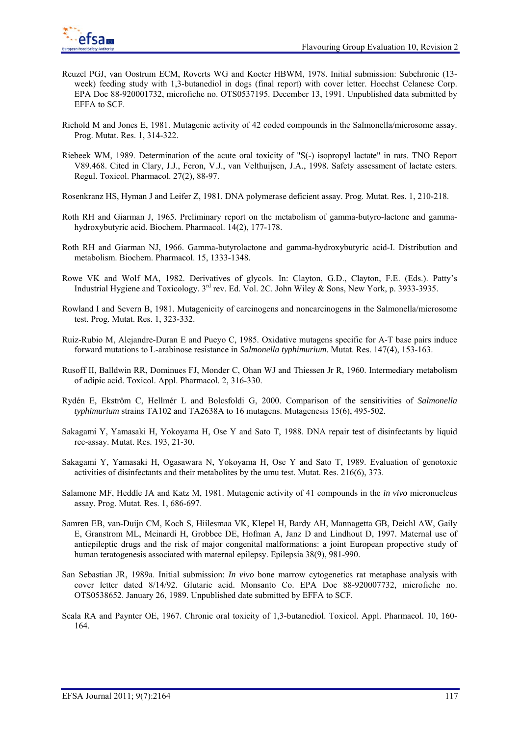Reuzel PGJ, van Oostrum ECM, Roverts WG and Koeter HBWM, 1978. Initial submission: Subchronic (13-week) feeding study with 1,3-butanediol in dogs (final report) with cover letter. Hoechst Celanese Corp. EPA Doc 88-920001732, microfiche no. OTS0537195. December 13, 1991. Unpublished data submitted by EFFA to SCF.

Richold M and Jones E, 1981. Mutagenic activity of 42 coded compounds in the Salmonella/microsome assay. Prog. Mutat. Res. 1, 314-322.

Riebeek WM, 1989. Determination of the acute oral toxicity of "S(-) isopropyl lactate" in rats. TNO Report V89.468. Cited in Clary, J.J., Feron, V.J., van Velthuijsen, J.A., 1998. Safety assessment of lactate esters. Regul. Toxicol. Pharmacol. 27(2), 88-97.

Rosenkranz HS, Hyman J and Leifer Z, 1981. DNA polymerase deficient assay. Prog. Mutat. Res. 1, 210-218.

Roth RH and Giarman J, 1965. Preliminary report on the metabolism of gamma-butyro-lactone and gamma-hydroxybutyric acid. Biochem. Pharmacol. 14(2), 177-178.

Roth RH and Giarman NJ, 1966. Gamma-butyrolactone and gamma-hydroxybutyric acid-I. Distribution and metabolism. Biochem. Pharmacol. 15, 1333-1348.

Rowe VK and Wolf MA, 1982. Derivatives of glycols. In: Clayton, G.D., Clayton, F.E. (Eds.). Patty's Industrial Hygiene and Toxicology. 3rd rev. Ed. Vol. 2C. John Wiley & Sons, New York, p. 3933-3935.

Rowland I and Severn B, 1981. Mutagenicity of carcinogens and noncarcinogens in the Salmonella/microsome test. Prog. Mutat. Res. 1, 323-332.

Ruiz-Rubio M, Alejandre-Duran E and Pueyo C, 1985. Oxidative mutagens specific for A-T base pairs induce forward mutations to L-arabinose resistance in *Salmonella typhimurium*. Mutat. Res. 147(4), 153-163.

Rusoff II, Balldwin RR, Dominues FJ, Monder C, Ohan WJ and Thiessen Jr R, 1960. Intermediary metabolism of adipic acid. Toxicol. Appl. Pharmacol. 2, 316-330.

Rydén E, Ekström C, Hellmér L and Bolcsfoldi G, 2000. Comparison of the sensitivities of *Salmonella typhimurium* strains TA102 and TA2638A to 16 mutagens. Mutagenesis 15(6), 495-502.

Sakagami Y, Yamasaki H, Yokoyama H, Ose Y and Sato T, 1988. DNA repair test of disinfectants by liquid rec-assay. Mutat. Res. 193, 21-30.

Sakagami Y, Yamasaki H, Ogasawara N, Yokoyama H, Ose Y and Sato T, 1989. Evaluation of genotoxic activities of disinfectants and their metabolites by the umu test. Mutat. Res. 216(6), 373.

Salamone MF, Heddle JA and Katz M, 1981. Mutagenic activity of 41 compounds in the *in vivo* micronucleus assay. Prog. Mutat. Res. 1, 686-697.

Samren EB, van-Duijn CM, Koch S, Hiilesmaa VK, Klepel H, Bardy AH, Mannagetta GB, Deichl AW, Gaily E, Granstrom ML, Meinardi H, Grobbee DE, Hofman A, Janz D and Lindhout D, 1997. Maternal use of antiepileptic drugs and the risk of major congenital malformations: a joint European propective study of human teratogenesis associated with maternal epilepsy. Epilepsia 38(9), 981-990.

San Sebastian JR, 1989a. Initial submission: *In vivo* bone marrow cytogenetics rat metaphase analysis with cover letter dated 8/14/92. Glutaric acid. Monsanto Co. EPA Doc 88-920007732, microfiche no. OTS0538652. January 26, 1989. Unpublished date submitted by EFFA to SCF.

Scala RA and Paynter OE, 1967. Chronic oral toxicity of 1,3-butanediol. Toxicol. Appl. Pharmacol. 10, 160-164.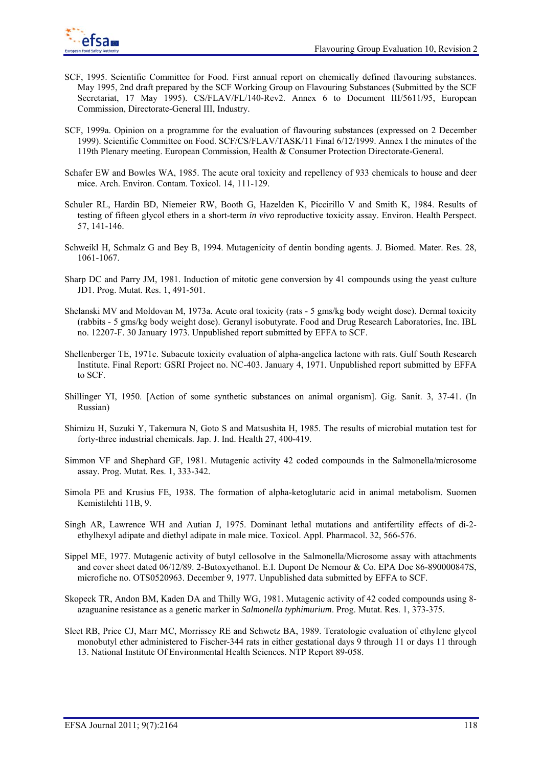SCF, 1995. Scientific Committee for Food. First annual report on chemically defined flavouring substances. May 1995, 2nd draft prepared by the SCF Working Group on Flavouring Substances (Submitted by the SCF Secretariat, 17 May 1995). CS/FLAV/FL/140-Rev2. Annex 6 to Document III/5611/95, European Commission, Directorate-General III, Industry.

SCF, 1999a. Opinion on a programme for the evaluation of flavouring substances (expressed on 2 December 1999). Scientific Committee on Food. SCF/CS/FLAV/TASK/11 Final 6/12/1999. Annex I the minutes of the 119th Plenary meeting. European Commission, Health & Consumer Protection Directorate-General.

Schafer EW and Bowles WA, 1985. The acute oral toxicity and repellency of 933 chemicals to house and deer mice. Arch. Environ. Contam. Toxicol. 14, 111-129.

Schuler RL, Hardin BD, Niemeier RW, Booth G, Hazelden K, Piccirillo V and Smith K, 1984. Results of testing of fifteen glycol ethers in a short-term *in vivo* reproductive toxicity assay. Environ. Health Perspect. 57, 141-146.

Schweikl H, Schmalz G and Bey B, 1994. Mutagenicity of dentin bonding agents. J. Biomed. Mater. Res. 28, 1061-1067.

Sharp DC and Parry JM, 1981. Induction of mitotic gene conversion by 41 compounds using the yeast culture JD1. Prog. Mutat. Res. 1, 491-501.

Shelanski MV and Moldovan M, 1973a. Acute oral toxicity (rats - 5 gms/kg body weight dose). Dermal toxicity (rabbits - 5 gms/kg body weight dose). Geranyl isobutyrate. Food and Drug Research Laboratories, Inc. IBL no. 12207-F. 30 January 1973. Unpublished report submitted by EFFA to SCF.

Shellenberger TE, 1971c. Subacute toxicity evaluation of alpha-angelica lactone with rats. Gulf South Research Institute. Final Report: GSRI Project no. NC-403. January 4, 1971. Unpublished report submitted by EFFA to SCF.

Shillinger YI, 1950. [Action of some synthetic substances on animal organism]. Gig. Sanit. 3, 37-41. (In Russian)

Shimizu H, Suzuki Y, Takemura N, Goto S and Matsushita H, 1985. The results of microbial mutation test for forty-three industrial chemicals. Jap. J. Ind. Health 27, 400-419.

Simmon VF and Shephard GF, 1981. Mutagenic activity 42 coded compounds in the Salmonella/microsome assay. Prog. Mutat. Res. 1, 333-342.

Simola PE and Krusius FE, 1938. The formation of alpha-ketoglutaric acid in animal metabolism. Suomen Kemistilehti 11B, 9.

Singh AR, Lawrence WH and Autian J, 1975. Dominant lethal mutations and antifertility effects of di-2-ethylhexyl adipate and diethyl adipate in male mice. Toxicol. Appl. Pharmacol. 32, 566-576.

Sippel ME, 1977. Mutagenic activity of butyl cellosolve in the Salmonella/Microsome assay with attachments and cover sheet dated 06/12/89. 2-Butoxyethanol. E.I. Dupont De Nemour & Co. EPA Doc 86-890000847S, microfiche no. OTS0520963. December 9, 1977. Unpublished data submitted by EFFA to SCF.

Skopeck TR, Andon BM, Kaden DA and Thilly WG, 1981. Mutagenic activity of 42 coded compounds using 8-azaguanine resistance as a genetic marker in *Salmonella typhimurium*. Prog. Mutat. Res. 1, 373-375.

Sleet RB, Price CJ, Marr MC, Morrissey RE and Schwetz BA, 1989. Teratologic evaluation of ethylene glycol monobutyl ether administered to Fischer-344 rats in either gestational days 9 through 11 or days 11 through 13. National Institute Of Environmental Health Sciences. NTP Report 89-058.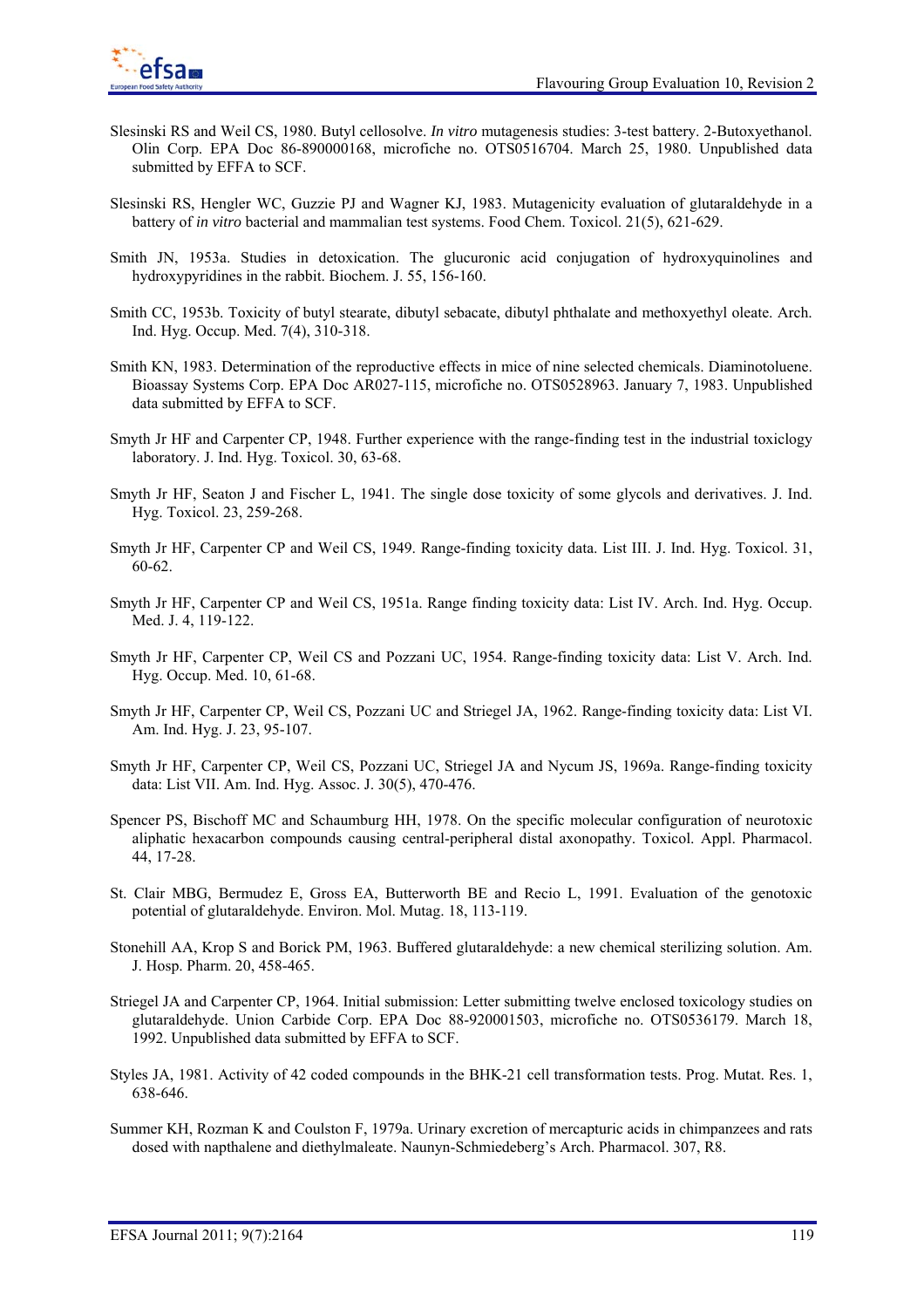Slesinski RS and Weil CS, 1980. Butyl cellosolve. *In vitro* mutagenesis studies: 3-test battery. 2-Butoxyethanol. Olin Corp. EPA Doc 86-890000168, microfiche no. OTS0516704. March 25, 1980. Unpublished data submitted by EFFA to SCF.

Slesinski RS, Hengler WC, Guzzie PJ and Wagner KJ, 1983. Mutagenicity evaluation of glutaraldehyde in a battery of *in vitro* bacterial and mammalian test systems. Food Chem. Toxicol. 21(5), 621-629.

Smith JN, 1953a. Studies in detoxication. The glucuronic acid conjugation of hydroxyquinolines and hydroxypyridines in the rabbit. Biochem. J. 55, 156-160.

Smith CC, 1953b. Toxicity of butyl stearate, dibutyl sebacate, dibutyl phthalate and methoxyethyl oleate. Arch. Ind. Hyg. Occup. Med. 7(4), 310-318.

Smith KN, 1983. Determination of the reproductive effects in mice of nine selected chemicals. Diaminotoluene. Bioassay Systems Corp. EPA Doc AR027-115, microfiche no. OTS0528963. January 7, 1983. Unpublished data submitted by EFFA to SCF.

Smyth Jr HF and Carpenter CP, 1948. Further experience with the range-finding test in the industrial toxiclogy laboratory. J. Ind. Hyg. Toxicol. 30, 63-68.

Smyth Jr HF, Seaton J and Fischer L, 1941. The single dose toxicity of some glycols and derivatives. J. Ind. Hyg. Toxicol. 23, 259-268.

Smyth Jr HF, Carpenter CP and Weil CS, 1949. Range-finding toxicity data. List III. J. Ind. Hyg. Toxicol. 31, 60-62.

Smyth Jr HF, Carpenter CP and Weil CS, 1951a. Range finding toxicity data: List IV. Arch. Ind. Hyg. Occup. Med. J. 4, 119-122.

Smyth Jr HF, Carpenter CP, Weil CS and Pozzani UC, 1954. Range-finding toxicity data: List V. Arch. Ind. Hyg. Occup. Med. 10, 61-68.

Smyth Jr HF, Carpenter CP, Weil CS, Pozzani UC and Striegel JA, 1962. Range-finding toxicity data: List VI. Am. Ind. Hyg. J. 23, 95-107.

Smyth Jr HF, Carpenter CP, Weil CS, Pozzani UC, Striegel JA and Nycum JS, 1969a. Range-finding toxicity data: List VII. Am. Ind. Hyg. Assoc. J. 30(5), 470-476.

Spencer PS, Bischoff MC and Schaumburg HH, 1978. On the specific molecular configuration of neurotoxic aliphatic hexacarbon compounds causing central-peripheral distal axonopathy. Toxicol. Appl. Pharmacol. 44, 17-28.

St. Clair MBG, Bermudez E, Gross EA, Butterworth BE and Recio L, 1991. Evaluation of the genotoxic potential of glutaraldehyde. Environ. Mol. Mutag. 18, 113-119.

Stonehill AA, Krop S and Borick PM, 1963. Buffered glutaraldehyde: a new chemical sterilizing solution. Am. J. Hosp. Pharm. 20, 458-465.

Striegel JA and Carpenter CP, 1964. Initial submission: Letter submitting twelve enclosed toxicology studies on glutaraldehyde. Union Carbide Corp. EPA Doc 88-920001503, microfiche no. OTS0536179. March 18, 1992. Unpublished data submitted by EFFA to SCF.

Styles JA, 1981. Activity of 42 coded compounds in the BHK-21 cell transformation tests. Prog. Mutat. Res. 1, 638-646.

Summer KH, Rozman K and Coulston F, 1979a. Urinary excretion of mercapturic acids in chimpanzees and rats dosed with napthalene and diethylmaleate. Naunyn-Schmiedeberg's Arch. Pharmacol. 307, R8.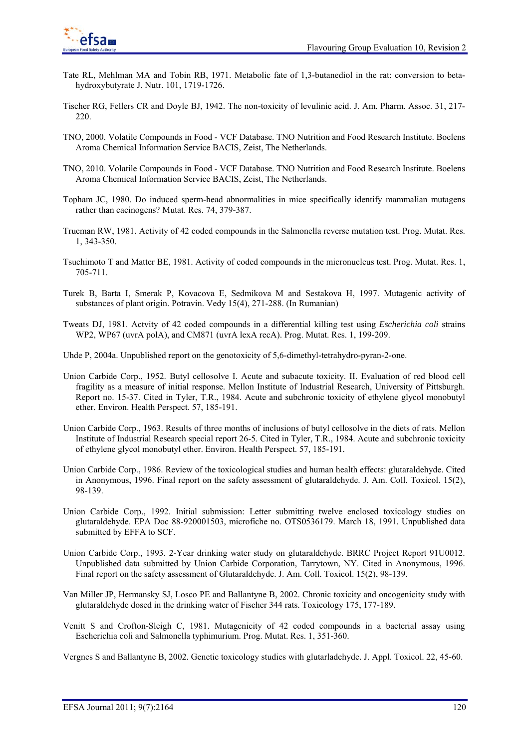Tate RL, Mehlman MA and Tobin RB, 1971. Metabolic fate of 1,3-butanediol in the rat: conversion to beta-hydroxybutyrate J. Nutr. 101, 1719-1726.

Tischer RG, Fellers CR and Doyle BJ, 1942. The non-toxicity of levulinic acid. J. Am. Pharm. Assoc. 31, 217-220.

TNO, 2000. Volatile Compounds in Food - VCF Database. TNO Nutrition and Food Research Institute. Boelens Aroma Chemical Information Service BACIS, Zeist, The Netherlands.

TNO, 2010. Volatile Compounds in Food - VCF Database. TNO Nutrition and Food Research Institute. Boelens Aroma Chemical Information Service BACIS, Zeist, The Netherlands.

Topham JC, 1980. Do induced sperm-head abnormalities in mice specifically identify mammalian mutagens rather than cacinogens? Mutat. Res. 74, 379-387.

Trueman RW, 1981. Activity of 42 coded compounds in the Salmonella reverse mutation test. Prog. Mutat. Res. 1, 343-350.

Tsuchimoto T and Matter BE, 1981. Activity of coded compounds in the micronucleus test. Prog. Mutat. Res. 1, 705-711.

Turek B, Barta I, Smerak P, Kovacova E, Sedmikova M and Sestakova H, 1997. Mutagenic activity of substances of plant origin. Potravin. Vedy 15(4), 271-288. (In Rumanian)

Tweats DJ, 1981. Actvity of 42 coded compounds in a differential killing test using *Escherichia coli* strains WP2, WP67 (uvrA polA), and CM871 (uvrA lexA recA). Prog. Mutat. Res. 1, 199-209.

Uhde P, 2004a. Unpublished report on the genotoxicity of 5,6-dimethyl-tetrahydro-pyran-2-one.

Union Carbide Corp., 1952. Butyl cellosolve I. Acute and subacute toxicity. II. Evaluation of red blood cell fragility as a measure of initial response. Mellon Institute of Industrial Research, University of Pittsburgh. Report no. 15-37. Cited in Tyler, T.R., 1984. Acute and subchronic toxicity of ethylene glycol monobutyl ether. Environ. Health Perspect. 57, 185-191.

Union Carbide Corp., 1963. Results of three months of inclusions of butyl cellosolve in the diets of rats. Mellon Institute of Industrial Research special report 26-5. Cited in Tyler, T.R., 1984. Acute and subchronic toxicity of ethylene glycol monobutyl ether. Environ. Health Perspect. 57, 185-191.

Union Carbide Corp., 1986. Review of the toxicological studies and human health effects: glutaraldehyde. Cited in Anonymous, 1996. Final report on the safety assessment of glutaraldehyde. J. Am. Coll. Toxicol. 15(2), 98-139.

Union Carbide Corp., 1992. Initial submission: Letter submitting twelve enclosed toxicology studies on glutaraldehyde. EPA Doc 88-920001503, microfiche no. OTS0536179. March 18, 1991. Unpublished data submitted by EFFA to SCF.

Union Carbide Corp., 1993. 2-Year drinking water study on glutaraldehyde. BRRC Project Report 91U0012. Unpublished data submitted by Union Carbide Corporation, Tarrytown, NY. Cited in Anonymous, 1996. Final report on the safety assessment of Glutaraldehyde. J. Am. Coll. Toxicol. 15(2), 98-139.

Van Miller JP, Hermansky SJ, Losco PE and Ballantyne B, 2002. Chronic toxicity and oncogenicity study with glutaraldehyde dosed in the drinking water of Fischer 344 rats. Toxicology 175, 177-189.

Venitt S and Crofton-Sleigh C, 1981. Mutagenicity of 42 coded compounds in a bacterial assay using Escherichia coli and Salmonella typhimurium. Prog. Mutat. Res. 1, 351-360.

Vergnes S and Ballantyne B, 2002. Genetic toxicology studies with glutarladehyde. J. Appl. Toxicol. 22, 45-60.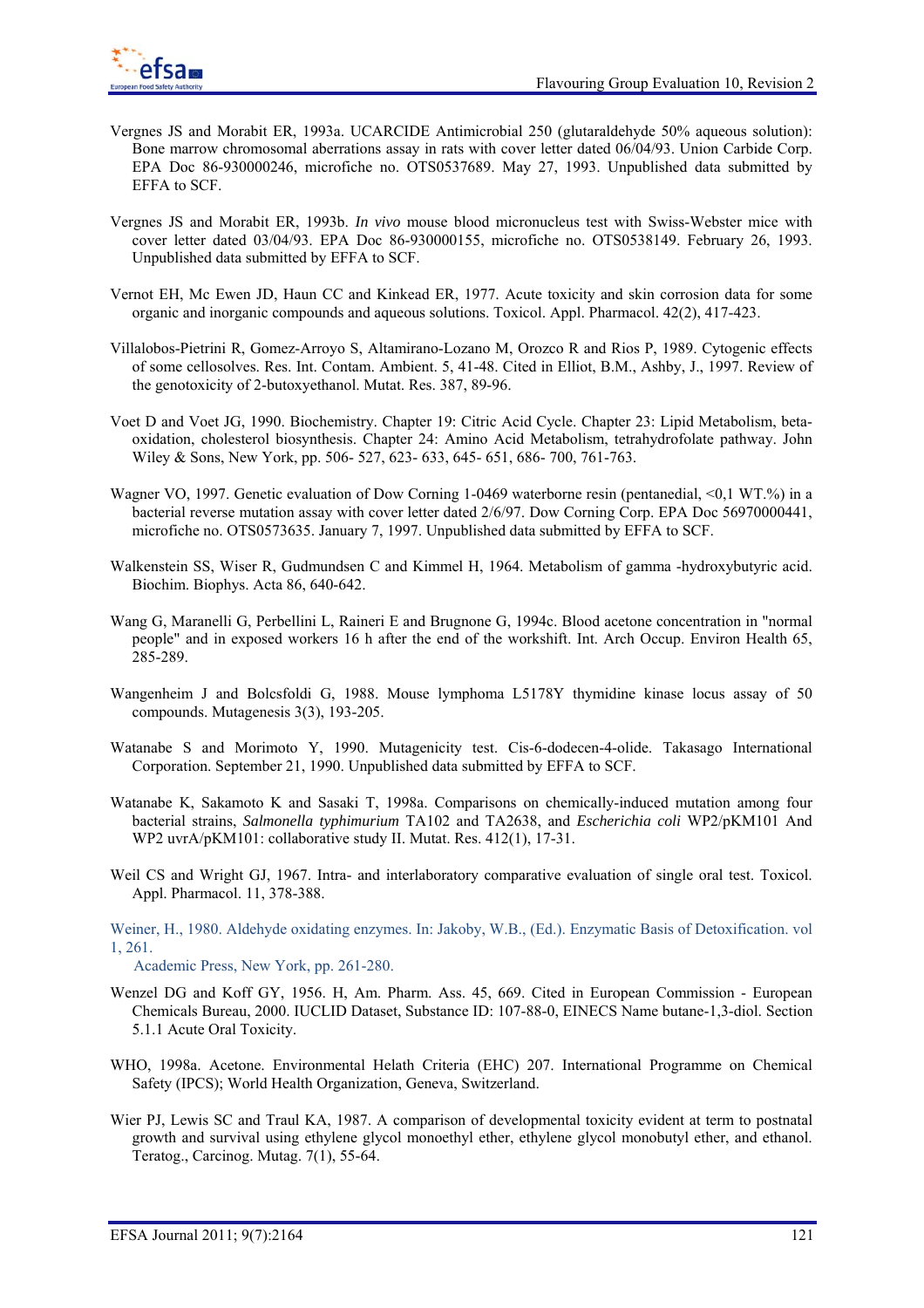Vergnes JS and Morabit ER, 1993a. UCARCIDE Antimicrobial 250 (glutaraldehyde 50% aqueous solution): Bone marrow chromosomal aberrations assay in rats with cover letter dated 06/04/93. Union Carbide Corp. EPA Doc 86-930000246, microfiche no. OTS0537689. May 27, 1993. Unpublished data submitted by EFFA to SCF.

Vergnes JS and Morabit ER, 1993b. *In vivo* mouse blood micronucleus test with Swiss-Webster mice with cover letter dated 03/04/93. EPA Doc 86-930000155, microfiche no. OTS0538149. February 26, 1993. Unpublished data submitted by EFFA to SCF.

Vernot EH, Mc Ewen JD, Haun CC and Kinkead ER, 1977. Acute toxicity and skin corrosion data for some organic and inorganic compounds and aqueous solutions. Toxicol. Appl. Pharmacol. 42(2), 417-423.

Villalobos-Pietrini R, Gomez-Arroyo S, Altamirano-Lozano M, Orozco R and Rios P, 1989. Cytogenic effects of some cellosolves. Res. Int. Contam. Ambient. 5, 41-48. Cited in Elliot, B.M., Ashby, J., 1997. Review of the genotoxicity of 2-butoxyethanol. Mutat. Res. 387, 89-96.

Voet D and Voet JG, 1990. Biochemistry. Chapter 19: Citric Acid Cycle. Chapter 23: Lipid Metabolism, beta-oxidation, cholesterol biosynthesis. Chapter 24: Amino Acid Metabolism, tetrahydrofolate pathway. John Wiley & Sons, New York, pp. 506- 527, 623- 633, 645- 651, 686- 700, 761-763.

Wagner VO, 1997. Genetic evaluation of Dow Corning 1-0469 waterborne resin (pentanedial, <0,1 WT.%) in a bacterial reverse mutation assay with cover letter dated 2/6/97. Dow Corning Corp. EPA Doc 56970000441, microfiche no. OTS0573635. January 7, 1997. Unpublished data submitted by EFFA to SCF.

Walkenstein SS, Wiser R, Gudmundsen C and Kimmel H, 1964. Metabolism of gamma -hydroxybutyric acid. Biochim. Biophys. Acta 86, 640-642.

Wang G, Maranelli G, Perbellini L, Raineri E and Brugnone G, 1994c. Blood acetone concentration in "normal people" and in exposed workers 16 h after the end of the workshift. Int. Arch Occup. Environ Health 65, 285-289.

Wangenheim J and Bolcsfoldi G, 1988. Mouse lymphoma L5178Y thymidine kinase locus assay of 50 compounds. Mutagenesis 3(3), 193-205.

Watanabe S and Morimoto Y, 1990. Mutagenicity test. Cis-6-dodecen-4-olide. Takasago International Corporation. September 21, 1990. Unpublished data submitted by EFFA to SCF.

Watanabe K, Sakamoto K and Sasaki T, 1998a. Comparisons on chemically-induced mutation among four bacterial strains, *Salmonella typhimurium* TA102 and TA2638, and *Escherichia coli* WP2/pKM101 And WP2 uvrA/pKM101: collaborative study II. Mutat. Res. 412(1), 17-31.

Weil CS and Wright GJ, 1967. Intra- and interlaboratory comparative evaluation of single oral test. Toxicol. Appl. Pharmacol. 11, 378-388.

Weiner, H., 1980. Aldehyde oxidating enzymes. In: Jakoby, W.B., (Ed.). Enzymatic Basis of Detoxification. vol 1, 261.
Academic Press, New York, pp. 261-280.

Wenzel DG and Koff GY, 1956. H, Am. Pharm. Ass. 45, 669. Cited in European Commission - European Chemicals Bureau, 2000. IUCLID Dataset, Substance ID: 107-88-0, EINECS Name butane-1,3-diol. Section 5.1.1 Acute Oral Toxicity.

WHO, 1998a. Acetone. Environmental Helath Criteria (EHC) 207. International Programme on Chemical Safety (IPCS); World Health Organization, Geneva, Switzerland.

Wier PJ, Lewis SC and Traul KA, 1987. A comparison of developmental toxicity evident at term to postnatal growth and survival using ethylene glycol monoethyl ether, ethylene glycol monobutyl ether, and ethanol. Teratog., Carcinog. Mutag. 7(1), 55-64.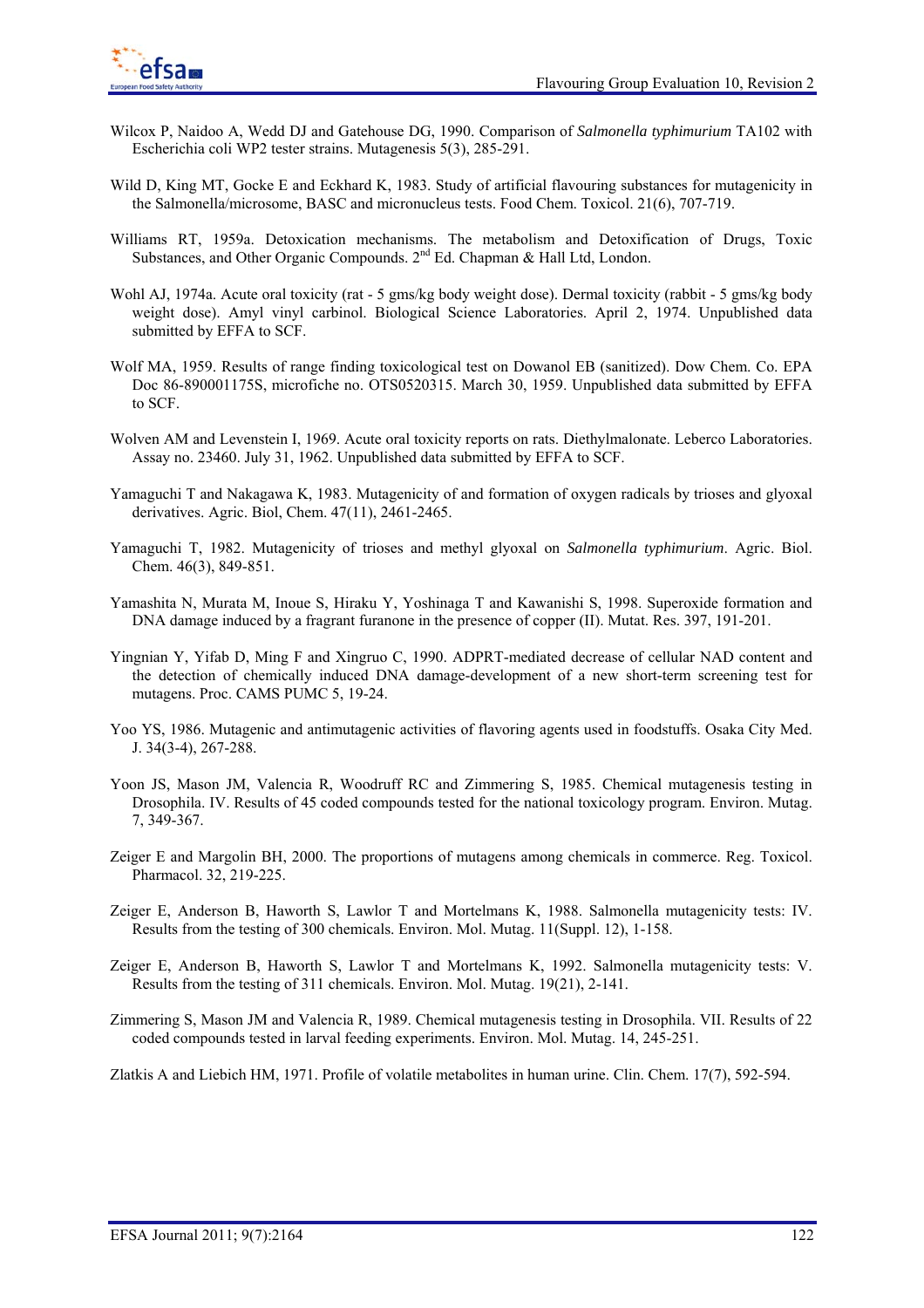Wilcox P, Naidoo A, Wedd DJ and Gatehouse DG, 1990. Comparison of *Salmonella typhimurium* TA102 with Escherichia coli WP2 tester strains. Mutagenesis 5(3), 285-291.

Wild D, King MT, Gocke E and Eckhard K, 1983. Study of artificial flavouring substances for mutagenicity in the Salmonella/microsome, BASC and micronucleus tests. Food Chem. Toxicol. 21(6), 707-719.

Williams RT, 1959a. Detoxication mechanisms. The metabolism and Detoxification of Drugs, Toxic Substances, and Other Organic Compounds. 2nd Ed. Chapman & Hall Ltd, London.

Wohl AJ, 1974a. Acute oral toxicity (rat - 5 gms/kg body weight dose). Dermal toxicity (rabbit - 5 gms/kg body weight dose). Amyl vinyl carbinol. Biological Science Laboratories. April 2, 1974. Unpublished data submitted by EFFA to SCF.

Wolf MA, 1959. Results of range finding toxicological test on Dowanol EB (sanitized). Dow Chem. Co. EPA Doc 86-890001175S, microfiche no. OTS0520315. March 30, 1959. Unpublished data submitted by EFFA to SCF.

Wolven AM and Levenstein I, 1969. Acute oral toxicity reports on rats. Diethylmalonate. Leberco Laboratories. Assay no. 23460. July 31, 1962. Unpublished data submitted by EFFA to SCF.

Yamaguchi T and Nakagawa K, 1983. Mutagenicity of and formation of oxygen radicals by trioses and glyoxal derivatives. Agric. Biol, Chem. 47(11), 2461-2465.

Yamaguchi T, 1982. Mutagenicity of trioses and methyl glyoxal on *Salmonella typhimurium*. Agric. Biol. Chem. 46(3), 849-851.

Yamashita N, Murata M, Inoue S, Hiraku Y, Yoshinaga T and Kawanishi S, 1998. Superoxide formation and DNA damage induced by a fragrant furanone in the presence of copper (II). Mutat. Res. 397, 191-201.

Yingnian Y, Yifab D, Ming F and Xingruo C, 1990. ADPRT-mediated decrease of cellular NAD content and the detection of chemically induced DNA damage-development of a new short-term screening test for mutagens. Proc. CAMS PUMC 5, 19-24.

Yoo YS, 1986. Mutagenic and antimutagenic activities of flavoring agents used in foodstuffs. Osaka City Med. J. 34(3-4), 267-288.

Yoon JS, Mason JM, Valencia R, Woodruff RC and Zimmering S, 1985. Chemical mutagenesis testing in Drosophila. IV. Results of 45 coded compounds tested for the national toxicology program. Environ. Mutag. 7, 349-367.

Zeiger E and Margolin BH, 2000. The proportions of mutagens among chemicals in commerce. Reg. Toxicol. Pharmacol. 32, 219-225.

Zeiger E, Anderson B, Haworth S, Lawlor T and Mortelmans K, 1988. Salmonella mutagenicity tests: IV. Results from the testing of 300 chemicals. Environ. Mol. Mutag. 11(Suppl. 12), 1-158.

Zeiger E, Anderson B, Haworth S, Lawlor T and Mortelmans K, 1992. Salmonella mutagenicity tests: V. Results from the testing of 311 chemicals. Environ. Mol. Mutag. 19(21), 2-141.

Zimmering S, Mason JM and Valencia R, 1989. Chemical mutagenesis testing in Drosophila. VII. Results of 22 coded compounds tested in larval feeding experiments. Environ. Mol. Mutag. 14, 245-251.

Zlatkis A and Liebich HM, 1971. Profile of volatile metabolites in human urine. Clin. Chem. 17(7), 592-594.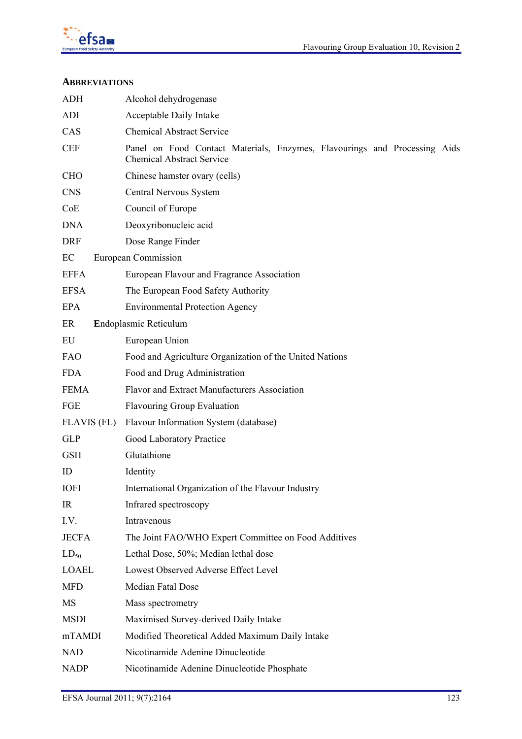## ABBREVIATIONS

| | |
|---|---|
| ADH | Alcohol dehydrogenase |
| ADI | Acceptable Daily Intake |
| CAS | Chemical Abstract Service |
| CEF | Panel on Food Contact Materials, Enzymes, Flavourings and Processing Aids Chemical Abstract Service |
| CHO | Chinese hamster ovary (cells) |
| CNS | Central Nervous System |
| CoE | Council of Europe |
| DNA | Deoxyribonucleic acid |
| DRF | Dose Range Finder |
| EC | European Commission |
| EFFA | European Flavour and Fragrance Association |
| EFSA | The European Food Safety Authority |
| EPA | Environmental Protection Agency |
| ER | Endoplasmic Reticulum |
| EU | European Union |
| FAO | Food and Agriculture Organization of the United Nations |
| FDA | Food and Drug Administration |
| FEMA | Flavor and Extract Manufacturers Association |
| FGE | Flavouring Group Evaluation |
| FLAVIS (FL) | Flavour Information System (database) |
| GLP | Good Laboratory Practice |
| GSH | Glutathione |
| ID | Identity |
| IOFI | International Organization of the Flavour Industry |
| IR | Infrared spectroscopy |
| I.V. | Intravenous |
| JECFA | The Joint FAO/WHO Expert Committee on Food Additives |
| $LD_{50}$ | Lethal Dose, 50%; Median lethal dose |
| LOAEL | Lowest Observed Adverse Effect Level |
| MFD | Median Fatal Dose |
| MS | Mass spectrometry |
| MSDI | Maximised Survey-derived Daily Intake |
| mTAMDI | Modified Theoretical Added Maximum Daily Intake |
| NAD | Nicotinamide Adenine Dinucleotide |
| NADP | Nicotinamide Adenine Dinucleotide Phosphate |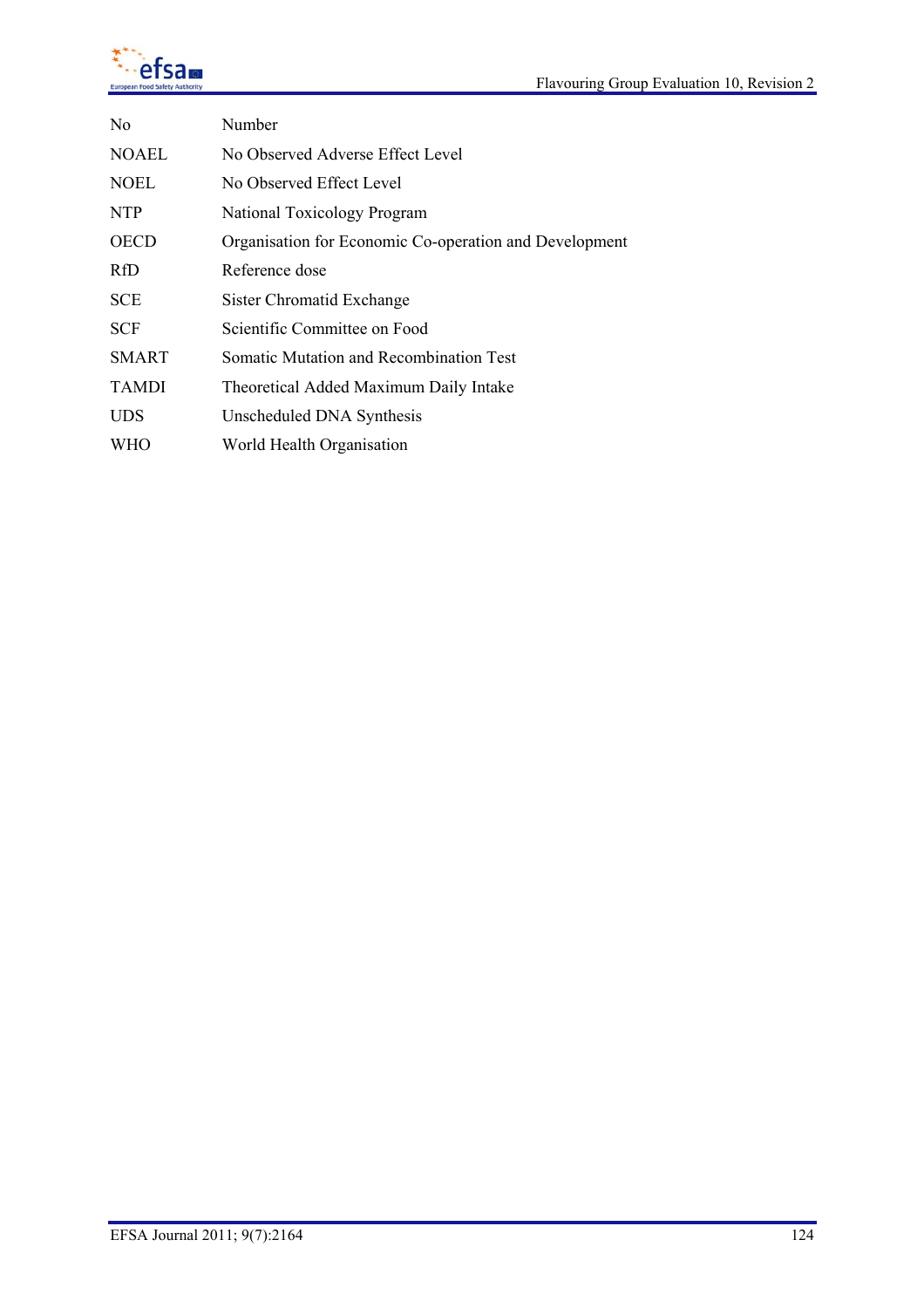| | |
|---|---|
| No | Number |
| NOAEL | No Observed Adverse Effect Level |
| NOEL | No Observed Effect Level |
| NTP | National Toxicology Program |
| OECD | Organisation for Economic Co-operation and Development |
| RfD | Reference dose |
| SCE | Sister Chromatid Exchange |
| SCF | Scientific Committee on Food |
| SMART | Somatic Mutation and Recombination Test |
| TAMDI | Theoretical Added Maximum Daily Intake |
| UDS | Unscheduled DNA Synthesis |
| WHO | World Health Organisation |